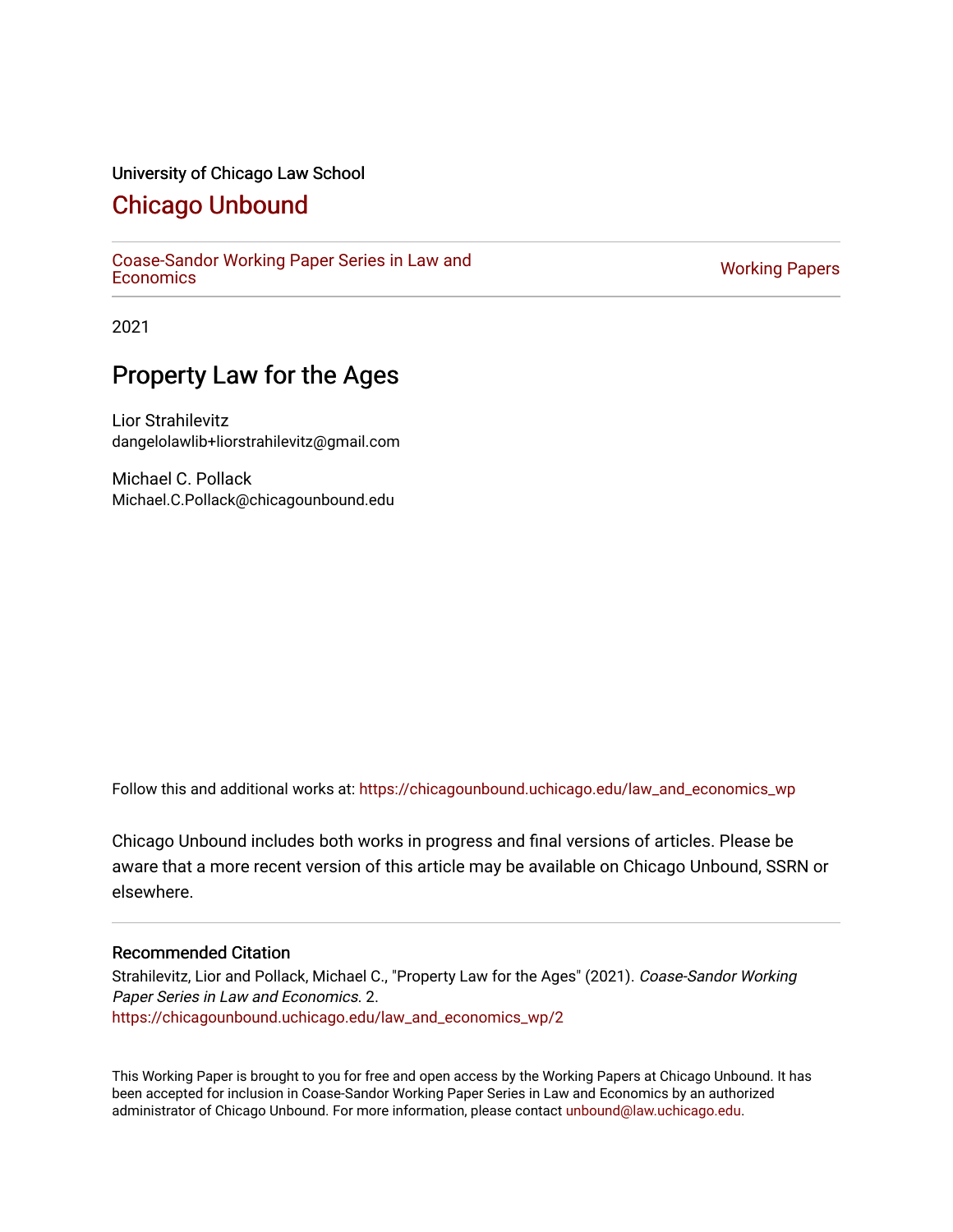University of Chicago Law School

# Chicago Unbound

Coase-Sandor Working Paper Series in Law and Economics | Working Papers

2021

## Property Law for the Ages

Lior Strahilevitz
dangelolawlib+liorstrahilevitz@gmail.com

Michael C. Pollack
Michael.C.Pollack@chicagounbound.edu

Follow this and additional works at: https://chicagounbound.uchicago.edu/law_and_economics_wp

Chicago Unbound includes both works in progress and final versions of articles. Please be aware that a more recent version of this article may be available on Chicago Unbound, SSRN or elsewhere.

### Recommended Citation

Strahilevitz, Lior and Pollack, Michael C., "Property Law for the Ages" (2021). *Coase-Sandor Working Paper Series in Law and Economics*. 2.
https://chicagounbound.uchicago.edu/law_and_economics_wp/2

This Working Paper is brought to you for free and open access by the Working Papers at Chicago Unbound. It has been accepted for inclusion in Coase-Sandor Working Paper Series in Law and Economics by an authorized administrator of Chicago Unbound. For more information, please contact unbound@law.uchicago.edu.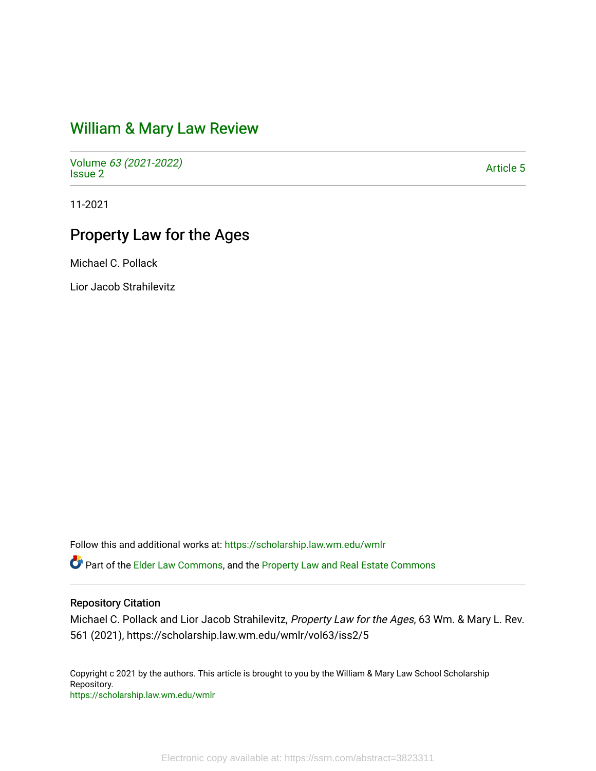# William & Mary Law Review

Volume *63 (2021-2022)*
Issue 2

Article 5

11-2021

## Property Law for the Ages

Michael C. Pollack

Lior Jacob Strahilevitz

Follow this and additional works at: https://scholarship.law.wm.edu/wmlr

Part of the Elder Law Commons, and the Property Law and Real Estate Commons

### Repository Citation

Michael C. Pollack and Lior Jacob Strahilevitz, *Property Law for the Ages*, 63 Wm. & Mary L. Rev. 561 (2021), https://scholarship.law.wm.edu/wmlr/vol63/iss2/5

Copyright c 2021 by the authors. This article is brought to you by the William & Mary Law School Scholarship Repository.
https://scholarship.law.wm.edu/wmlr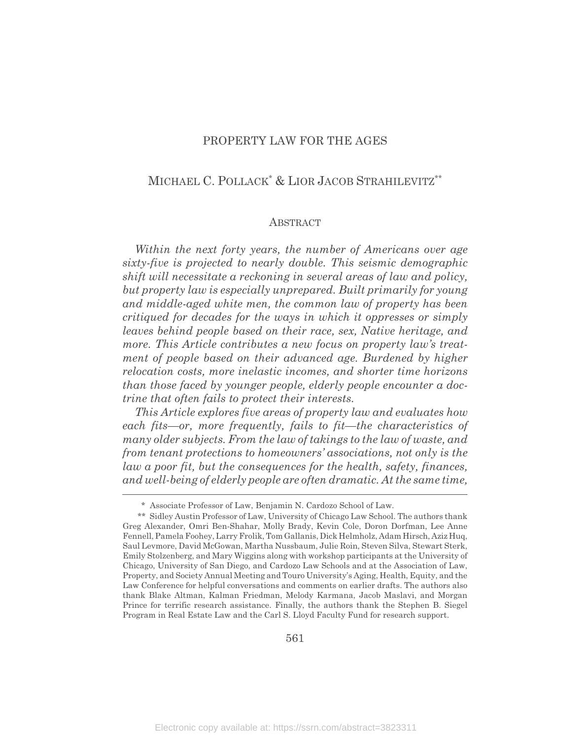# PROPERTY LAW FOR THE AGES

MICHAEL C. POLLACK* & LIOR JACOB STRAHILEVITZ**

## ABSTRACT

*Within the next forty years, the number of Americans over age sixty-five is projected to nearly double. This seismic demographic shift will necessitate a reckoning in several areas of law and policy, but property law is especially unprepared. Built primarily for young and middle-aged white men, the common law of property has been critiqued for decades for the ways in which it oppresses or simply leaves behind people based on their race, sex, Native heritage, and more. This Article contributes a new focus on property law's treatment of people based on their advanced age. Burdened by higher relocation costs, more inelastic incomes, and shorter time horizons than those faced by younger people, elderly people encounter a doctrine that often fails to protect their interests.*

*This Article explores five areas of property law and evaluates how each fits—or, more frequently, fails to fit—the characteristics of many older subjects. From the law of takings to the law of waste, and from tenant protections to homeowners' associations, not only is the law a poor fit, but the consequences for the health, safety, finances, and well-being of elderly people are often dramatic. At the same time,*

---

\* Associate Professor of Law, Benjamin N. Cardozo School of Law.

\*\* Sidley Austin Professor of Law, University of Chicago Law School. The authors thank Greg Alexander, Omri Ben-Shahar, Molly Brady, Kevin Cole, Doron Dorfman, Lee Anne Fennell, Pamela Foohey, Larry Frolik, Tom Gallanis, Dick Helmholz, Adam Hirsch, Aziz Huq, Saul Levmore, David McGowan, Martha Nussbaum, Julie Roin, Steven Silva, Stewart Sterk, Emily Stolzenberg, and Mary Wiggins along with workshop participants at the University of Chicago, University of San Diego, and Cardozo Law Schools and at the Association of Law, Property, and Society Annual Meeting and Touro University's Aging, Health, Equity, and the Law Conference for helpful conversations and comments on earlier drafts. The authors also thank Blake Altman, Kalman Friedman, Melody Karmana, Jacob Maslavi, and Morgan Prince for terrific research assistance. Finally, the authors thank the Stephen B. Siegel Program in Real Estate Law and the Carl S. Lloyd Faculty Fund for research support.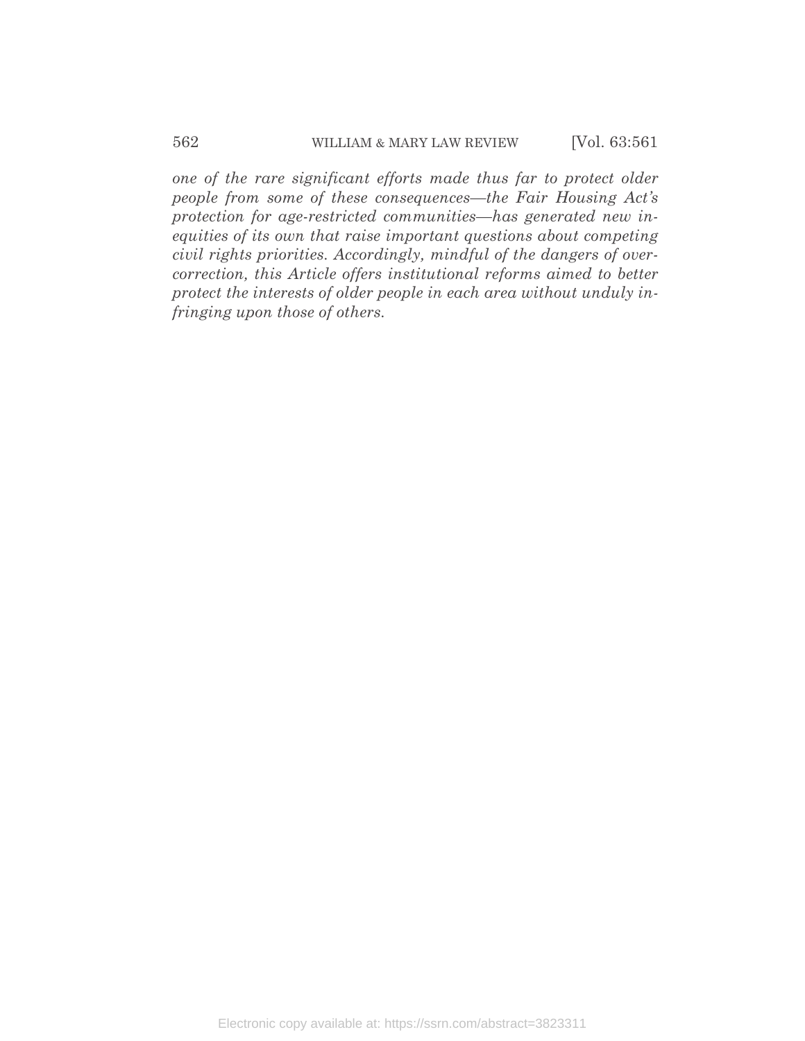*one of the rare significant efforts made thus far to protect older people from some of these consequences—the Fair Housing Act's protection for age-restricted communities—has generated new inequities of its own that raise important questions about competing civil rights priorities. Accordingly, mindful of the dangers of overcorrection, this Article offers institutional reforms aimed to better protect the interests of older people in each area without unduly infringing upon those of others.*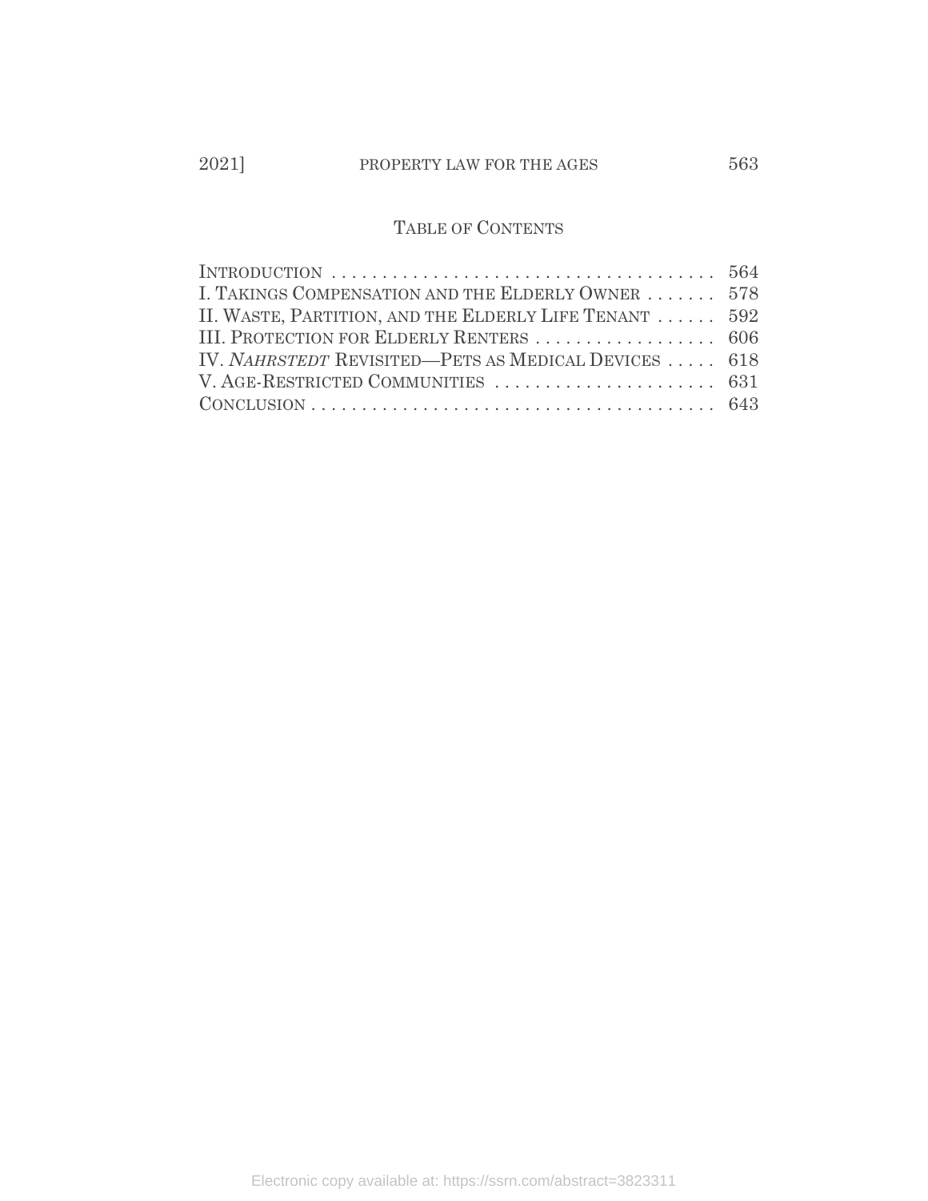## Table of Contents

Introduction . . . . . . . . . . . . . . . . . . . . . . . . . . . . . . . . . . . . . 564
I. Takings Compensation and the Elderly Owner . . . . . . . 578
II. Waste, Partition, and the Elderly Life Tenant . . . . . . 592
III. Protection for Elderly Renters . . . . . . . . . . . . . . . . . . 606
IV. *Nahrstedt* Revisited—Pets as Medical Devices . . . . . 618
V. Age-Restricted Communities . . . . . . . . . . . . . . . . . . . . . 631
Conclusion . . . . . . . . . . . . . . . . . . . . . . . . . . . . . . . . . . . . . . . 643

Electronic copy available at: https://ssrn.com/abstract=3823311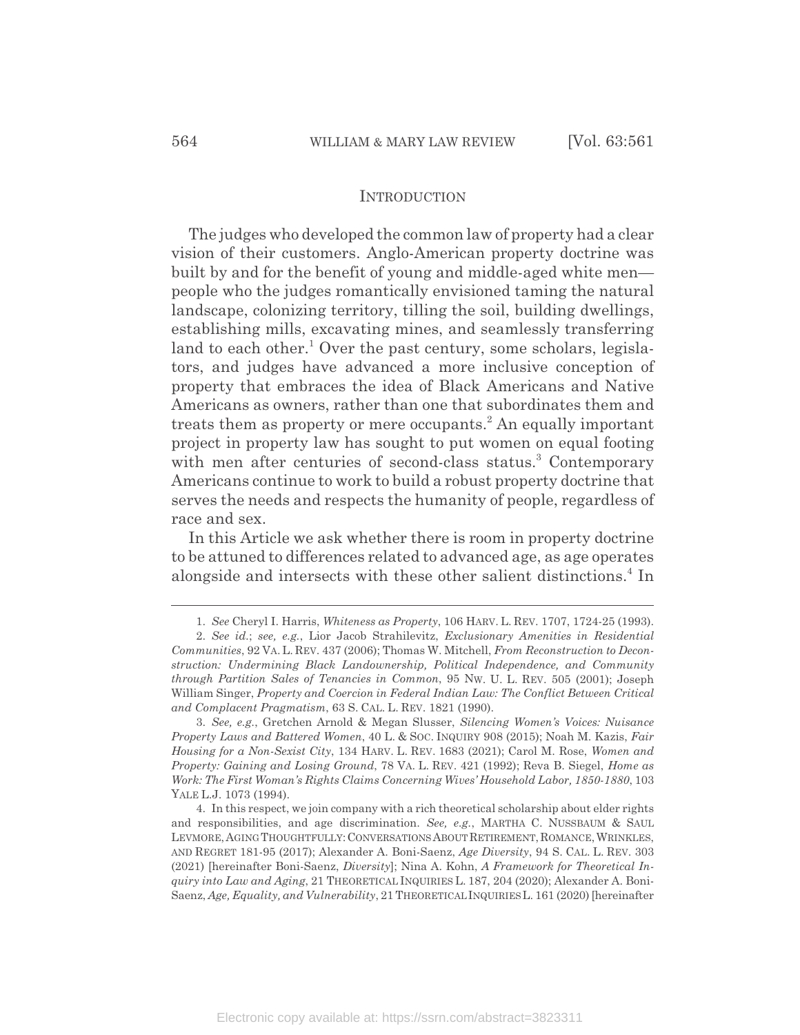## INTRODUCTION

The judges who developed the common law of property had a clear vision of their customers. Anglo-American property doctrine was built by and for the benefit of young and middle-aged white men—people who the judges romantically envisioned taming the natural landscape, colonizing territory, tilling the soil, building dwellings, establishing mills, excavating mines, and seamlessly transferring land to each other.[1] Over the past century, some scholars, legislators, and judges have advanced a more inclusive conception of property that embraces the idea of Black Americans and Native Americans as owners, rather than one that subordinates them and treats them as property or mere occupants.[2] An equally important project in property law has sought to put women on equal footing with men after centuries of second-class status.[3] Contemporary Americans continue to work to build a robust property doctrine that serves the needs and respects the humanity of people, regardless of race and sex.

In this Article we ask whether there is room in property doctrine to be attuned to differences related to advanced age, as age operates alongside and intersects with these other salient distinctions.[4] In

---

1. *See* Cheryl I. Harris, *Whiteness as Property*, 106 HARV. L. REV. 1707, 1724-25 (1993).

2. *See id.*; *see, e.g.*, Lior Jacob Strahilevitz, *Exclusionary Amenities in Residential Communities*, 92 VA. L. REV. 437 (2006); Thomas W. Mitchell, *From Reconstruction to Deconstruction: Undermining Black Landownership, Political Independence, and Community through Partition Sales of Tenancies in Common*, 95 NW. U. L. REV. 505 (2001); Joseph William Singer, *Property and Coercion in Federal Indian Law: The Conflict Between Critical and Complacent Pragmatism*, 63 S. CAL. L. REV. 1821 (1990).

3. *See, e.g.*, Gretchen Arnold & Megan Slusser, *Silencing Women's Voices: Nuisance Property Laws and Battered Women*, 40 L. & SOC. INQUIRY 908 (2015); Noah M. Kazis, *Fair Housing for a Non-Sexist City*, 134 HARV. L. REV. 1683 (2021); Carol M. Rose, *Women and Property: Gaining and Losing Ground*, 78 VA. L. REV. 421 (1992); Reva B. Siegel, *Home as Work: The First Woman's Rights Claims Concerning Wives' Household Labor, 1850-1880*, 103 YALE L.J. 1073 (1994).

4. In this respect, we join company with a rich theoretical scholarship about elder rights and responsibilities, and age discrimination. *See, e.g.*, MARTHA C. NUSSBAUM & SAUL LEVMORE, AGING THOUGHTFULLY: CONVERSATIONS ABOUT RETIREMENT, ROMANCE, WRINKLES, AND REGRET 181-95 (2017); Alexander A. Boni-Saenz, *Age Diversity*, 94 S. CAL. L. REV. 303 (2021) [hereinafter Boni-Saenz, *Diversity*]; Nina A. Kohn, *A Framework for Theoretical Inquiry into Law and Aging*, 21 THEORETICAL INQUIRIES L. 187, 204 (2020); Alexander A. Boni-Saenz, *Age, Equality, and Vulnerability*, 21 THEORETICAL INQUIRIES L. 161 (2020) [hereinafter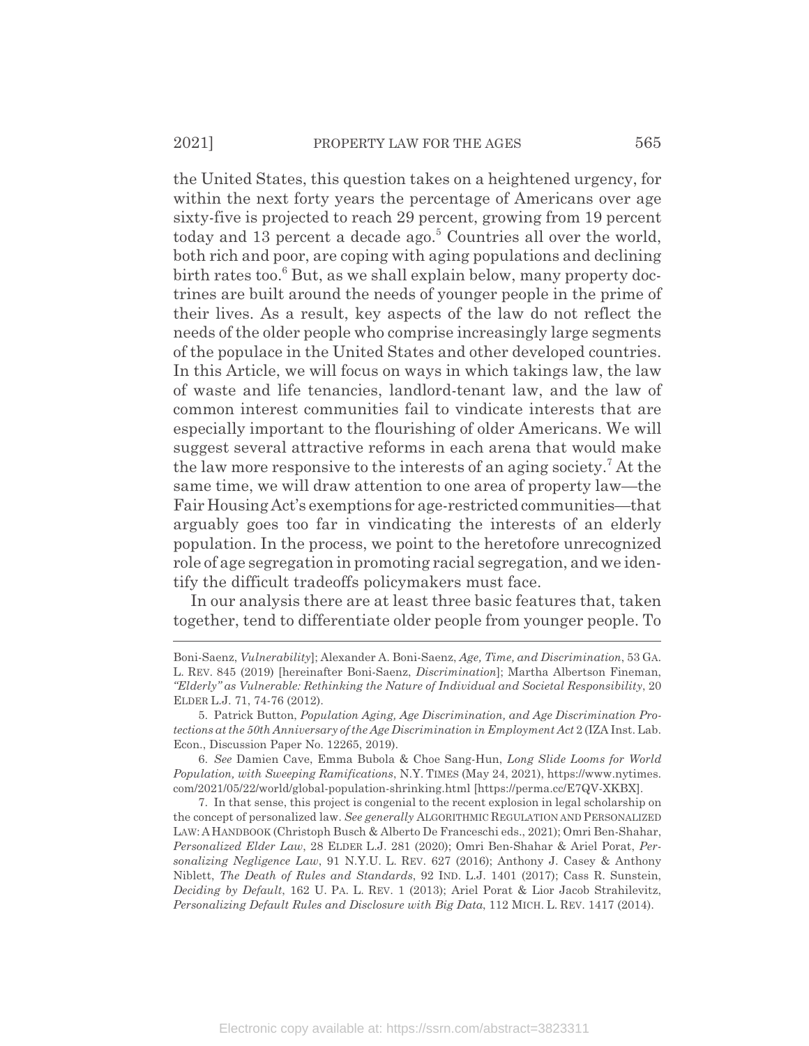the United States, this question takes on a heightened urgency, for within the next forty years the percentage of Americans over age sixty-five is projected to reach 29 percent, growing from 19 percent today and 13 percent a decade ago.[5] Countries all over the world, both rich and poor, are coping with aging populations and declining birth rates too.[6] But, as we shall explain below, many property doctrines are built around the needs of younger people in the prime of their lives. As a result, key aspects of the law do not reflect the needs of the older people who comprise increasingly large segments of the populace in the United States and other developed countries. In this Article, we will focus on ways in which takings law, the law of waste and life tenancies, landlord-tenant law, and the law of common interest communities fail to vindicate interests that are especially important to the flourishing of older Americans. We will suggest several attractive reforms in each arena that would make the law more responsive to the interests of an aging society.[7] At the same time, we will draw attention to one area of property law—the Fair Housing Act's exemptions for age-restricted communities—that arguably goes too far in vindicating the interests of an elderly population. In the process, we point to the heretofore unrecognized role of age segregation in promoting racial segregation, and we identify the difficult tradeoffs policymakers must face.

In our analysis there are at least three basic features that, taken together, tend to differentiate older people from younger people. To

---

Boni-Saenz, *Vulnerability*]; Alexander A. Boni-Saenz, *Age, Time, and Discrimination*, 53 GA. L. REV. 845 (2019) [hereinafter Boni-Saenz, *Discrimination*]; Martha Albertson Fineman, *"Elderly" as Vulnerable: Rethinking the Nature of Individual and Societal Responsibility*, 20 ELDER L.J. 71, 74-76 (2012).

5. Patrick Button, *Population Aging, Age Discrimination, and Age Discrimination Protections at the 50th Anniversary of the Age Discrimination in Employment Act* 2 (IZA Inst. Lab. Econ., Discussion Paper No. 12265, 2019).

6. *See* Damien Cave, Emma Bubola & Choe Sang-Hun, *Long Slide Looms for World Population, with Sweeping Ramifications*, N.Y. TIMES (May 24, 2021), https://www.nytimes.com/2021/05/22/world/global-population-shrinking.html [https://perma.cc/E7QV-XKBX].

7. In that sense, this project is congenial to the recent explosion in legal scholarship on the concept of personalized law. *See generally* ALGORITHMIC REGULATION AND PERSONALIZED LAW: A HANDBOOK (Christoph Busch & Alberto De Franceschi eds., 2021); Omri Ben-Shahar, *Personalized Elder Law*, 28 ELDER L.J. 281 (2020); Omri Ben-Shahar & Ariel Porat, *Personalizing Negligence Law*, 91 N.Y.U. L. REV. 627 (2016); Anthony J. Casey & Anthony Niblett, *The Death of Rules and Standards*, 92 IND. L.J. 1401 (2017); Cass R. Sunstein, *Deciding by Default*, 162 U. PA. L. REV. 1 (2013); Ariel Porat & Lior Jacob Strahilevitz, *Personalizing Default Rules and Disclosure with Big Data*, 112 MICH. L. REV. 1417 (2014).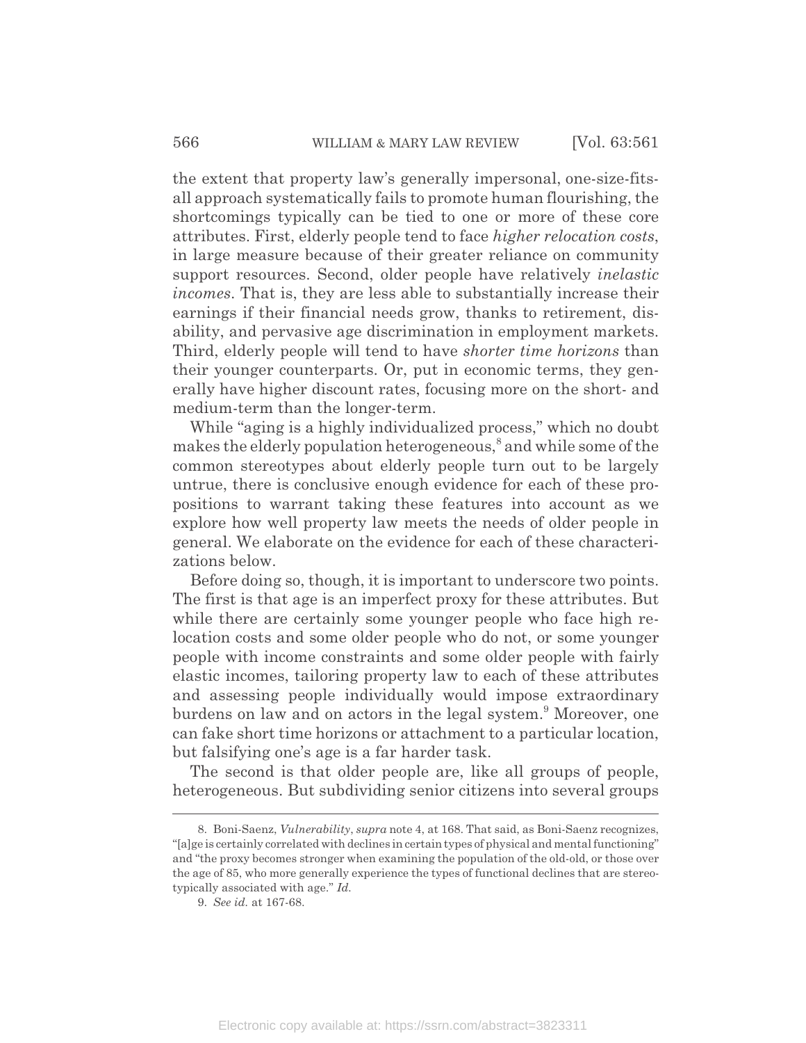the extent that property law's generally impersonal, one-size-fits-all approach systematically fails to promote human flourishing, the shortcomings typically can be tied to one or more of these core attributes. First, elderly people tend to face *higher relocation costs*, in large measure because of their greater reliance on community support resources. Second, older people have relatively *inelastic incomes*. That is, they are less able to substantially increase their earnings if their financial needs grow, thanks to retirement, disability, and pervasive age discrimination in employment markets. Third, elderly people will tend to have *shorter time horizons* than their younger counterparts. Or, put in economic terms, they generally have higher discount rates, focusing more on the short- and medium-term than the longer-term.

While "aging is a highly individualized process," which no doubt makes the elderly population heterogeneous,[8] and while some of the common stereotypes about elderly people turn out to be largely untrue, there is conclusive enough evidence for each of these propositions to warrant taking these features into account as we explore how well property law meets the needs of older people in general. We elaborate on the evidence for each of these characterizations below.

Before doing so, though, it is important to underscore two points. The first is that age is an imperfect proxy for these attributes. But while there are certainly some younger people who face high relocation costs and some older people who do not, or some younger people with income constraints and some older people with fairly elastic incomes, tailoring property law to each of these attributes and assessing people individually would impose extraordinary burdens on law and on actors in the legal system.[9] Moreover, one can fake short time horizons or attachment to a particular location, but falsifying one's age is a far harder task.

The second is that older people are, like all groups of people, heterogeneous. But subdividing senior citizens into several groups

---

8. Boni-Saenz, *Vulnerability*, *supra* note 4, at 168. That said, as Boni-Saenz recognizes, "[a]ge is certainly correlated with declines in certain types of physical and mental functioning" and "the proxy becomes stronger when examining the population of the old-old, or those over the age of 85, who more generally experience the types of functional declines that are stereotypically associated with age." *Id.*

9. *See id.* at 167-68.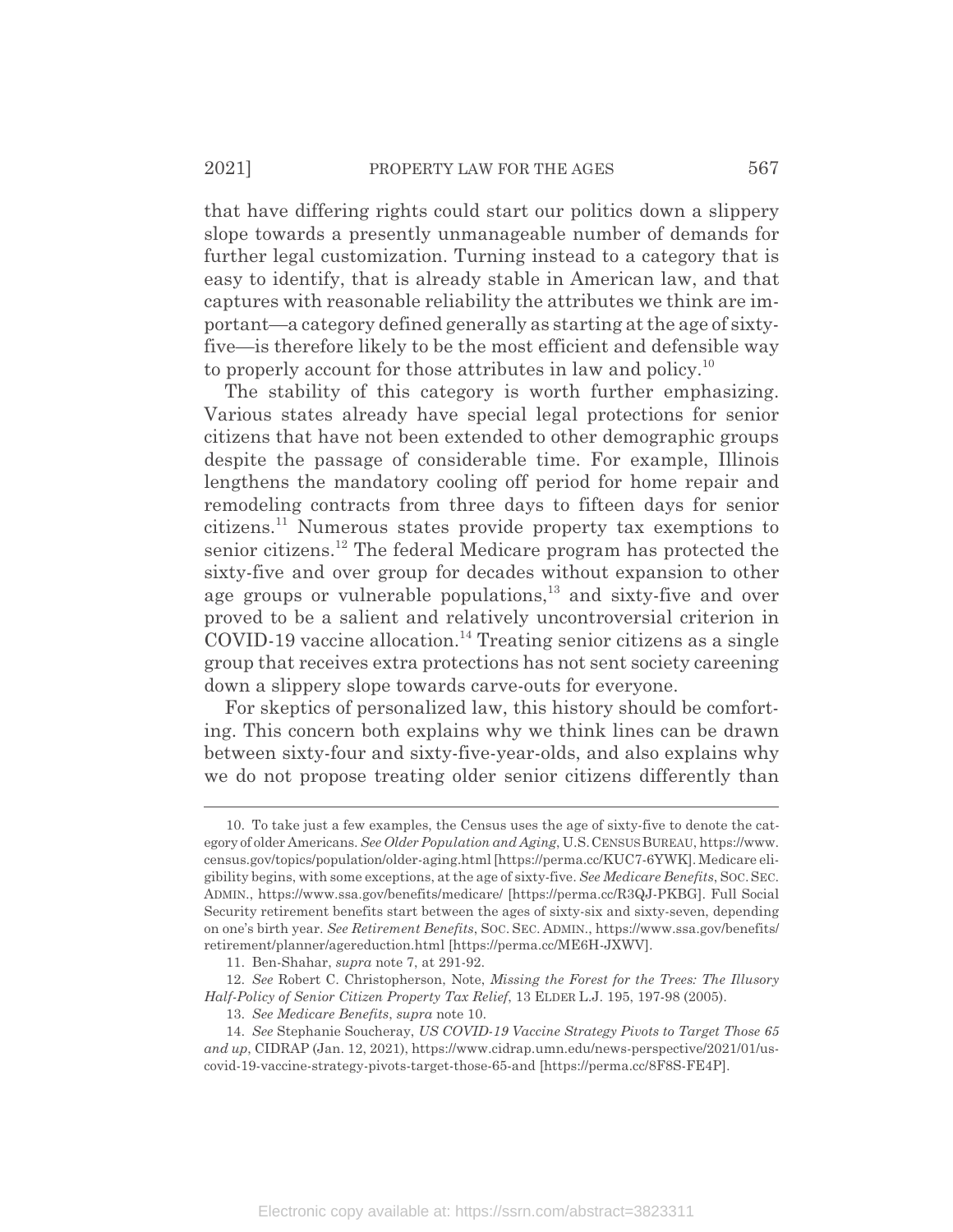that have differing rights could start our politics down a slippery slope towards a presently unmanageable number of demands for further legal customization. Turning instead to a category that is easy to identify, that is already stable in American law, and that captures with reasonable reliability the attributes we think are important—a category defined generally as starting at the age of sixty-five—is therefore likely to be the most efficient and defensible way to properly account for those attributes in law and policy.[10]

The stability of this category is worth further emphasizing. Various states already have special legal protections for senior citizens that have not been extended to other demographic groups despite the passage of considerable time. For example, Illinois lengthens the mandatory cooling off period for home repair and remodeling contracts from three days to fifteen days for senior citizens.[11] Numerous states provide property tax exemptions to senior citizens.[12] The federal Medicare program has protected the sixty-five and over group for decades without expansion to other age groups or vulnerable populations,[13] and sixty-five and over proved to be a salient and relatively uncontroversial criterion in COVID-19 vaccine allocation.[14] Treating senior citizens as a single group that receives extra protections has not sent society careening down a slippery slope towards carve-outs for everyone.

For skeptics of personalized law, this history should be comforting. This concern both explains why we think lines can be drawn between sixty-four and sixty-five-year-olds, and also explains why we do not propose treating older senior citizens differently than

---

10. To take just a few examples, the Census uses the age of sixty-five to denote the category of older Americans. *See Older Population and Aging*, U.S. CENSUS BUREAU, https://www.census.gov/topics/population/older-aging.html [https://perma.cc/KUC7-6YWK]. Medicare eligibility begins, with some exceptions, at the age of sixty-five. *See Medicare Benefits*, SOC. SEC. ADMIN., https://www.ssa.gov/benefits/medicare/ [https://perma.cc/R3QJ-PKBG]. Full Social Security retirement benefits start between the ages of sixty-six and sixty-seven, depending on one's birth year. *See Retirement Benefits*, SOC. SEC. ADMIN., https://www.ssa.gov/benefits/retirement/planner/agereduction.html [https://perma.cc/ME6H-JXWV].

11. Ben-Shahar, *supra* note 7, at 291-92.

12. *See* Robert C. Christopherson, Note, *Missing the Forest for the Trees: The Illusory Half-Policy of Senior Citizen Property Tax Relief*, 13 ELDER L.J. 195, 197-98 (2005).

13. *See Medicare Benefits*, *supra* note 10.

14. *See* Stephanie Soucheray, *US COVID-19 Vaccine Strategy Pivots to Target Those 65 and up*, CIDRAP (Jan. 12, 2021), https://www.cidrap.umn.edu/news-perspective/2021/01/us-covid-19-vaccine-strategy-pivots-target-those-65-and [https://perma.cc/8F8S-FE4P].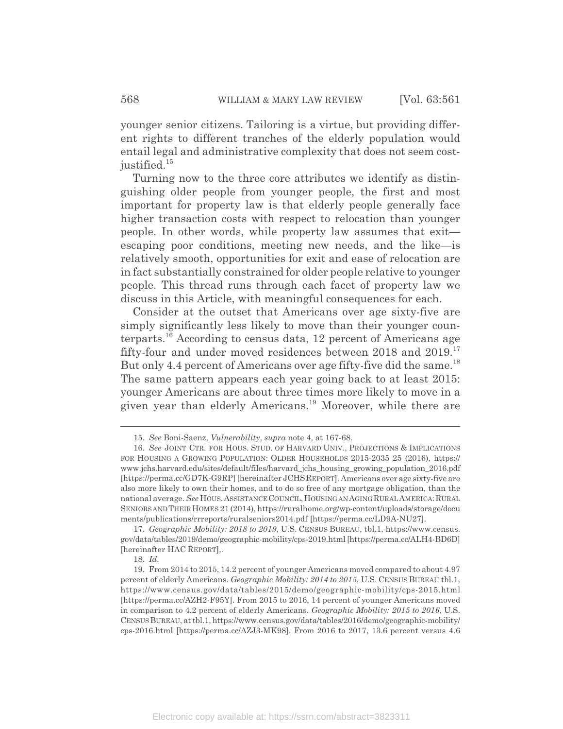younger senior citizens. Tailoring is a virtue, but providing different rights to different tranches of the elderly population would entail legal and administrative complexity that does not seem cost-justified.[15]

Turning now to the three core attributes we identify as distinguishing older people from younger people, the first and most important for property law is that elderly people generally face higher transaction costs with respect to relocation than younger people. In other words, while property law assumes that exit—escaping poor conditions, meeting new needs, and the like—is relatively smooth, opportunities for exit and ease of relocation are in fact substantially constrained for older people relative to younger people. This thread runs through each facet of property law we discuss in this Article, with meaningful consequences for each.

Consider at the outset that Americans over age sixty-five are simply significantly less likely to move than their younger counterparts.[16] According to census data, 12 percent of Americans age fifty-four and under moved residences between 2018 and 2019.[17] But only 4.4 percent of Americans over age fifty-five did the same.[18] The same pattern appears each year going back to at least 2015: younger Americans are about three times more likely to move in a given year than elderly Americans.[19] Moreover, while there are

---

15. *See* Boni-Saenz, *Vulnerability*, *supra* note 4, at 167-68.

16. *See* JOINT CTR. FOR HOUS. STUD. OF HARVARD UNIV., PROJECTIONS & IMPLICATIONS FOR HOUSING A GROWING POPULATION: OLDER HOUSEHOLDS 2015-2035 25 (2016), https://www.jchs.harvard.edu/sites/default/files/harvard_jchs_housing_growing_population_2016.pdf [https://perma.cc/GD7K-G9RP] [hereinafter JCHS REPORT]. Americans over age sixty-five are also more likely to own their homes, and to do so free of any mortgage obligation, than the national average. *See* HOUS. ASSISTANCE COUNCIL, HOUSING AN AGING RURAL AMERICA: RURAL SENIORS AND THEIR HOMES 21 (2014), https://ruralhome.org/wp-content/uploads/storage/documents/publications/rrreports/ruralseniors2014.pdf [https://perma.cc/LD9A-NU27].

17. *Geographic Mobility: 2018 to 2019*, U.S. CENSUS BUREAU, tbl.1, https://www.census.gov/data/tables/2019/demo/geographic-mobility/cps-2019.html [https://perma.cc/ALH4-BD6D] [hereinafter HAC REPORT],.

18. *Id.*

19. From 2014 to 2015, 14.2 percent of younger Americans moved compared to about 4.97 percent of elderly Americans. *Geographic Mobility: 2014 to 2015*, U.S. CENSUS BUREAU tbl.1, https://www.census.gov/data/tables/2015/demo/geographic-mobility/cps-2015.html [https://perma.cc/AZH2-F95Y]. From 2015 to 2016, 14 percent of younger Americans moved in comparison to 4.2 percent of elderly Americans. *Geographic Mobility: 2015 to 2016*, U.S. CENSUS BUREAU, at tbl.1, https://www.census.gov/data/tables/2016/demo/geographic-mobility/cps-2016.html [https://perma.cc/AZJ3-MK98]. From 2016 to 2017, 13.6 percent versus 4.6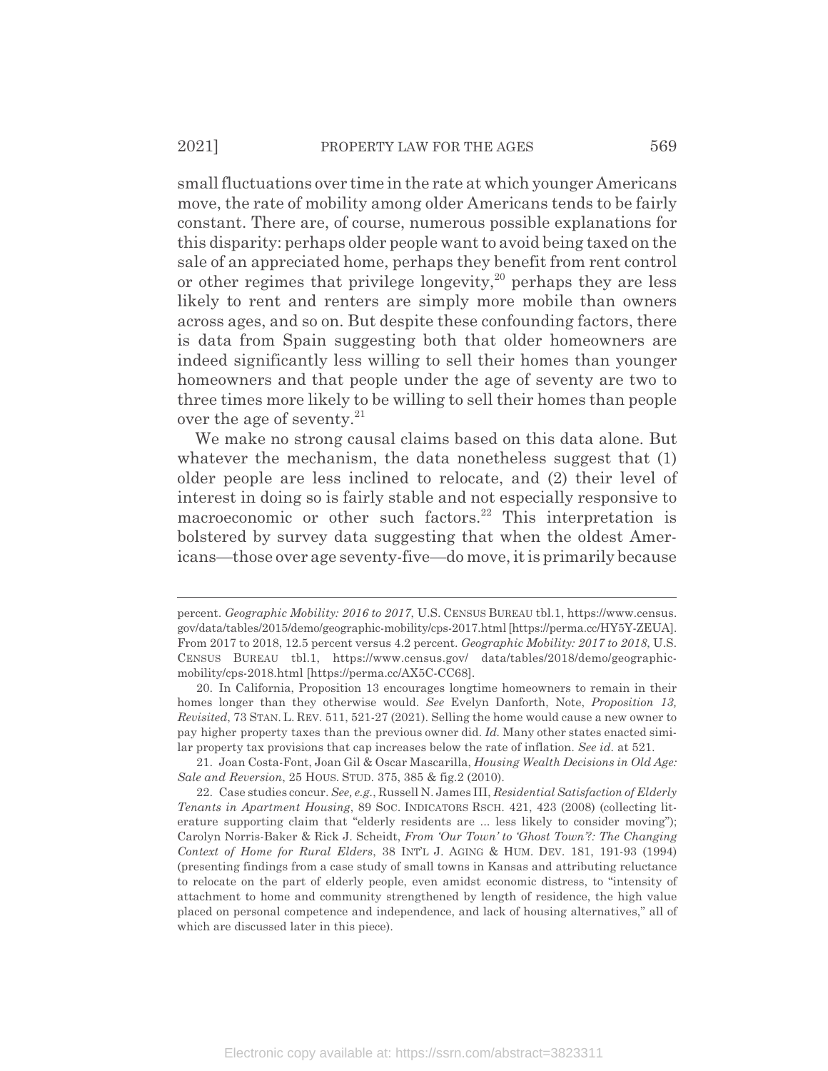small fluctuations over time in the rate at which younger Americans move, the rate of mobility among older Americans tends to be fairly constant. There are, of course, numerous possible explanations for this disparity: perhaps older people want to avoid being taxed on the sale of an appreciated home, perhaps they benefit from rent control or other regimes that privilege longevity,[20] perhaps they are less likely to rent and renters are simply more mobile than owners across ages, and so on. But despite these confounding factors, there is data from Spain suggesting both that older homeowners are indeed significantly less willing to sell their homes than younger homeowners and that people under the age of seventy are two to three times more likely to be willing to sell their homes than people over the age of seventy.[21]

We make no strong causal claims based on this data alone. But whatever the mechanism, the data nonetheless suggest that (1) older people are less inclined to relocate, and (2) their level of interest in doing so is fairly stable and not especially responsive to macroeconomic or other such factors.[22] This interpretation is bolstered by survey data suggesting that when the oldest Americans—those over age seventy-five—do move, it is primarily because

---

percent. *Geographic Mobility: 2016 to 2017*, U.S. CENSUS BUREAU tbl.1, https://www.census.gov/data/tables/2015/demo/geographic-mobility/cps-2017.html [https://perma.cc/HY5Y-ZEUA]. From 2017 to 2018, 12.5 percent versus 4.2 percent. *Geographic Mobility: 2017 to 2018*, U.S. CENSUS BUREAU tbl.1, https://www.census.gov/ data/tables/2018/demo/geographic-mobility/cps-2018.html [https://perma.cc/AX5C-CC68].

20. In California, Proposition 13 encourages longtime homeowners to remain in their homes longer than they otherwise would. *See* Evelyn Danforth, Note, *Proposition 13, Revisited*, 73 STAN. L. REV. 511, 521-27 (2021). Selling the home would cause a new owner to pay higher property taxes than the previous owner did. *Id.* Many other states enacted similar property tax provisions that cap increases below the rate of inflation. *See id.* at 521.

21. Joan Costa-Font, Joan Gil & Oscar Mascarilla, *Housing Wealth Decisions in Old Age: Sale and Reversion*, 25 HOUS. STUD. 375, 385 & fig.2 (2010).

22. Case studies concur. *See, e.g.*, Russell N. James III, *Residential Satisfaction of Elderly Tenants in Apartment Housing*, 89 SOC. INDICATORS RSCH. 421, 423 (2008) (collecting literature supporting claim that "elderly residents are ... less likely to consider moving"); Carolyn Norris-Baker & Rick J. Scheidt, *From 'Our Town' to 'Ghost Town'?: The Changing Context of Home for Rural Elders*, 38 INT'L J. AGING & HUM. DEV. 181, 191-93 (1994) (presenting findings from a case study of small towns in Kansas and attributing reluctance to relocate on the part of elderly people, even amidst economic distress, to "intensity of attachment to home and community strengthened by length of residence, the high value placed on personal competence and independence, and lack of housing alternatives," all of which are discussed later in this piece).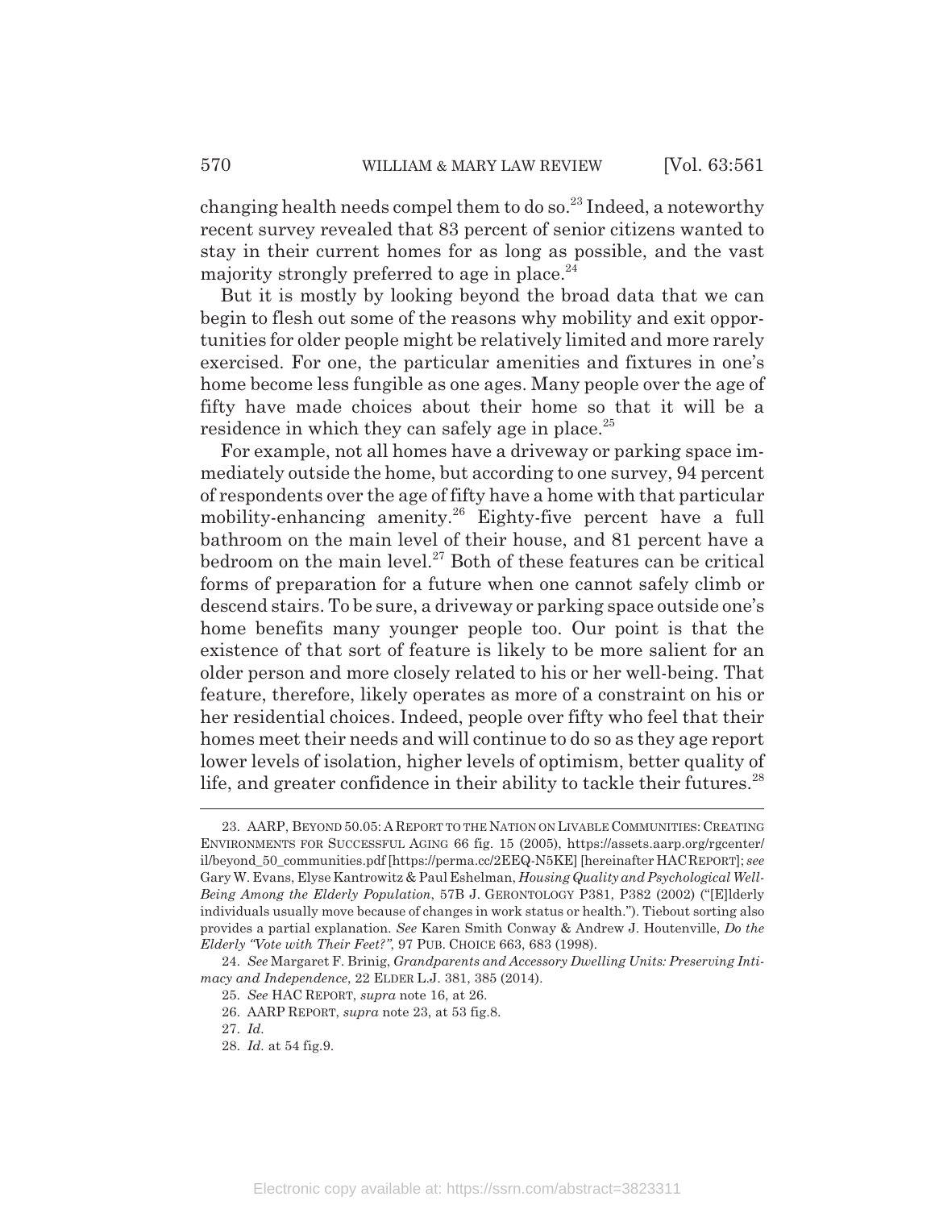changing health needs compel them to do so.[23] Indeed, a noteworthy recent survey revealed that 83 percent of senior citizens wanted to stay in their current homes for as long as possible, and the vast majority strongly preferred to age in place.[24]

But it is mostly by looking beyond the broad data that we can begin to flesh out some of the reasons why mobility and exit opportunities for older people might be relatively limited and more rarely exercised. For one, the particular amenities and fixtures in one's home become less fungible as one ages. Many people over the age of fifty have made choices about their home so that it will be a residence in which they can safely age in place.[25]

For example, not all homes have a driveway or parking space immediately outside the home, but according to one survey, 94 percent of respondents over the age of fifty have a home with that particular mobility-enhancing amenity.[26] Eighty-five percent have a full bathroom on the main level of their house, and 81 percent have a bedroom on the main level.[27] Both of these features can be critical forms of preparation for a future when one cannot safely climb or descend stairs. To be sure, a driveway or parking space outside one's home benefits many younger people too. Our point is that the existence of that sort of feature is likely to be more salient for an older person and more closely related to his or her well-being. That feature, therefore, likely operates as more of a constraint on his or her residential choices. Indeed, people over fifty who feel that their homes meet their needs and will continue to do so as they age report lower levels of isolation, higher levels of optimism, better quality of life, and greater confidence in their ability to tackle their futures.[28]

---

23. AARP, BEYOND 50.05: A REPORT TO THE NATION ON LIVABLE COMMUNITIES: CREATING ENVIRONMENTS FOR SUCCESSFUL AGING 66 fig. 15 (2005), https://assets.aarp.org/rgcenter/il/beyond_50_communities.pdf [https://perma.cc/2EEQ-N5KE] [hereinafter HAC REPORT]; *see* Gary W. Evans, Elyse Kantrowitz & Paul Eshelman, *Housing Quality and Psychological Well-Being Among the Elderly Population*, 57B J. GERONTOLOGY P381, P382 (2002) ("[E]lderly individuals usually move because of changes in work status or health."). Tiebout sorting also provides a partial explanation. *See* Karen Smith Conway & Andrew J. Houtenville, *Do the Elderly "Vote with Their Feet?"*, 97 PUB. CHOICE 663, 683 (1998).

24. *See* Margaret F. Brinig, *Grandparents and Accessory Dwelling Units: Preserving Intimacy and Independence*, 22 ELDER L.J. 381, 385 (2014).

25. *See* HAC REPORT, *supra* note 16, at 26.

26. AARP REPORT, *supra* note 23, at 53 fig.8.

27. *Id.*

28. *Id.* at 54 fig.9.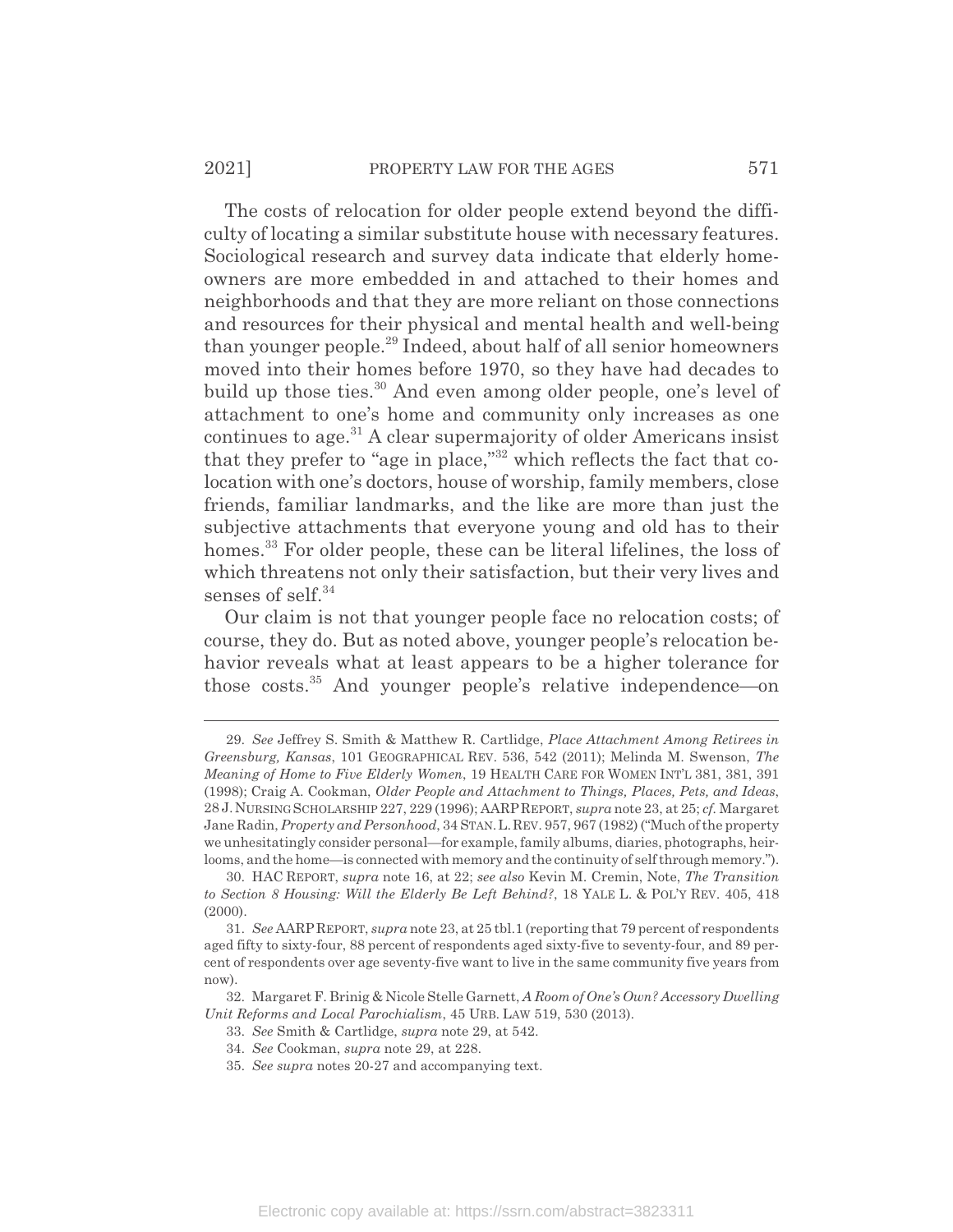The costs of relocation for older people extend beyond the difficulty of locating a similar substitute house with necessary features. Sociological research and survey data indicate that elderly homeowners are more embedded in and attached to their homes and neighborhoods and that they are more reliant on those connections and resources for their physical and mental health and well-being than younger people.[29] Indeed, about half of all senior homeowners moved into their homes before 1970, so they have had decades to build up those ties.[30] And even among older people, one's level of attachment to one's home and community only increases as one continues to age.[31] A clear supermajority of older Americans insist that they prefer to "age in place,"[32] which reflects the fact that colocation with one's doctors, house of worship, family members, close friends, familiar landmarks, and the like are more than just the subjective attachments that everyone young and old has to their homes.[33] For older people, these can be literal lifelines, the loss of which threatens not only their satisfaction, but their very lives and senses of self.[34]

Our claim is not that younger people face no relocation costs; of course, they do. But as noted above, younger people's relocation behavior reveals what at least appears to be a higher tolerance for those costs.[35] And younger people's relative independence—on

---

29. *See* Jeffrey S. Smith & Matthew R. Cartlidge, *Place Attachment Among Retirees in Greensburg, Kansas*, 101 GEOGRAPHICAL REV. 536, 542 (2011); Melinda M. Swenson, *The Meaning of Home to Five Elderly Women*, 19 HEALTH CARE FOR WOMEN INT'L 381, 381, 391 (1998); Craig A. Cookman, *Older People and Attachment to Things, Places, Pets, and Ideas*, 28 J. NURSING SCHOLARSHIP 227, 229 (1996); AARP REPORT, *supra* note 23, at 25; *cf.* Margaret Jane Radin, *Property and Personhood*, 34 STAN. L. REV. 957, 967 (1982) ("Much of the property we unhesitatingly consider personal—for example, family albums, diaries, photographs, heirlooms, and the home—is connected with memory and the continuity of self through memory.").

30. HAC REPORT, *supra* note 16, at 22; *see also* Kevin M. Cremin, Note, *The Transition to Section 8 Housing: Will the Elderly Be Left Behind?*, 18 YALE L. & POL'Y REV. 405, 418 (2000).

31. *See* AARP REPORT, *supra* note 23, at 25 tbl.1 (reporting that 79 percent of respondents aged fifty to sixty-four, 88 percent of respondents aged sixty-five to seventy-four, and 89 percent of respondents over age seventy-five want to live in the same community five years from now).

32. Margaret F. Brinig & Nicole Stelle Garnett, *A Room of One's Own? Accessory Dwelling Unit Reforms and Local Parochialism*, 45 URB. LAW 519, 530 (2013).

33. *See* Smith & Cartlidge, *supra* note 29, at 542.

34. *See* Cookman, *supra* note 29, at 228.

35. *See supra* notes 20-27 and accompanying text.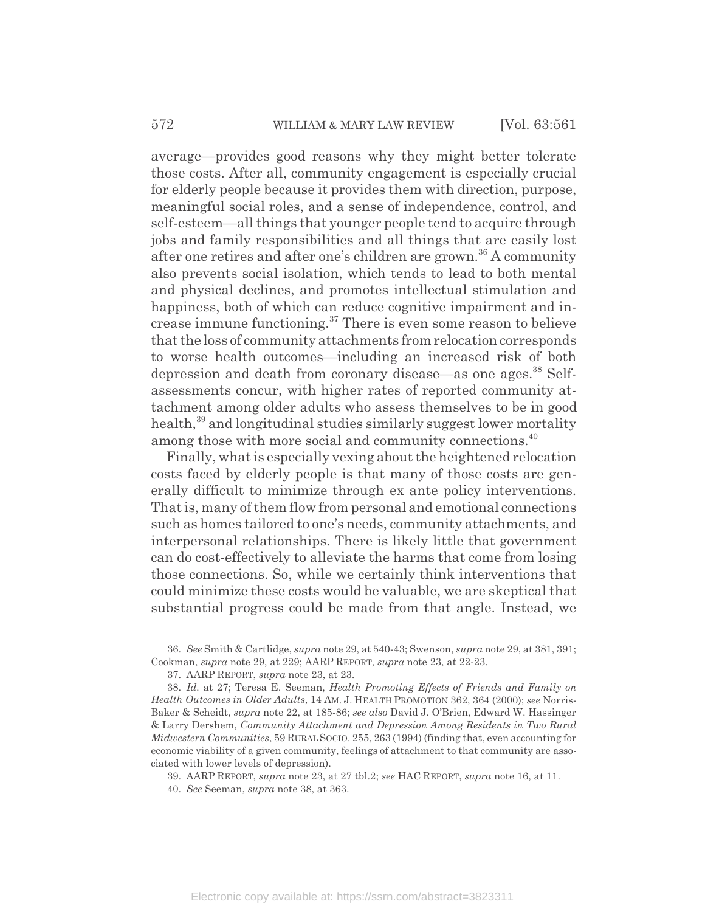average—provides good reasons why they might better tolerate those costs. After all, community engagement is especially crucial for elderly people because it provides them with direction, purpose, meaningful social roles, and a sense of independence, control, and self-esteem—all things that younger people tend to acquire through jobs and family responsibilities and all things that are easily lost after one retires and after one's children are grown.[36] A community also prevents social isolation, which tends to lead to both mental and physical declines, and promotes intellectual stimulation and happiness, both of which can reduce cognitive impairment and increase immune functioning.[37] There is even some reason to believe that the loss of community attachments from relocation corresponds to worse health outcomes—including an increased risk of both depression and death from coronary disease—as one ages.[38] Self-assessments concur, with higher rates of reported community attachment among older adults who assess themselves to be in good health,[39] and longitudinal studies similarly suggest lower mortality among those with more social and community connections.[40]

Finally, what is especially vexing about the heightened relocation costs faced by elderly people is that many of those costs are generally difficult to minimize through ex ante policy interventions. That is, many of them flow from personal and emotional connections such as homes tailored to one's needs, community attachments, and interpersonal relationships. There is likely little that government can do cost-effectively to alleviate the harms that come from losing those connections. So, while we certainly think interventions that could minimize these costs would be valuable, we are skeptical that substantial progress could be made from that angle. Instead, we

---

36. *See* Smith & Cartlidge, *supra* note 29, at 540-43; Swenson, *supra* note 29, at 381, 391; Cookman, *supra* note 29, at 229; AARP REPORT, *supra* note 23, at 22-23.

37. AARP REPORT, *supra* note 23, at 23.

38. *Id.* at 27; Teresa E. Seeman, *Health Promoting Effects of Friends and Family on Health Outcomes in Older Adults*, 14 AM. J. HEALTH PROMOTION 362, 364 (2000); *see* Norris-Baker & Scheidt, *supra* note 22, at 185-86; *see also* David J. O'Brien, Edward W. Hassinger & Larry Dershem, *Community Attachment and Depression Among Residents in Two Rural Midwestern Communities*, 59 RURAL SOCIO. 255, 263 (1994) (finding that, even accounting for economic viability of a given community, feelings of attachment to that community are associated with lower levels of depression).

39. AARP REPORT, *supra* note 23, at 27 tbl.2; *see* HAC REPORT, *supra* note 16, at 11.

40. *See* Seeman, *supra* note 38, at 363.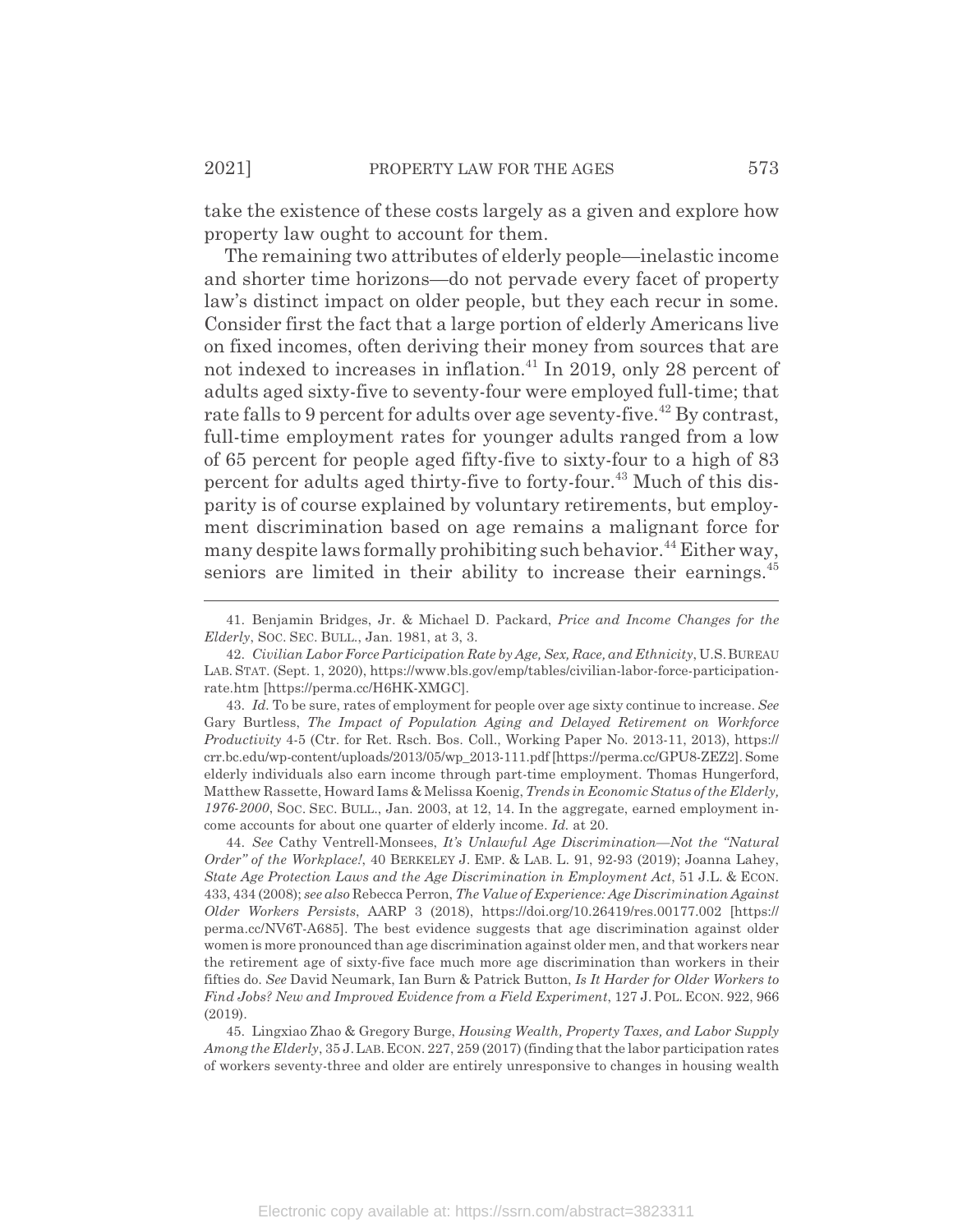take the existence of these costs largely as a given and explore how property law ought to account for them.

The remaining two attributes of elderly people—inelastic income and shorter time horizons—do not pervade every facet of property law's distinct impact on older people, but they each recur in some. Consider first the fact that a large portion of elderly Americans live on fixed incomes, often deriving their money from sources that are not indexed to increases in inflation.[41] In 2019, only 28 percent of adults aged sixty-five to seventy-four were employed full-time; that rate falls to 9 percent for adults over age seventy-five.[42] By contrast, full-time employment rates for younger adults ranged from a low of 65 percent for people aged fifty-five to sixty-four to a high of 83 percent for adults aged thirty-five to forty-four.[43] Much of this disparity is of course explained by voluntary retirements, but employment discrimination based on age remains a malignant force for many despite laws formally prohibiting such behavior.[44] Either way, seniors are limited in their ability to increase their earnings.[45]

---

41. Benjamin Bridges, Jr. & Michael D. Packard, *Price and Income Changes for the Elderly*, SOC. SEC. BULL., Jan. 1981, at 3, 3.

42. *Civilian Labor Force Participation Rate by Age, Sex, Race, and Ethnicity*, U.S. BUREAU LAB. STAT. (Sept. 1, 2020), https://www.bls.gov/emp/tables/civilian-labor-force-participation-rate.htm [https://perma.cc/H6HK-XMGC].

43. *Id.* To be sure, rates of employment for people over age sixty continue to increase. *See* Gary Burtless, *The Impact of Population Aging and Delayed Retirement on Workforce Productivity* 4-5 (Ctr. for Ret. Rsch. Bos. Coll., Working Paper No. 2013-11, 2013), https://crr.bc.edu/wp-content/uploads/2013/05/wp_2013-111.pdf [https://perma.cc/GPU8-ZEZ2]. Some elderly individuals also earn income through part-time employment. Thomas Hungerford, Matthew Rassette, Howard Iams & Melissa Koenig, *Trends in Economic Status of the Elderly, 1976-2000*, SOC. SEC. BULL., Jan. 2003, at 12, 14. In the aggregate, earned employment income accounts for about one quarter of elderly income. *Id.* at 20.

44. *See* Cathy Ventrell-Monsees, *It's Unlawful Age Discrimination—Not the "Natural Order" of the Workplace!*, 40 BERKELEY J. EMP. & LAB. L. 91, 92-93 (2019); Joanna Lahey, *State Age Protection Laws and the Age Discrimination in Employment Act*, 51 J.L. & ECON. 433, 434 (2008); *see also* Rebecca Perron, *The Value of Experience: Age Discrimination Against Older Workers Persists*, AARP 3 (2018), https://doi.org/10.26419/res.00177.002 [https://perma.cc/NV6T-A685]. The best evidence suggests that age discrimination against older women is more pronounced than age discrimination against older men, and that workers near the retirement age of sixty-five face much more age discrimination than workers in their fifties do. *See* David Neumark, Ian Burn & Patrick Button, *Is It Harder for Older Workers to Find Jobs? New and Improved Evidence from a Field Experiment*, 127 J. POL. ECON. 922, 966 (2019).

45. Lingxiao Zhao & Gregory Burge, *Housing Wealth, Property Taxes, and Labor Supply Among the Elderly*, 35 J. LAB. ECON. 227, 259 (2017) (finding that the labor participation rates of workers seventy-three and older are entirely unresponsive to changes in housing wealth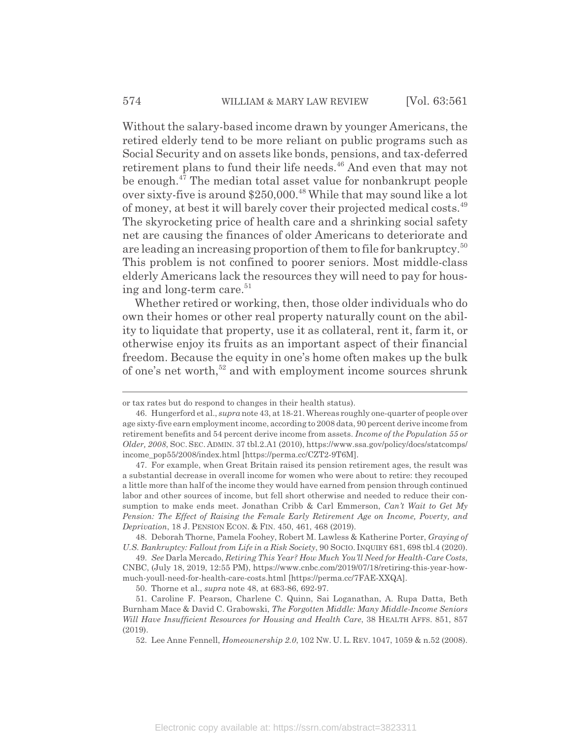Without the salary-based income drawn by younger Americans, the retired elderly tend to be more reliant on public programs such as Social Security and on assets like bonds, pensions, and tax-deferred retirement plans to fund their life needs.[46] And even that may not be enough.[47] The median total asset value for nonbankrupt people over sixty-five is around $250,000.[48] While that may sound like a lot of money, at best it will barely cover their projected medical costs.[49] The skyrocketing price of health care and a shrinking social safety net are causing the finances of older Americans to deteriorate and are leading an increasing proportion of them to file for bankruptcy.[50] This problem is not confined to poorer seniors. Most middle-class elderly Americans lack the resources they will need to pay for housing and long-term care.[51]

Whether retired or working, then, those older individuals who do own their homes or other real property naturally count on the ability to liquidate that property, use it as collateral, rent it, farm it, or otherwise enjoy its fruits as an important aspect of their financial freedom. Because the equity in one's home often makes up the bulk of one's net worth,[52] and with employment income sources shrunk

---

or tax rates but do respond to changes in their health status).

46. Hungerford et al., *supra* note 43, at 18-21. Whereas roughly one-quarter of people over age sixty-five earn employment income, according to 2008 data, 90 percent derive income from retirement benefits and 54 percent derive income from assets. *Income of the Population 55 or Older, 2008*, SOC. SEC. ADMIN. 37 tbl.2.A1 (2010), https://www.ssa.gov/policy/docs/statcomps/income_pop55/2008/index.html [https://perma.cc/CZT2-9T6M].

47. For example, when Great Britain raised its pension retirement ages, the result was a substantial decrease in overall income for women who were about to retire: they recouped a little more than half of the income they would have earned from pension through continued labor and other sources of income, but fell short otherwise and needed to reduce their consumption to make ends meet. Jonathan Cribb & Carl Emmerson, *Can't Wait to Get My Pension: The Effect of Raising the Female Early Retirement Age on Income, Poverty, and Deprivation*, 18 J. PENSION ECON. & FIN. 450, 461, 468 (2019).

48. Deborah Thorne, Pamela Foohey, Robert M. Lawless & Katherine Porter, *Graying of U.S. Bankruptcy: Fallout from Life in a Risk Society*, 90 SOCIO. INQUIRY 681, 698 tbl.4 (2020).

49. *See* Darla Mercado, *Retiring This Year? How Much You'll Need for Health-Care Costs*, CNBC, (July 18, 2019, 12:55 PM), https://www.cnbc.com/2019/07/18/retiring-this-year-how-much-youll-need-for-health-care-costs.html [https://perma.cc/7FAE-XXQA].

50. Thorne et al., *supra* note 48, at 683-86, 692-97.

51. Caroline F. Pearson, Charlene C. Quinn, Sai Loganathan, A. Rupa Datta, Beth Burnham Mace & David C. Grabowski, *The Forgotten Middle: Many Middle-Income Seniors Will Have Insufficient Resources for Housing and Health Care*, 38 HEALTH AFFS. 851, 857 (2019).

52. Lee Anne Fennell, *Homeownership 2.0*, 102 NW. U. L. REV. 1047, 1059 & n.52 (2008).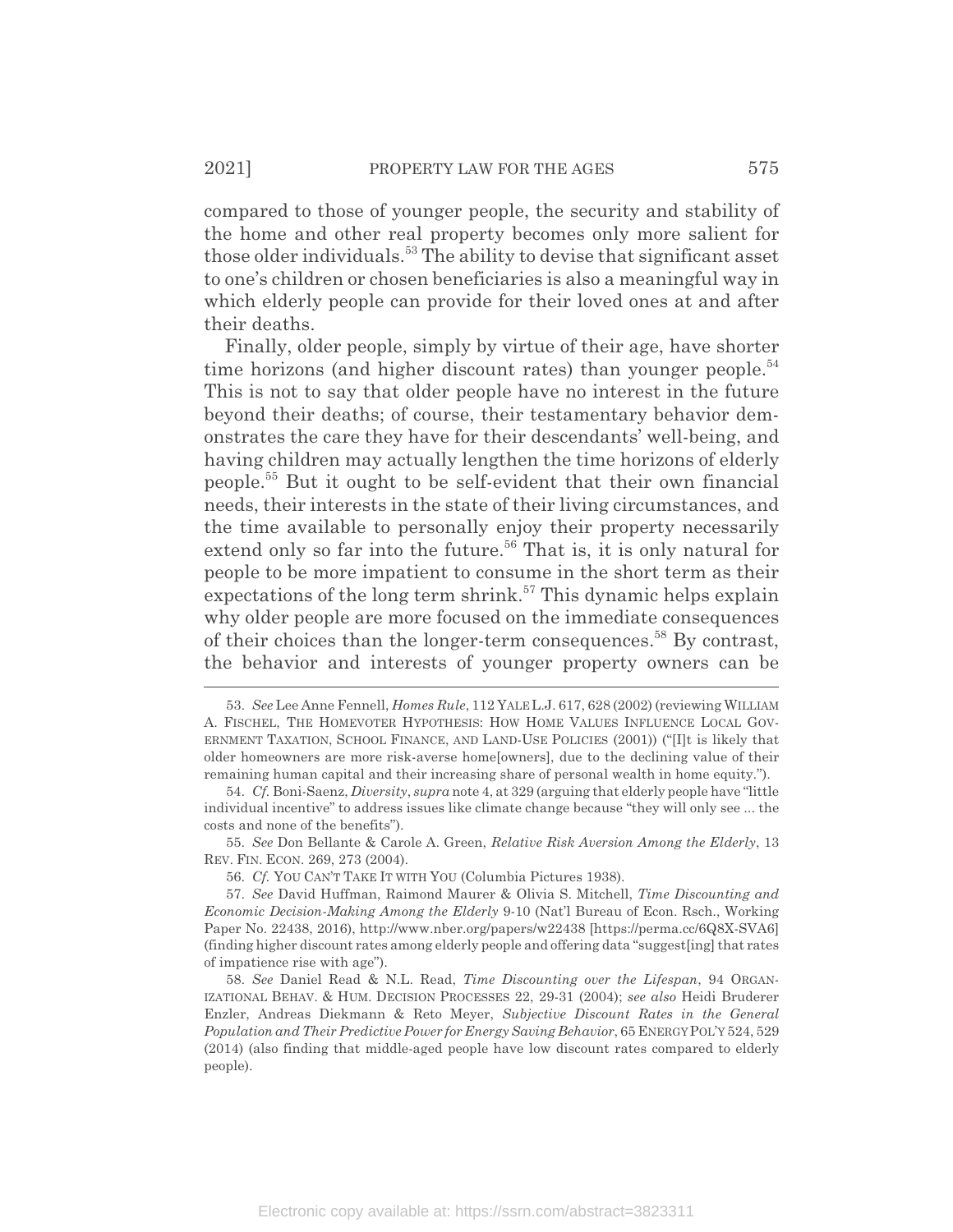compared to those of younger people, the security and stability of the home and other real property becomes only more salient for those older individuals.[53] The ability to devise that significant asset to one's children or chosen beneficiaries is also a meaningful way in which elderly people can provide for their loved ones at and after their deaths.

Finally, older people, simply by virtue of their age, have shorter time horizons (and higher discount rates) than younger people.[54] This is not to say that older people have no interest in the future beyond their deaths; of course, their testamentary behavior demonstrates the care they have for their descendants' well-being, and having children may actually lengthen the time horizons of elderly people.[55] But it ought to be self-evident that their own financial needs, their interests in the state of their living circumstances, and the time available to personally enjoy their property necessarily extend only so far into the future.[56] That is, it is only natural for people to be more impatient to consume in the short term as their expectations of the long term shrink.[57] This dynamic helps explain why older people are more focused on the immediate consequences of their choices than the longer-term consequences.[58] By contrast, the behavior and interests of younger property owners can be

---

53. *See* Lee Anne Fennell, *Homes Rule*, 112 YALE L.J. 617, 628 (2002) (reviewing WILLIAM A. FISCHEL, THE HOMEVOTER HYPOTHESIS: HOW HOME VALUES INFLUENCE LOCAL GOVERNMENT TAXATION, SCHOOL FINANCE, AND LAND-USE POLICIES (2001)) ("[I]t is likely that older homeowners are more risk-averse home[owners], due to the declining value of their remaining human capital and their increasing share of personal wealth in home equity.").

54. *Cf.* Boni-Saenz, *Diversity*, *supra* note 4, at 329 (arguing that elderly people have "little individual incentive" to address issues like climate change because "they will only see ... the costs and none of the benefits").

55. *See* Don Bellante & Carole A. Green, *Relative Risk Aversion Among the Elderly*, 13 REV. FIN. ECON. 269, 273 (2004).

56. *Cf.* YOU CAN'T TAKE IT WITH YOU (Columbia Pictures 1938).

57. *See* David Huffman, Raimond Maurer & Olivia S. Mitchell, *Time Discounting and Economic Decision-Making Among the Elderly* 9-10 (Nat'l Bureau of Econ. Rsch., Working Paper No. 22438, 2016), http://www.nber.org/papers/w22438 [https://perma.cc/6Q8X-SVA6] (finding higher discount rates among elderly people and offering data "suggest[ing] that rates of impatience rise with age").

58. *See* Daniel Read & N.L. Read, *Time Discounting over the Lifespan*, 94 ORGANIZATIONAL BEHAV. & HUM. DECISION PROCESSES 22, 29-31 (2004); *see also* Heidi Bruderer Enzler, Andreas Diekmann & Reto Meyer, *Subjective Discount Rates in the General Population and Their Predictive Power for Energy Saving Behavior*, 65 ENERGY POL'Y 524, 529 (2014) (also finding that middle-aged people have low discount rates compared to elderly people).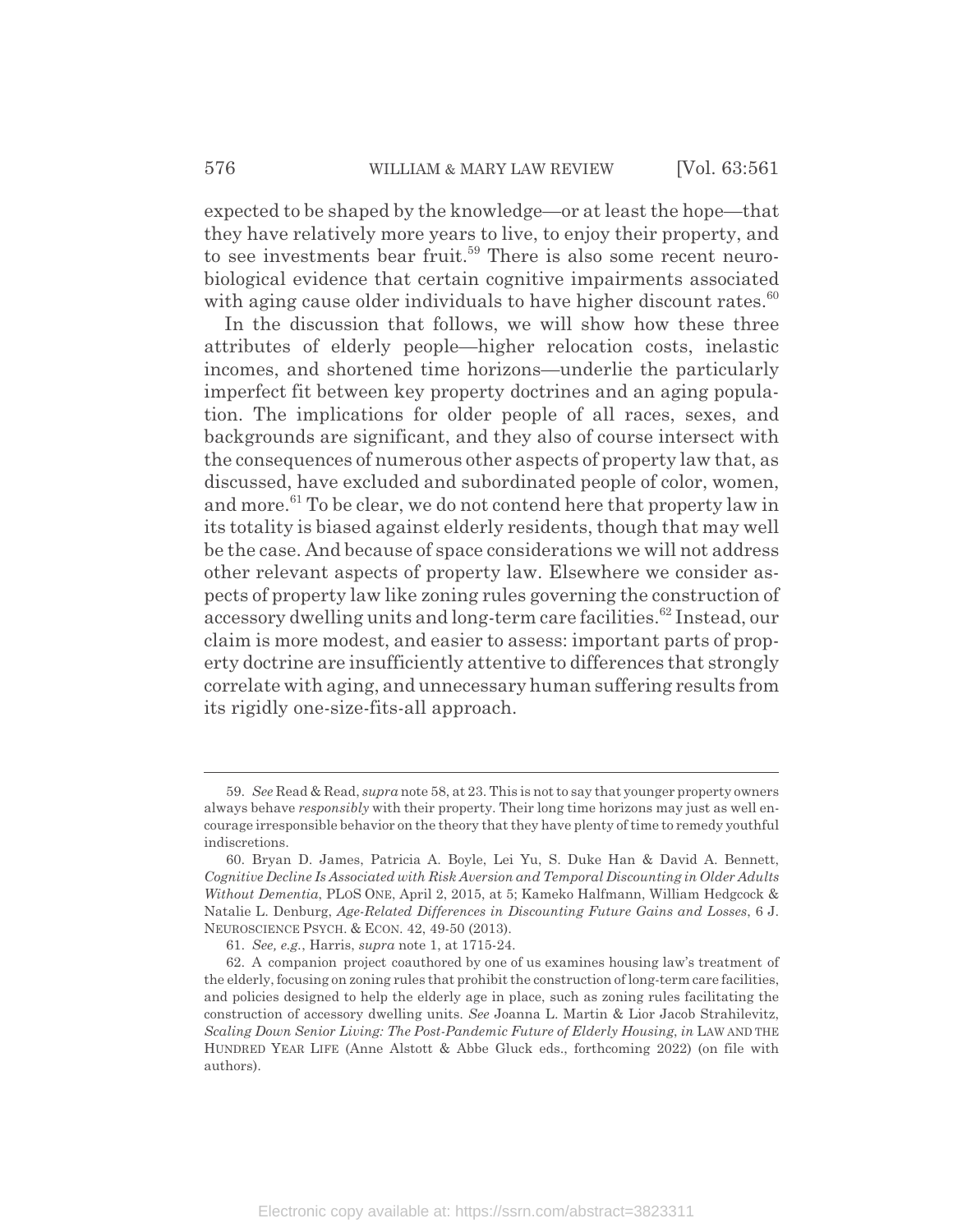expected to be shaped by the knowledge—or at least the hope—that they have relatively more years to live, to enjoy their property, and to see investments bear fruit.[59] There is also some recent neurobiological evidence that certain cognitive impairments associated with aging cause older individuals to have higher discount rates.[60]

In the discussion that follows, we will show how these three attributes of elderly people—higher relocation costs, inelastic incomes, and shortened time horizons—underlie the particularly imperfect fit between key property doctrines and an aging population. The implications for older people of all races, sexes, and backgrounds are significant, and they also of course intersect with the consequences of numerous other aspects of property law that, as discussed, have excluded and subordinated people of color, women, and more.[61] To be clear, we do not contend here that property law in its totality is biased against elderly residents, though that may well be the case. And because of space considerations we will not address other relevant aspects of property law. Elsewhere we consider aspects of property law like zoning rules governing the construction of accessory dwelling units and long-term care facilities.[62] Instead, our claim is more modest, and easier to assess: important parts of property doctrine are insufficiently attentive to differences that strongly correlate with aging, and unnecessary human suffering results from its rigidly one-size-fits-all approach.

---

59. *See* Read & Read, *supra* note 58, at 23. This is not to say that younger property owners always behave *responsibly* with their property. Their long time horizons may just as well encourage irresponsible behavior on the theory that they have plenty of time to remedy youthful indiscretions.

60. Bryan D. James, Patricia A. Boyle, Lei Yu, S. Duke Han & David A. Bennett, *Cognitive Decline Is Associated with Risk Aversion and Temporal Discounting in Older Adults Without Dementia*, PLOS ONE, April 2, 2015, at 5; Kameko Halfmann, William Hedgcock & Natalie L. Denburg, *Age-Related Differences in Discounting Future Gains and Losses*, 6 J. NEUROSCIENCE PSYCH. & ECON. 42, 49-50 (2013).

61. *See, e.g.*, Harris, *supra* note 1, at 1715-24.

62. A companion project coauthored by one of us examines housing law's treatment of the elderly, focusing on zoning rules that prohibit the construction of long-term care facilities, and policies designed to help the elderly age in place, such as zoning rules facilitating the construction of accessory dwelling units. *See* Joanna L. Martin & Lior Jacob Strahilevitz, *Scaling Down Senior Living: The Post-Pandemic Future of Elderly Housing*, *in* LAW AND THE HUNDRED YEAR LIFE (Anne Alstott & Abbe Gluck eds., forthcoming 2022) (on file with authors).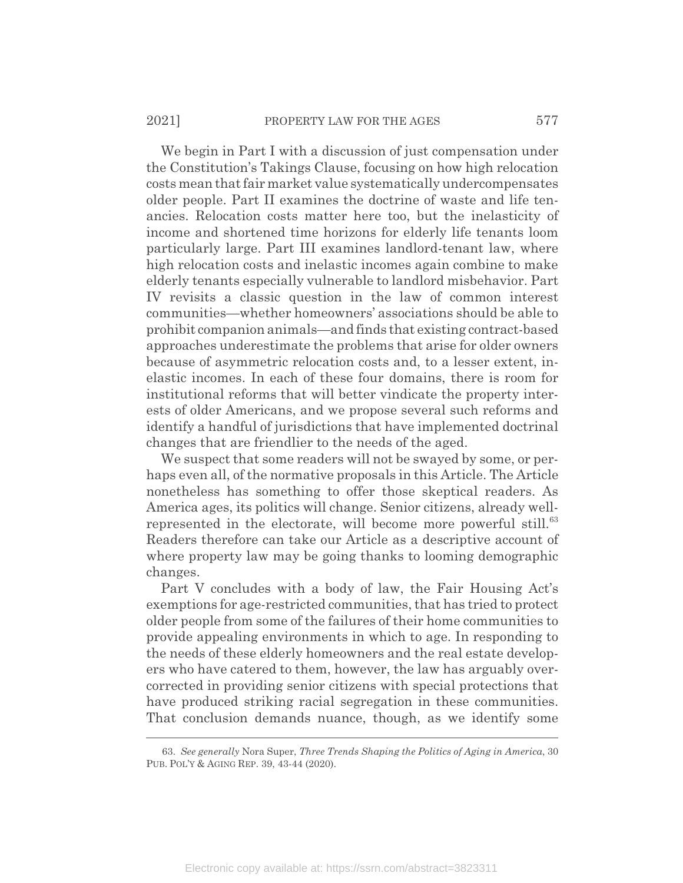We begin in Part I with a discussion of just compensation under the Constitution's Takings Clause, focusing on how high relocation costs mean that fair market value systematically undercompensates older people. Part II examines the doctrine of waste and life tenancies. Relocation costs matter here too, but the inelasticity of income and shortened time horizons for elderly life tenants loom particularly large. Part III examines landlord-tenant law, where high relocation costs and inelastic incomes again combine to make elderly tenants especially vulnerable to landlord misbehavior. Part IV revisits a classic question in the law of common interest communities—whether homeowners' associations should be able to prohibit companion animals—and finds that existing contract-based approaches underestimate the problems that arise for older owners because of asymmetric relocation costs and, to a lesser extent, inelastic incomes. In each of these four domains, there is room for institutional reforms that will better vindicate the property interests of older Americans, and we propose several such reforms and identify a handful of jurisdictions that have implemented doctrinal changes that are friendlier to the needs of the aged.

We suspect that some readers will not be swayed by some, or perhaps even all, of the normative proposals in this Article. The Article nonetheless has something to offer those skeptical readers. As America ages, its politics will change. Senior citizens, already well-represented in the electorate, will become more powerful still.[63] Readers therefore can take our Article as a descriptive account of where property law may be going thanks to looming demographic changes.

Part V concludes with a body of law, the Fair Housing Act's exemptions for age-restricted communities, that has tried to protect older people from some of the failures of their home communities to provide appealing environments in which to age. In responding to the needs of these elderly homeowners and the real estate developers who have catered to them, however, the law has arguably overcorrected in providing senior citizens with special protections that have produced striking racial segregation in these communities. That conclusion demands nuance, though, as we identify some

---

63. *See generally* Nora Super, *Three Trends Shaping the Politics of Aging in America*, 30 PUB. POL'Y & AGING REP. 39, 43-44 (2020).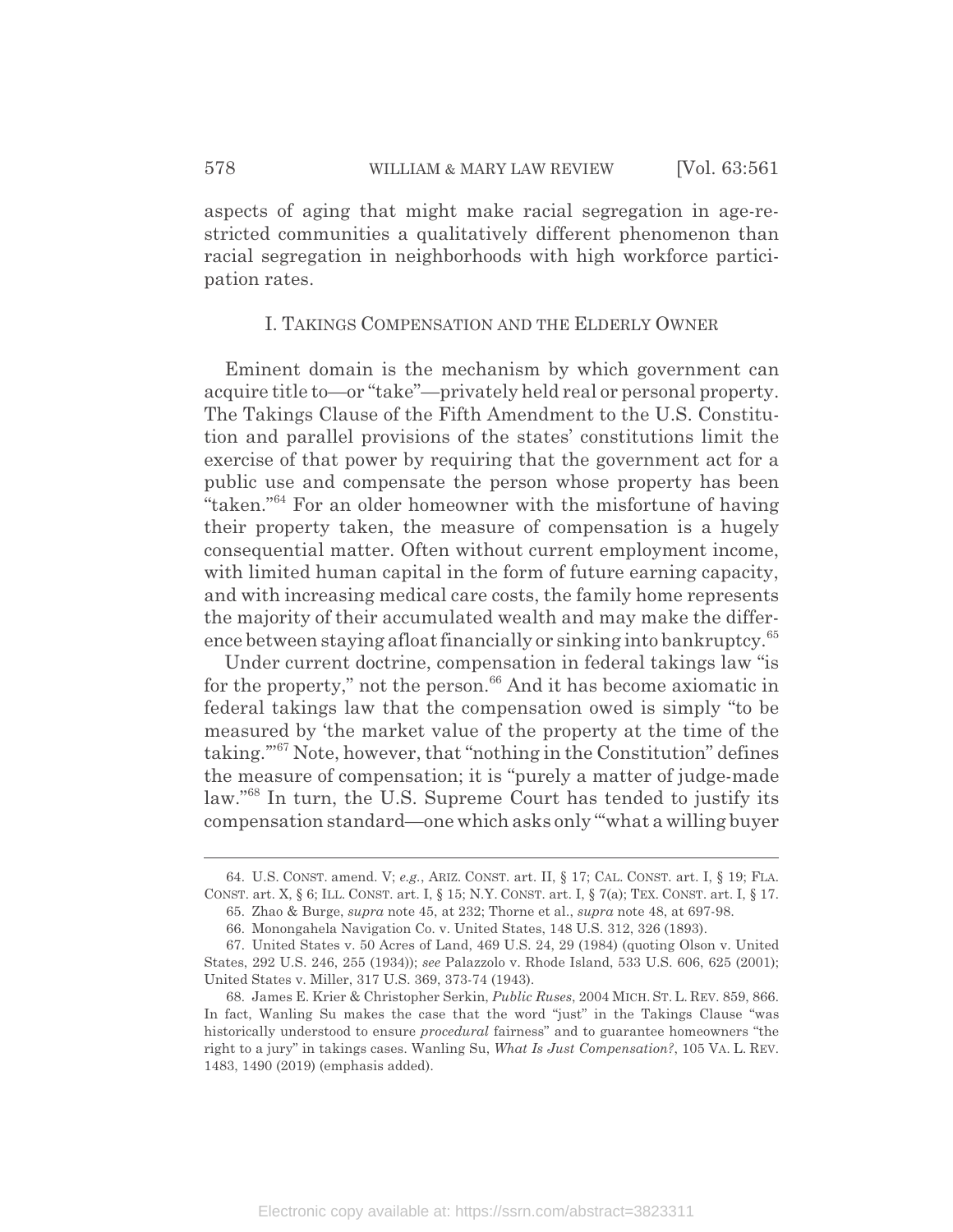aspects of aging that might make racial segregation in age-restricted communities a qualitatively different phenomenon than racial segregation in neighborhoods with high workforce participation rates.

## I. TAKINGS COMPENSATION AND THE ELDERLY OWNER

Eminent domain is the mechanism by which government can acquire title to—or "take"—privately held real or personal property. The Takings Clause of the Fifth Amendment to the U.S. Constitution and parallel provisions of the states' constitutions limit the exercise of that power by requiring that the government act for a public use and compensate the person whose property has been "taken."[64] For an older homeowner with the misfortune of having their property taken, the measure of compensation is a hugely consequential matter. Often without current employment income, with limited human capital in the form of future earning capacity, and with increasing medical care costs, the family home represents the majority of their accumulated wealth and may make the difference between staying afloat financially or sinking into bankruptcy.[65]

Under current doctrine, compensation in federal takings law "is for the property," not the person.[66] And it has become axiomatic in federal takings law that the compensation owed is simply "to be measured by 'the market value of the property at the time of the taking.'"[67] Note, however, that "nothing in the Constitution" defines the measure of compensation; it is "purely a matter of judge-made law."[68] In turn, the U.S. Supreme Court has tended to justify its compensation standard—one which asks only "'what a willing buyer

---

64. U.S. CONST. amend. V; *e.g.*, ARIZ. CONST. art. II, § 17; CAL. CONST. art. I, § 19; FLA. CONST. art. X, § 6; ILL. CONST. art. I, § 15; N.Y. CONST. art. I, § 7(a); TEX. CONST. art. I, § 17.

65. Zhao & Burge, *supra* note 45, at 232; Thorne et al., *supra* note 48, at 697-98.

66. Monongahela Navigation Co. v. United States, 148 U.S. 312, 326 (1893).

67. United States v. 50 Acres of Land, 469 U.S. 24, 29 (1984) (quoting Olson v. United States, 292 U.S. 246, 255 (1934)); *see* Palazzolo v. Rhode Island, 533 U.S. 606, 625 (2001); United States v. Miller, 317 U.S. 369, 373-74 (1943).

68. James E. Krier & Christopher Serkin, *Public Ruses*, 2004 MICH. ST. L. REV. 859, 866. In fact, Wanling Su makes the case that the word "just" in the Takings Clause "was historically understood to ensure *procedural* fairness" and to guarantee homeowners "the right to a jury" in takings cases. Wanling Su, *What Is Just Compensation?*, 105 VA. L. REV. 1483, 1490 (2019) (emphasis added).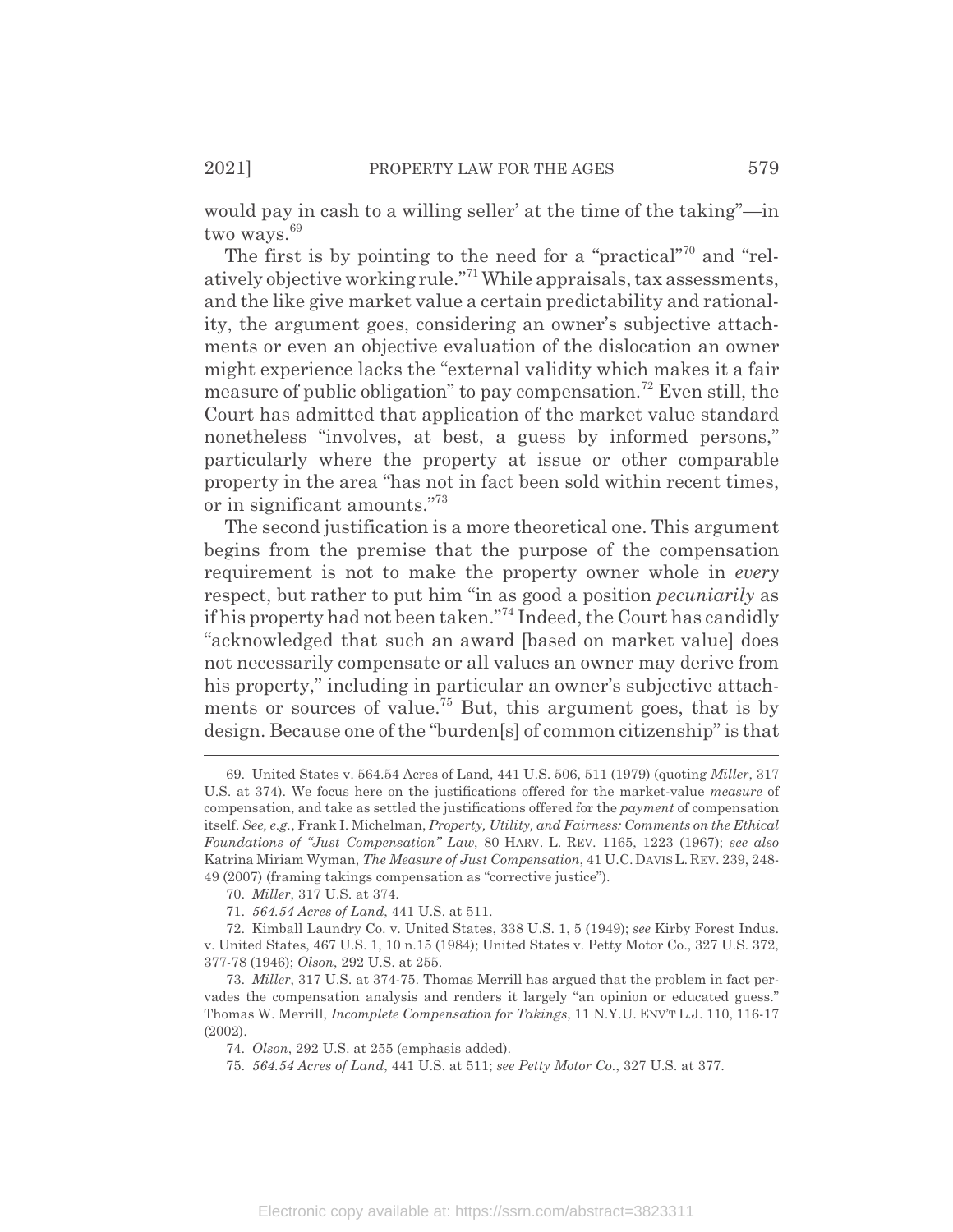would pay in cash to a willing seller' at the time of the taking"—in two ways.[69]

The first is by pointing to the need for a "practical"[70] and "relatively objective working rule."[71] While appraisals, tax assessments, and the like give market value a certain predictability and rationality, the argument goes, considering an owner's subjective attachments or even an objective evaluation of the dislocation an owner might experience lacks the "external validity which makes it a fair measure of public obligation" to pay compensation.[72] Even still, the Court has admitted that application of the market value standard nonetheless "involves, at best, a guess by informed persons," particularly where the property at issue or other comparable property in the area "has not in fact been sold within recent times, or in significant amounts."[73]

The second justification is a more theoretical one. This argument begins from the premise that the purpose of the compensation requirement is not to make the property owner whole in *every* respect, but rather to put him "in as good a position *pecuniarily* as if his property had not been taken."[74] Indeed, the Court has candidly "acknowledged that such an award [based on market value] does not necessarily compensate or all values an owner may derive from his property," including in particular an owner's subjective attachments or sources of value.[75] But, this argument goes, that is by design. Because one of the "burden[s] of common citizenship" is that

---

69. United States v. 564.54 Acres of Land, 441 U.S. 506, 511 (1979) (quoting *Miller*, 317 U.S. at 374). We focus here on the justifications offered for the market-value *measure* of compensation, and take as settled the justifications offered for the *payment* of compensation itself. *See, e.g.*, Frank I. Michelman, *Property, Utility, and Fairness: Comments on the Ethical Foundations of "Just Compensation" Law*, 80 HARV. L. REV. 1165, 1223 (1967); *see also* Katrina Miriam Wyman, *The Measure of Just Compensation*, 41 U.C. DAVIS L. REV. 239, 248-49 (2007) (framing takings compensation as "corrective justice").

70. *Miller*, 317 U.S. at 374.

71. *564.54 Acres of Land*, 441 U.S. at 511.

72. Kimball Laundry Co. v. United States, 338 U.S. 1, 5 (1949); *see* Kirby Forest Indus. v. United States, 467 U.S. 1, 10 n.15 (1984); United States v. Petty Motor Co., 327 U.S. 372, 377-78 (1946); *Olson*, 292 U.S. at 255.

73. *Miller*, 317 U.S. at 374-75. Thomas Merrill has argued that the problem in fact pervades the compensation analysis and renders it largely "an opinion or educated guess." Thomas W. Merrill, *Incomplete Compensation for Takings*, 11 N.Y.U. ENV'T L.J. 110, 116-17 (2002).

74. *Olson*, 292 U.S. at 255 (emphasis added).

75. *564.54 Acres of Land*, 441 U.S. at 511; *see Petty Motor Co.*, 327 U.S. at 377.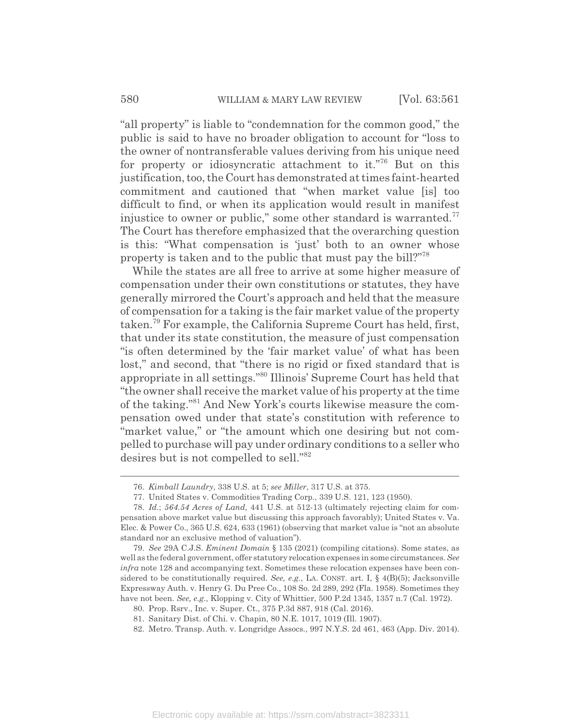"all property" is liable to "condemnation for the common good," the public is said to have no broader obligation to account for "loss to the owner of nontransferable values deriving from his unique need for property or idiosyncratic attachment to it."[76] But on this justification, too, the Court has demonstrated at times faint-hearted commitment and cautioned that "when market value [is] too difficult to find, or when its application would result in manifest injustice to owner or public," some other standard is warranted.[77] The Court has therefore emphasized that the overarching question is this: "What compensation is 'just' both to an owner whose property is taken and to the public that must pay the bill?"[78]

While the states are all free to arrive at some higher measure of compensation under their own constitutions or statutes, they have generally mirrored the Court's approach and held that the measure of compensation for a taking is the fair market value of the property taken.[79] For example, the California Supreme Court has held, first, that under its state constitution, the measure of just compensation "is often determined by the 'fair market value' of what has been lost," and second, that "there is no rigid or fixed standard that is appropriate in all settings."[80] Illinois' Supreme Court has held that "the owner shall receive the market value of his property at the time of the taking."[81] And New York's courts likewise measure the compensation owed under that state's constitution with reference to "market value," or "the amount which one desiring but not compelled to purchase will pay under ordinary conditions to a seller who desires but is not compelled to sell."[82]

---

76. *Kimball Laundry*, 338 U.S. at 5; *see Miller*, 317 U.S. at 375.

77. United States v. Commodities Trading Corp., 339 U.S. 121, 123 (1950).

78. *Id.*; *564.54 Acres of Land*, 441 U.S. at 512-13 (ultimately rejecting claim for compensation above market value but discussing this approach favorably); United States v. Va. Elec. & Power Co., 365 U.S. 624, 633 (1961) (observing that market value is "not an absolute standard nor an exclusive method of valuation").

79. *See* 29A C.J.S. *Eminent Domain* § 135 (2021) (compiling citations). Some states, as well as the federal government, offer statutory relocation expenses in some circumstances. *See infra* note 128 and accompanying text. Sometimes these relocation expenses have been considered to be constitutionally required. *See, e.g.*, LA. CONST. art. I, § 4(B)(5); Jacksonville Expressway Auth. v. Henry G. Du Pree Co., 108 So. 2d 289, 292 (Fla. 1958). Sometimes they have not been. *See, e.g.*, Klopping v. City of Whittier, 500 P.2d 1345, 1357 n.7 (Cal. 1972).

80. Prop. Rsrv., Inc. v. Super. Ct., 375 P.3d 887, 918 (Cal. 2016).

81. Sanitary Dist. of Chi. v. Chapin, 80 N.E. 1017, 1019 (Ill. 1907).

82. Metro. Transp. Auth. v. Longridge Assocs., 997 N.Y.S. 2d 461, 463 (App. Div. 2014).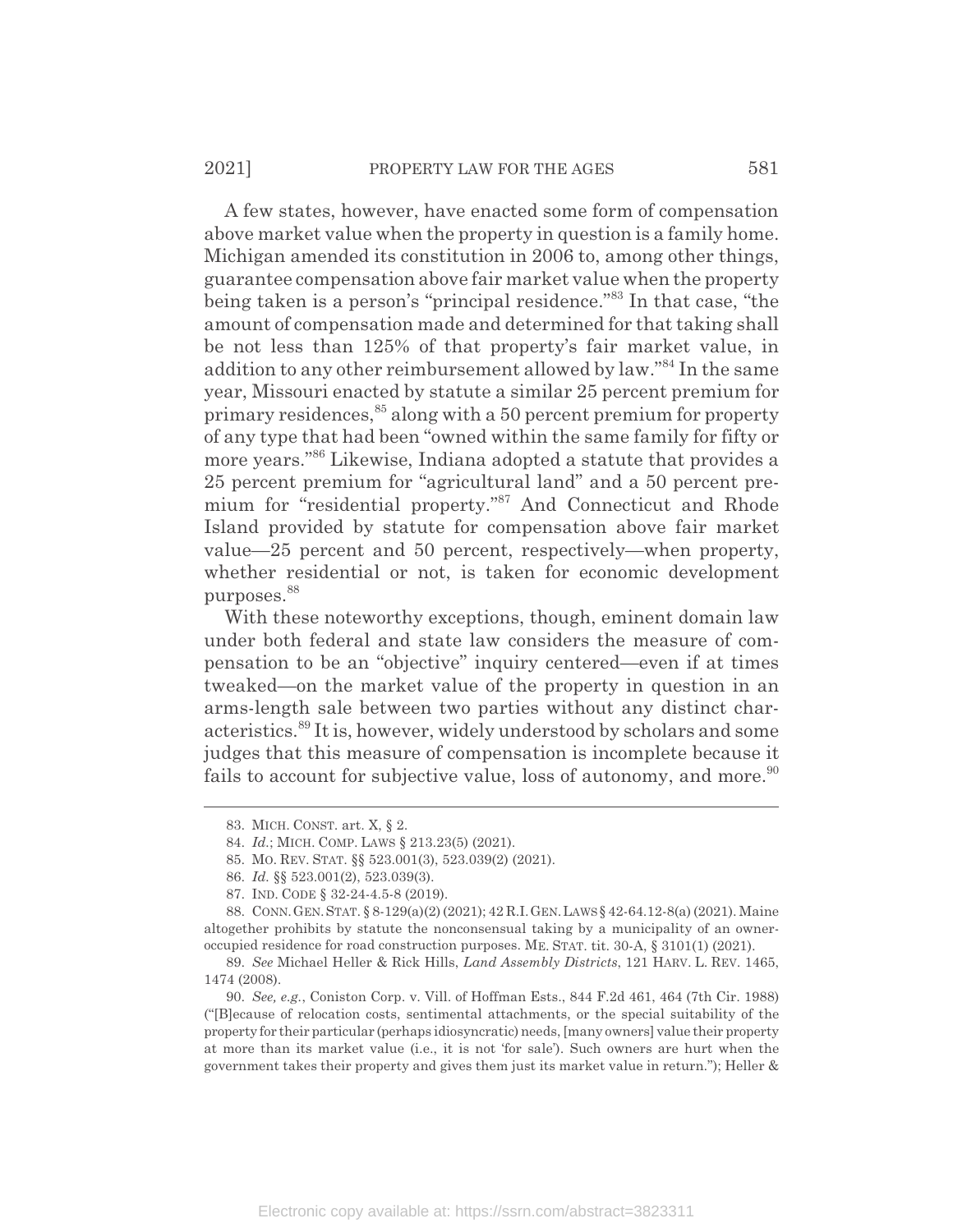A few states, however, have enacted some form of compensation above market value when the property in question is a family home. Michigan amended its constitution in 2006 to, among other things, guarantee compensation above fair market value when the property being taken is a person's "principal residence."[83] In that case, "the amount of compensation made and determined for that taking shall be not less than 125% of that property's fair market value, in addition to any other reimbursement allowed by law."[84] In the same year, Missouri enacted by statute a similar 25 percent premium for primary residences,[85] along with a 50 percent premium for property of any type that had been "owned within the same family for fifty or more years."[86] Likewise, Indiana adopted a statute that provides a 25 percent premium for "agricultural land" and a 50 percent premium for "residential property."[87] And Connecticut and Rhode Island provided by statute for compensation above fair market value—25 percent and 50 percent, respectively—when property, whether residential or not, is taken for economic development purposes.[88]

With these noteworthy exceptions, though, eminent domain law under both federal and state law considers the measure of compensation to be an "objective" inquiry centered—even if at times tweaked—on the market value of the property in question in an arms-length sale between two parties without any distinct characteristics.[89] It is, however, widely understood by scholars and some judges that this measure of compensation is incomplete because it fails to account for subjective value, loss of autonomy, and more.[90]

---

83. MICH. CONST. art. X, § 2.

84. *Id.*; MICH. COMP. LAWS § 213.23(5) (2021).

85. MO. REV. STAT. §§ 523.001(3), 523.039(2) (2021).

86. *Id.* §§ 523.001(2), 523.039(3).

87. IND. CODE § 32-24-4.5-8 (2019).

88. CONN. GEN. STAT. § 8-129(a)(2) (2021); 42 R.I. GEN. LAWS § 42-64.12-8(a) (2021). Maine altogether prohibits by statute the nonconsensual taking by a municipality of an owner-occupied residence for road construction purposes. ME. STAT. tit. 30-A, § 3101(1) (2021).

89. *See* Michael Heller & Rick Hills, *Land Assembly Districts*, 121 HARV. L. REV. 1465, 1474 (2008).

90. *See, e.g.*, Coniston Corp. v. Vill. of Hoffman Ests., 844 F.2d 461, 464 (7th Cir. 1988) ("[B]ecause of relocation costs, sentimental attachments, or the special suitability of the property for their particular (perhaps idiosyncratic) needs, [many owners] value their property at more than its market value (i.e., it is not 'for sale'). Such owners are hurt when the government takes their property and gives them just its market value in return."); Heller &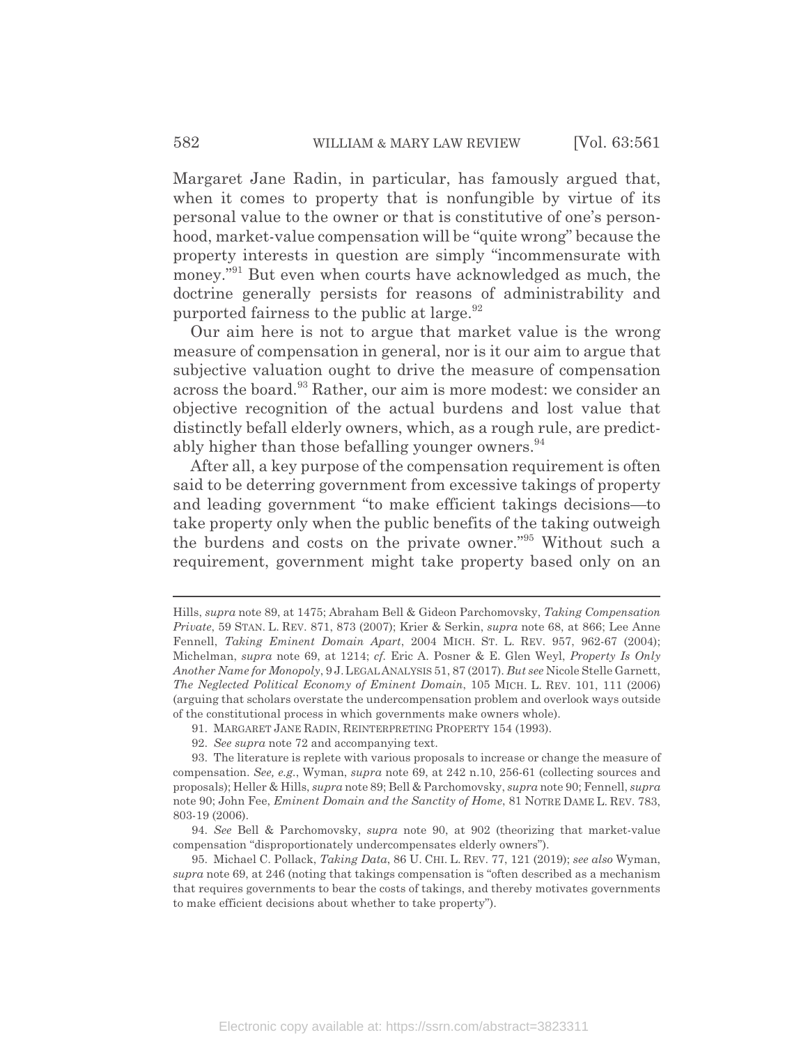Margaret Jane Radin, in particular, has famously argued that, when it comes to property that is nonfungible by virtue of its personal value to the owner or that is constitutive of one's personhood, market-value compensation will be "quite wrong" because the property interests in question are simply "incommensurate with money."[91] But even when courts have acknowledged as much, the doctrine generally persists for reasons of administrability and purported fairness to the public at large.[92]

Our aim here is not to argue that market value is the wrong measure of compensation in general, nor is it our aim to argue that subjective valuation ought to drive the measure of compensation across the board.[93] Rather, our aim is more modest: we consider an objective recognition of the actual burdens and lost value that distinctly befall elderly owners, which, as a rough rule, are predictably higher than those befalling younger owners.[94]

After all, a key purpose of the compensation requirement is often said to be deterring government from excessive takings of property and leading government "to make efficient takings decisions—to take property only when the public benefits of the taking outweigh the burdens and costs on the private owner."[95] Without such a requirement, government might take property based only on an

---

Hills, *supra* note 89, at 1475; Abraham Bell & Gideon Parchomovsky, *Taking Compensation Private*, 59 STAN. L. REV. 871, 873 (2007); Krier & Serkin, *supra* note 68, at 866; Lee Anne Fennell, *Taking Eminent Domain Apart*, 2004 MICH. ST. L. REV. 957, 962-67 (2004); Michelman, *supra* note 69, at 1214; *cf.* Eric A. Posner & E. Glen Weyl, *Property Is Only Another Name for Monopoly*, 9 J. LEGAL ANALYSIS 51, 87 (2017). *But see* Nicole Stelle Garnett, *The Neglected Political Economy of Eminent Domain*, 105 MICH. L. REV. 101, 111 (2006) (arguing that scholars overstate the undercompensation problem and overlook ways outside of the constitutional process in which governments make owners whole).

91. MARGARET JANE RADIN, REINTERPRETING PROPERTY 154 (1993).

92. *See supra* note 72 and accompanying text.

93. The literature is replete with various proposals to increase or change the measure of compensation. *See, e.g.*, Wyman, *supra* note 69, at 242 n.10, 256-61 (collecting sources and proposals); Heller & Hills, *supra* note 89; Bell & Parchomovsky, *supra* note 90; Fennell, *supra* note 90; John Fee, *Eminent Domain and the Sanctity of Home*, 81 NOTRE DAME L. REV. 783, 803-19 (2006).

94. *See* Bell & Parchomovsky, *supra* note 90, at 902 (theorizing that market-value compensation "disproportionately undercompensates elderly owners").

95. Michael C. Pollack, *Taking Data*, 86 U. CHI. L. REV. 77, 121 (2019); *see also* Wyman, *supra* note 69, at 246 (noting that takings compensation is "often described as a mechanism that requires governments to bear the costs of takings, and thereby motivates governments to make efficient decisions about whether to take property").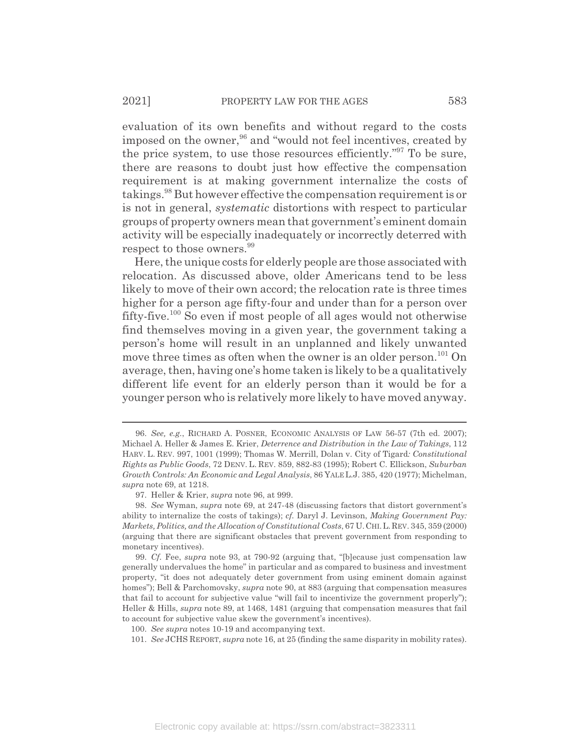evaluation of its own benefits and without regard to the costs imposed on the owner,[96] and "would not feel incentives, created by the price system, to use those resources efficiently."[97] To be sure, there are reasons to doubt just how effective the compensation requirement is at making government internalize the costs of takings.[98] But however effective the compensation requirement is or is not in general, *systematic* distortions with respect to particular groups of property owners mean that government's eminent domain activity will be especially inadequately or incorrectly deterred with respect to those owners.[99]

Here, the unique costs for elderly people are those associated with relocation. As discussed above, older Americans tend to be less likely to move of their own accord; the relocation rate is three times higher for a person age fifty-four and under than for a person over fifty-five.[100] So even if most people of all ages would not otherwise find themselves moving in a given year, the government taking a person's home will result in an unplanned and likely unwanted move three times as often when the owner is an older person.[101] On average, then, having one's home taken is likely to be a qualitatively different life event for an elderly person than it would be for a younger person who is relatively more likely to have moved anyway.

---

96. *See, e.g.*, RICHARD A. POSNER, ECONOMIC ANALYSIS OF LAW 56-57 (7th ed. 2007); Michael A. Heller & James E. Krier, *Deterrence and Distribution in the Law of Takings*, 112 HARV. L. REV. 997, 1001 (1999); Thomas W. Merrill, Dolan v. City of Tigard*: Constitutional Rights as Public Goods*, 72 DENV. L. REV. 859, 882-83 (1995); Robert C. Ellickson, *Suburban Growth Controls: An Economic and Legal Analysis*, 86 YALE L.J. 385, 420 (1977); Michelman, *supra* note 69, at 1218.

97. Heller & Krier, *supra* note 96, at 999.

98. *See* Wyman, *supra* note 69, at 247-48 (discussing factors that distort government's ability to internalize the costs of takings); *cf.* Daryl J. Levinson, *Making Government Pay: Markets, Politics, and the Allocation of Constitutional Costs*, 67 U. CHI. L. REV. 345, 359 (2000) (arguing that there are significant obstacles that prevent government from responding to monetary incentives).

99. *Cf.* Fee, *supra* note 93, at 790-92 (arguing that, "[b]ecause just compensation law generally undervalues the home" in particular and as compared to business and investment property, "it does not adequately deter government from using eminent domain against homes"); Bell & Parchomovsky, *supra* note 90, at 883 (arguing that compensation measures that fail to account for subjective value "will fail to incentivize the government properly"); Heller & Hills, *supra* note 89, at 1468, 1481 (arguing that compensation measures that fail to account for subjective value skew the government's incentives).

100. *See supra* notes 10-19 and accompanying text.

101. *See* JCHS REPORT, *supra* note 16, at 25 (finding the same disparity in mobility rates).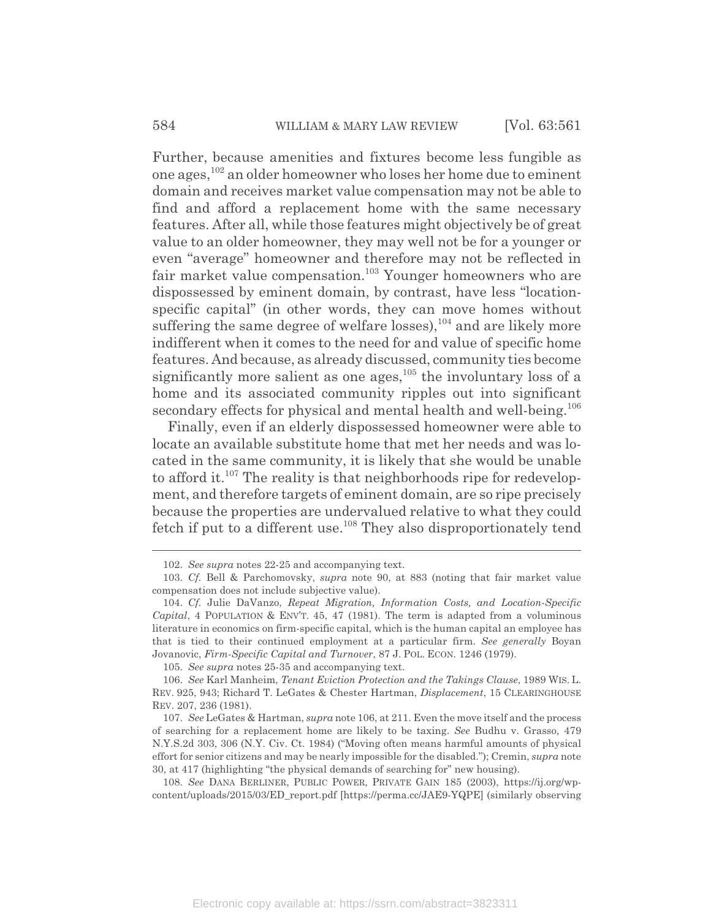Further, because amenities and fixtures become less fungible as one ages,[102] an older homeowner who loses her home due to eminent domain and receives market value compensation may not be able to find and afford a replacement home with the same necessary features. After all, while those features might objectively be of great value to an older homeowner, they may well not be for a younger or even "average" homeowner and therefore may not be reflected in fair market value compensation.[103] Younger homeowners who are dispossessed by eminent domain, by contrast, have less "location-specific capital" (in other words, they can move homes without suffering the same degree of welfare losses),[104] and are likely more indifferent when it comes to the need for and value of specific home features. And because, as already discussed, community ties become significantly more salient as one ages,[105] the involuntary loss of a home and its associated community ripples out into significant secondary effects for physical and mental health and well-being.[106]

Finally, even if an elderly dispossessed homeowner were able to locate an available substitute home that met her needs and was located in the same community, it is likely that she would be unable to afford it.[107] The reality is that neighborhoods ripe for redevelopment, and therefore targets of eminent domain, are so ripe precisely because the properties are undervalued relative to what they could fetch if put to a different use.[108] They also disproportionately tend

---

102. *See supra* notes 22-25 and accompanying text.

103. *Cf.* Bell & Parchomovsky, *supra* note 90, at 883 (noting that fair market value compensation does not include subjective value).

104. *Cf.* Julie DaVanzo, *Repeat Migration, Information Costs, and Location-Specific Capital*, 4 POPULATION & ENV'T. 45, 47 (1981). The term is adapted from a voluminous literature in economics on firm-specific capital, which is the human capital an employee has that is tied to their continued employment at a particular firm. *See generally* Boyan Jovanovic, *Firm-Specific Capital and Turnover*, 87 J. POL. ECON. 1246 (1979).

105. *See supra* notes 25-35 and accompanying text.

106. *See* Karl Manheim, *Tenant Eviction Protection and the Takings Clause*, 1989 WIS. L. REV. 925, 943; Richard T. LeGates & Chester Hartman, *Displacement*, 15 CLEARINGHOUSE REV. 207, 236 (1981).

107. *See* LeGates & Hartman, *supra* note 106, at 211. Even the move itself and the process of searching for a replacement home are likely to be taxing. *See* Budhu v. Grasso, 479 N.Y.S.2d 303, 306 (N.Y. Civ. Ct. 1984) ("Moving often means harmful amounts of physical effort for senior citizens and may be nearly impossible for the disabled."); Cremin, *supra* note 30, at 417 (highlighting "the physical demands of searching for" new housing).

108. *See* DANA BERLINER, PUBLIC POWER, PRIVATE GAIN 185 (2003), https://ij.org/wp-content/uploads/2015/03/ED_report.pdf [https://perma.cc/JAE9-YQPE] (similarly observing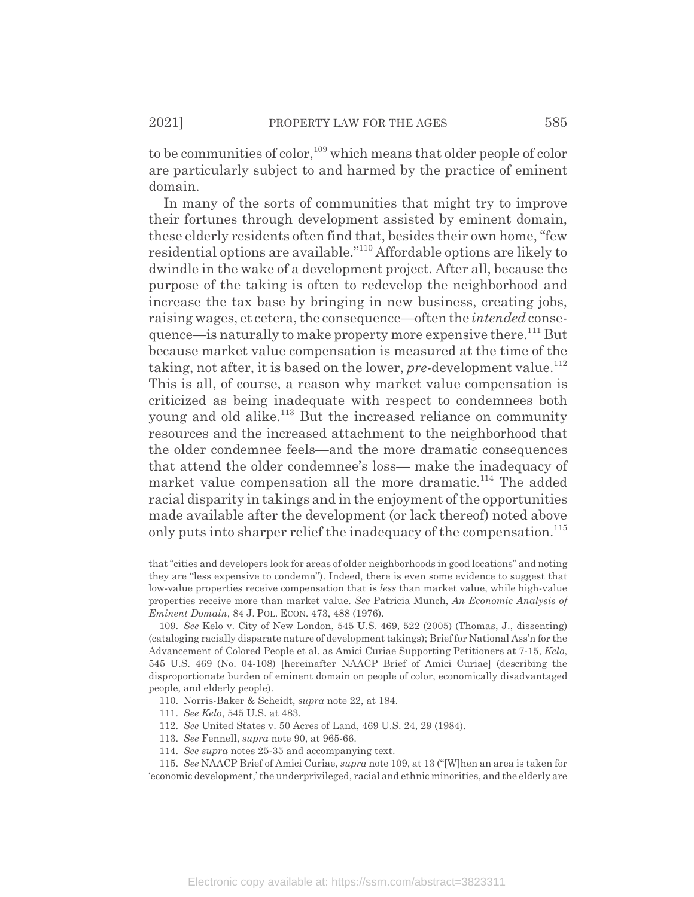to be communities of color,[109] which means that older people of color are particularly subject to and harmed by the practice of eminent domain.

In many of the sorts of communities that might try to improve their fortunes through development assisted by eminent domain, these elderly residents often find that, besides their own home, "few residential options are available."[110] Affordable options are likely to dwindle in the wake of a development project. After all, because the purpose of the taking is often to redevelop the neighborhood and increase the tax base by bringing in new business, creating jobs, raising wages, et cetera, the consequence—often the *intended* consequence—is naturally to make property more expensive there.[111] But because market value compensation is measured at the time of the taking, not after, it is based on the lower, *pre*-development value.[112] This is all, of course, a reason why market value compensation is criticized as being inadequate with respect to condemnees both young and old alike.[113] But the increased reliance on community resources and the increased attachment to the neighborhood that the older condemnee feels—and the more dramatic consequences that attend the older condemnee's loss— make the inadequacy of market value compensation all the more dramatic.[114] The added racial disparity in takings and in the enjoyment of the opportunities made available after the development (or lack thereof) noted above only puts into sharper relief the inadequacy of the compensation.[115]

---

that "cities and developers look for areas of older neighborhoods in good locations" and noting they are "less expensive to condemn"). Indeed, there is even some evidence to suggest that low-value properties receive compensation that is *less* than market value, while high-value properties receive more than market value. *See* Patricia Munch, *An Economic Analysis of Eminent Domain*, 84 J. POL. ECON. 473, 488 (1976).

109. *See* Kelo v. City of New London, 545 U.S. 469, 522 (2005) (Thomas, J., dissenting) (cataloging racially disparate nature of development takings); Brief for National Ass'n for the Advancement of Colored People et al. as Amici Curiae Supporting Petitioners at 7-15, *Kelo*, 545 U.S. 469 (No. 04-108) [hereinafter NAACP Brief of Amici Curiae] (describing the disproportionate burden of eminent domain on people of color, economically disadvantaged people, and elderly people).

110. Norris-Baker & Scheidt, *supra* note 22, at 184.

111. *See Kelo*, 545 U.S. at 483.

112. *See* United States v. 50 Acres of Land, 469 U.S. 24, 29 (1984).

113. *See* Fennell, *supra* note 90, at 965-66.

114. *See supra* notes 25-35 and accompanying text.

115. *See* NAACP Brief of Amici Curiae, *supra* note 109, at 13 ("[W]hen an area is taken for 'economic development,' the underprivileged, racial and ethnic minorities, and the elderly are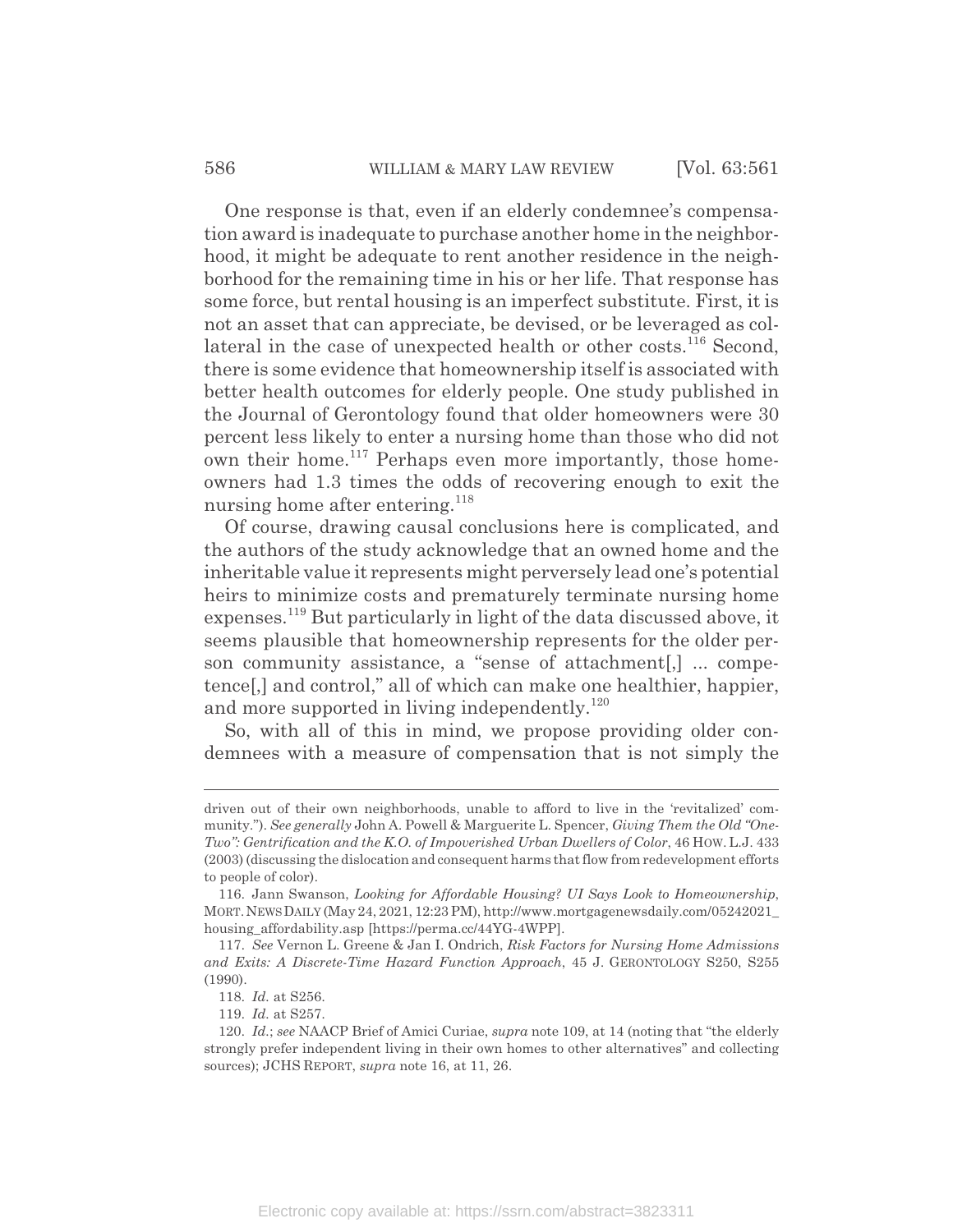One response is that, even if an elderly condemnee's compensation award is inadequate to purchase another home in the neighborhood, it might be adequate to rent another residence in the neighborhood for the remaining time in his or her life. That response has some force, but rental housing is an imperfect substitute. First, it is not an asset that can appreciate, be devised, or be leveraged as collateral in the case of unexpected health or other costs.[116] Second, there is some evidence that homeownership itself is associated with better health outcomes for elderly people. One study published in the Journal of Gerontology found that older homeowners were 30 percent less likely to enter a nursing home than those who did not own their home.[117] Perhaps even more importantly, those homeowners had 1.3 times the odds of recovering enough to exit the nursing home after entering.[118]

Of course, drawing causal conclusions here is complicated, and the authors of the study acknowledge that an owned home and the inheritable value it represents might perversely lead one's potential heirs to minimize costs and prematurely terminate nursing home expenses.[119] But particularly in light of the data discussed above, it seems plausible that homeownership represents for the older person community assistance, a "sense of attachment[,] ... competence[,] and control," all of which can make one healthier, happier, and more supported in living independently.[120]

So, with all of this in mind, we propose providing older condemnees with a measure of compensation that is not simply the

---

driven out of their own neighborhoods, unable to afford to live in the 'revitalized' community."). *See generally* John A. Powell & Marguerite L. Spencer, *Giving Them the Old "One-Two": Gentrification and the K.O. of Impoverished Urban Dwellers of Color*, 46 HOW. L.J. 433 (2003) (discussing the dislocation and consequent harms that flow from redevelopment efforts to people of color).

116. Jann Swanson, *Looking for Affordable Housing? UI Says Look to Homeownership*, MORT. NEWS DAILY (May 24, 2021, 12:23 PM), http://www.mortgagenewsdaily.com/05242021_housing_affordability.asp [https://perma.cc/44YG-4WPP].

117. *See* Vernon L. Greene & Jan I. Ondrich, *Risk Factors for Nursing Home Admissions and Exits: A Discrete-Time Hazard Function Approach*, 45 J. GERONTOLOGY S250, S255 (1990).

118. *Id.* at S256.

119. *Id.* at S257.

120. *Id.*; *see* NAACP Brief of Amici Curiae, *supra* note 109, at 14 (noting that "the elderly strongly prefer independent living in their own homes to other alternatives" and collecting sources); JCHS REPORT, *supra* note 16, at 11, 26.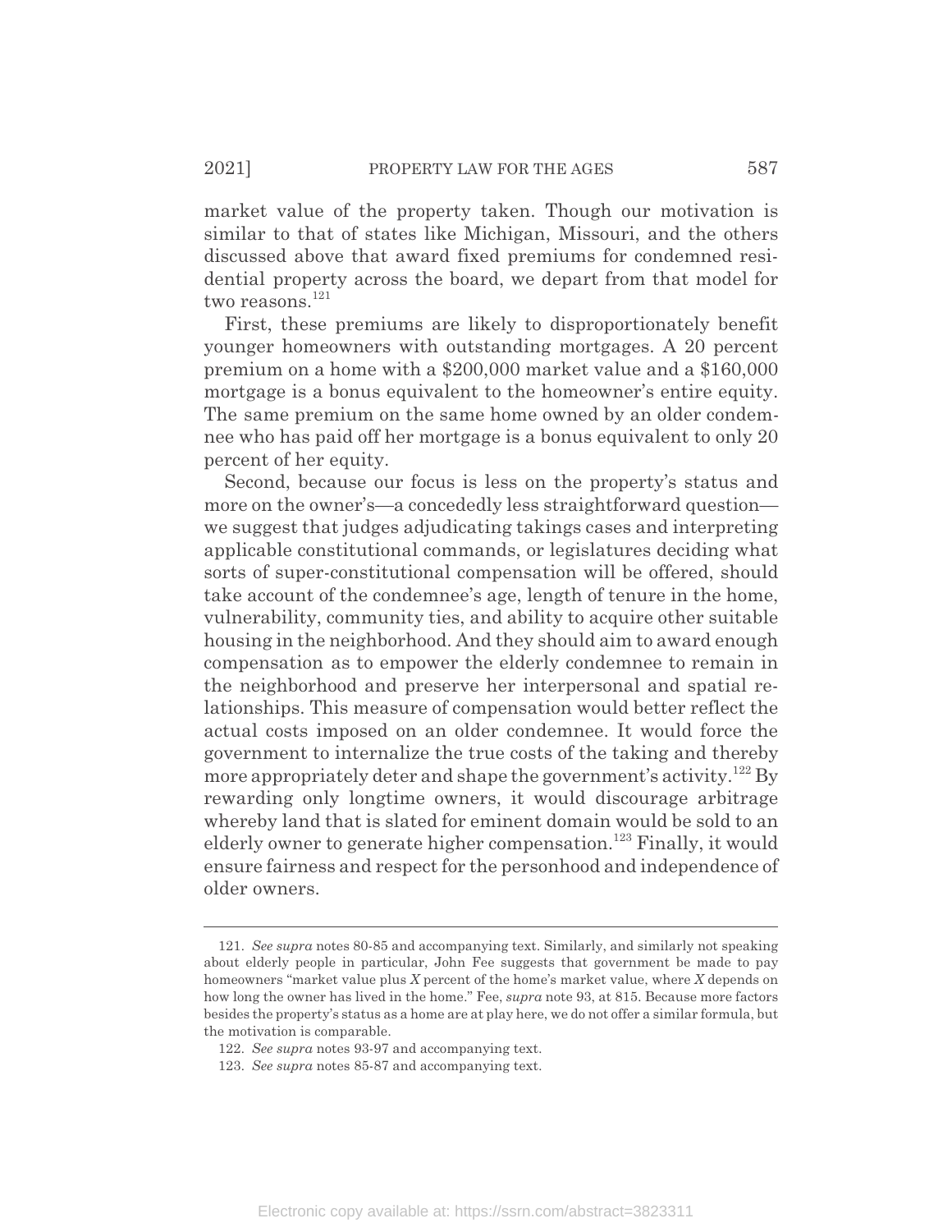market value of the property taken. Though our motivation is similar to that of states like Michigan, Missouri, and the others discussed above that award fixed premiums for condemned residential property across the board, we depart from that model for two reasons.[121]

First, these premiums are likely to disproportionately benefit younger homeowners with outstanding mortgages. A 20 percent premium on a home with a $200,000 market value and a $160,000 mortgage is a bonus equivalent to the homeowner's entire equity. The same premium on the same home owned by an older condemnee who has paid off her mortgage is a bonus equivalent to only 20 percent of her equity.

Second, because our focus is less on the property's status and more on the owner's—a concedly less straightforward question—we suggest that judges adjudicating takings cases and interpreting applicable constitutional commands, or legislatures deciding what sorts of super-constitutional compensation will be offered, should take account of the condemnee's age, length of tenure in the home, vulnerability, community ties, and ability to acquire other suitable housing in the neighborhood. And they should aim to award enough compensation as to empower the elderly condemnee to remain in the neighborhood and preserve her interpersonal and spatial relationships. This measure of compensation would better reflect the actual costs imposed on an older condemnee. It would force the government to internalize the true costs of the taking and thereby more appropriately deter and shape the government's activity.[122] By rewarding only longtime owners, it would discourage arbitrage whereby land that is slated for eminent domain would be sold to an elderly owner to generate higher compensation.[123] Finally, it would ensure fairness and respect for the personhood and independence of older owners.

---

121. *See supra* notes 80-85 and accompanying text. Similarly, and similarly not speaking about elderly people in particular, John Fee suggests that government be made to pay homeowners "market value plus *X* percent of the home's market value, where *X* depends on how long the owner has lived in the home." Fee, *supra* note 93, at 815. Because more factors besides the property's status as a home are at play here, we do not offer a similar formula, but the motivation is comparable.

122. *See supra* notes 93-97 and accompanying text.

123. *See supra* notes 85-87 and accompanying text.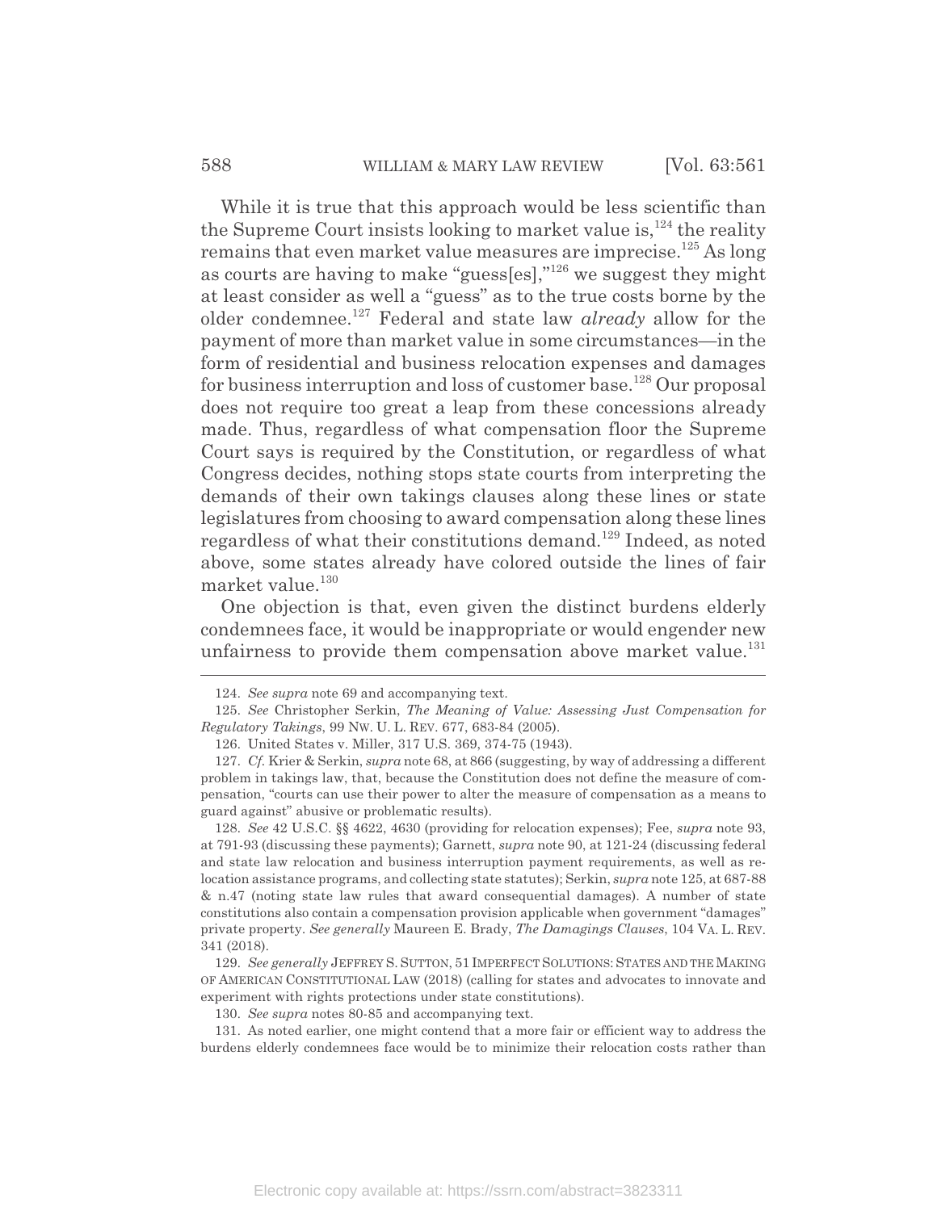While it is true that this approach would be less scientific than the Supreme Court insists looking to market value is,[124] the reality remains that even market value measures are imprecise.[125] As long as courts are having to make "guess[es],"[126] we suggest they might at least consider as well a "guess" as to the true costs borne by the older condemnee.[127] Federal and state law *already* allow for the payment of more than market value in some circumstances—in the form of residential and business relocation expenses and damages for business interruption and loss of customer base.[128] Our proposal does not require too great a leap from these concessions already made. Thus, regardless of what compensation floor the Supreme Court says is required by the Constitution, or regardless of what Congress decides, nothing stops state courts from interpreting the demands of their own takings clauses along these lines or state legislatures from choosing to award compensation along these lines regardless of what their constitutions demand.[129] Indeed, as noted above, some states already have colored outside the lines of fair market value.[130]

One objection is that, even given the distinct burdens elderly condemnees face, it would be inappropriate or would engender new unfairness to provide them compensation above market value.[131]

---

124. *See supra* note 69 and accompanying text.

125. *See* Christopher Serkin, *The Meaning of Value: Assessing Just Compensation for Regulatory Takings*, 99 NW. U. L. REV. 677, 683-84 (2005).

126. United States v. Miller, 317 U.S. 369, 374-75 (1943).

127. *Cf.* Krier & Serkin, *supra* note 68, at 866 (suggesting, by way of addressing a different problem in takings law, that, because the Constitution does not define the measure of compensation, "courts can use their power to alter the measure of compensation as a means to guard against" abusive or problematic results).

128. *See* 42 U.S.C. §§ 4622, 4630 (providing for relocation expenses); Fee, *supra* note 93, at 791-93 (discussing these payments); Garnett, *supra* note 90, at 121-24 (discussing federal and state law relocation and business interruption payment requirements, as well as relocation assistance programs, and collecting state statutes); Serkin, *supra* note 125, at 687-88 & n.47 (noting state law rules that award consequential damages). A number of state constitutions also contain a compensation provision applicable when government "damages" private property. *See generally* Maureen E. Brady, *The Damagings Clauses*, 104 VA. L. REV. 341 (2018).

129. *See generally* JEFFREY S. SUTTON, 51 IMPERFECT SOLUTIONS: STATES AND THE MAKING OF AMERICAN CONSTITUTIONAL LAW (2018) (calling for states and advocates to innovate and experiment with rights protections under state constitutions).

130. *See supra* notes 80-85 and accompanying text.

131. As noted earlier, one might contend that a more fair or efficient way to address the burdens elderly condemnees face would be to minimize their relocation costs rather than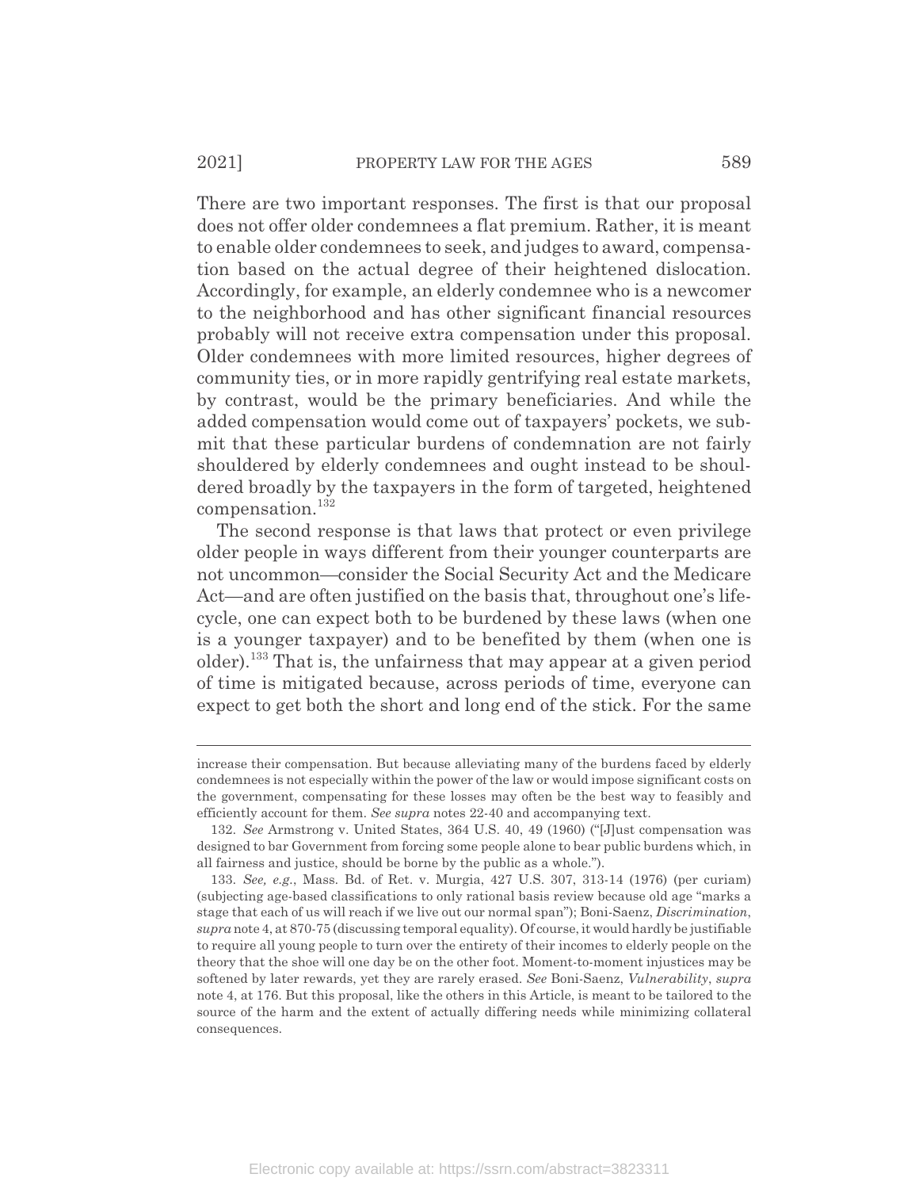There are two important responses. The first is that our proposal does not offer older condemnees a flat premium. Rather, it is meant to enable older condemnees to seek, and judges to award, compensation based on the actual degree of their heightened dislocation. Accordingly, for example, an elderly condemnee who is a newcomer to the neighborhood and has other significant financial resources probably will not receive extra compensation under this proposal. Older condemnees with more limited resources, higher degrees of community ties, or in more rapidly gentrifying real estate markets, by contrast, would be the primary beneficiaries. And while the added compensation would come out of taxpayers' pockets, we submit that these particular burdens of condemnation are not fairly shouldered by elderly condemnees and ought instead to be shouldered broadly by the taxpayers in the form of targeted, heightened compensation.[132]

The second response is that laws that protect or even privilege older people in ways different from their younger counterparts are not uncommon—consider the Social Security Act and the Medicare Act—and are often justified on the basis that, throughout one's lifecycle, one can expect both to be burdened by these laws (when one is a younger taxpayer) and to be benefited by them (when one is older).[133] That is, the unfairness that may appear at a given period of time is mitigated because, across periods of time, everyone can expect to get both the short and long end of the stick. For the same

---

increase their compensation. But because alleviating many of the burdens faced by elderly condemnees is not especially within the power of the law or would impose significant costs on the government, compensating for these losses may often be the best way to feasibly and efficiently account for them. *See supra* notes 22-40 and accompanying text.

132. *See* Armstrong v. United States, 364 U.S. 40, 49 (1960) ("[J]ust compensation was designed to bar Government from forcing some people alone to bear public burdens which, in all fairness and justice, should be borne by the public as a whole.").

133. *See, e.g.*, Mass. Bd. of Ret. v. Murgia, 427 U.S. 307, 313-14 (1976) (per curiam) (subjecting age-based classifications to only rational basis review because old age "marks a stage that each of us will reach if we live out our normal span"); Boni-Saenz, *Discrimination*, *supra* note 4, at 870-75 (discussing temporal equality). Of course, it would hardly be justifiable to require all young people to turn over the entirety of their incomes to elderly people on the theory that the shoe will one day be on the other foot. Moment-to-moment injustices may be softened by later rewards, yet they are rarely erased. *See* Boni-Saenz, *Vulnerability*, *supra* note 4, at 176. But this proposal, like the others in this Article, is meant to be tailored to the source of the harm and the extent of actually differing needs while minimizing collateral consequences.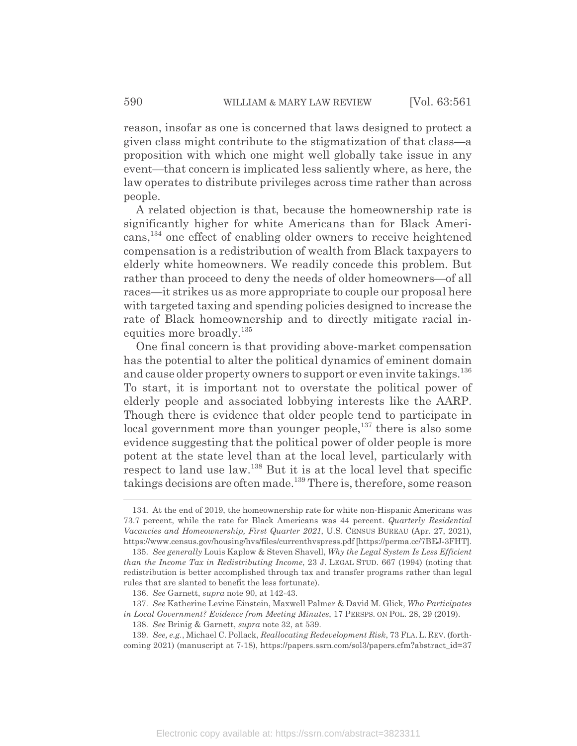reason, insofar as one is concerned that laws designed to protect a given class might contribute to the stigmatization of that class—a proposition with which one might well globally take issue in any event—that concern is implicated less saliently where, as here, the law operates to distribute privileges across time rather than across people.

A related objection is that, because the homeownership rate is significantly higher for white Americans than for Black Americans,[134] one effect of enabling older owners to receive heightened compensation is a redistribution of wealth from Black taxpayers to elderly white homeowners. We readily concede this problem. But rather than proceed to deny the needs of older homeowners—of all races—it strikes us as more appropriate to couple our proposal here with targeted taxing and spending policies designed to increase the rate of Black homeownership and to directly mitigate racial inequities more broadly.[135]

One final concern is that providing above-market compensation has the potential to alter the political dynamics of eminent domain and cause older property owners to support or even invite takings.[136] To start, it is important not to overstate the political power of elderly people and associated lobbying interests like the AARP. Though there is evidence that older people tend to participate in local government more than younger people,[137] there is also some evidence suggesting that the political power of older people is more potent at the state level than at the local level, particularly with respect to land use law.[138] But it is at the local level that specific takings decisions are often made.[139] There is, therefore, some reason

---

134. At the end of 2019, the homeownership rate for white non-Hispanic Americans was 73.7 percent, while the rate for Black Americans was 44 percent. *Quarterly Residential Vacancies and Homeownership, First Quarter 2021*, U.S. CENSUS BUREAU (Apr. 27, 2021), https://www.census.gov/housing/hvs/files/currenthvspress.pdf [https://perma.cc/7BEJ-3FHT].

135. *See generally* Louis Kaplow & Steven Shavell, *Why the Legal System Is Less Efficient than the Income Tax in Redistributing Income*, 23 J. LEGAL STUD. 667 (1994) (noting that redistribution is better accomplished through tax and transfer programs rather than legal rules that are slanted to benefit the less fortunate).

136. *See* Garnett, *supra* note 90, at 142-43.

137. *See* Katherine Levine Einstein, Maxwell Palmer & David M. Glick, *Who Participates in Local Government? Evidence from Meeting Minutes*, 17 PERSPS. ON POL. 28, 29 (2019).

138. *See* Brinig & Garnett, *supra* note 32, at 539.

139. *See, e.g.*, Michael C. Pollack, *Reallocating Redevelopment Risk*, 73 FLA. L. REV. (forthcoming 2021) (manuscript at 7-18), https://papers.ssrn.com/sol3/papers.cfm?abstract_id=37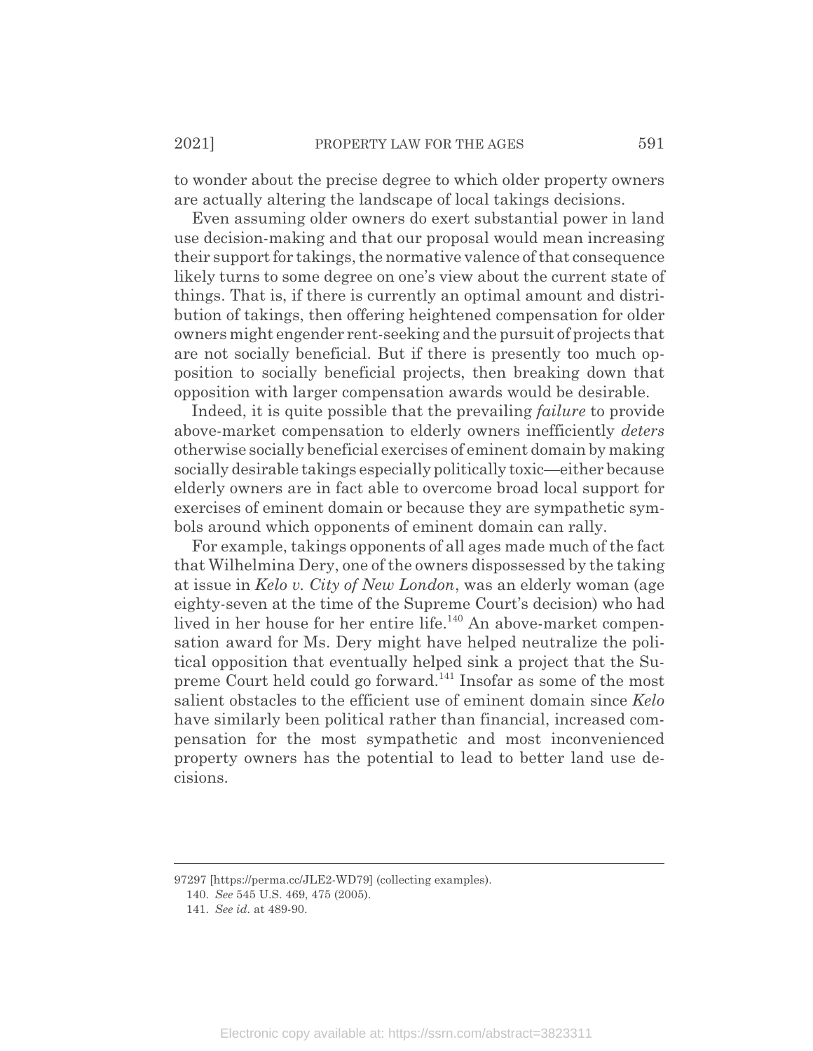to wonder about the precise degree to which older property owners are actually altering the landscape of local takings decisions.

Even assuming older owners do exert substantial power in land use decision-making and that our proposal would mean increasing their support for takings, the normative valence of that consequence likely turns to some degree on one's view about the current state of things. That is, if there is currently an optimal amount and distribution of takings, then offering heightened compensation for older owners might engender rent-seeking and the pursuit of projects that are not socially beneficial. But if there is presently too much opposition to socially beneficial projects, then breaking down that opposition with larger compensation awards would be desirable.

Indeed, it is quite possible that the prevailing *failure* to provide above-market compensation to elderly owners inefficiently *deters* otherwise socially beneficial exercises of eminent domain by making socially desirable takings especially politically toxic—either because elderly owners are in fact able to overcome broad local support for exercises of eminent domain or because they are sympathetic symbols around which opponents of eminent domain can rally.

For example, takings opponents of all ages made much of the fact that Wilhelmina Dery, one of the owners dispossessed by the taking at issue in *Kelo v. City of New London*, was an elderly woman (age eighty-seven at the time of the Supreme Court's decision) who had lived in her house for her entire life.[140] An above-market compensation award for Ms. Dery might have helped neutralize the political opposition that eventually helped sink a project that the Supreme Court held could go forward.[141] Insofar as some of the most salient obstacles to the efficient use of eminent domain since *Kelo* have similarly been political rather than financial, increased compensation for the most sympathetic and most inconvenienced property owners has the potential to lead to better land use decisions.

---

97297 [https://perma.cc/JLE2-WD79] (collecting examples).

140. *See* 545 U.S. 469, 475 (2005).

141. *See id.* at 489-90.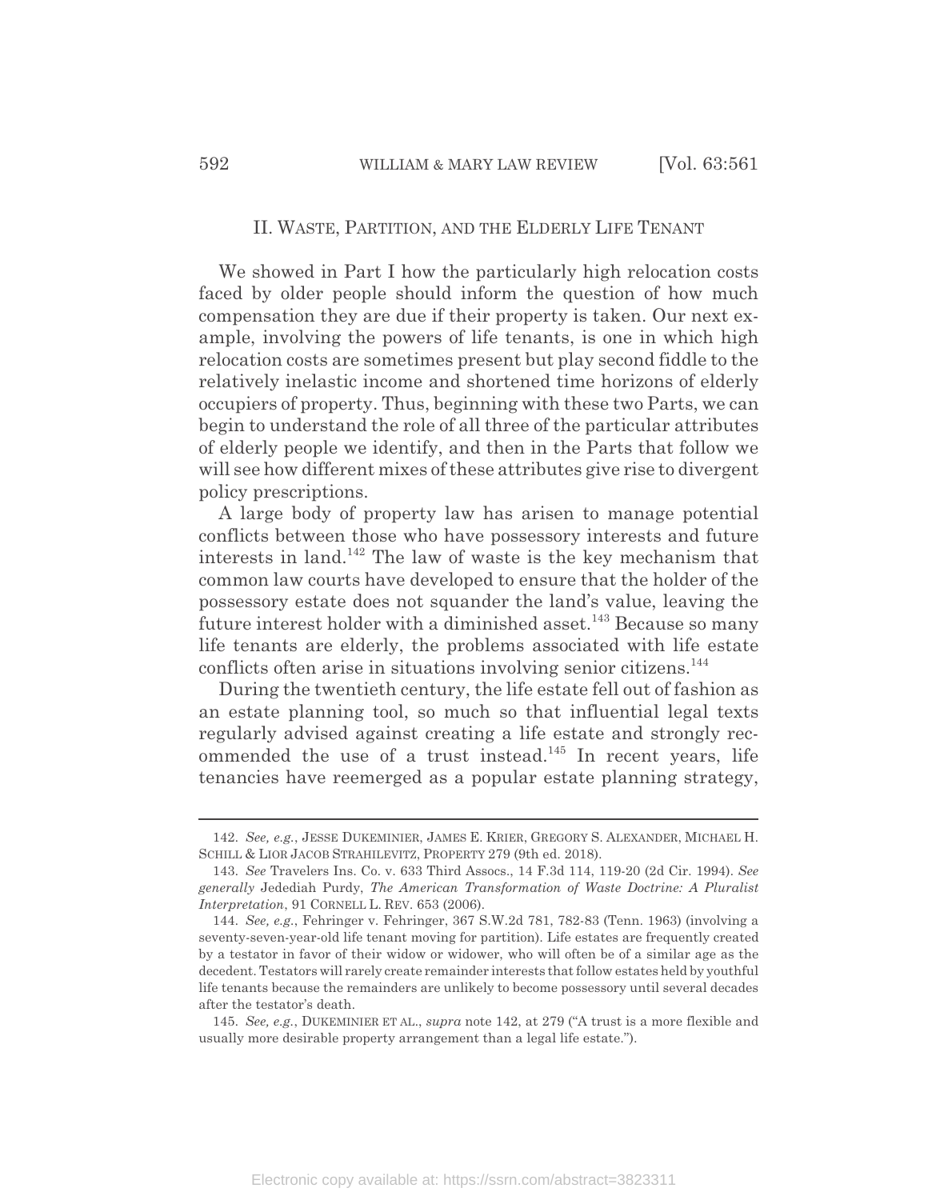## II. WASTE, PARTITION, AND THE ELDERLY LIFE TENANT

We showed in Part I how the particularly high relocation costs faced by older people should inform the question of how much compensation they are due if their property is taken. Our next example, involving the powers of life tenants, is one in which high relocation costs are sometimes present but play second fiddle to the relatively inelastic income and shortened time horizons of elderly occupiers of property. Thus, beginning with these two Parts, we can begin to understand the role of all three of the particular attributes of elderly people we identify, and then in the Parts that follow we will see how different mixes of these attributes give rise to divergent policy prescriptions.

A large body of property law has arisen to manage potential conflicts between those who have possessory interests and future interests in land.[142] The law of waste is the key mechanism that common law courts have developed to ensure that the holder of the possessory estate does not squander the land's value, leaving the future interest holder with a diminished asset.[143] Because so many life tenants are elderly, the problems associated with life estate conflicts often arise in situations involving senior citizens.[144]

During the twentieth century, the life estate fell out of fashion as an estate planning tool, so much so that influential legal texts regularly advised against creating a life estate and strongly recommended the use of a trust instead.[145] In recent years, life tenancies have reemerged as a popular estate planning strategy,

---

142. *See, e.g.*, JESSE DUKEMINIER, JAMES E. KRIER, GREGORY S. ALEXANDER, MICHAEL H. SCHILL & LIOR JACOB STRAHILEVITZ, PROPERTY 279 (9th ed. 2018).

143. *See* Travelers Ins. Co. v. 633 Third Assocs., 14 F.3d 114, 119-20 (2d Cir. 1994). *See generally* Jedediah Purdy, *The American Transformation of Waste Doctrine: A Pluralist Interpretation*, 91 CORNELL L. REV. 653 (2006).

144. *See, e.g.*, Fehringer v. Fehringer, 367 S.W.2d 781, 782-83 (Tenn. 1963) (involving a seventy-seven-year-old life tenant moving for partition). Life estates are frequently created by a testator in favor of their widow or widower, who will often be of a similar age as the decedent. Testators will rarely create remainder interests that follow estates held by youthful life tenants because the remainders are unlikely to become possessory until several decades after the testator's death.

145. *See, e.g.*, DUKEMINIER ET AL., *supra* note 142, at 279 ("A trust is a more flexible and usually more desirable property arrangement than a legal life estate.").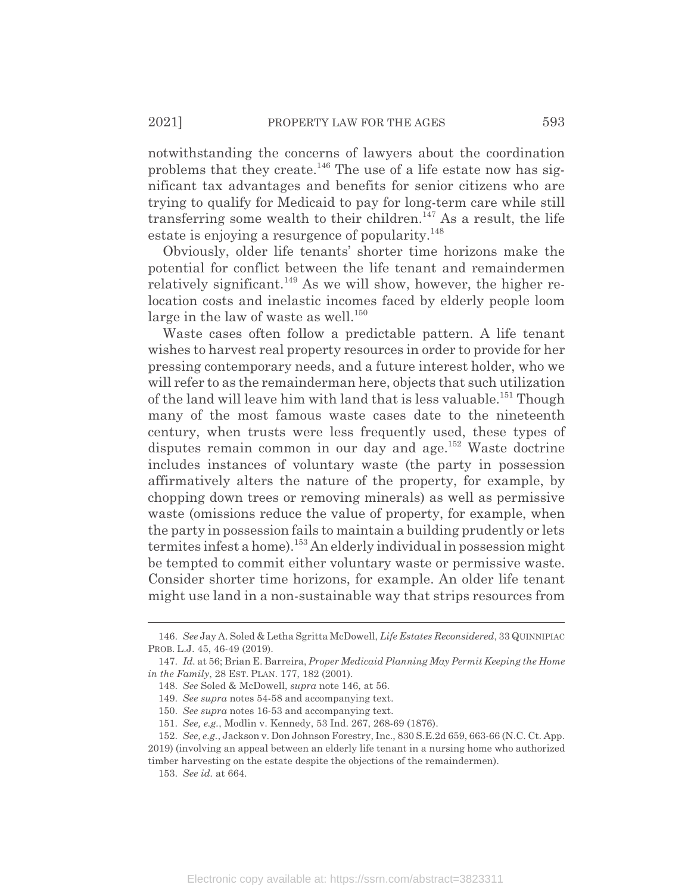notwithstanding the concerns of lawyers about the coordination problems that they create.[146] The use of a life estate now has significant tax advantages and benefits for senior citizens who are trying to qualify for Medicaid to pay for long-term care while still transferring some wealth to their children.[147] As a result, the life estate is enjoying a resurgence of popularity.[148]

Obviously, older life tenants' shorter time horizons make the potential for conflict between the life tenant and remaindermen relatively significant.[149] As we will show, however, the higher relocation costs and inelastic incomes faced by elderly people loom large in the law of waste as well.[150]

Waste cases often follow a predictable pattern. A life tenant wishes to harvest real property resources in order to provide for her pressing contemporary needs, and a future interest holder, who we will refer to as the remainderman here, objects that such utilization of the land will leave him with land that is less valuable.[151] Though many of the most famous waste cases date to the nineteenth century, when trusts were less frequently used, these types of disputes remain common in our day and age.[152] Waste doctrine includes instances of voluntary waste (the party in possession affirmatively alters the nature of the property, for example, by chopping down trees or removing minerals) as well as permissive waste (omissions reduce the value of property, for example, when the party in possession fails to maintain a building prudently or lets termites infest a home).[153] An elderly individual in possession might be tempted to commit either voluntary waste or permissive waste. Consider shorter time horizons, for example. An older life tenant might use land in a non-sustainable way that strips resources from

---

146. *See* Jay A. Soled & Letha Sgritta McDowell, *Life Estates Reconsidered*, 33 QUINNIPIAC PROB. L.J. 45, 46-49 (2019).

147. *Id.* at 56; Brian E. Barreira, *Proper Medicaid Planning May Permit Keeping the Home in the Family*, 28 EST. PLAN. 177, 182 (2001).

148. *See* Soled & McDowell, *supra* note 146, at 56.

149. *See supra* notes 54-58 and accompanying text.

150. *See supra* notes 16-53 and accompanying text.

151. *See, e.g.*, Modlin v. Kennedy, 53 Ind. 267, 268-69 (1876).

152. *See, e.g.*, Jackson v. Don Johnson Forestry, Inc., 830 S.E.2d 659, 663-66 (N.C. Ct. App. 2019) (involving an appeal between an elderly life tenant in a nursing home who authorized timber harvesting on the estate despite the objections of the remaindermen).

153. *See id.* at 664.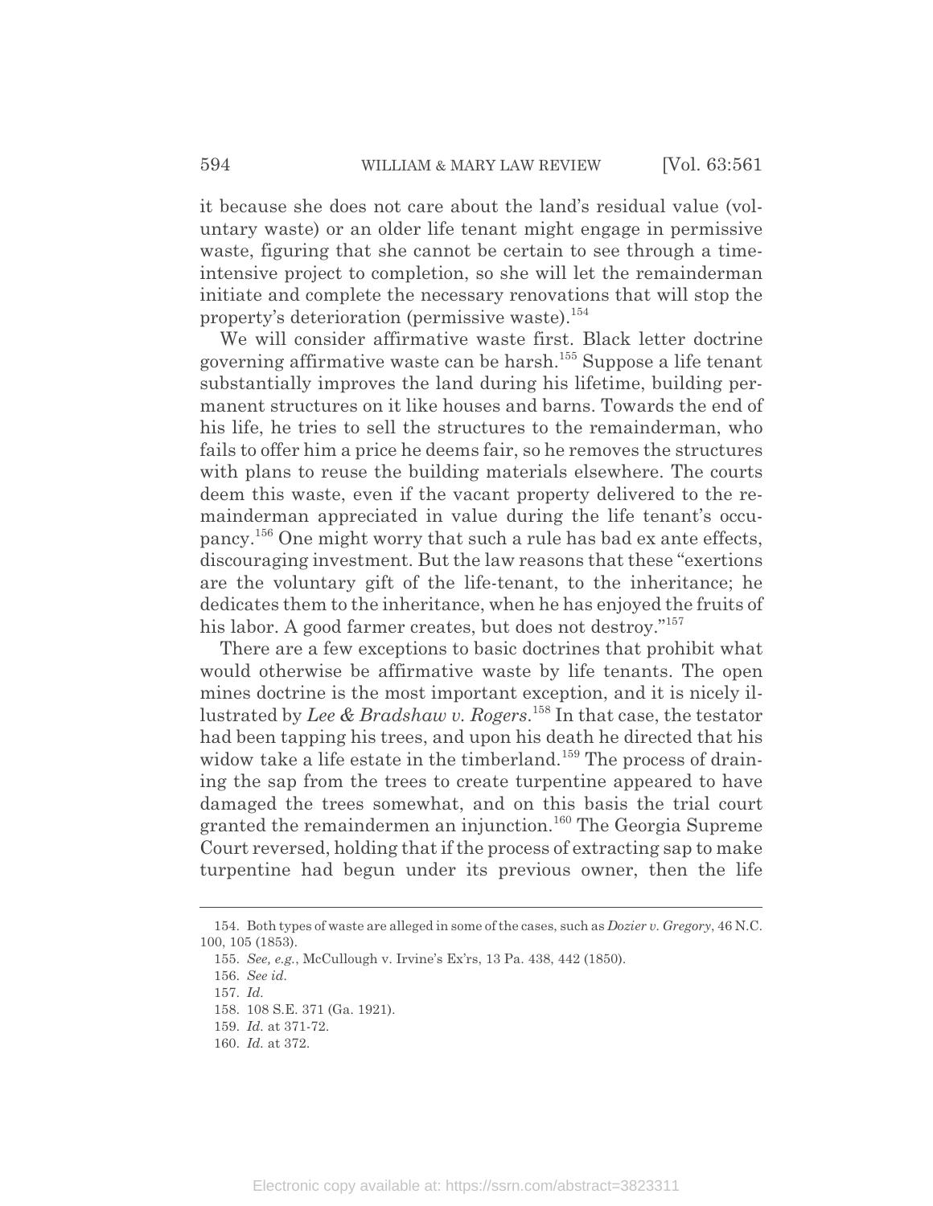it because she does not care about the land's residual value (voluntary waste) or an older life tenant might engage in permissive waste, figuring that she cannot be certain to see through a time-intensive project to completion, so she will let the remainderman initiate and complete the necessary renovations that will stop the property's deterioration (permissive waste).[154]

We will consider affirmative waste first. Black letter doctrine governing affirmative waste can be harsh.[155] Suppose a life tenant substantially improves the land during his lifetime, building permanent structures on it like houses and barns. Towards the end of his life, he tries to sell the structures to the remainderman, who fails to offer him a price he deems fair, so he removes the structures with plans to reuse the building materials elsewhere. The courts deem this waste, even if the vacant property delivered to the remainderman appreciated in value during the life tenant's occupancy.[156] One might worry that such a rule has bad ex ante effects, discouraging investment. But the law reasons that these "exertions are the voluntary gift of the life-tenant, to the inheritance; he dedicates them to the inheritance, when he has enjoyed the fruits of his labor. A good farmer creates, but does not destroy."[157]

There are a few exceptions to basic doctrines that prohibit what would otherwise be affirmative waste by life tenants. The open mines doctrine is the most important exception, and it is nicely illustrated by *Lee & Bradshaw v. Rogers*.[158] In that case, the testator had been tapping his trees, and upon his death he directed that his widow take a life estate in the timberland.[159] The process of draining the sap from the trees to create turpentine appeared to have damaged the trees somewhat, and on this basis the trial court granted the remaindermen an injunction.[160] The Georgia Supreme Court reversed, holding that if the process of extracting sap to make turpentine had begun under its previous owner, then the life

---

154. Both types of waste are alleged in some of the cases, such as *Dozier v. Gregory*, 46 N.C. 100, 105 (1853).

155. *See, e.g.*, McCullough v. Irvine's Ex'rs, 13 Pa. 438, 442 (1850).

156. *See id.*

157. *Id.*

158. 108 S.E. 371 (Ga. 1921).

159. *Id.* at 371-72.

160. *Id.* at 372.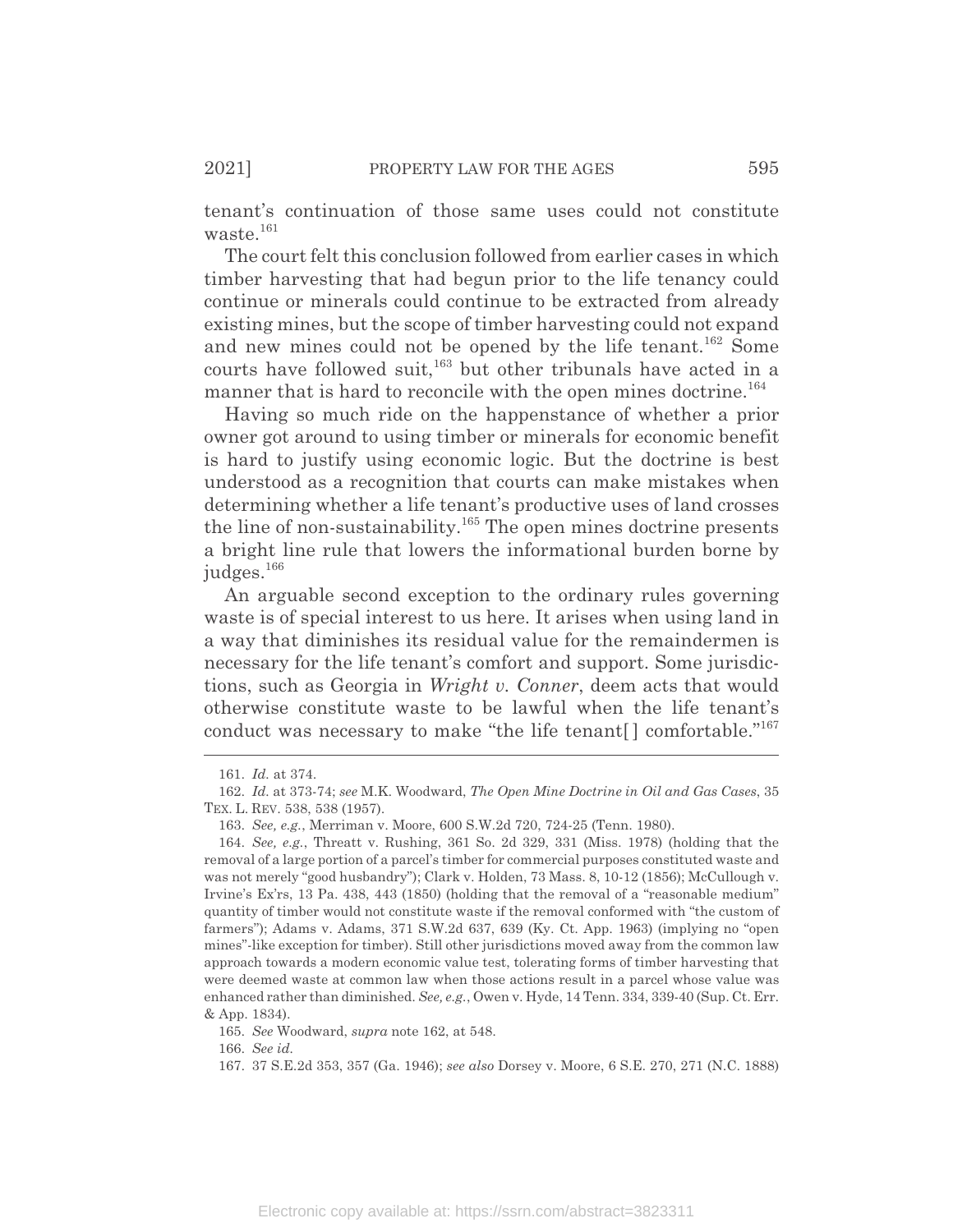tenant's continuation of those same uses could not constitute waste.[161]

The court felt this conclusion followed from earlier cases in which timber harvesting that had begun prior to the life tenancy could continue or minerals could continue to be extracted from already existing mines, but the scope of timber harvesting could not expand and new mines could not be opened by the life tenant.[162] Some courts have followed suit,[163] but other tribunals have acted in a manner that is hard to reconcile with the open mines doctrine.[164]

Having so much ride on the happenstance of whether a prior owner got around to using timber or minerals for economic benefit is hard to justify using economic logic. But the doctrine is best understood as a recognition that courts can make mistakes when determining whether a life tenant's productive uses of land crosses the line of non-sustainability.[165] The open mines doctrine presents a bright line rule that lowers the informational burden borne by judges.[166]

An arguable second exception to the ordinary rules governing waste is of special interest to us here. It arises when using land in a way that diminishes its residual value for the remaindermen is necessary for the life tenant's comfort and support. Some jurisdictions, such as Georgia in *Wright v. Conner*, deem acts that would otherwise constitute waste to be lawful when the life tenant's conduct was necessary to make "the life tenant[] comfortable."[167]

---

161. *Id.* at 374.

162. *Id.* at 373-74; *see* M.K. Woodward, *The Open Mine Doctrine in Oil and Gas Cases*, 35 TEX. L. REV. 538, 538 (1957).

163. *See, e.g.*, Merriman v. Moore, 600 S.W.2d 720, 724-25 (Tenn. 1980).

164. *See, e.g.*, Threatt v. Rushing, 361 So. 2d 329, 331 (Miss. 1978) (holding that the removal of a large portion of a parcel's timber for commercial purposes constituted waste and was not merely "good husbandry"); Clark v. Holden, 73 Mass. 8, 10-12 (1856); McCullough v. Irvine's Ex'rs, 13 Pa. 438, 443 (1850) (holding that the removal of a "reasonable medium" quantity of timber would not constitute waste if the removal conformed with "the custom of farmers"); Adams v. Adams, 371 S.W.2d 637, 639 (Ky. Ct. App. 1963) (implying no "open mines"-like exception for timber). Still other jurisdictions moved away from the common law approach towards a modern economic value test, tolerating forms of timber harvesting that were deemed waste at common law when those actions result in a parcel whose value was enhanced rather than diminished. *See, e.g.*, Owen v. Hyde, 14 Tenn. 334, 339-40 (Sup. Ct. Err. & App. 1834).

165. *See* Woodward, *supra* note 162, at 548.

166. *See id.*

167. 37 S.E.2d 353, 357 (Ga. 1946); *see also* Dorsey v. Moore, 6 S.E. 270, 271 (N.C. 1888)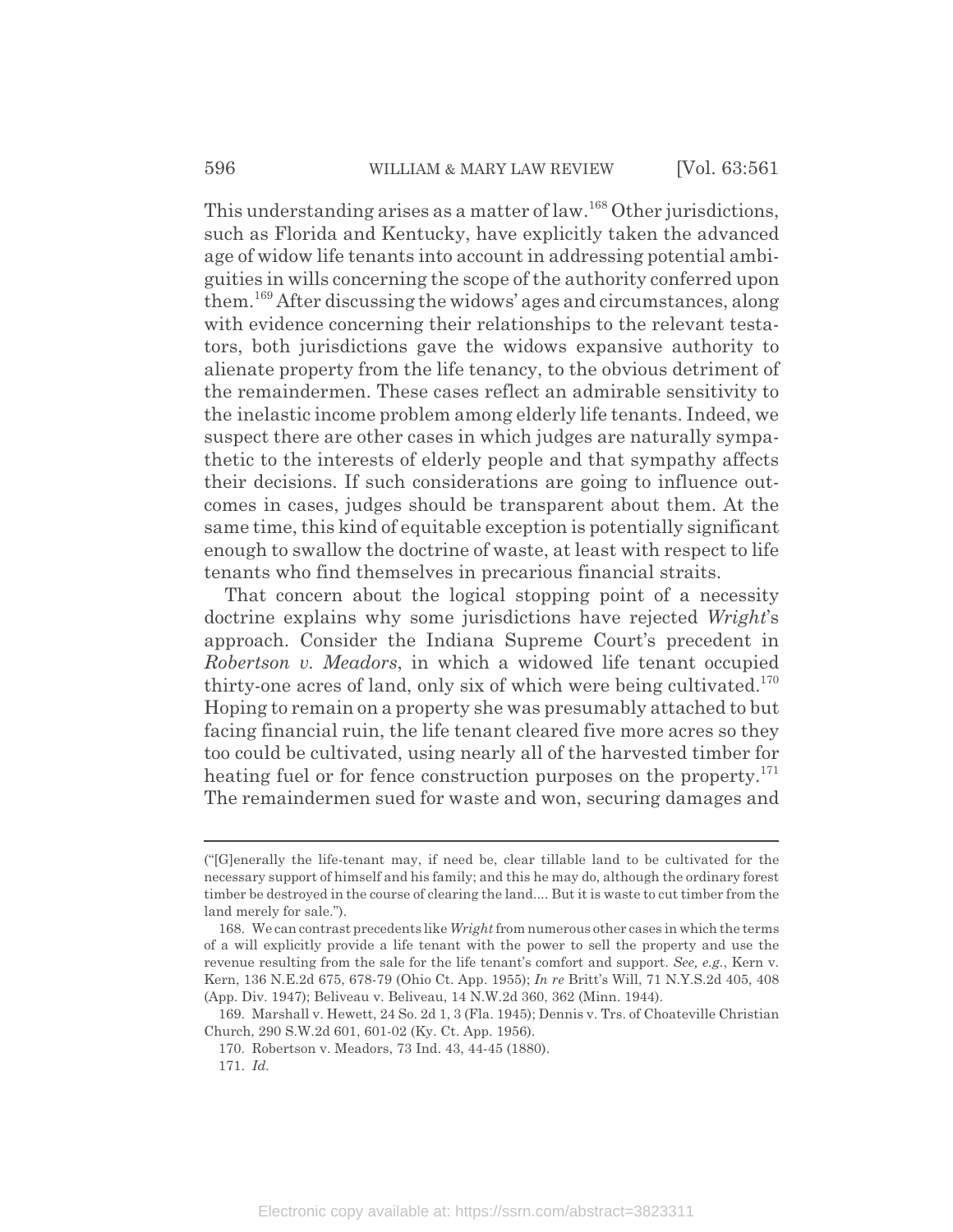This understanding arises as a matter of law.[168] Other jurisdictions, such as Florida and Kentucky, have explicitly taken the advanced age of widow life tenants into account in addressing potential ambiguities in wills concerning the scope of the authority conferred upon them.[169] After discussing the widows' ages and circumstances, along with evidence concerning their relationships to the relevant testators, both jurisdictions gave the widows expansive authority to alienate property from the life tenancy, to the obvious detriment of the remaindermen. These cases reflect an admirable sensitivity to the inelastic income problem among elderly life tenants. Indeed, we suspect there are other cases in which judges are naturally sympathetic to the interests of elderly people and that sympathy affects their decisions. If such considerations are going to influence outcomes in cases, judges should be transparent about them. At the same time, this kind of equitable exception is potentially significant enough to swallow the doctrine of waste, at least with respect to life tenants who find themselves in precarious financial straits.

That concern about the logical stopping point of a necessity doctrine explains why some jurisdictions have rejected *Wright*'s approach. Consider the Indiana Supreme Court's precedent in *Robertson v. Meadors*, in which a widowed life tenant occupied thirty-one acres of land, only six of which were being cultivated.[170] Hoping to remain on a property she was presumably attached to but facing financial ruin, the life tenant cleared five more acres so they too could be cultivated, using nearly all of the harvested timber for heating fuel or for fence construction purposes on the property.[171] The remaindermen sued for waste and won, securing damages and

("[G]enerally the life-tenant may, if need be, clear tillable land to be cultivated for the necessary support of himself and his family; and this he may do, although the ordinary forest timber be destroyed in the course of clearing the land.... But it is waste to cut timber from the land merely for sale.").

168. We can contrast precedents like *Wright* from numerous other cases in which the terms of a will explicitly provide a life tenant with the power to sell the property and use the revenue resulting from the sale for the life tenant's comfort and support. *See, e.g.*, Kern v. Kern, 136 N.E.2d 675, 678-79 (Ohio Ct. App. 1955); *In re* Britt's Will, 71 N.Y.S.2d 405, 408 (App. Div. 1947); Beliveau v. Beliveau, 14 N.W.2d 360, 362 (Minn. 1944).

169. Marshall v. Hewett, 24 So. 2d 1, 3 (Fla. 1945); Dennis v. Trs. of Choateville Christian Church, 290 S.W.2d 601, 601-02 (Ky. Ct. App. 1956).

170. Robertson v. Meadors, 73 Ind. 43, 44-45 (1880).

171. *Id.*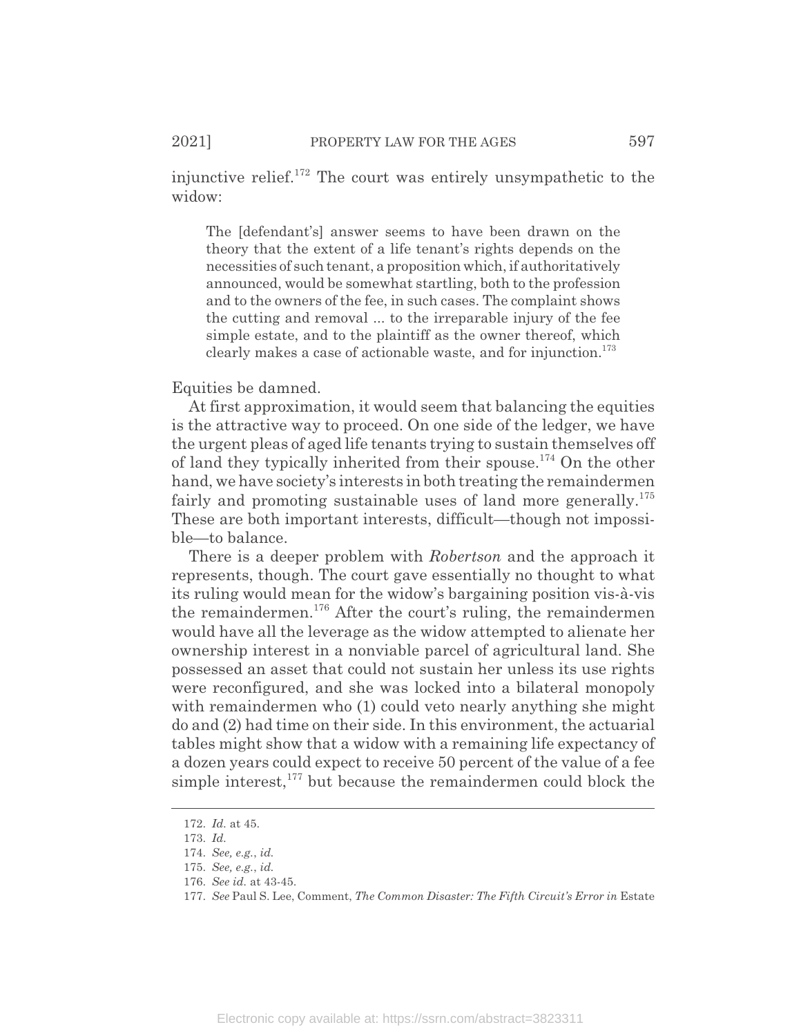injunctive relief.[172] The court was entirely unsympathetic to the widow:

> The [defendant's] answer seems to have been drawn on the theory that the extent of a life tenant's rights depends on the necessities of such tenant, a proposition which, if authoritatively announced, would be somewhat startling, both to the profession and to the owners of the fee, in such cases. The complaint shows the cutting and removal ... to the irreparable injury of the fee simple estate, and to the plaintiff as the owner thereof, which clearly makes a case of actionable waste, and for injunction.[173]

Equities be damned.

At first approximation, it would seem that balancing the equities is the attractive way to proceed. On one side of the ledger, we have the urgent pleas of aged life tenants trying to sustain themselves off of land they typically inherited from their spouse.[174] On the other hand, we have society's interests in both treating the remaindermen fairly and promoting sustainable uses of land more generally.[175] These are both important interests, difficult—though not impossible—to balance.

There is a deeper problem with *Robertson* and the approach it represents, though. The court gave essentially no thought to what its ruling would mean for the widow's bargaining position vis-à-vis the remaindermen.[176] After the court's ruling, the remaindermen would have all the leverage as the widow attempted to alienate her ownership interest in a nonviable parcel of agricultural land. She possessed an asset that could not sustain her unless its use rights were reconfigured, and she was locked into a bilateral monopoly with remaindermen who (1) could veto nearly anything she might do and (2) had time on their side. In this environment, the actuarial tables might show that a widow with a remaining life expectancy of a dozen years could expect to receive 50 percent of the value of a fee simple interest,[177] but because the remaindermen could block the

---

172. *Id.* at 45.

173. *Id.*

174. *See, e.g.*, *id.*

175. *See, e.g.*, *id.*

176. *See id.* at 43-45.

177. *See* Paul S. Lee, Comment, *The Common Disaster: The Fifth Circuit's Error in* Estate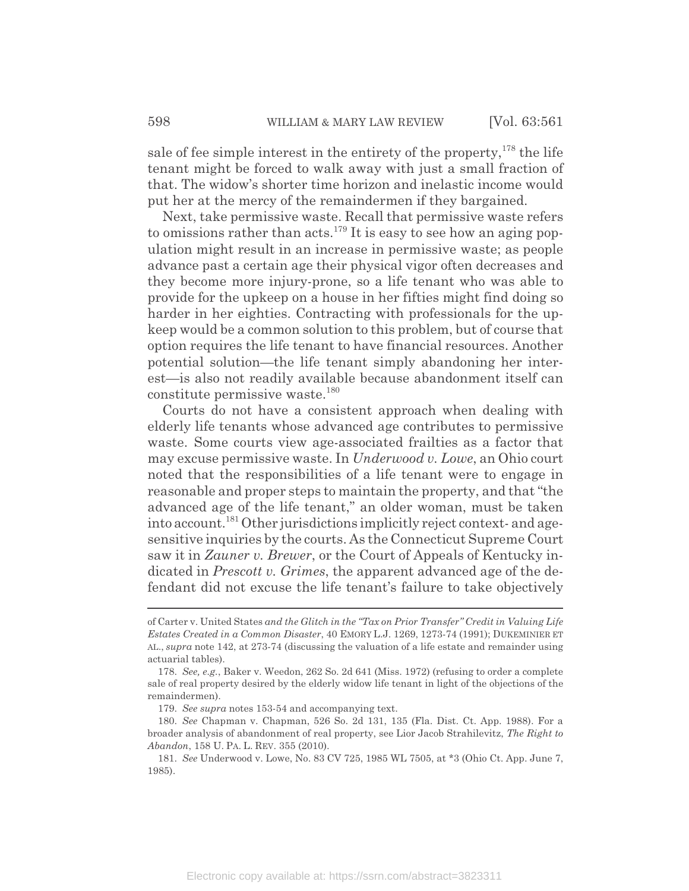sale of fee simple interest in the entirety of the property,[178] the life tenant might be forced to walk away with just a small fraction of that. The widow's shorter time horizon and inelastic income would put her at the mercy of the remaindermen if they bargained.

Next, take permissive waste. Recall that permissive waste refers to omissions rather than acts.[179] It is easy to see how an aging population might result in an increase in permissive waste; as people advance past a certain age their physical vigor often decreases and they become more injury-prone, so a life tenant who was able to provide for the upkeep on a house in her fifties might find doing so harder in her eighties. Contracting with professionals for the upkeep would be a common solution to this problem, but of course that option requires the life tenant to have financial resources. Another potential solution—the life tenant simply abandoning her interest—is also not readily available because abandonment itself can constitute permissive waste.[180]

Courts do not have a consistent approach when dealing with elderly life tenants whose advanced age contributes to permissive waste. Some courts view age-associated frailties as a factor that may excuse permissive waste. In *Underwood v. Lowe*, an Ohio court noted that the responsibilities of a life tenant were to engage in reasonable and proper steps to maintain the property, and that "the advanced age of the life tenant," an older woman, must be taken into account.[181] Other jurisdictions implicitly reject context- and age-sensitive inquiries by the courts. As the Connecticut Supreme Court saw it in *Zauner v. Brewer*, or the Court of Appeals of Kentucky indicated in *Prescott v. Grimes*, the apparent advanced age of the defendant did not excuse the life tenant's failure to take objectively

---

of Carter v. United States *and the Glitch in the "Tax on Prior Transfer" Credit in Valuing Life Estates Created in a Common Disaster*, 40 EMORY L.J. 1269, 1273-74 (1991); DUKEMINIER ET AL., *supra* note 142, at 273-74 (discussing the valuation of a life estate and remainder using actuarial tables).

178. *See, e.g.*, Baker v. Weedon, 262 So. 2d 641 (Miss. 1972) (refusing to order a complete sale of real property desired by the elderly widow life tenant in light of the objections of the remaindermen).

179. *See supra* notes 153-54 and accompanying text.

180. *See* Chapman v. Chapman, 526 So. 2d 131, 135 (Fla. Dist. Ct. App. 1988). For a broader analysis of abandonment of real property, see Lior Jacob Strahilevitz, *The Right to Abandon*, 158 U. PA. L. REV. 355 (2010).

181. *See* Underwood v. Lowe, No. 83 CV 725, 1985 WL 7505, at *3 (Ohio Ct. App. June 7, 1985).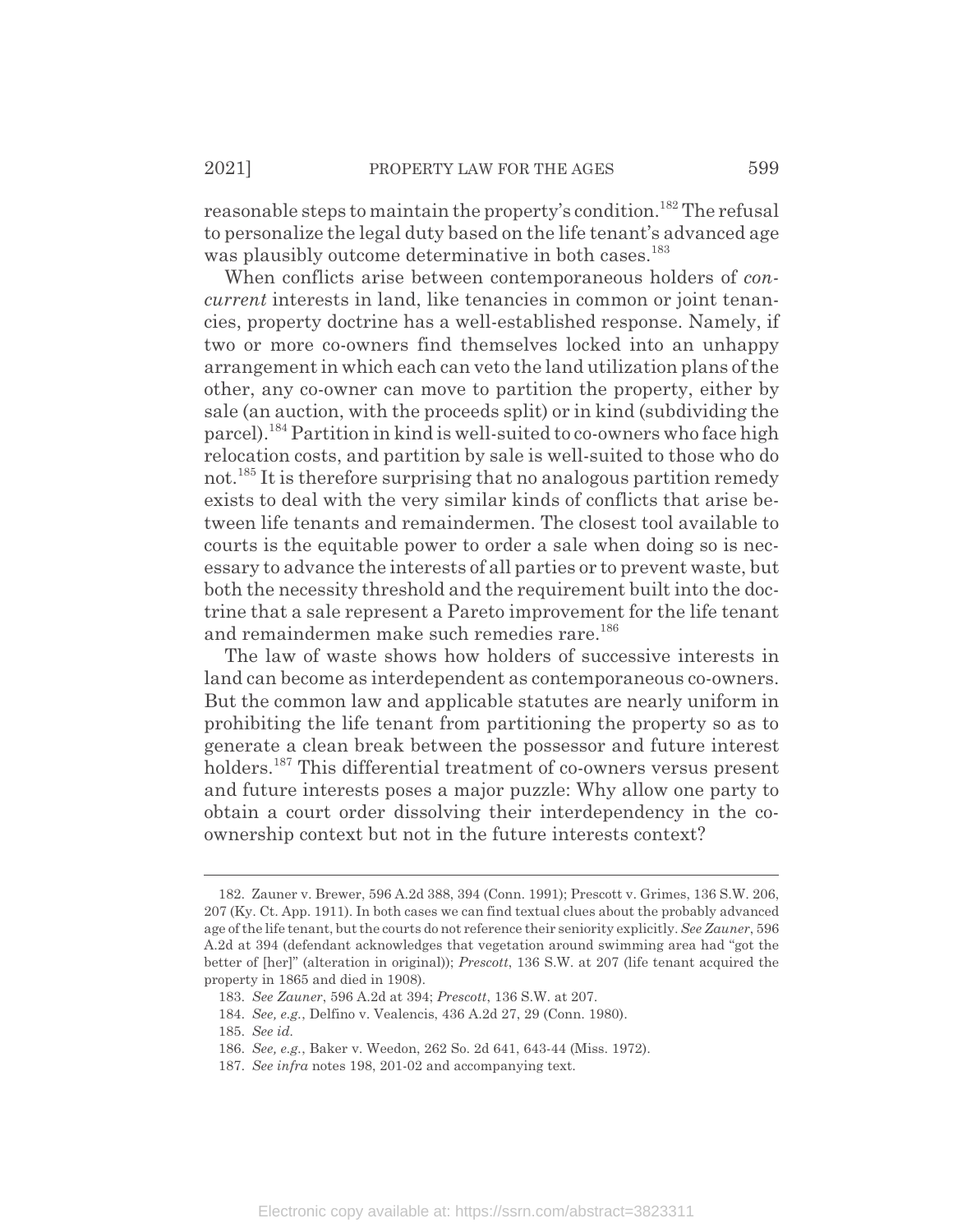reasonable steps to maintain the property's condition.[182] The refusal to personalize the legal duty based on the life tenant's advanced age was plausibly outcome determinative in both cases.[183]

When conflicts arise between contemporaneous holders of *concurrent* interests in land, like tenancies in common or joint tenancies, property doctrine has a well-established response. Namely, if two or more co-owners find themselves locked into an unhappy arrangement in which each can veto the land utilization plans of the other, any co-owner can move to partition the property, either by sale (an auction, with the proceeds split) or in kind (subdividing the parcel).[184] Partition in kind is well-suited to co-owners who face high relocation costs, and partition by sale is well-suited to those who do not.[185] It is therefore surprising that no analogous partition remedy exists to deal with the very similar kinds of conflicts that arise between life tenants and remaindermen. The closest tool available to courts is the equitable power to order a sale when doing so is necessary to advance the interests of all parties or to prevent waste, but both the necessity threshold and the requirement built into the doctrine that a sale represent a Pareto improvement for the life tenant and remaindermen make such remedies rare.[186]

The law of waste shows how holders of successive interests in land can become as interdependent as contemporaneous co-owners. But the common law and applicable statutes are nearly uniform in prohibiting the life tenant from partitioning the property so as to generate a clean break between the possessor and future interest holders.[187] This differential treatment of co-owners versus present and future interests poses a major puzzle: Why allow one party to obtain a court order dissolving their interdependency in the co-ownership context but not in the future interests context?

---

182. Zauner v. Brewer, 596 A.2d 388, 394 (Conn. 1991); Prescott v. Grimes, 136 S.W. 206, 207 (Ky. Ct. App. 1911). In both cases we can find textual clues about the probably advanced age of the life tenant, but the courts do not reference their seniority explicitly. *See Zauner*, 596 A.2d at 394 (defendant acknowledges that vegetation around swimming area had "got the better of [her]" (alteration in original)); *Prescott*, 136 S.W. at 207 (life tenant acquired the property in 1865 and died in 1908).

183. *See Zauner*, 596 A.2d at 394; *Prescott*, 136 S.W. at 207.

184. *See, e.g.*, Delfino v. Vealencis, 436 A.2d 27, 29 (Conn. 1980).

185. *See id.*

186. *See, e.g.*, Baker v. Weedon, 262 So. 2d 641, 643-44 (Miss. 1972).

187. *See infra* notes 198, 201-02 and accompanying text.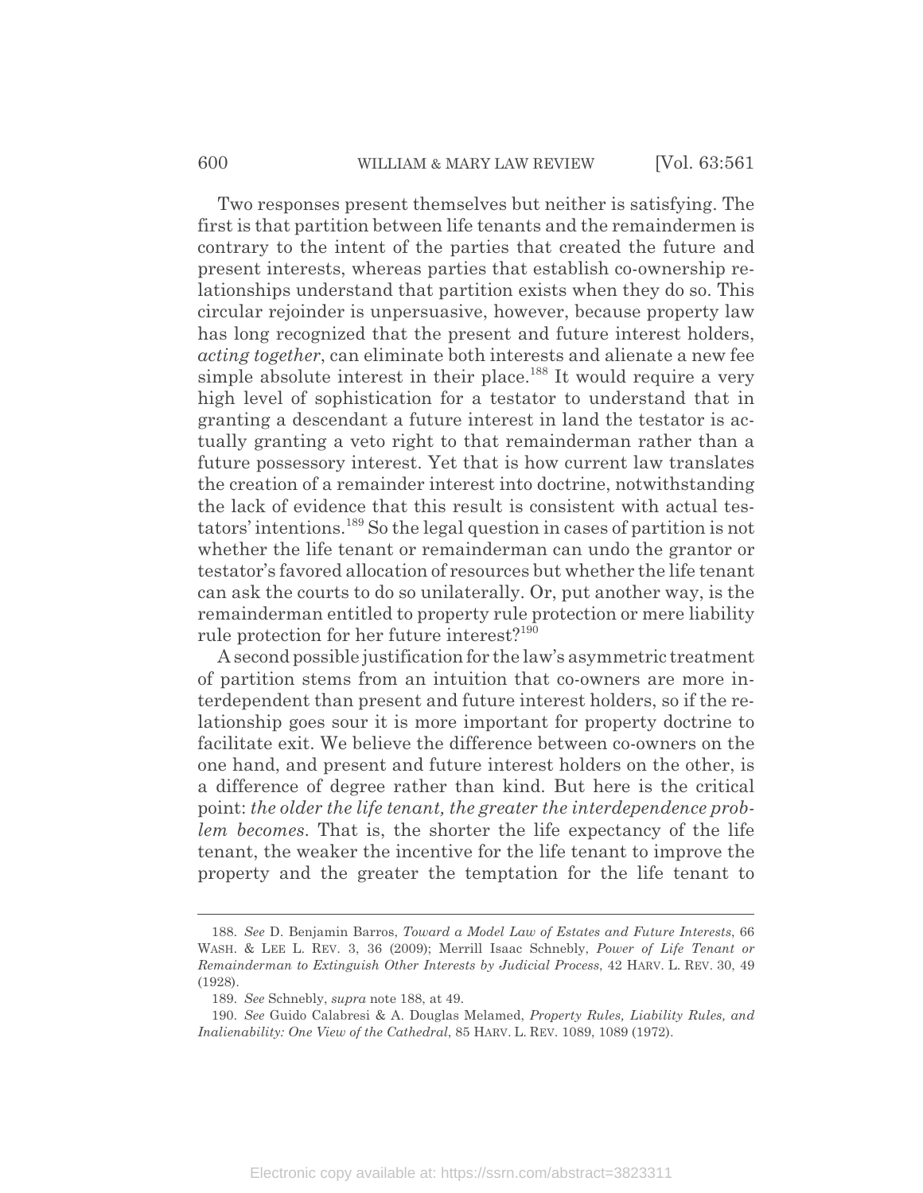Two responses present themselves but neither is satisfying. The first is that partition between life tenants and the remaindermen is contrary to the intent of the parties that created the future and present interests, whereas parties that establish co-ownership relationships understand that partition exists when they do so. This circular rejoinder is unpersuasive, however, because property law has long recognized that the present and future interest holders, *acting together*, can eliminate both interests and alienate a new fee simple absolute interest in their place.[188] It would require a very high level of sophistication for a testator to understand that in granting a descendant a future interest in land the testator is actually granting a veto right to that remainderman rather than a future possessory interest. Yet that is how current law translates the creation of a remainder interest into doctrine, notwithstanding the lack of evidence that this result is consistent with actual testators' intentions.[189] So the legal question in cases of partition is not whether the life tenant or remainderman can undo the grantor or testator's favored allocation of resources but whether the life tenant can ask the courts to do so unilaterally. Or, put another way, is the remainderman entitled to property rule protection or mere liability rule protection for her future interest?[190]

A second possible justification for the law's asymmetric treatment of partition stems from an intuition that co-owners are more interdependent than present and future interest holders, so if the relationship goes sour it is more important for property doctrine to facilitate exit. We believe the difference between co-owners on the one hand, and present and future interest holders on the other, is a difference of degree rather than kind. But here is the critical point: *the older the life tenant, the greater the interdependence problem becomes*. That is, the shorter the life expectancy of the life tenant, the weaker the incentive for the life tenant to improve the property and the greater the temptation for the life tenant to

---

188. *See* D. Benjamin Barros, *Toward a Model Law of Estates and Future Interests*, 66 WASH. & LEE L. REV. 3, 36 (2009); Merrill Isaac Schnebly, *Power of Life Tenant or Remainderman to Extinguish Other Interests by Judicial Process*, 42 HARV. L. REV. 30, 49 (1928).

189. *See* Schnebly, *supra* note 188, at 49.

190. *See* Guido Calabresi & A. Douglas Melamed, *Property Rules, Liability Rules, and Inalienability: One View of the Cathedral*, 85 HARV. L. REV. 1089, 1089 (1972).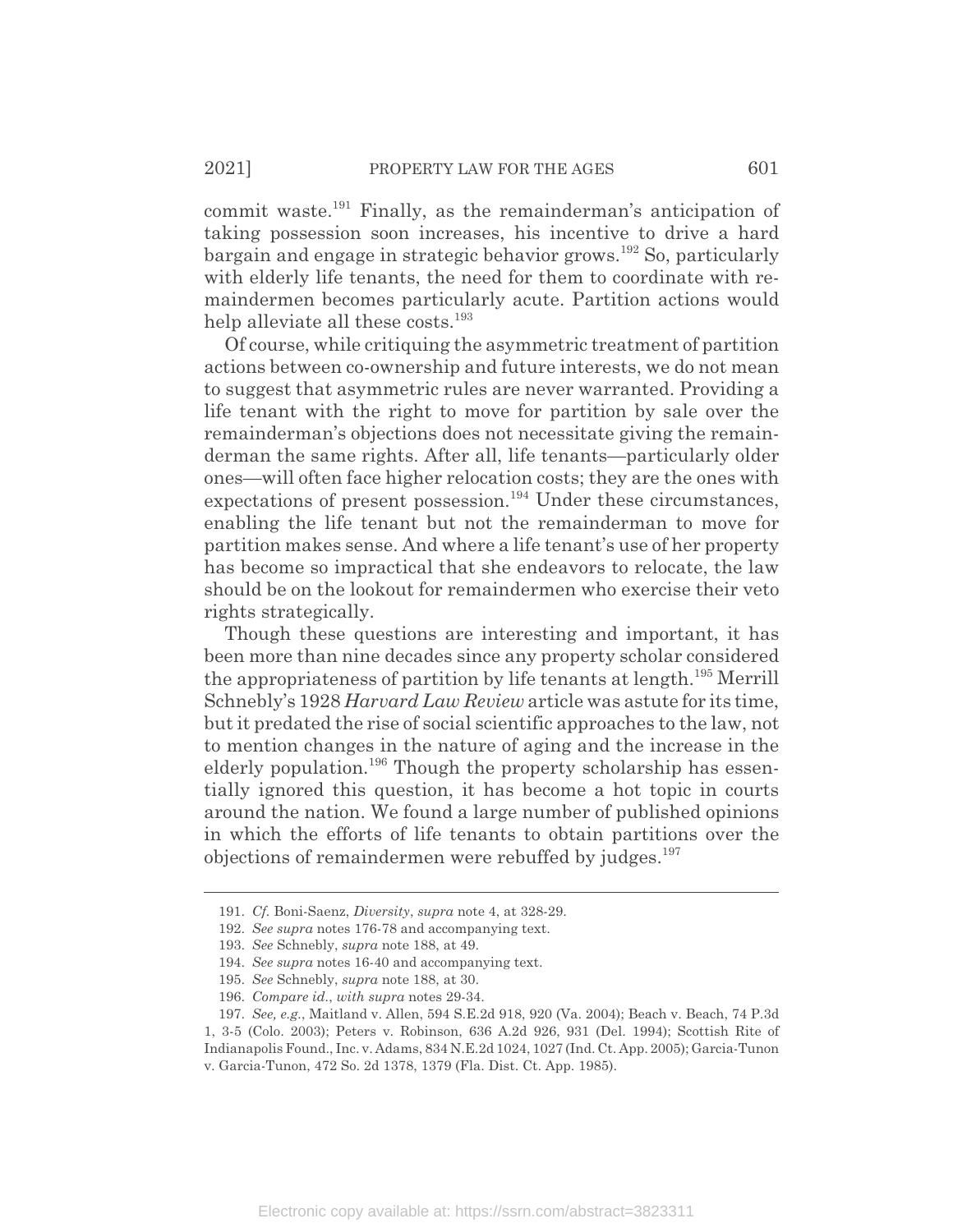commit waste.[191] Finally, as the remainderman's anticipation of taking possession soon increases, his incentive to drive a hard bargain and engage in strategic behavior grows.[192] So, particularly with elderly life tenants, the need for them to coordinate with remaindermen becomes particularly acute. Partition actions would help alleviate all these costs.[193]

Of course, while critiquing the asymmetric treatment of partition actions between co-ownership and future interests, we do not mean to suggest that asymmetric rules are never warranted. Providing a life tenant with the right to move for partition by sale over the remainderman's objections does not necessitate giving the remainderman the same rights. After all, life tenants—particularly older ones—will often face higher relocation costs; they are the ones with expectations of present possession.[194] Under these circumstances, enabling the life tenant but not the remainderman to move for partition makes sense. And where a life tenant's use of her property has become so impractical that she endeavors to relocate, the law should be on the lookout for remaindermen who exercise their veto rights strategically.

Though these questions are interesting and important, it has been more than nine decades since any property scholar considered the appropriateness of partition by life tenants at length.[195] Merrill Schnebly's 1928 *Harvard Law Review* article was astute for its time, but it predated the rise of social scientific approaches to the law, not to mention changes in the nature of aging and the increase in the elderly population.[196] Though the property scholarship has essentially ignored this question, it has become a hot topic in courts around the nation. We found a large number of published opinions in which the efforts of life tenants to obtain partitions over the objections of remaindermen were rebuffed by judges.[197]

---

191. *Cf.* Boni-Saenz, *Diversity*, *supra* note 4, at 328-29.

192. *See supra* notes 176-78 and accompanying text.

193. *See* Schnebly, *supra* note 188, at 49.

194. *See supra* notes 16-40 and accompanying text.

195. *See* Schnebly, *supra* note 188, at 30.

196. *Compare id.*, *with supra* notes 29-34.

197. *See, e.g.*, Maitland v. Allen, 594 S.E.2d 918, 920 (Va. 2004); Beach v. Beach, 74 P.3d 1, 3-5 (Colo. 2003); Peters v. Robinson, 636 A.2d 926, 931 (Del. 1994); Scottish Rite of Indianapolis Found., Inc. v. Adams, 834 N.E.2d 1024, 1027 (Ind. Ct. App. 2005); Garcia-Tunon v. Garcia-Tunon, 472 So. 2d 1378, 1379 (Fla. Dist. Ct. App. 1985).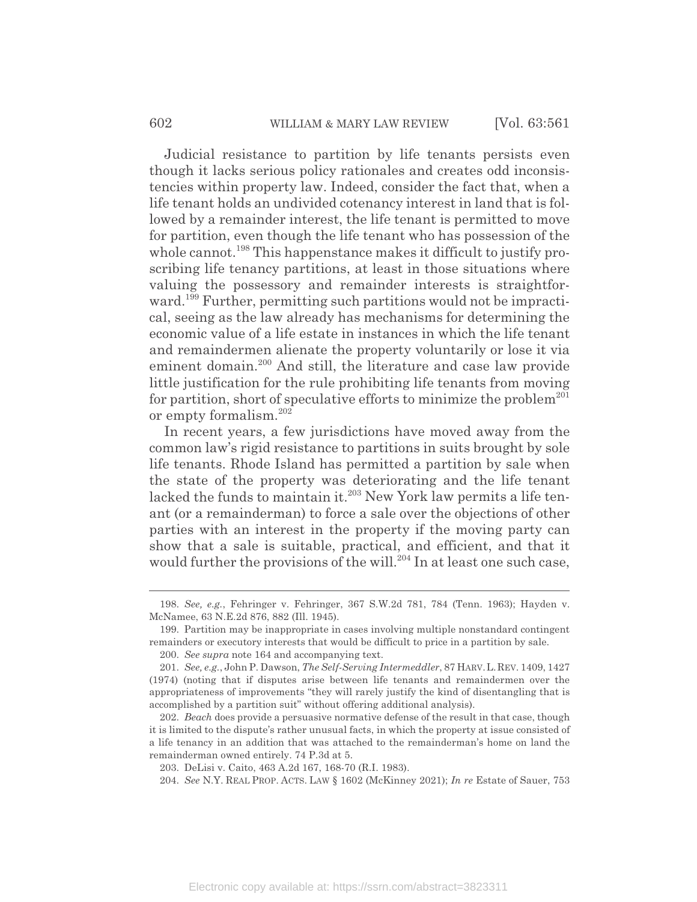Judicial resistance to partition by life tenants persists even though it lacks serious policy rationales and creates odd inconsistencies within property law. Indeed, consider the fact that, when a life tenant holds an undivided cotenancy interest in land that is followed by a remainder interest, the life tenant is permitted to move for partition, even though the life tenant who has possession of the whole cannot.[198] This happenstance makes it difficult to justify proscribing life tenancy partitions, at least in those situations where valuing the possessory and remainder interests is straightforward.[199] Further, permitting such partitions would not be impractical, seeing as the law already has mechanisms for determining the economic value of a life estate in instances in which the life tenant and remaindermen alienate the property voluntarily or lose it via eminent domain.[200] And still, the literature and case law provide little justification for the rule prohibiting life tenants from moving for partition, short of speculative efforts to minimize the problem[201] or empty formalism.[202]

In recent years, a few jurisdictions have moved away from the common law's rigid resistance to partitions in suits brought by sole life tenants. Rhode Island has permitted a partition by sale when the state of the property was deteriorating and the life tenant lacked the funds to maintain it.[203] New York law permits a life tenant (or a remainderman) to force a sale over the objections of other parties with an interest in the property if the moving party can show that a sale is suitable, practical, and efficient, and that it would further the provisions of the will.[204] In at least one such case,

---

198. *See, e.g.*, Fehringer v. Fehringer, 367 S.W.2d 781, 784 (Tenn. 1963); Hayden v. McNamee, 63 N.E.2d 876, 882 (Ill. 1945).

199. Partition may be inappropriate in cases involving multiple nonstandard contingent remainders or executory interests that would be difficult to price in a partition by sale.

200. *See supra* note 164 and accompanying text.

201. *See, e.g.*, John P. Dawson, *The Self-Serving Intermeddler*, 87 HARV. L. REV. 1409, 1427 (1974) (noting that if disputes arise between life tenants and remaindermen over the appropriateness of improvements "they will rarely justify the kind of disentangling that is accomplished by a partition suit" without offering additional analysis).

202. *Beach* does provide a persuasive normative defense of the result in that case, though it is limited to the dispute's rather unusual facts, in which the property at issue consisted of a life tenancy in an addition that was attached to the remainderman's home on land the remainderman owned entirely. 74 P.3d at 5.

203. DeLisi v. Caito, 463 A.2d 167, 168-70 (R.I. 1983).

204. *See* N.Y. REAL PROP. ACTS. LAW § 1602 (McKinney 2021); *In re* Estate of Sauer, 753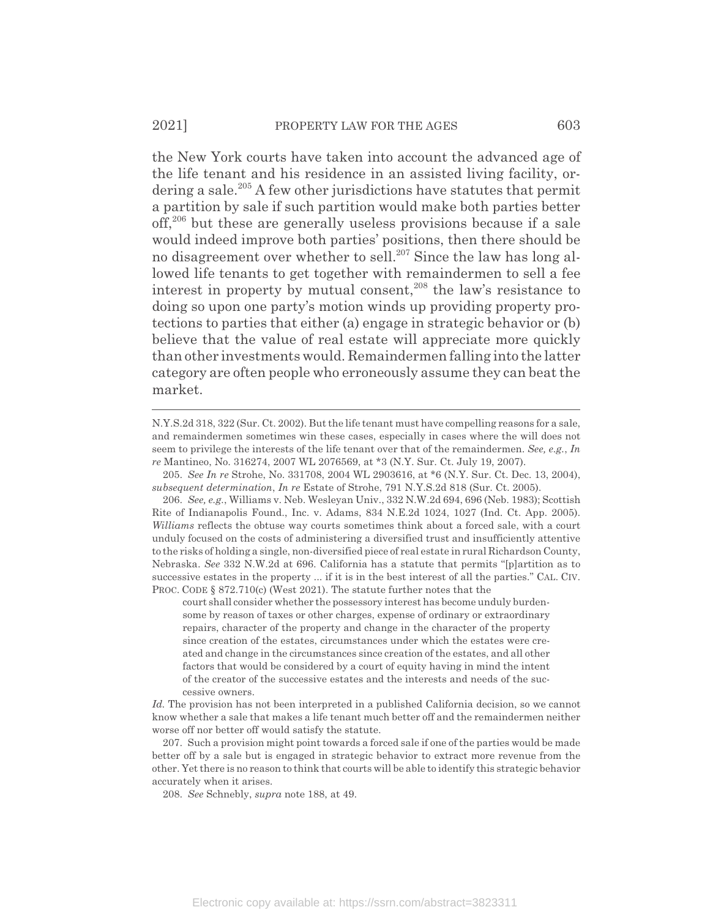the New York courts have taken into account the advanced age of the life tenant and his residence in an assisted living facility, ordering a sale.[205] A few other jurisdictions have statutes that permit a partition by sale if such partition would make both parties better off,[206] but these are generally useless provisions because if a sale would indeed improve both parties' positions, then there should be no disagreement over whether to sell.[207] Since the law has long allowed life tenants to get together with remaindermen to sell a fee interest in property by mutual consent,[208] the law's resistance to doing so upon one party's motion winds up providing property protections to parties that either (a) engage in strategic behavior or (b) believe that the value of real estate will appreciate more quickly than other investments would. Remaindermen falling into the latter category are often people who erroneously assume they can beat the market.

---

N.Y.S.2d 318, 322 (Sur. Ct. 2002). But the life tenant must have compelling reasons for a sale, and remaindermen sometimes win these cases, especially in cases where the will does not seem to privilege the interests of the life tenant over that of the remaindermen. *See, e.g.*, *In re* Mantineo, No. 316274, 2007 WL 2076569, at *3 (N.Y. Sur. Ct. July 19, 2007).

205. *See In re* Strohe, No. 331708, 2004 WL 2903616, at *6 (N.Y. Sur. Ct. Dec. 13, 2004), *subsequent determination*, *In re* Estate of Strohe, 791 N.Y.S.2d 818 (Sur. Ct. 2005).

206. *See, e.g.*, Williams v. Neb. Wesleyan Univ., 332 N.W.2d 694, 696 (Neb. 1983); Scottish Rite of Indianapolis Found., Inc. v. Adams, 834 N.E.2d 1024, 1027 (Ind. Ct. App. 2005). *Williams* reflects the obtuse way courts sometimes think about a forced sale, with a court unduly focused on the costs of administering a diversified trust and insufficiently attentive to the risks of holding a single, non-diversified piece of real estate in rural Richardson County, Nebraska. *See* 332 N.W.2d at 696. California has a statute that permits "[p]artition as to successive estates in the property ... if it is in the best interest of all the parties." CAL. CIV. PROC. CODE § 872.710(c) (West 2021). The statute further notes that the

> court shall consider whether the possessory interest has become unduly burdensome by reason of taxes or other charges, expense of ordinary or extraordinary repairs, character of the property and change in the character of the property since creation of the estates, circumstances under which the estates were created and change in the circumstances since creation of the estates, and all other factors that would be considered by a court of equity having in mind the intent of the creator of the successive estates and the interests and needs of the successive owners.

*Id.* The provision has not been interpreted in a published California decision, so we cannot know whether a sale that makes a life tenant much better off and the remaindermen neither worse off nor better off would satisfy the statute.

207. Such a provision might point towards a forced sale if one of the parties would be made better off by a sale but is engaged in strategic behavior to extract more revenue from the other. Yet there is no reason to think that courts will be able to identify this strategic behavior accurately when it arises.

208. *See* Schnebly, *supra* note 188, at 49.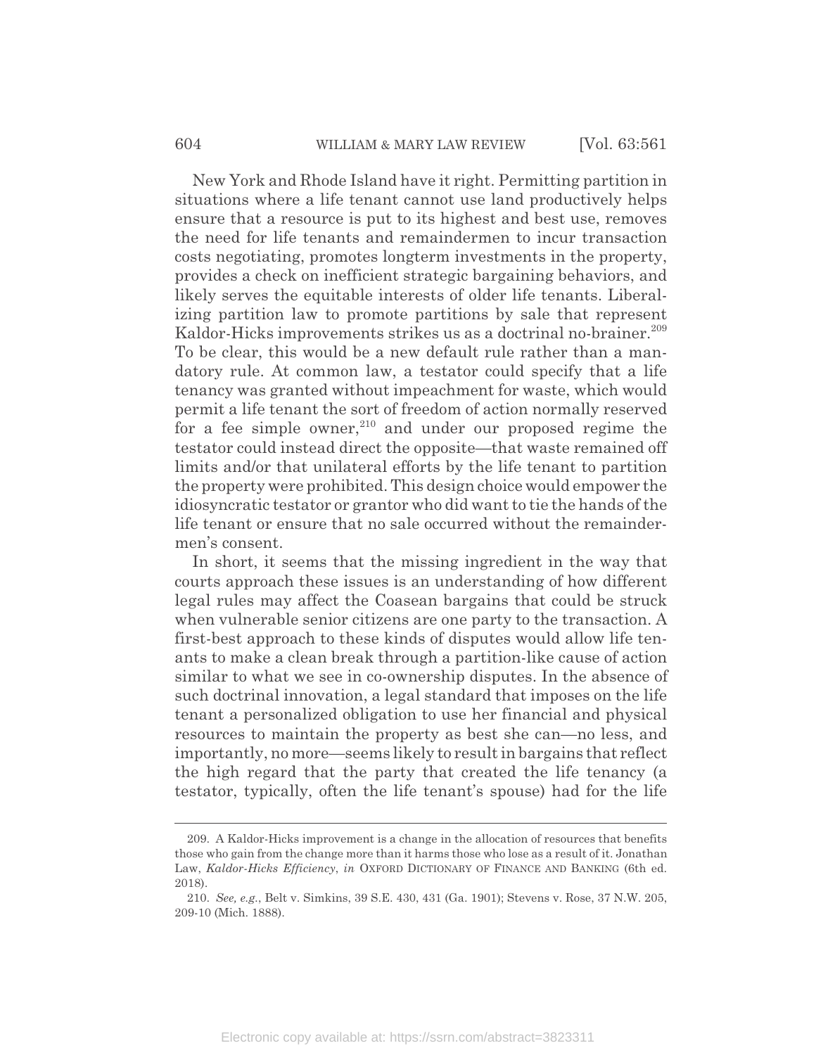New York and Rhode Island have it right. Permitting partition in situations where a life tenant cannot use land productively helps ensure that a resource is put to its highest and best use, removes the need for life tenants and remaindermen to incur transaction costs negotiating, promotes longterm investments in the property, provides a check on inefficient strategic bargaining behaviors, and likely serves the equitable interests of older life tenants. Liberalizing partition law to promote partitions by sale that represent Kaldor-Hicks improvements strikes us as a doctrinal no-brainer.[209] To be clear, this would be a new default rule rather than a mandatory rule. At common law, a testator could specify that a life tenancy was granted without impeachment for waste, which would permit a life tenant the sort of freedom of action normally reserved for a fee simple owner,[210] and under our proposed regime the testator could instead direct the opposite—that waste remained off limits and/or that unilateral efforts by the life tenant to partition the property were prohibited. This design choice would empower the idiosyncratic testator or grantor who did want to tie the hands of the life tenant or ensure that no sale occurred without the remaindermen's consent.

In short, it seems that the missing ingredient in the way that courts approach these issues is an understanding of how different legal rules may affect the Coasean bargains that could be struck when vulnerable senior citizens are one party to the transaction. A first-best approach to these kinds of disputes would allow life tenants to make a clean break through a partition-like cause of action similar to what we see in co-ownership disputes. In the absence of such doctrinal innovation, a legal standard that imposes on the life tenant a personalized obligation to use her financial and physical resources to maintain the property as best she can—no less, and importantly, no more—seems likely to result in bargains that reflect the high regard that the party that created the life tenancy (a testator, typically, often the life tenant's spouse) had for the life

---

209. A Kaldor-Hicks improvement is a change in the allocation of resources that benefits those who gain from the change more than it harms those who lose as a result of it. Jonathan Law, *Kaldor-Hicks Efficiency*, *in* OXFORD DICTIONARY OF FINANCE AND BANKING (6th ed. 2018).

210. *See, e.g.*, Belt v. Simkins, 39 S.E. 430, 431 (Ga. 1901); Stevens v. Rose, 37 N.W. 205, 209-10 (Mich. 1888).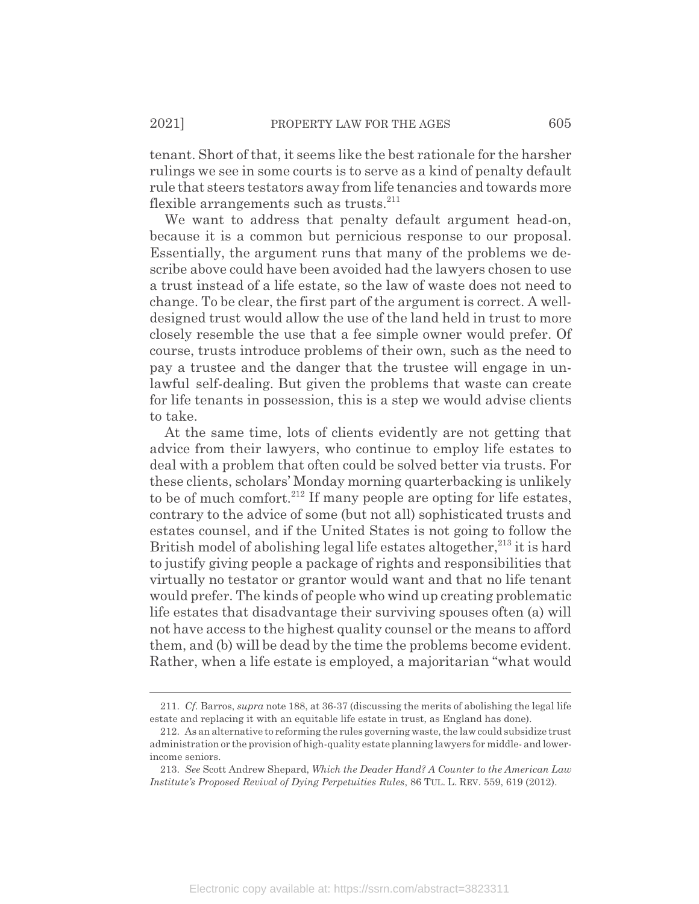tenant. Short of that, it seems like the best rationale for the harsher rulings we see in some courts is to serve as a kind of penalty default rule that steers testators away from life tenancies and towards more flexible arrangements such as trusts.[211]

We want to address that penalty default argument head-on, because it is a common but pernicious response to our proposal. Essentially, the argument runs that many of the problems we describe above could have been avoided had the lawyers chosen to use a trust instead of a life estate, so the law of waste does not need to change. To be clear, the first part of the argument is correct. A well-designed trust would allow the use of the land held in trust to more closely resemble the use that a fee simple owner would prefer. Of course, trusts introduce problems of their own, such as the need to pay a trustee and the danger that the trustee will engage in unlawful self-dealing. But given the problems that waste can create for life tenants in possession, this is a step we would advise clients to take.

At the same time, lots of clients evidently are not getting that advice from their lawyers, who continue to employ life estates to deal with a problem that often could be solved better via trusts. For these clients, scholars' Monday morning quarterbacking is unlikely to be of much comfort.[212] If many people are opting for life estates, contrary to the advice of some (but not all) sophisticated trusts and estates counsel, and if the United States is not going to follow the British model of abolishing legal life estates altogether,[213] it is hard to justify giving people a package of rights and responsibilities that virtually no testator or grantor would want and that no life tenant would prefer. The kinds of people who wind up creating problematic life estates that disadvantage their surviving spouses often (a) will not have access to the highest quality counsel or the means to afford them, and (b) will be dead by the time the problems become evident. Rather, when a life estate is employed, a majoritarian "what would

---

211. *Cf.* Barros, *supra* note 188, at 36-37 (discussing the merits of abolishing the legal life estate and replacing it with an equitable life estate in trust, as England has done).

212. As an alternative to reforming the rules governing waste, the law could subsidize trust administration or the provision of high-quality estate planning lawyers for middle- and lower-income seniors.

213. *See* Scott Andrew Shepard, *Which the Deader Hand? A Counter to the American Law Institute's Proposed Revival of Dying Perpetuities Rules*, 86 TUL. L. REV. 559, 619 (2012).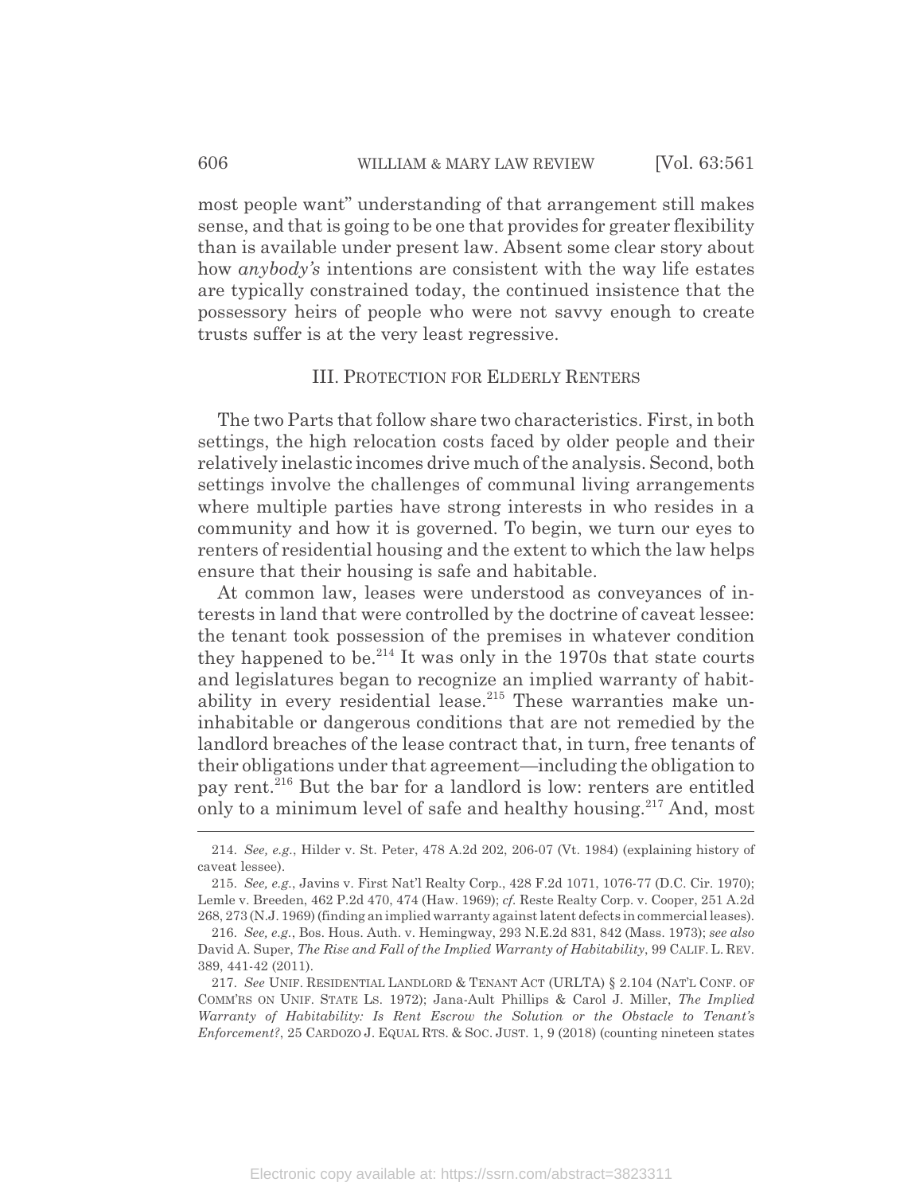most people want" understanding of that arrangement still makes sense, and that is going to be one that provides for greater flexibility than is available under present law. Absent some clear story about how *anybody's* intentions are consistent with the way life estates are typically constrained today, the continued insistence that the possessory heirs of people who were not savvy enough to create trusts suffer is at the very least regressive.

## III. Protection for Elderly Renters

The two Parts that follow share two characteristics. First, in both settings, the high relocation costs faced by older people and their relatively inelastic incomes drive much of the analysis. Second, both settings involve the challenges of communal living arrangements where multiple parties have strong interests in who resides in a community and how it is governed. To begin, we turn our eyes to renters of residential housing and the extent to which the law helps ensure that their housing is safe and habitable.

At common law, leases were understood as conveyances of interests in land that were controlled by the doctrine of caveat lessee: the tenant took possession of the premises in whatever condition they happened to be.[214] It was only in the 1970s that state courts and legislatures began to recognize an implied warranty of habitability in every residential lease.[215] These warranties make uninhabitable or dangerous conditions that are not remedied by the landlord breaches of the lease contract that, in turn, free tenants of their obligations under that agreement—including the obligation to pay rent.[216] But the bar for a landlord is low: renters are entitled only to a minimum level of safe and healthy housing.[217] And, most

---

214. *See, e.g.*, Hilder v. St. Peter, 478 A.2d 202, 206-07 (Vt. 1984) (explaining history of caveat lessee).

215. *See, e.g.*, Javins v. First Nat'l Realty Corp., 428 F.2d 1071, 1076-77 (D.C. Cir. 1970); Lemle v. Breeden, 462 P.2d 470, 474 (Haw. 1969); *cf.* Reste Realty Corp. v. Cooper, 251 A.2d 268, 273 (N.J. 1969) (finding an implied warranty against latent defects in commercial leases).

216. *See, e.g.*, Bos. Hous. Auth. v. Hemingway, 293 N.E.2d 831, 842 (Mass. 1973); *see also* David A. Super, *The Rise and Fall of the Implied Warranty of Habitability*, 99 CALIF. L. REV. 389, 441-42 (2011).

217. *See* UNIF. RESIDENTIAL LANDLORD & TENANT ACT (URLTA) § 2.104 (NAT'L CONF. OF COMM'RS ON UNIF. STATE LS. 1972); Jana-Ault Phillips & Carol J. Miller, *The Implied Warranty of Habitability: Is Rent Escrow the Solution or the Obstacle to Tenant's Enforcement?*, 25 CARDOZO J. EQUAL RTS. & SOC. JUST. 1, 9 (2018) (counting nineteen states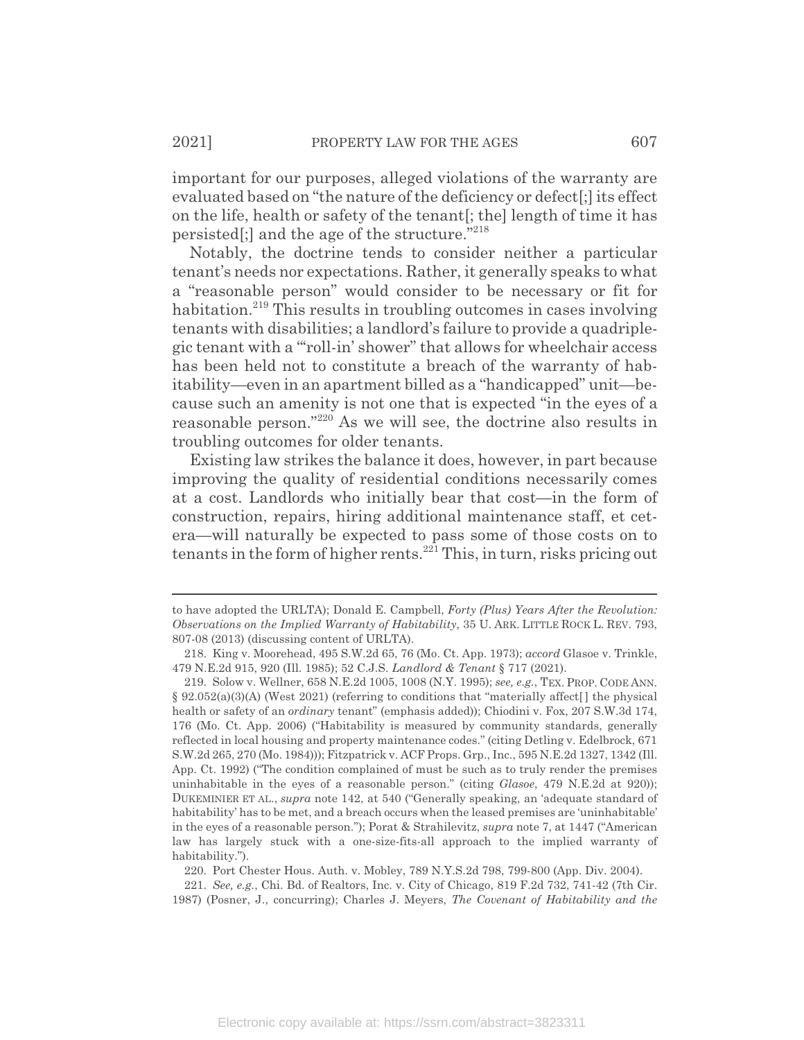important for our purposes, alleged violations of the warranty are evaluated based on "the nature of the deficiency or defect[;] its effect on the life, health or safety of the tenant[; the] length of time it has persisted[;] and the age of the structure."[218]

Notably, the doctrine tends to consider neither a particular tenant's needs nor expectations. Rather, it generally speaks to what a "reasonable person" would consider to be necessary or fit for habitation.[219] This results in troubling outcomes in cases involving tenants with disabilities; a landlord's failure to provide a quadriplegic tenant with a "'roll-in' shower" that allows for wheelchair access has been held not to constitute a breach of the warranty of habitability—even in an apartment billed as a "handicapped" unit—because such an amenity is not one that is expected "in the eyes of a reasonable person."[220] As we will see, the doctrine also results in troubling outcomes for older tenants.

Existing law strikes the balance it does, however, in part because improving the quality of residential conditions necessarily comes at a cost. Landlords who initially bear that cost—in the form of construction, repairs, hiring additional maintenance staff, et cetera—will naturally be expected to pass some of those costs on to tenants in the form of higher rents.[221] This, in turn, risks pricing out

---

to have adopted the URLTA); Donald E. Campbell, *Forty (Plus) Years After the Revolution: Observations on the Implied Warranty of Habitability*, 35 U. ARK. LITTLE ROCK L. REV. 793, 807-08 (2013) (discussing content of URLTA).

218. King v. Moorehead, 495 S.W.2d 65, 76 (Mo. Ct. App. 1973); *accord* Glasoe v. Trinkle, 479 N.E.2d 915, 920 (Ill. 1985); 52 C.J.S. *Landlord & Tenant* § 717 (2021).

219. Solow v. Wellner, 658 N.E.2d 1005, 1008 (N.Y. 1995); *see, e.g.*, TEX. PROP. CODE ANN. § 92.052(a)(3)(A) (West 2021) (referring to conditions that "materially affect[] the physical health or safety of an *ordinary* tenant" (emphasis added)); Chiodini v. Fox, 207 S.W.3d 174, 176 (Mo. Ct. App. 2006) ("Habitability is measured by community standards, generally reflected in local housing and property maintenance codes." (citing Detling v. Edelbrock, 671 S.W.2d 265, 270 (Mo. 1984))); Fitzpatrick v. ACF Props. Grp., Inc., 595 N.E.2d 1327, 1342 (Ill. App. Ct. 1992) ("The condition complained of must be such as to truly render the premises uninhabitable in the eyes of a reasonable person." (citing *Glasoe*, 479 N.E.2d at 920)); DUKEMINIER ET AL., *supra* note 142, at 540 ("Generally speaking, an 'adequate standard of habitability' has to be met, and a breach occurs when the leased premises are 'uninhabitable' in the eyes of a reasonable person."); Porat & Strahilevitz, *supra* note 7, at 1447 ("American law has largely stuck with a one-size-fits-all approach to the implied warranty of habitability.").

220. Port Chester Hous. Auth. v. Mobley, 789 N.Y.S.2d 798, 799-800 (App. Div. 2004).

221. *See, e.g.*, Chi. Bd. of Realtors, Inc. v. City of Chicago, 819 F.2d 732, 741-42 (7th Cir. 1987) (Posner, J., concurring); Charles J. Meyers, *The Covenant of Habitability and the*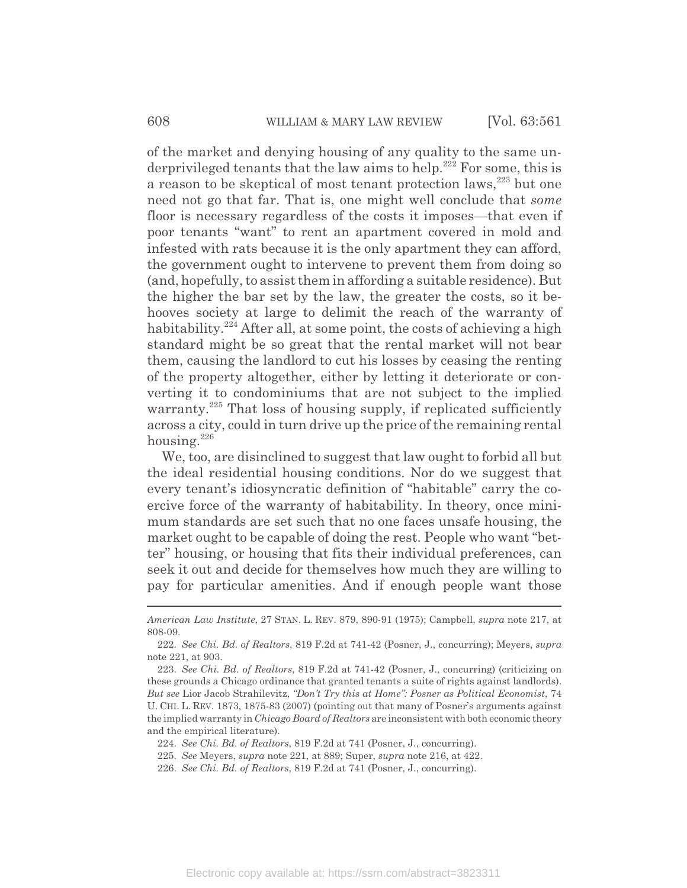of the market and denying housing of any quality to the same underprivileged tenants that the law aims to help.[222] For some, this is a reason to be skeptical of most tenant protection laws,[223] but one need not go that far. That is, one might well conclude that *some* floor is necessary regardless of the costs it imposes—that even if poor tenants "want" to rent an apartment covered in mold and infested with rats because it is the only apartment they can afford, the government ought to intervene to prevent them from doing so (and, hopefully, to assist them in affording a suitable residence). But the higher the bar set by the law, the greater the costs, so it behooves society at large to delimit the reach of the warranty of habitability.[224] After all, at some point, the costs of achieving a high standard might be so great that the rental market will not bear them, causing the landlord to cut his losses by ceasing the renting of the property altogether, either by letting it deteriorate or converting it to condominiums that are not subject to the implied warranty.[225] That loss of housing supply, if replicated sufficiently across a city, could in turn drive up the price of the remaining rental housing.[226]

We, too, are disinclined to suggest that law ought to forbid all but the ideal residential housing conditions. Nor do we suggest that every tenant's idiosyncratic definition of "habitable" carry the coercive force of the warranty of habitability. In theory, once minimum standards are set such that no one faces unsafe housing, the market ought to be capable of doing the rest. People who want "better" housing, or housing that fits their individual preferences, can seek it out and decide for themselves how much they are willing to pay for particular amenities. And if enough people want those

---

*American Law Institute*, 27 STAN. L. REV. 879, 890-91 (1975); Campbell, *supra* note 217, at 808-09.

222. *See Chi. Bd. of Realtors*, 819 F.2d at 741-42 (Posner, J., concurring); Meyers, *supra* note 221, at 903.

223. *See Chi. Bd. of Realtors*, 819 F.2d at 741-42 (Posner, J., concurring) (criticizing on these grounds a Chicago ordinance that granted tenants a suite of rights against landlords). *But see* Lior Jacob Strahilevitz, *"Don't Try this at Home": Posner as Political Economist*, 74 U. CHI. L. REV. 1873, 1875-83 (2007) (pointing out that many of Posner's arguments against the implied warranty in *Chicago Board of Realtors* are inconsistent with both economic theory and the empirical literature).

224. *See Chi. Bd. of Realtors*, 819 F.2d at 741 (Posner, J., concurring).

225. *See* Meyers, *supra* note 221, at 889; Super, *supra* note 216, at 422.

226. *See Chi. Bd. of Realtors*, 819 F.2d at 741 (Posner, J., concurring).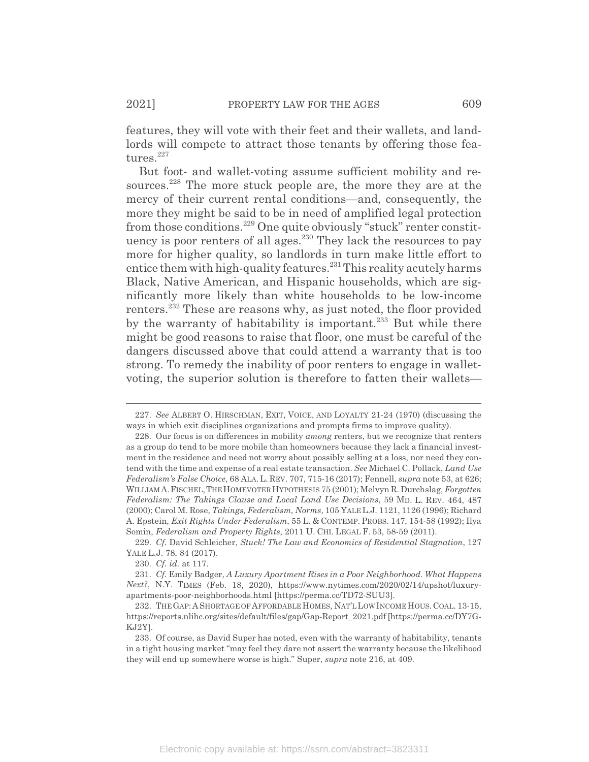features, they will vote with their feet and their wallets, and landlords will compete to attract those tenants by offering those features.[227]

But foot- and wallet-voting assume sufficient mobility and resources.[228] The more stuck people are, the more they are at the mercy of their current rental conditions—and, consequently, the more they might be said to be in need of amplified legal protection from those conditions.[229] One quite obviously "stuck" renter constituency is poor renters of all ages.[230] They lack the resources to pay more for higher quality, so landlords in turn make little effort to entice them with high-quality features.[231] This reality acutely harms Black, Native American, and Hispanic households, which are significantly more likely than white households to be low-income renters.[232] These are reasons why, as just noted, the floor provided by the warranty of habitability is important.[233] But while there might be good reasons to raise that floor, one must be careful of the dangers discussed above that could attend a warranty that is too strong. To remedy the inability of poor renters to engage in wallet-voting, the superior solution is therefore to fatten their wallets—

---

227. *See* ALBERT O. HIRSCHMAN, EXIT, VOICE, AND LOYALTY 21-24 (1970) (discussing the ways in which exit disciplines organizations and prompts firms to improve quality).

228. Our focus is on differences in mobility *among* renters, but we recognize that renters as a group do tend to be more mobile than homeowners because they lack a financial investment in the residence and need not worry about possibly selling at a loss, nor need they contend with the time and expense of a real estate transaction. *See* Michael C. Pollack, *Land Use Federalism's False Choice*, 68 ALA. L. REV. 707, 715-16 (2017); Fennell, *supra* note 53, at 626; WILLIAM A. FISCHEL, THE HOMEVOTER HYPOTHESIS 75 (2001); Melvyn R. Durchslag, *Forgotten Federalism: The Takings Clause and Local Land Use Decisions*, 59 MD. L. REV. 464, 487 (2000); Carol M. Rose, *Takings, Federalism, Norms*, 105 YALE L.J. 1121, 1126 (1996); Richard A. Epstein, *Exit Rights Under Federalism*, 55 L. & CONTEMP. PROBS. 147, 154-58 (1992); Ilya Somin, *Federalism and Property Rights*, 2011 U. CHI. LEGAL F. 53, 58-59 (2011).

229. *Cf.* David Schleicher, *Stuck! The Law and Economics of Residential Stagnation*, 127 YALE L.J. 78, 84 (2017).

230. *Cf. id.* at 117.

231. *Cf.* Emily Badger, *A Luxury Apartment Rises in a Poor Neighborhood. What Happens Next?*, N.Y. TIMES (Feb. 18, 2020), https://www.nytimes.com/2020/02/14/upshot/luxury-apartments-poor-neighborhoods.html [https://perma.cc/TD72-SUU3].

232. THE GAP: A SHORTAGE OF AFFORDABLE HOMES, NAT'L LOW INCOME HOUS. COAL. 13-15, https://reports.nlihc.org/sites/default/files/gap/Gap-Report_2021.pdf [https://perma.cc/DY7G-KJ2Y].

233. Of course, as David Super has noted, even with the warranty of habitability, tenants in a tight housing market "may feel they dare not assert the warranty because the likelihood they will end up somewhere worse is high." Super, *supra* note 216, at 409.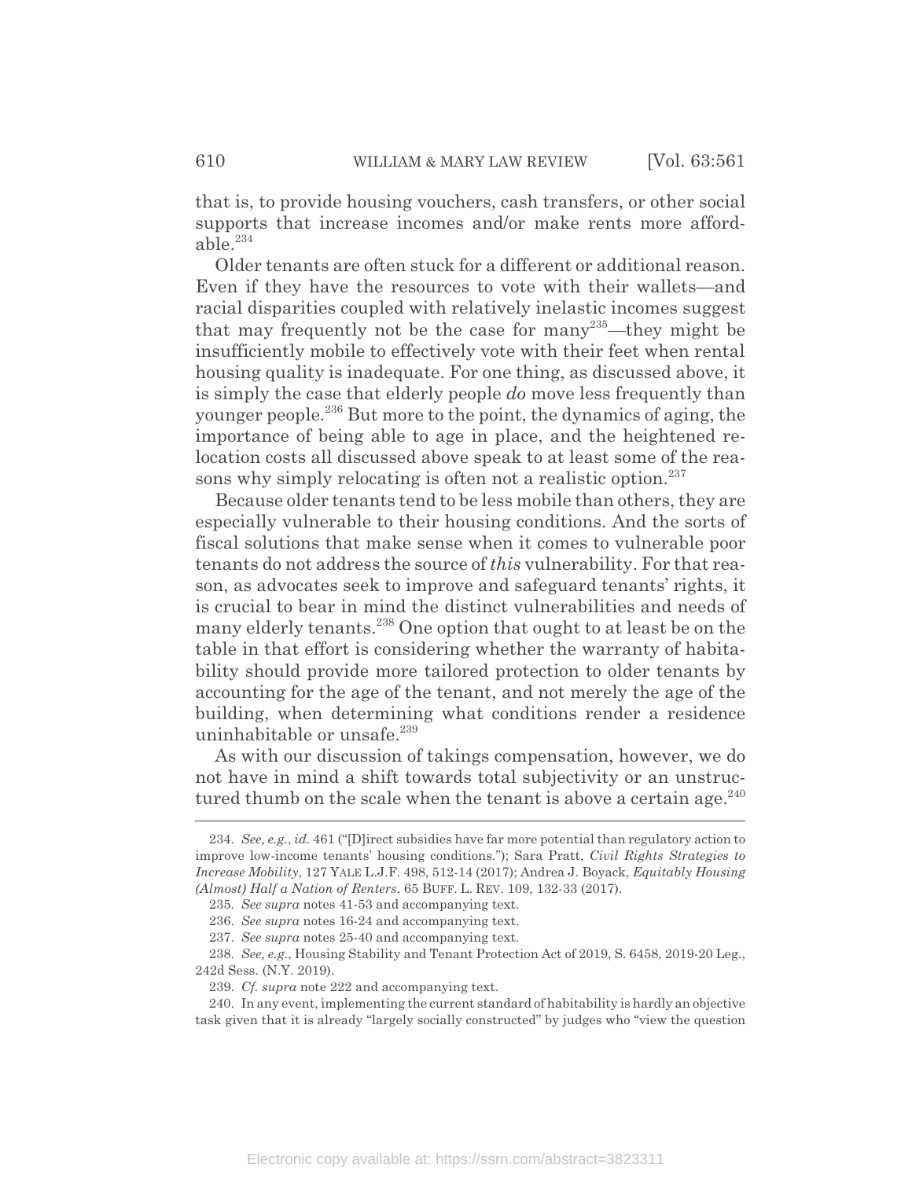that is, to provide housing vouchers, cash transfers, or other social supports that increase incomes and/or make rents more affordable.[234]

Older tenants are often stuck for a different or additional reason. Even if they have the resources to vote with their wallets—and racial disparities coupled with relatively inelastic incomes suggest that may frequently not be the case for many[235]—they might be insufficiently mobile to effectively vote with their feet when rental housing quality is inadequate. For one thing, as discussed above, it is simply the case that elderly people *do* move less frequently than younger people.[236] But more to the point, the dynamics of aging, the importance of being able to age in place, and the heightened relocation costs all discussed above speak to at least some of the reasons why simply relocating is often not a realistic option.[237]

Because older tenants tend to be less mobile than others, they are especially vulnerable to their housing conditions. And the sorts of fiscal solutions that make sense when it comes to vulnerable poor tenants do not address the source of *this* vulnerability. For that reason, as advocates seek to improve and safeguard tenants' rights, it is crucial to bear in mind the distinct vulnerabilities and needs of many elderly tenants.[238] One option that ought to at least be on the table in that effort is considering whether the warranty of habitability should provide more tailored protection to older tenants by accounting for the age of the tenant, and not merely the age of the building, when determining what conditions render a residence uninhabitable or unsafe.[239]

As with our discussion of takings compensation, however, we do not have in mind a shift towards total subjectivity or an unstructured thumb on the scale when the tenant is above a certain age.[240]

---

234. *See, e.g.*, *id.* 461 ("[D]irect subsidies have far more potential than regulatory action to improve low-income tenants' housing conditions."); Sara Pratt, *Civil Rights Strategies to Increase Mobility*, 127 YALE L.J.F. 498, 512-14 (2017); Andrea J. Boyack, *Equitably Housing (Almost) Half a Nation of Renters*, 65 BUFF. L. REV. 109, 132-33 (2017).

235. *See supra* notes 41-53 and accompanying text.

236. *See supra* notes 16-24 and accompanying text.

237. *See supra* notes 25-40 and accompanying text.

238. *See, e.g.*, Housing Stability and Tenant Protection Act of 2019, S. 6458, 2019-20 Leg., 242d Sess. (N.Y. 2019).

239. *Cf. supra* note 222 and accompanying text.

240. In any event, implementing the current standard of habitability is hardly an objective task given that it is already "largely socially constructed" by judges who "view the question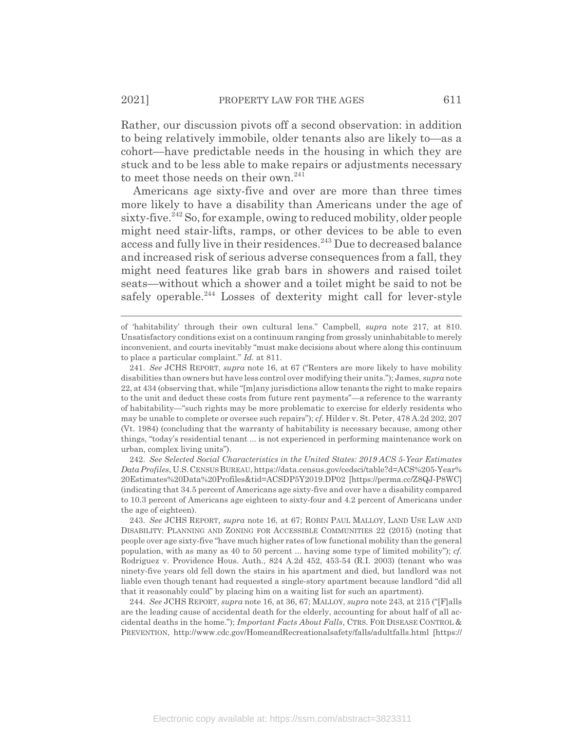Rather, our discussion pivots off a second observation: in addition to being relatively immobile, older tenants also are likely to—as a cohort—have predictable needs in the housing in which they are stuck and to be less able to make repairs or adjustments necessary to meet those needs on their own.[241]

Americans age sixty-five and over are more than three times more likely to have a disability than Americans under the age of sixty-five.[242] So, for example, owing to reduced mobility, older people might need stair-lifts, ramps, or other devices to be able to even access and fully live in their residences.[243] Due to decreased balance and increased risk of serious adverse consequences from a fall, they might need features like grab bars in showers and raised toilet seats—without which a shower and a toilet might be said to not be safely operable.[244] Losses of dexterity might call for lever-style

---

of 'habitability' through their own cultural lens." Campbell, *supra* note 217, at 810. Unsatisfactory conditions exist on a continuum ranging from grossly uninhabitable to merely inconvenient, and courts inevitably "must make decisions about where along this continuum to place a particular complaint." *Id.* at 811.

241. *See* JCHS REPORT, *supra* note 16, at 67 ("Renters are more likely to have mobility disabilities than owners but have less control over modifying their units."); James, *supra* note 22, at 434 (observing that, while "[m]any jurisdictions allow tenants the right to make repairs to the unit and deduct these costs from future rent payments"—a reference to the warranty of habitability—"such rights may be more problematic to exercise for elderly residents who may be unable to complete or oversee such repairs"); *cf.* Hilder v. St. Peter, 478 A.2d 202, 207 (Vt. 1984) (concluding that the warranty of habitability is necessary because, among other things, "today's residential tenant ... is not experienced in performing maintenance work on urban, complex living units").

242. *See Selected Social Characteristics in the United States: 2019 ACS 5-Year Estimates Data Profiles*, U.S. CENSUS BUREAU, https://data.census.gov/cedsci/table?d=ACS%205-Year%20Estimates%20Data%20Profiles&tid=ACSDP5Y2019.DP02 [https://perma.cc/Z8QJ-P8WC] (indicating that 34.5 percent of Americans age sixty-five and over have a disability compared to 10.3 percent of Americans age eighteen to sixty-four and 4.2 percent of Americans under the age of eighteen).

243. *See* JCHS REPORT, *supra* note 16, at 67; ROBIN PAUL MALLOY, LAND USE LAW AND DISABILITY: PLANNING AND ZONING FOR ACCESSIBLE COMMUNITIES 22 (2015) (noting that people over age sixty-five "have much higher rates of low functional mobility than the general population, with as many as 40 to 50 percent ... having some type of limited mobility"); *cf.* Rodriguez v. Providence Hous. Auth., 824 A.2d 452, 453-54 (R.I. 2003) (tenant who was ninety-five years old fell down the stairs in his apartment and died, but landlord was not liable even though tenant had requested a single-story apartment because landlord "did all that it reasonably could" by placing him on a waiting list for such an apartment).

244. *See* JCHS REPORT, *supra* note 16, at 36, 67; MALLOY, *supra* note 243, at 215 ("[F]alls are the leading cause of accidental death for the elderly, accounting for about half of all accidental deaths in the home."); *Important Facts About Falls*, CTRS. FOR DISEASE CONTROL & PREVENTION, http://www.cdc.gov/HomeandRecreationalsafety/falls/adultfalls.html [https://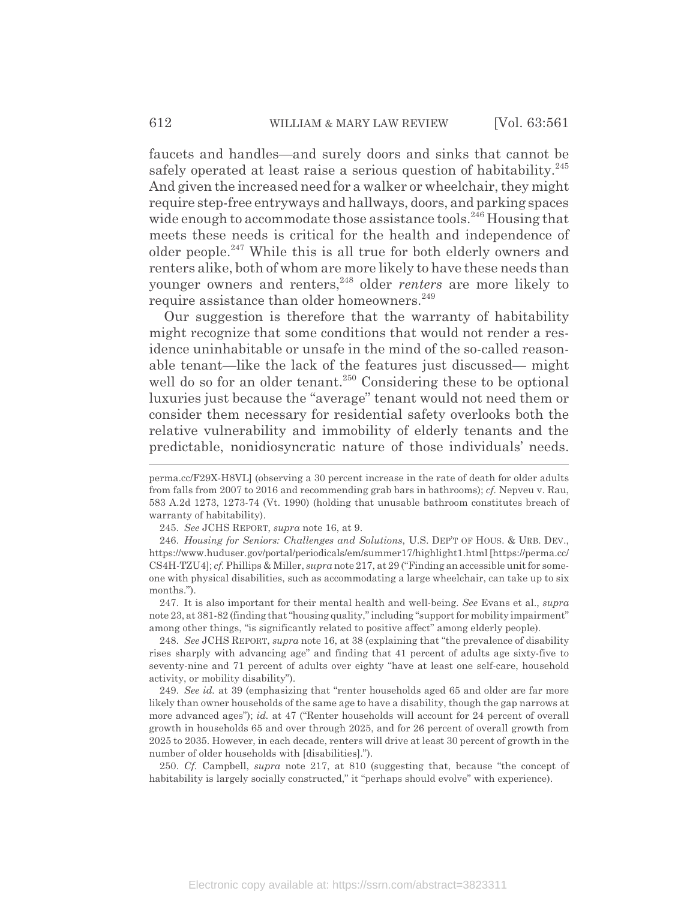faucets and handles—and surely doors and sinks that cannot be safely operated at least raise a serious question of habitability.[245] And given the increased need for a walker or wheelchair, they might require step-free entryways and hallways, doors, and parking spaces wide enough to accommodate those assistance tools.[246] Housing that meets these needs is critical for the health and independence of older people.[247] While this is all true for both elderly owners and renters alike, both of whom are more likely to have these needs than younger owners and renters,[248] older *renters* are more likely to require assistance than older homeowners.[249]

Our suggestion is therefore that the warranty of habitability might recognize that some conditions that would not render a residence uninhabitable or unsafe in the mind of the so-called reasonable tenant—like the lack of the features just discussed— might well do so for an older tenant.[250] Considering these to be optional luxuries just because the "average" tenant would not need them or consider them necessary for residential safety overlooks both the relative vulnerability and immobility of elderly tenants and the predictable, nonidiosyncratic nature of those individuals' needs.

---

perma.cc/F29X-H8VL] (observing a 30 percent increase in the rate of death for older adults from falls from 2007 to 2016 and recommending grab bars in bathrooms); *cf.* Nepveu v. Rau, 583 A.2d 1273, 1273-74 (Vt. 1990) (holding that unusable bathroom constitutes breach of warranty of habitability).

245. *See* JCHS REPORT, *supra* note 16, at 9.

246. *Housing for Seniors: Challenges and Solutions*, U.S. DEP'T OF HOUS. & URB. DEV., https://www.huduser.gov/portal/periodicals/em/summer17/highlight1.html [https://perma.cc/CS4H-TZU4]; *cf.* Phillips & Miller, *supra* note 217, at 29 ("Finding an accessible unit for someone with physical disabilities, such as accommodating a large wheelchair, can take up to six months.").

247. It is also important for their mental health and well-being. *See* Evans et al., *supra* note 23, at 381-82 (finding that "housing quality," including "support for mobility impairment" among other things, "is significantly related to positive affect" among elderly people).

248. *See* JCHS REPORT, *supra* note 16, at 38 (explaining that "the prevalence of disability rises sharply with advancing age" and finding that 41 percent of adults age sixty-five to seventy-nine and 71 percent of adults over eighty "have at least one self-care, household activity, or mobility disability").

249. *See id.* at 39 (emphasizing that "renter households aged 65 and older are far more likely than owner households of the same age to have a disability, though the gap narrows at more advanced ages"); *id.* at 47 ("Renter households will account for 24 percent of overall growth in households 65 and over through 2025, and for 26 percent of overall growth from 2025 to 2035. However, in each decade, renters will drive at least 30 percent of growth in the number of older households with [disabilities].").

250. *Cf.* Campbell, *supra* note 217, at 810 (suggesting that, because "the concept of habitability is largely socially constructed," it "perhaps should evolve" with experience).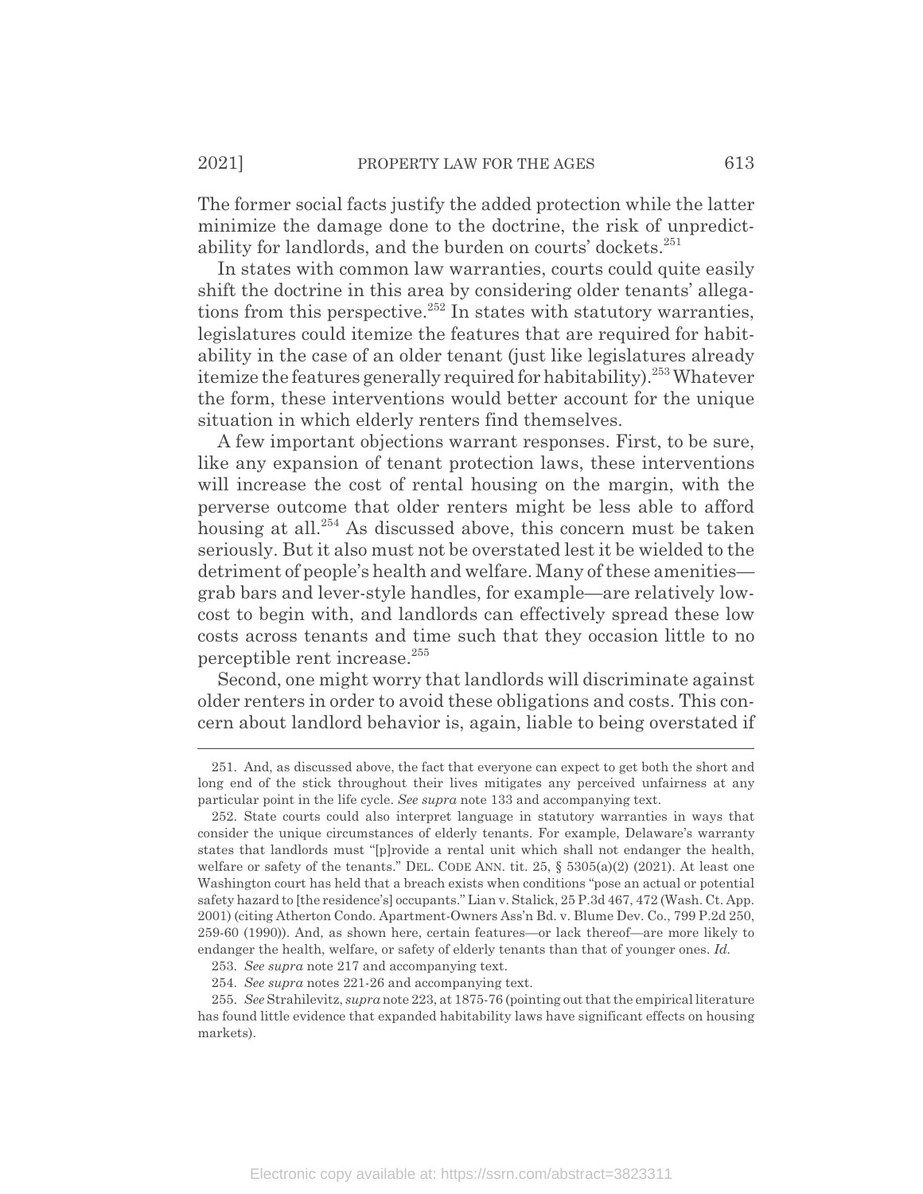The former social facts justify the added protection while the latter minimize the damage done to the doctrine, the risk of unpredictability for landlords, and the burden on courts' dockets.[251]

In states with common law warranties, courts could quite easily shift the doctrine in this area by considering older tenants' allegations from this perspective.[252] In states with statutory warranties, legislatures could itemize the features that are required for habitability in the case of an older tenant (just like legislatures already itemize the features generally required for habitability).[253] Whatever the form, these interventions would better account for the unique situation in which elderly renters find themselves.

A few important objections warrant responses. First, to be sure, like any expansion of tenant protection laws, these interventions will increase the cost of rental housing on the margin, with the perverse outcome that older renters might be less able to afford housing at all.[254] As discussed above, this concern must be taken seriously. But it also must not be overstated lest it be wielded to the detriment of people's health and welfare. Many of these amenities—grab bars and lever-style handles, for example—are relatively low-cost to begin with, and landlords can effectively spread these low costs across tenants and time such that they occasion little to no perceptible rent increase.[255]

Second, one might worry that landlords will discriminate against older renters in order to avoid these obligations and costs. This concern about landlord behavior is, again, liable to being overstated if

---

251. And, as discussed above, the fact that everyone can expect to get both the short and long end of the stick throughout their lives mitigates any perceived unfairness at any particular point in the life cycle. *See supra* note 133 and accompanying text.

252. State courts could also interpret language in statutory warranties in ways that consider the unique circumstances of elderly tenants. For example, Delaware's warranty states that landlords must "[p]rovide a rental unit which shall not endanger the health, welfare or safety of the tenants." DEL. CODE ANN. tit. 25, § 5305(a)(2) (2021). At least one Washington court has held that a breach exists when conditions "pose an actual or potential safety hazard to [the residence's] occupants." Lian v. Stalick, 25 P.3d 467, 472 (Wash. Ct. App. 2001) (citing Atherton Condo. Apartment-Owners Ass'n Bd. v. Blume Dev. Co., 799 P.2d 250, 259-60 (1990)). And, as shown here, certain features—or lack thereof—are more likely to endanger the health, welfare, or safety of elderly tenants than that of younger ones. *Id.*

253. *See supra* note 217 and accompanying text.

254. *See supra* notes 221-26 and accompanying text.

255. *See* Strahilevitz, *supra* note 223, at 1875-76 (pointing out that the empirical literature has found little evidence that expanded habitability laws have significant effects on housing markets).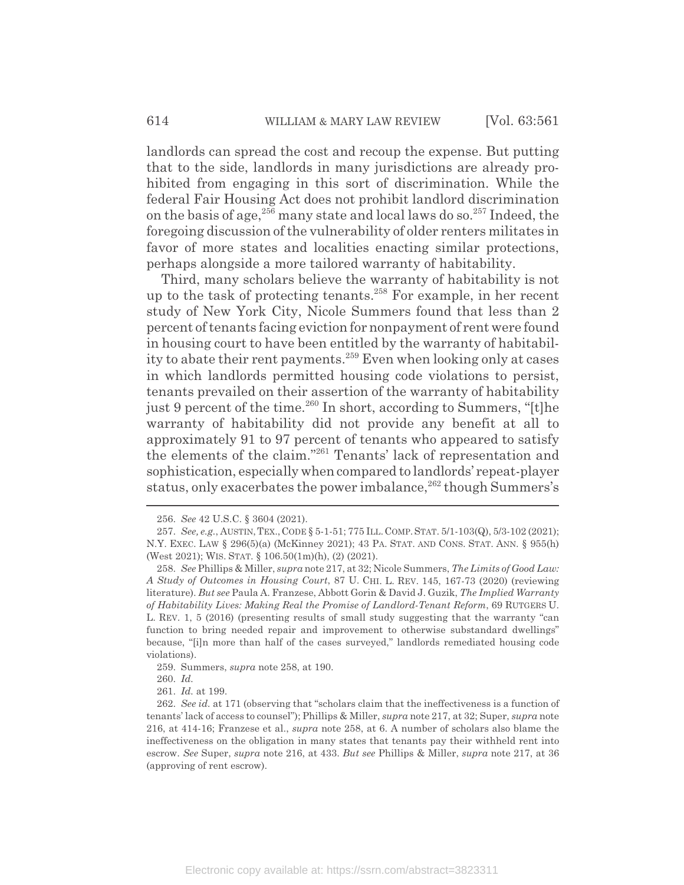landlords can spread the cost and recoup the expense. But putting that to the side, landlords in many jurisdictions are already prohibited from engaging in this sort of discrimination. While the federal Fair Housing Act does not prohibit landlord discrimination on the basis of age,[256] many state and local laws do so.[257] Indeed, the foregoing discussion of the vulnerability of older renters militates in favor of more states and localities enacting similar protections, perhaps alongside a more tailored warranty of habitability.

Third, many scholars believe the warranty of habitability is not up to the task of protecting tenants.[258] For example, in her recent study of New York City, Nicole Summers found that less than 2 percent of tenants facing eviction for nonpayment of rent were found in housing court to have been entitled by the warranty of habitability to abate their rent payments.[259] Even when looking only at cases in which landlords permitted housing code violations to persist, tenants prevailed on their assertion of the warranty of habitability just 9 percent of the time.[260] In short, according to Summers, "[t]he warranty of habitability did not provide any benefit at all to approximately 91 to 97 percent of tenants who appeared to satisfy the elements of the claim."[261] Tenants' lack of representation and sophistication, especially when compared to landlords' repeat-player status, only exacerbates the power imbalance,[262] though Summers's

---

256. *See* 42 U.S.C. § 3604 (2021).

257. *See, e.g.*, AUSTIN, TEX., CODE § 5-1-51; 775 ILL. COMP. STAT. 5/1-103(Q), 5/3-102 (2021); N.Y. EXEC. LAW § 296(5)(a) (McKinney 2021); 43 PA. STAT. AND CONS. STAT. ANN. § 955(h) (West 2021); WIS. STAT. § 106.50(1m)(h), (2) (2021).

258. *See* Phillips & Miller, *supra* note 217, at 32; Nicole Summers, *The Limits of Good Law: A Study of Outcomes in Housing Court*, 87 U. CHI. L. REV. 145, 167-73 (2020) (reviewing literature). *But see* Paula A. Franzese, Abbott Gorin & David J. Guzik, *The Implied Warranty of Habitability Lives: Making Real the Promise of Landlord-Tenant Reform*, 69 RUTGERS U. L. REV. 1, 5 (2016) (presenting results of small study suggesting that the warranty "can function to bring needed repair and improvement to otherwise substandard dwellings" because, "[i]n more than half of the cases surveyed," landlords remediated housing code violations).

259. Summers, *supra* note 258, at 190.

260. *Id.*

261. *Id.* at 199.

262. *See id.* at 171 (observing that "scholars claim that the ineffectiveness is a function of tenants' lack of access to counsel"); Phillips & Miller, *supra* note 217, at 32; Super, *supra* note 216, at 414-16; Franzese et al., *supra* note 258, at 6. A number of scholars also blame the ineffectiveness on the obligation in many states that tenants pay their withheld rent into escrow. *See* Super, *supra* note 216, at 433. *But see* Phillips & Miller, *supra* note 217, at 36 (approving of rent escrow).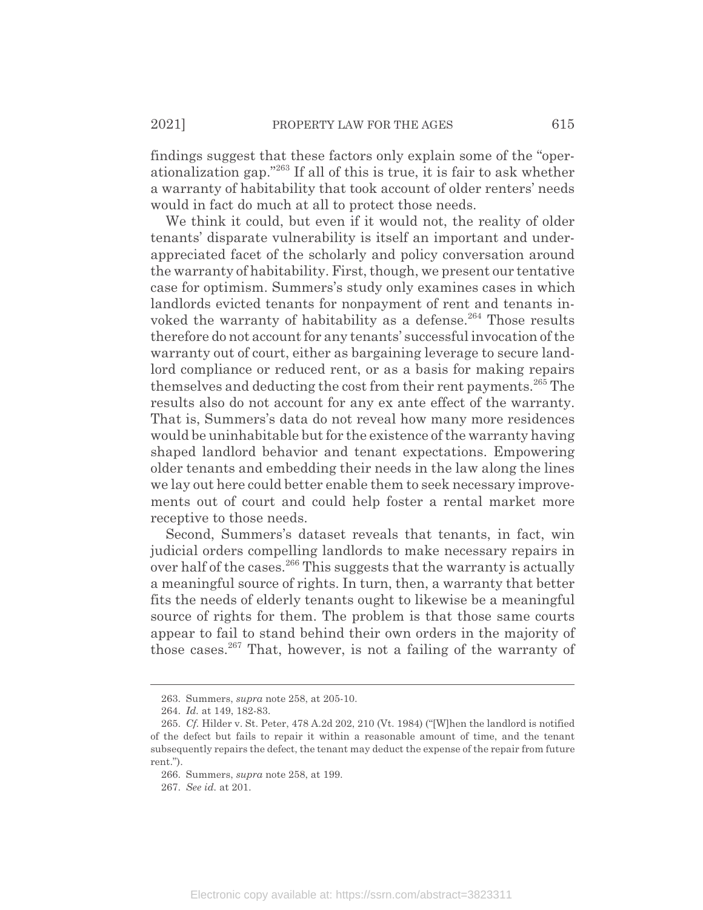findings suggest that these factors only explain some of the "operationalization gap."[263] If all of this is true, it is fair to ask whether a warranty of habitability that took account of older renters' needs would in fact do much at all to protect those needs.

We think it could, but even if it would not, the reality of older tenants' disparate vulnerability is itself an important and underappreciated facet of the scholarly and policy conversation around the warranty of habitability. First, though, we present our tentative case for optimism. Summers's study only examines cases in which landlords evicted tenants for nonpayment of rent and tenants invoked the warranty of habitability as a defense.[264] Those results therefore do not account for any tenants' successful invocation of the warranty out of court, either as bargaining leverage to secure landlord compliance or reduced rent, or as a basis for making repairs themselves and deducting the cost from their rent payments.[265] The results also do not account for any ex ante effect of the warranty. That is, Summers's data do not reveal how many more residences would be uninhabitable but for the existence of the warranty having shaped landlord behavior and tenant expectations. Empowering older tenants and embedding their needs in the law along the lines we lay out here could better enable them to seek necessary improvements out of court and could help foster a rental market more receptive to those needs.

Second, Summers's dataset reveals that tenants, in fact, win judicial orders compelling landlords to make necessary repairs in over half of the cases.[266] This suggests that the warranty is actually a meaningful source of rights. In turn, then, a warranty that better fits the needs of elderly tenants ought to likewise be a meaningful source of rights for them. The problem is that those same courts appear to fail to stand behind their own orders in the majority of those cases.[267] That, however, is not a failing of the warranty of

---

263. Summers, *supra* note 258, at 205-10.

264. *Id.* at 149, 182-83.

265. *Cf.* Hilder v. St. Peter, 478 A.2d 202, 210 (Vt. 1984) ("[W]hen the landlord is notified of the defect but fails to repair it within a reasonable amount of time, and the tenant subsequently repairs the defect, the tenant may deduct the expense of the repair from future rent.").

266. Summers, *supra* note 258, at 199.

267. *See id.* at 201.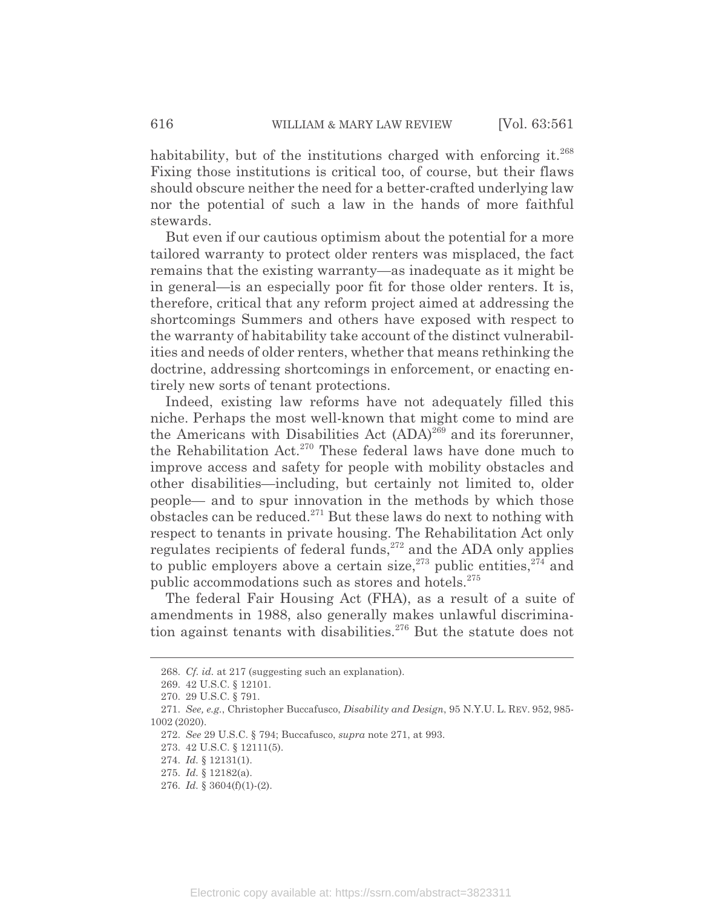habitability, but of the institutions charged with enforcing it.[268] Fixing those institutions is critical too, of course, but their flaws should obscure neither the need for a better-crafted underlying law nor the potential of such a law in the hands of more faithful stewards.

But even if our cautious optimism about the potential for a more tailored warranty to protect older renters was misplaced, the fact remains that the existing warranty—as inadequate as it might be in general—is an especially poor fit for those older renters. It is, therefore, critical that any reform project aimed at addressing the shortcomings Summers and others have exposed with respect to the warranty of habitability take account of the distinct vulnerabilities and needs of older renters, whether that means rethinking the doctrine, addressing shortcomings in enforcement, or enacting entirely new sorts of tenant protections.

Indeed, existing law reforms have not adequately filled this niche. Perhaps the most well-known that might come to mind are the Americans with Disabilities Act (ADA)[269] and its forerunner, the Rehabilitation Act.[270] These federal laws have done much to improve access and safety for people with mobility obstacles and other disabilities—including, but certainly not limited to, older people— and to spur innovation in the methods by which those obstacles can be reduced.[271] But these laws do next to nothing with respect to tenants in private housing. The Rehabilitation Act only regulates recipients of federal funds,[272] and the ADA only applies to public employers above a certain size,[273] public entities,[274] and public accommodations such as stores and hotels.[275]

The federal Fair Housing Act (FHA), as a result of a suite of amendments in 1988, also generally makes unlawful discrimination against tenants with disabilities.[276] But the statute does not

---

268. *Cf. id.* at 217 (suggesting such an explanation).

269. 42 U.S.C. § 12101.

270. 29 U.S.C. § 791.

271. *See, e.g.*, Christopher Buccafusco, *Disability and Design*, 95 N.Y.U. L. REV. 952, 985-1002 (2020).

272. *See* 29 U.S.C. § 794; Buccafusco, *supra* note 271, at 993.

273. 42 U.S.C. § 12111(5).

274. *Id.* § 12131(1).

275. *Id.* § 12182(a).

276. *Id.* § 3604(f)(1)-(2).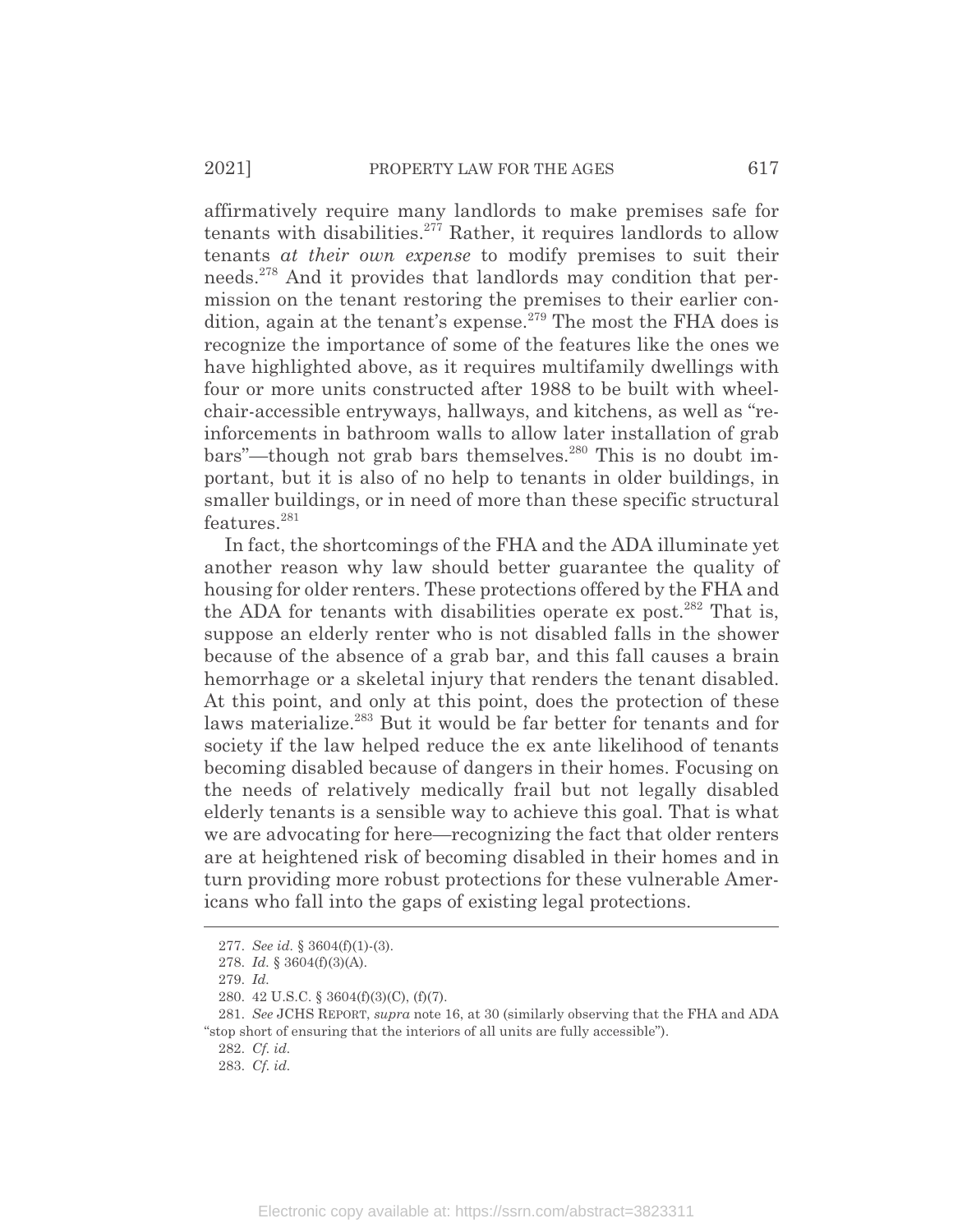affirmatively require many landlords to make premises safe for tenants with disabilities.[277] Rather, it requires landlords to allow tenants *at their own expense* to modify premises to suit their needs.[278] And it provides that landlords may condition that permission on the tenant restoring the premises to their earlier condition, again at the tenant's expense.[279] The most the FHA does is recognize the importance of some of the features like the ones we have highlighted above, as it requires multifamily dwellings with four or more units constructed after 1988 to be built with wheelchair-accessible entryways, hallways, and kitchens, as well as "reinforcements in bathroom walls to allow later installation of grab bars"—though not grab bars themselves.[280] This is no doubt important, but it is also of no help to tenants in older buildings, in smaller buildings, or in need of more than these specific structural features.[281]

In fact, the shortcomings of the FHA and the ADA illuminate yet another reason why law should better guarantee the quality of housing for older renters. These protections offered by the FHA and the ADA for tenants with disabilities operate ex post.[282] That is, suppose an elderly renter who is not disabled falls in the shower because of the absence of a grab bar, and this fall causes a brain hemorrhage or a skeletal injury that renders the tenant disabled. At this point, and only at this point, does the protection of these laws materialize.[283] But it would be far better for tenants and for society if the law helped reduce the ex ante likelihood of tenants becoming disabled because of dangers in their homes. Focusing on the needs of relatively medically frail but not legally disabled elderly tenants is a sensible way to achieve this goal. That is what we are advocating for here—recognizing the fact that older renters are at heightened risk of becoming disabled in their homes and in turn providing more robust protections for these vulnerable Americans who fall into the gaps of existing legal protections.

---

277. *See id.* § 3604(f)(1)-(3).

278. *Id.* § 3604(f)(3)(A).

279. *Id.*

280. 42 U.S.C. § 3604(f)(3)(C), (f)(7).

281. *See* JCHS REPORT, *supra* note 16, at 30 (similarly observing that the FHA and ADA "stop short of ensuring that the interiors of all units are fully accessible").

282. *Cf. id.*

283. *Cf. id.*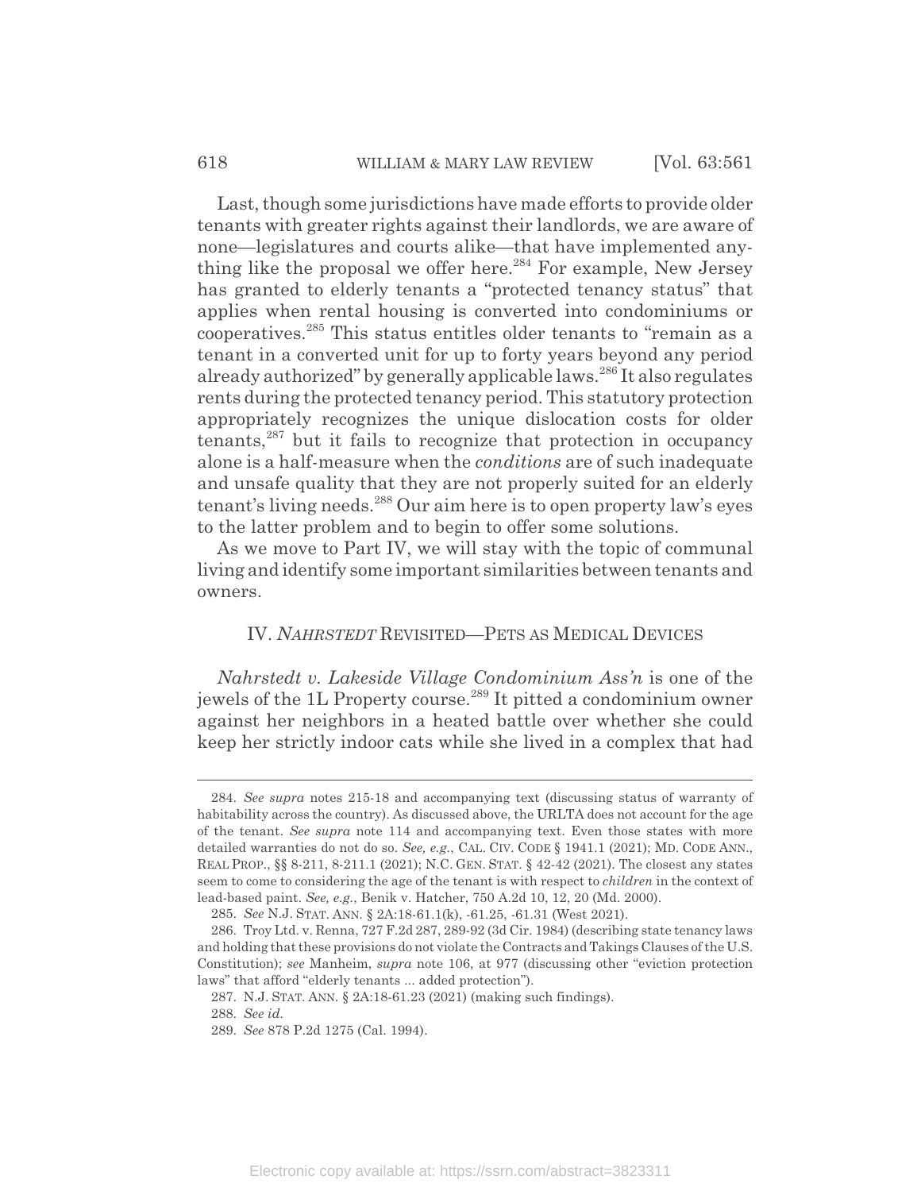Last, though some jurisdictions have made efforts to provide older tenants with greater rights against their landlords, we are aware of none—legislatures and courts alike—that have implemented anything like the proposal we offer here.[284] For example, New Jersey has granted to elderly tenants a "protected tenancy status" that applies when rental housing is converted into condominiums or cooperatives.[285] This status entitles older tenants to "remain as a tenant in a converted unit for up to forty years beyond any period already authorized" by generally applicable laws.[286] It also regulates rents during the protected tenancy period. This statutory protection appropriately recognizes the unique dislocation costs for older tenants,[287] but it fails to recognize that protection in occupancy alone is a half-measure when the *conditions* are of such inadequate and unsafe quality that they are not properly suited for an elderly tenant's living needs.[288] Our aim here is to open property law's eyes to the latter problem and to begin to offer some solutions.

As we move to Part IV, we will stay with the topic of communal living and identify some important similarities between tenants and owners.

## IV. *NAHRSTEDT* REVISITED—PETS AS MEDICAL DEVICES

*Nahrstedt v. Lakeside Village Condominium Ass'n* is one of the jewels of the 1L Property course.[289] It pitted a condominium owner against her neighbors in a heated battle over whether she could keep her strictly indoor cats while she lived in a complex that had

---

284. *See supra* notes 215-18 and accompanying text (discussing status of warranty of habitability across the country). As discussed above, the URLTA does not account for the age of the tenant. *See supra* note 114 and accompanying text. Even those states with more detailed warranties do not do so. *See, e.g.*, CAL. CIV. CODE § 1941.1 (2021); MD. CODE ANN., REAL PROP., §§ 8-211, 8-211.1 (2021); N.C. GEN. STAT. § 42-42 (2021). The closest any states seem to come to considering the age of the tenant is with respect to *children* in the context of lead-based paint. *See, e.g.*, Benik v. Hatcher, 750 A.2d 10, 12, 20 (Md. 2000).

285. *See* N.J. STAT. ANN. § 2A:18-61.1(k), -61.25, -61.31 (West 2021).

286. Troy Ltd. v. Renna, 727 F.2d 287, 289-92 (3d Cir. 1984) (describing state tenancy laws and holding that these provisions do not violate the Contracts and Takings Clauses of the U.S. Constitution); *see* Manheim, *supra* note 106, at 977 (discussing other "eviction protection laws" that afford "elderly tenants ... added protection").

287. N.J. STAT. ANN. § 2A:18-61.23 (2021) (making such findings).

288. *See id.*

289. *See* 878 P.2d 1275 (Cal. 1994).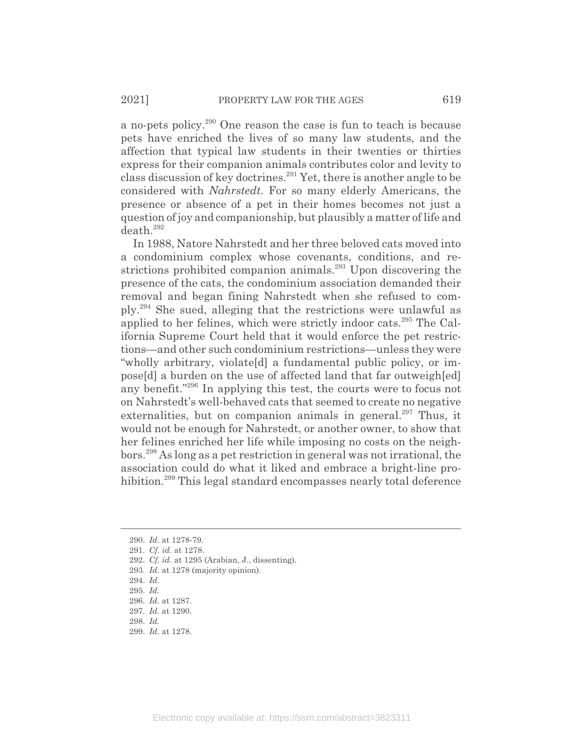a no-pets policy.[290] One reason the case is fun to teach is because pets have enriched the lives of so many law students, and the affection that typical law students in their twenties or thirties express for their companion animals contributes color and levity to class discussion of key doctrines.[291] Yet, there is another angle to be considered with *Nahrstedt.* For so many elderly Americans, the presence or absence of a pet in their homes becomes not just a question of joy and companionship, but plausibly a matter of life and death.[292]

In 1988, Natore Nahrstedt and her three beloved cats moved into a condominium complex whose covenants, conditions, and restrictions prohibited companion animals.[293] Upon discovering the presence of the cats, the condominium association demanded their removal and began fining Nahrstedt when she refused to comply.[294] She sued, alleging that the restrictions were unlawful as applied to her felines, which were strictly indoor cats.[295] The California Supreme Court held that it would enforce the pet restrictions—and other such condominium restrictions—unless they were "wholly arbitrary, violate[d] a fundamental public policy, or impose[d] a burden on the use of affected land that far outweigh[ed] any benefit."[296] In applying this test, the courts were to focus not on Nahrstedt's well-behaved cats that seemed to create no negative externalities, but on companion animals in general.[297] Thus, it would not be enough for Nahrstedt, or another owner, to show that her felines enriched her life while imposing no costs on the neighbors.[298] As long as a pet restriction in general was not irrational, the association could do what it liked and embrace a bright-line prohibition.[299] This legal standard encompasses nearly total deference

---

290. *Id.* at 1278-79.
291. *Cf. id.* at 1278.
292. *Cf. id.* at 1295 (Arabian, J., dissenting).
293. *Id.* at 1278 (majority opinion).
294. *Id.*
295. *Id.*
296. *Id.* at 1287.
297. *Id.* at 1290.
298. *Id.*
299. *Id.* at 1278.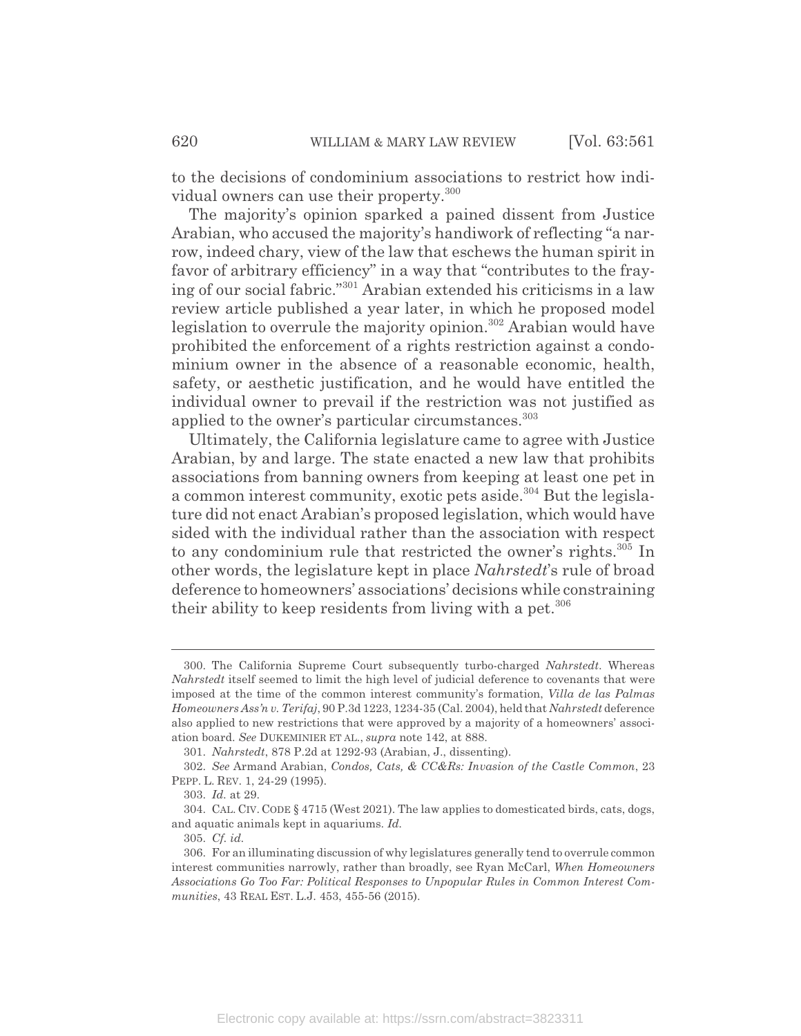to the decisions of condominium associations to restrict how individual owners can use their property.[300]

The majority's opinion sparked a pained dissent from Justice Arabian, who accused the majority's handiwork of reflecting "a narrow, indeed chary, view of the law that eschews the human spirit in favor of arbitrary efficiency" in a way that "contributes to the fraying of our social fabric."[301] Arabian extended his criticisms in a law review article published a year later, in which he proposed model legislation to overrule the majority opinion.[302] Arabian would have prohibited the enforcement of a rights restriction against a condominium owner in the absence of a reasonable economic, health, safety, or aesthetic justification, and he would have entitled the individual owner to prevail if the restriction was not justified as applied to the owner's particular circumstances.[303]

Ultimately, the California legislature came to agree with Justice Arabian, by and large. The state enacted a new law that prohibits associations from banning owners from keeping at least one pet in a common interest community, exotic pets aside.[304] But the legislature did not enact Arabian's proposed legislation, which would have sided with the individual rather than the association with respect to any condominium rule that restricted the owner's rights.[305] In other words, the legislature kept in place *Nahrstedt*'s rule of broad deference to homeowners' associations' decisions while constraining their ability to keep residents from living with a pet.[306]

---

300. The California Supreme Court subsequently turbo-charged *Nahrstedt*. Whereas *Nahrstedt* itself seemed to limit the high level of judicial deference to covenants that were imposed at the time of the common interest community's formation, *Villa de las Palmas Homeowners Ass'n v. Terifaj*, 90 P.3d 1223, 1234-35 (Cal. 2004), held that *Nahrstedt* deference also applied to new restrictions that were approved by a majority of a homeowners' association board. *See* DUKEMINIER ET AL., *supra* note 142, at 888.

301. *Nahrstedt*, 878 P.2d at 1292-93 (Arabian, J., dissenting).

302. *See* Armand Arabian, *Condos, Cats, & CC&Rs: Invasion of the Castle Common*, 23 PEPP. L. REV. 1, 24-29 (1995).

303. *Id.* at 29.

304. CAL. CIV. CODE § 4715 (West 2021). The law applies to domesticated birds, cats, dogs, and aquatic animals kept in aquariums. *Id.*

305. *Cf. id.*

306. For an illuminating discussion of why legislatures generally tend to overrule common interest communities narrowly, rather than broadly, see Ryan McCarl, *When Homeowners Associations Go Too Far: Political Responses to Unpopular Rules in Common Interest Communities*, 43 REAL EST. L.J. 453, 455-56 (2015).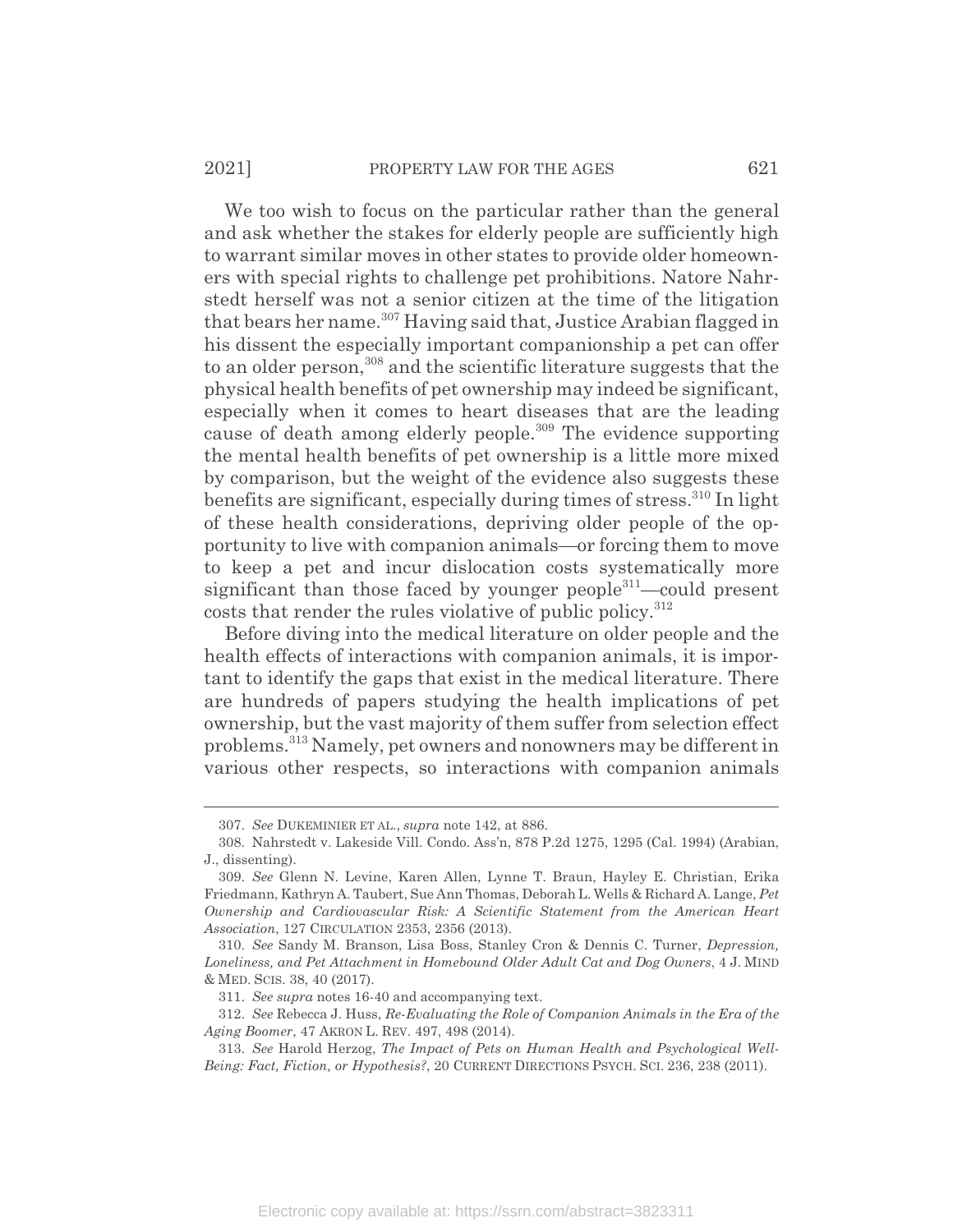We too wish to focus on the particular rather than the general and ask whether the stakes for elderly people are sufficiently high to warrant similar moves in other states to provide older homeowners with special rights to challenge pet prohibitions. Natore Nahrstedt herself was not a senior citizen at the time of the litigation that bears her name.[307] Having said that, Justice Arabian flagged in his dissent the especially important companionship a pet can offer to an older person,[308] and the scientific literature suggests that the physical health benefits of pet ownership may indeed be significant, especially when it comes to heart diseases that are the leading cause of death among elderly people.[309] The evidence supporting the mental health benefits of pet ownership is a little more mixed by comparison, but the weight of the evidence also suggests these benefits are significant, especially during times of stress.[310] In light of these health considerations, depriving older people of the opportunity to live with companion animals—or forcing them to move to keep a pet and incur dislocation costs systematically more significant than those faced by younger people[311]—could present costs that render the rules violative of public policy.[312]

Before diving into the medical literature on older people and the health effects of interactions with companion animals, it is important to identify the gaps that exist in the medical literature. There are hundreds of papers studying the health implications of pet ownership, but the vast majority of them suffer from selection effect problems.[313] Namely, pet owners and nonowners may be different in various other respects, so interactions with companion animals

---

307. *See* DUKEMINIER ET AL., *supra* note 142, at 886.

308. Nahrstedt v. Lakeside Vill. Condo. Ass'n, 878 P.2d 1275, 1295 (Cal. 1994) (Arabian, J., dissenting).

309. *See* Glenn N. Levine, Karen Allen, Lynne T. Braun, Hayley E. Christian, Erika Friedmann, Kathryn A. Taubert, Sue Ann Thomas, Deborah L. Wells & Richard A. Lange, *Pet Ownership and Cardiovascular Risk: A Scientific Statement from the American Heart Association*, 127 CIRCULATION 2353, 2356 (2013).

310. *See* Sandy M. Branson, Lisa Boss, Stanley Cron & Dennis C. Turner, *Depression, Loneliness, and Pet Attachment in Homebound Older Adult Cat and Dog Owners*, 4 J. MIND & MED. SCIS. 38, 40 (2017).

311. *See supra* notes 16-40 and accompanying text.

312. *See* Rebecca J. Huss, *Re-Evaluating the Role of Companion Animals in the Era of the Aging Boomer*, 47 AKRON L. REV. 497, 498 (2014).

313. *See* Harold Herzog, *The Impact of Pets on Human Health and Psychological Well-Being: Fact, Fiction, or Hypothesis?*, 20 CURRENT DIRECTIONS PSYCH. SCI. 236, 238 (2011).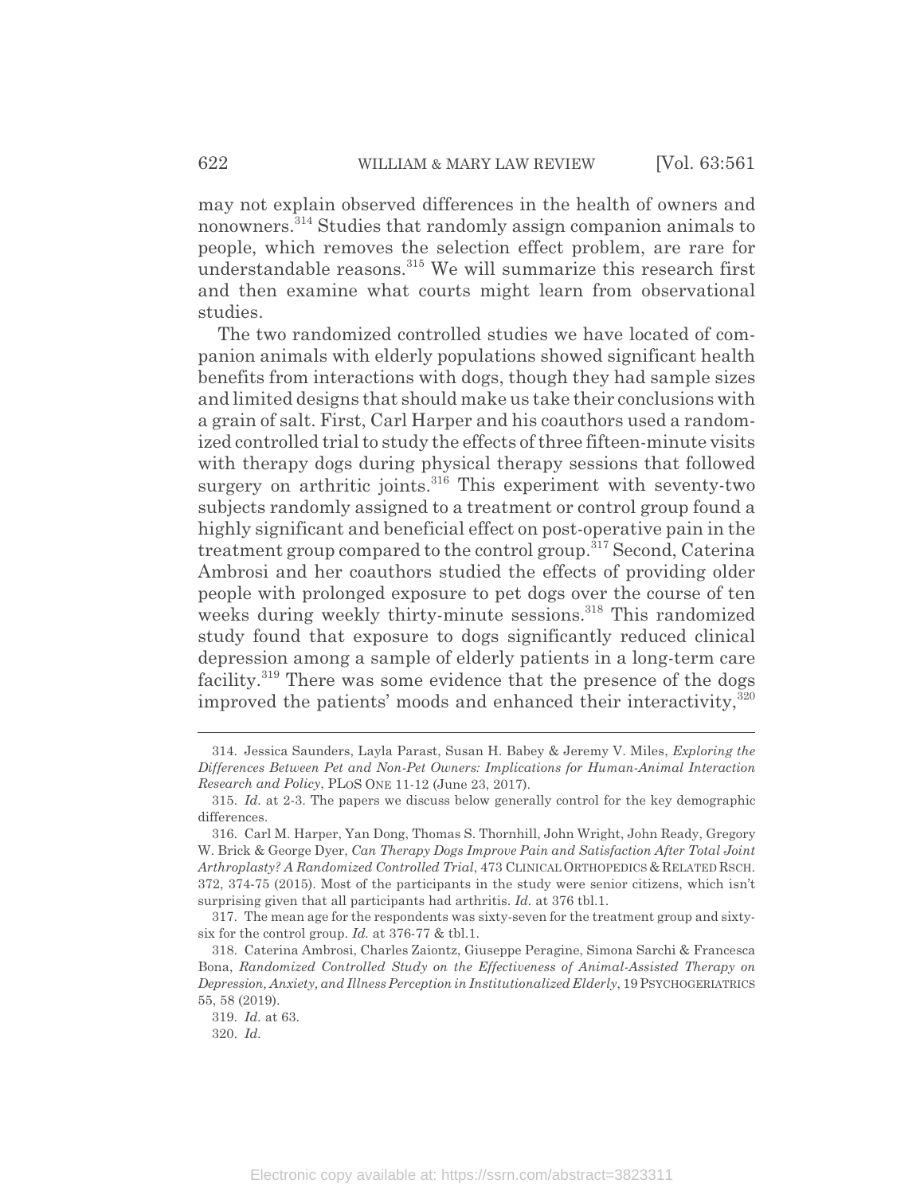may not explain observed differences in the health of owners and nonowners.[314] Studies that randomly assign companion animals to people, which removes the selection effect problem, are rare for understandable reasons.[315] We will summarize this research first and then examine what courts might learn from observational studies.

The two randomized controlled studies we have located of companion animals with elderly populations showed significant health benefits from interactions with dogs, though they had sample sizes and limited designs that should make us take their conclusions with a grain of salt. First, Carl Harper and his coauthors used a randomized controlled trial to study the effects of three fifteen-minute visits with therapy dogs during physical therapy sessions that followed surgery on arthritic joints.[316] This experiment with seventy-two subjects randomly assigned to a treatment or control group found a highly significant and beneficial effect on post-operative pain in the treatment group compared to the control group.[317] Second, Caterina Ambrosi and her coauthors studied the effects of providing older people with prolonged exposure to pet dogs over the course of ten weeks during weekly thirty-minute sessions.[318] This randomized study found that exposure to dogs significantly reduced clinical depression among a sample of elderly patients in a long-term care facility.[319] There was some evidence that the presence of the dogs improved the patients' moods and enhanced their interactivity,[320]

---

314. Jessica Saunders, Layla Parast, Susan H. Babey & Jeremy V. Miles, *Exploring the Differences Between Pet and Non-Pet Owners: Implications for Human-Animal Interaction Research and Policy*, PLOS ONE 11-12 (June 23, 2017).

315. *Id.* at 2-3. The papers we discuss below generally control for the key demographic differences.

316. Carl M. Harper, Yan Dong, Thomas S. Thornhill, John Wright, John Ready, Gregory W. Brick & George Dyer, *Can Therapy Dogs Improve Pain and Satisfaction After Total Joint Arthroplasty? A Randomized Controlled Trial*, 473 CLINICAL ORTHOPEDICS & RELATED RSCH. 372, 374-75 (2015). Most of the participants in the study were senior citizens, which isn't surprising given that all participants had arthritis. *Id.* at 376 tbl.1.

317. The mean age for the respondents was sixty-seven for the treatment group and sixty-six for the control group. *Id.* at 376-77 & tbl.1.

318. Caterina Ambrosi, Charles Zaiontz, Giuseppe Peragine, Simona Sarchi & Francesca Bona, *Randomized Controlled Study on the Effectiveness of Animal-Assisted Therapy on Depression, Anxiety, and Illness Perception in Institutionalized Elderly*, 19 PSYCHOGERIATRICS 55, 58 (2019).

319. *Id.* at 63.

320. *Id.*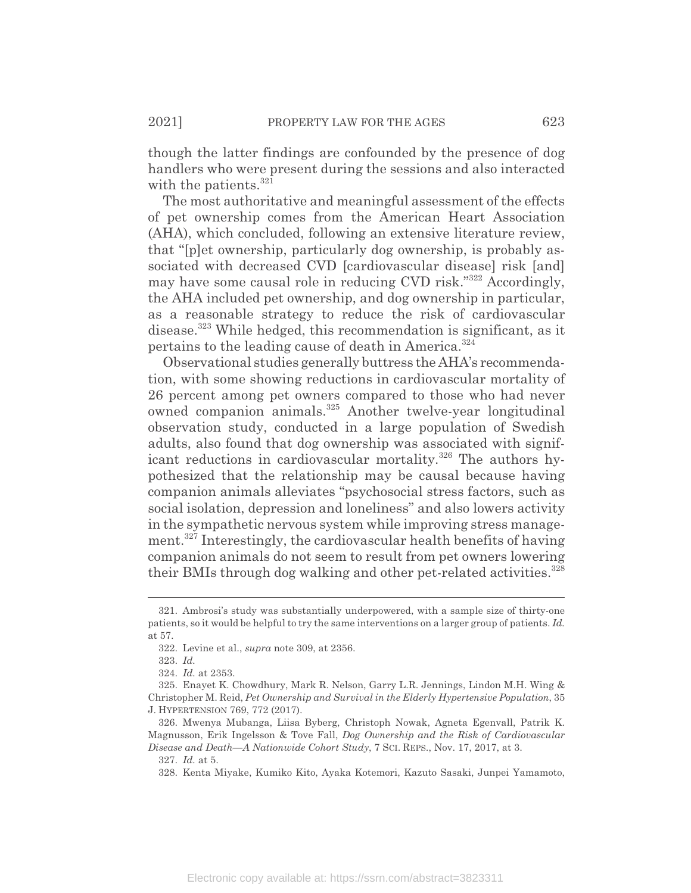though the latter findings are confounded by the presence of dog handlers who were present during the sessions and also interacted with the patients.[321]

The most authoritative and meaningful assessment of the effects of pet ownership comes from the American Heart Association (AHA), which concluded, following an extensive literature review, that "[p]et ownership, particularly dog ownership, is probably associated with decreased CVD [cardiovascular disease] risk [and] may have some causal role in reducing CVD risk."[322] Accordingly, the AHA included pet ownership, and dog ownership in particular, as a reasonable strategy to reduce the risk of cardiovascular disease.[323] While hedged, this recommendation is significant, as it pertains to the leading cause of death in America.[324]

Observational studies generally buttress the AHA's recommendation, with some showing reductions in cardiovascular mortality of 26 percent among pet owners compared to those who had never owned companion animals.[325] Another twelve-year longitudinal observation study, conducted in a large population of Swedish adults, also found that dog ownership was associated with significant reductions in cardiovascular mortality.[326] The authors hypothesized that the relationship may be causal because having companion animals alleviates "psychosocial stress factors, such as social isolation, depression and loneliness" and also lowers activity in the sympathetic nervous system while improving stress management.[327] Interestingly, the cardiovascular health benefits of having companion animals do not seem to result from pet owners lowering their BMIs through dog walking and other pet-related activities.[328]

---

321. Ambrosi's study was substantially underpowered, with a sample size of thirty-one patients, so it would be helpful to try the same interventions on a larger group of patients. *Id.* at 57.

322. Levine et al., *supra* note 309, at 2356.

323. *Id.*

324. *Id.* at 2353.

325. Enayet K. Chowdhury, Mark R. Nelson, Garry L.R. Jennings, Lindon M.H. Wing & Christopher M. Reid, *Pet Ownership and Survival in the Elderly Hypertensive Population*, 35 J. HYPERTENSION 769, 772 (2017).

326. Mwenya Mubanga, Liisa Byberg, Christoph Nowak, Agneta Egenvall, Patrik K. Magnusson, Erik Ingelsson & Tove Fall, *Dog Ownership and the Risk of Cardiovascular Disease and Death—A Nationwide Cohort Study*, 7 SCI. REPS., Nov. 17, 2017, at 3.

327. *Id.* at 5.

328. Kenta Miyake, Kumiko Kito, Ayaka Kotemori, Kazuto Sasaki, Junpei Yamamoto,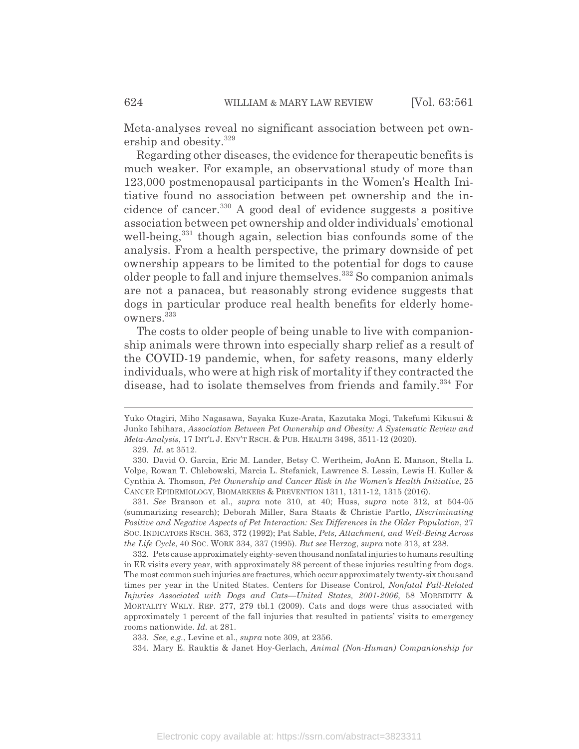Meta-analyses reveal no significant association between pet ownership and obesity.[329]

Regarding other diseases, the evidence for therapeutic benefits is much weaker. For example, an observational study of more than 123,000 postmenopausal participants in the Women's Health Initiative found no association between pet ownership and the incidence of cancer.[330] A good deal of evidence suggests a positive association between pet ownership and older individuals' emotional well-being,[331] though again, selection bias confounds some of the analysis. From a health perspective, the primary downside of pet ownership appears to be limited to the potential for dogs to cause older people to fall and injure themselves.[332] So companion animals are not a panacea, but reasonably strong evidence suggests that dogs in particular produce real health benefits for elderly homeowners.[333]

The costs to older people of being unable to live with companionship animals were thrown into especially sharp relief as a result of the COVID-19 pandemic, when, for safety reasons, many elderly individuals, who were at high risk of mortality if they contracted the disease, had to isolate themselves from friends and family.[334] For

---

Yuko Otagiri, Miho Nagasawa, Sayaka Kuze-Arata, Kazutaka Mogi, Takefumi Kikusui & Junko Ishihara, *Association Between Pet Ownership and Obesity: A Systematic Review and Meta-Analysis*, 17 INT'L J. ENV'T RSCH. & PUB. HEALTH 3498, 3511-12 (2020).

329. *Id.* at 3512.

330. David O. Garcia, Eric M. Lander, Betsy C. Wertheim, JoAnn E. Manson, Stella L. Volpe, Rowan T. Chlebowski, Marcia L. Stefanick, Lawrence S. Lessin, Lewis H. Kuller & Cynthia A. Thomson, *Pet Ownership and Cancer Risk in the Women's Health Initiative*, 25 CANCER EPIDEMIOLOGY, BIOMARKERS & PREVENTION 1311, 1311-12, 1315 (2016).

331. *See* Branson et al., *supra* note 310, at 40; Huss, *supra* note 312, at 504-05 (summarizing research); Deborah Miller, Sara Staats & Christie Partlo, *Discriminating Positive and Negative Aspects of Pet Interaction: Sex Differences in the Older Population*, 27 SOC. INDICATORS RSCH. 363, 372 (1992); Pat Sable, *Pets, Attachment, and Well-Being Across the Life Cycle*, 40 SOC. WORK 334, 337 (1995). *But see* Herzog, *supra* note 313, at 238.

332. Pets cause approximately eighty-seven thousand nonfatal injuries to humans resulting in ER visits every year, with approximately 88 percent of these injuries resulting from dogs. The most common such injuries are fractures, which occur approximately twenty-six thousand times per year in the United States. Centers for Disease Control, *Nonfatal Fall-Related Injuries Associated with Dogs and Cats—United States, 2001-2006*, 58 MORBIDITY & MORTALITY WKLY. REP. 277, 279 tbl.1 (2009). Cats and dogs were thus associated with approximately 1 percent of the fall injuries that resulted in patients' visits to emergency rooms nationwide. *Id.* at 281.

333. *See, e.g.*, Levine et al., *supra* note 309, at 2356.

334. Mary E. Rauktis & Janet Hoy-Gerlach, *Animal (Non-Human) Companionship for*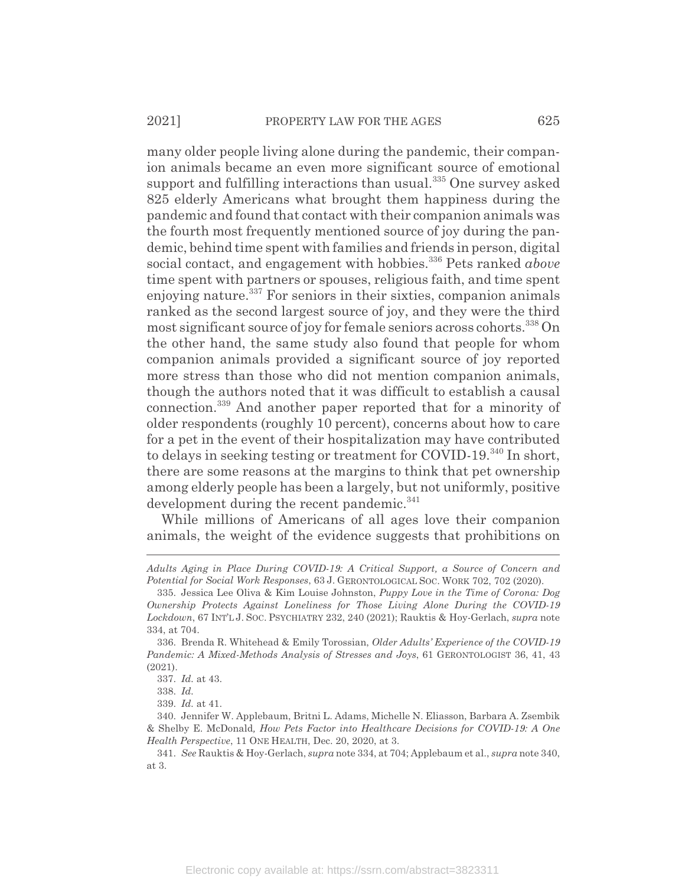many older people living alone during the pandemic, their companion animals became an even more significant source of emotional support and fulfilling interactions than usual.[335] One survey asked 825 elderly Americans what brought them happiness during the pandemic and found that contact with their companion animals was the fourth most frequently mentioned source of joy during the pandemic, behind time spent with families and friends in person, digital social contact, and engagement with hobbies.[336] Pets ranked *above* time spent with partners or spouses, religious faith, and time spent enjoying nature.[337] For seniors in their sixties, companion animals ranked as the second largest source of joy, and they were the third most significant source of joy for female seniors across cohorts.[338] On the other hand, the same study also found that people for whom companion animals provided a significant source of joy reported more stress than those who did not mention companion animals, though the authors noted that it was difficult to establish a causal connection.[339] And another paper reported that for a minority of older respondents (roughly 10 percent), concerns about how to care for a pet in the event of their hospitalization may have contributed to delays in seeking testing or treatment for COVID-19.[340] In short, there are some reasons at the margins to think that pet ownership among elderly people has been a largely, but not uniformly, positive development during the recent pandemic.[341]

While millions of Americans of all ages love their companion animals, the weight of the evidence suggests that prohibitions on

---

*Adults Aging in Place During COVID-19: A Critical Support, a Source of Concern and Potential for Social Work Responses*, 63 J. GERONTOLOGICAL SOC. WORK 702, 702 (2020).

335. Jessica Lee Oliva & Kim Louise Johnston, *Puppy Love in the Time of Corona: Dog Ownership Protects Against Loneliness for Those Living Alone During the COVID-19 Lockdown*, 67 INT'L J. SOC. PSYCHIATRY 232, 240 (2021); Rauktis & Hoy-Gerlach, *supra* note 334, at 704.

336. Brenda R. Whitehead & Emily Torossian, *Older Adults' Experience of the COVID-19 Pandemic: A Mixed-Methods Analysis of Stresses and Joys*, 61 GERONTOLOGIST 36, 41, 43 (2021).

337. *Id.* at 43.

338. *Id.*

339. *Id.* at 41.

340. Jennifer W. Applebaum, Britni L. Adams, Michelle N. Eliasson, Barbara A. Zsembik & Shelby E. McDonald, *How Pets Factor into Healthcare Decisions for COVID-19: A One Health Perspective*, 11 ONE HEALTH, Dec. 20, 2020, at 3.

341. *See* Rauktis & Hoy-Gerlach, *supra* note 334, at 704; Applebaum et al., *supra* note 340, at 3.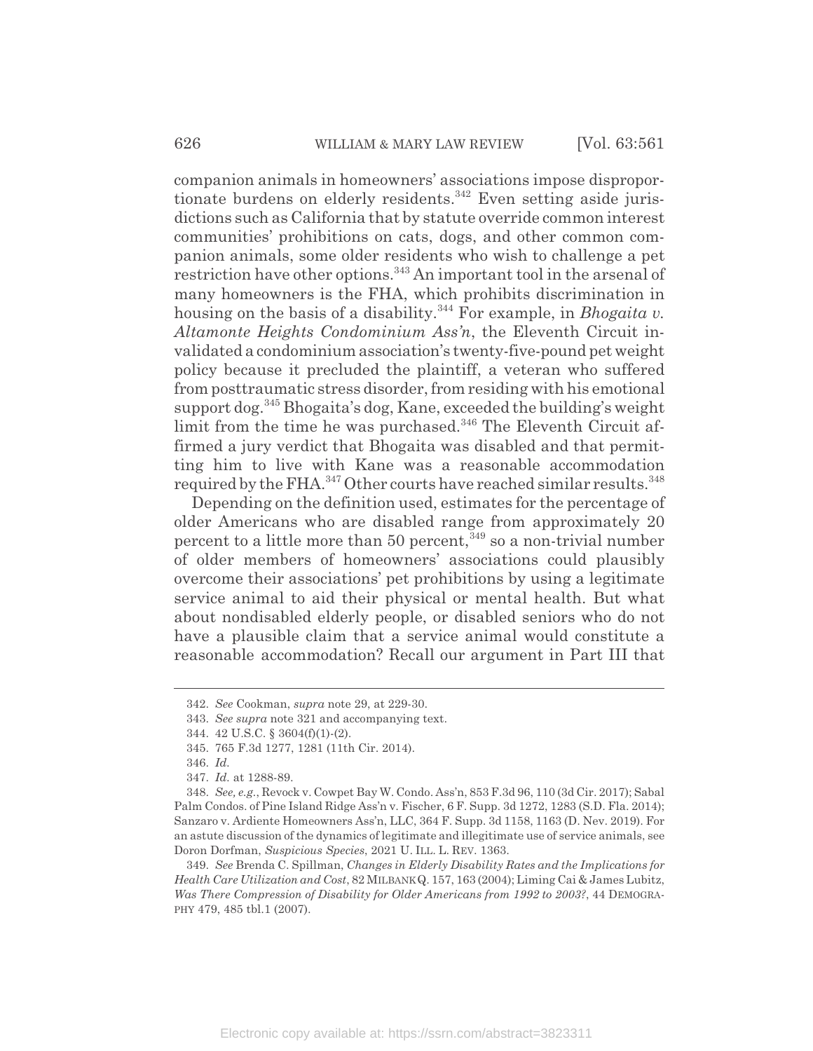companion animals in homeowners' associations impose disproportionate burdens on elderly residents.[342] Even setting aside jurisdictions such as California that by statute override common interest communities' prohibitions on cats, dogs, and other common companion animals, some older residents who wish to challenge a pet restriction have other options.[343] An important tool in the arsenal of many homeowners is the FHA, which prohibits discrimination in housing on the basis of a disability.[344] For example, in *Bhogaita v. Altamonte Heights Condominium Ass'n*, the Eleventh Circuit invalidated a condominium association's twenty-five-pound pet weight policy because it precluded the plaintiff, a veteran who suffered from posttraumatic stress disorder, from residing with his emotional support dog.[345] Bhogaita's dog, Kane, exceeded the building's weight limit from the time he was purchased.[346] The Eleventh Circuit affirmed a jury verdict that Bhogaita was disabled and that permitting him to live with Kane was a reasonable accommodation required by the FHA.[347] Other courts have reached similar results.[348]

Depending on the definition used, estimates for the percentage of older Americans who are disabled range from approximately 20 percent to a little more than 50 percent,[349] so a non-trivial number of older members of homeowners' associations could plausibly overcome their associations' pet prohibitions by using a legitimate service animal to aid their physical or mental health. But what about nondisabled elderly people, or disabled seniors who do not have a plausible claim that a service animal would constitute a reasonable accommodation? Recall our argument in Part III that

---

342. *See* Cookman, *supra* note 29, at 229-30.

343. *See supra* note 321 and accompanying text.

344. 42 U.S.C. § 3604(f)(1)-(2).

345. 765 F.3d 1277, 1281 (11th Cir. 2014).

346. *Id.*

347. *Id.* at 1288-89.

348. *See, e.g.*, Revock v. Cowpet Bay W. Condo. Ass'n, 853 F.3d 96, 110 (3d Cir. 2017); Sabal Palm Condos. of Pine Island Ridge Ass'n v. Fischer, 6 F. Supp. 3d 1272, 1283 (S.D. Fla. 2014); Sanzaro v. Ardiente Homeowners Ass'n, LLC, 364 F. Supp. 3d 1158, 1163 (D. Nev. 2019). For an astute discussion of the dynamics of legitimate and illegitimate use of service animals, see Doron Dorfman, *Suspicious Species*, 2021 U. ILL. L. REV. 1363.

349. *See* Brenda C. Spillman, *Changes in Elderly Disability Rates and the Implications for Health Care Utilization and Cost*, 82 MILBANK Q. 157, 163 (2004); Liming Cai & James Lubitz, *Was There Compression of Disability for Older Americans from 1992 to 2003?*, 44 DEMOGRAPHY 479, 485 tbl.1 (2007).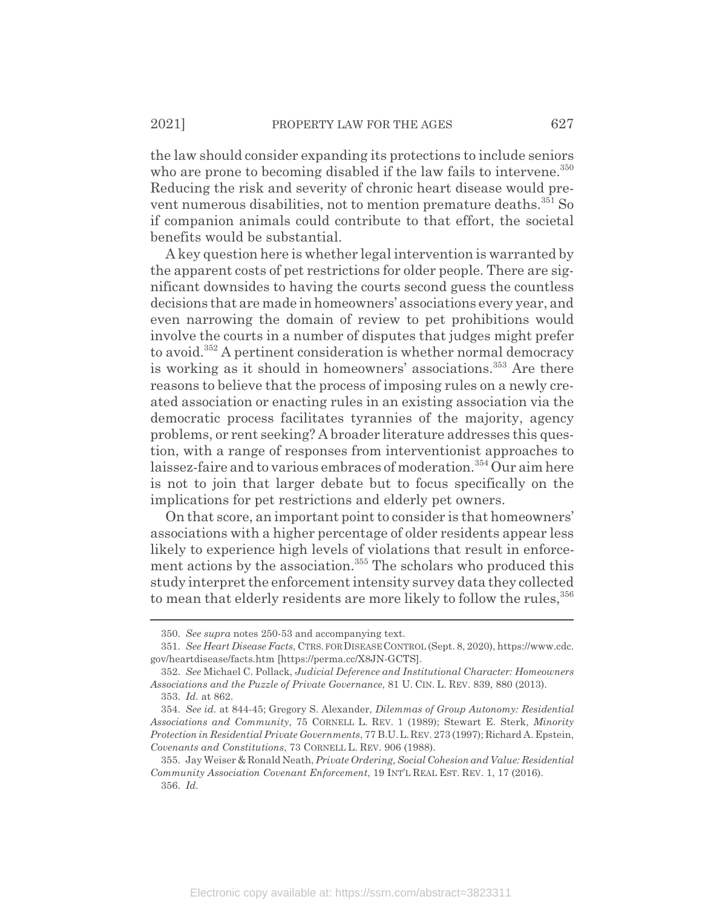the law should consider expanding its protections to include seniors who are prone to becoming disabled if the law fails to intervene.[350] Reducing the risk and severity of chronic heart disease would prevent numerous disabilities, not to mention premature deaths.[351] So if companion animals could contribute to that effort, the societal benefits would be substantial.

A key question here is whether legal intervention is warranted by the apparent costs of pet restrictions for older people. There are significant downsides to having the courts second guess the countless decisions that are made in homeowners' associations every year, and even narrowing the domain of review to pet prohibitions would involve the courts in a number of disputes that judges might prefer to avoid.[352] A pertinent consideration is whether normal democracy is working as it should in homeowners' associations.[353] Are there reasons to believe that the process of imposing rules on a newly created association or enacting rules in an existing association via the democratic process facilitates tyrannies of the majority, agency problems, or rent seeking? A broader literature addresses this question, with a range of responses from interventionist approaches to laissez-faire and to various embraces of moderation.[354] Our aim here is not to join that larger debate but to focus specifically on the implications for pet restrictions and elderly pet owners.

On that score, an important point to consider is that homeowners' associations with a higher percentage of older residents appear less likely to experience high levels of violations that result in enforcement actions by the association.[355] The scholars who produced this study interpret the enforcement intensity survey data they collected to mean that elderly residents are more likely to follow the rules,[356]

---

350. *See supra* notes 250-53 and accompanying text.

351. *See Heart Disease Facts*, CTRS. FOR DISEASE CONTROL (Sept. 8, 2020), https://www.cdc.gov/heartdisease/facts.htm [https://perma.cc/X8JN-GCTS].

352. *See* Michael C. Pollack, *Judicial Deference and Institutional Character: Homeowners Associations and the Puzzle of Private Governance*, 81 U. CIN. L. REV. 839, 880 (2013).

353. *Id.* at 862.

354. *See id.* at 844-45; Gregory S. Alexander, *Dilemmas of Group Autonomy: Residential Associations and Community*, 75 CORNELL L. REV. 1 (1989); Stewart E. Sterk, *Minority Protection in Residential Private Governments*, 77 B.U. L. REV. 273 (1997); Richard A. Epstein, *Covenants and Constitutions*, 73 CORNELL L. REV. 906 (1988).

355. Jay Weiser & Ronald Neath, *Private Ordering, Social Cohesion and Value: Residential Community Association Covenant Enforcement*, 19 INT'L REAL EST. REV. 1, 17 (2016).

356. *Id.*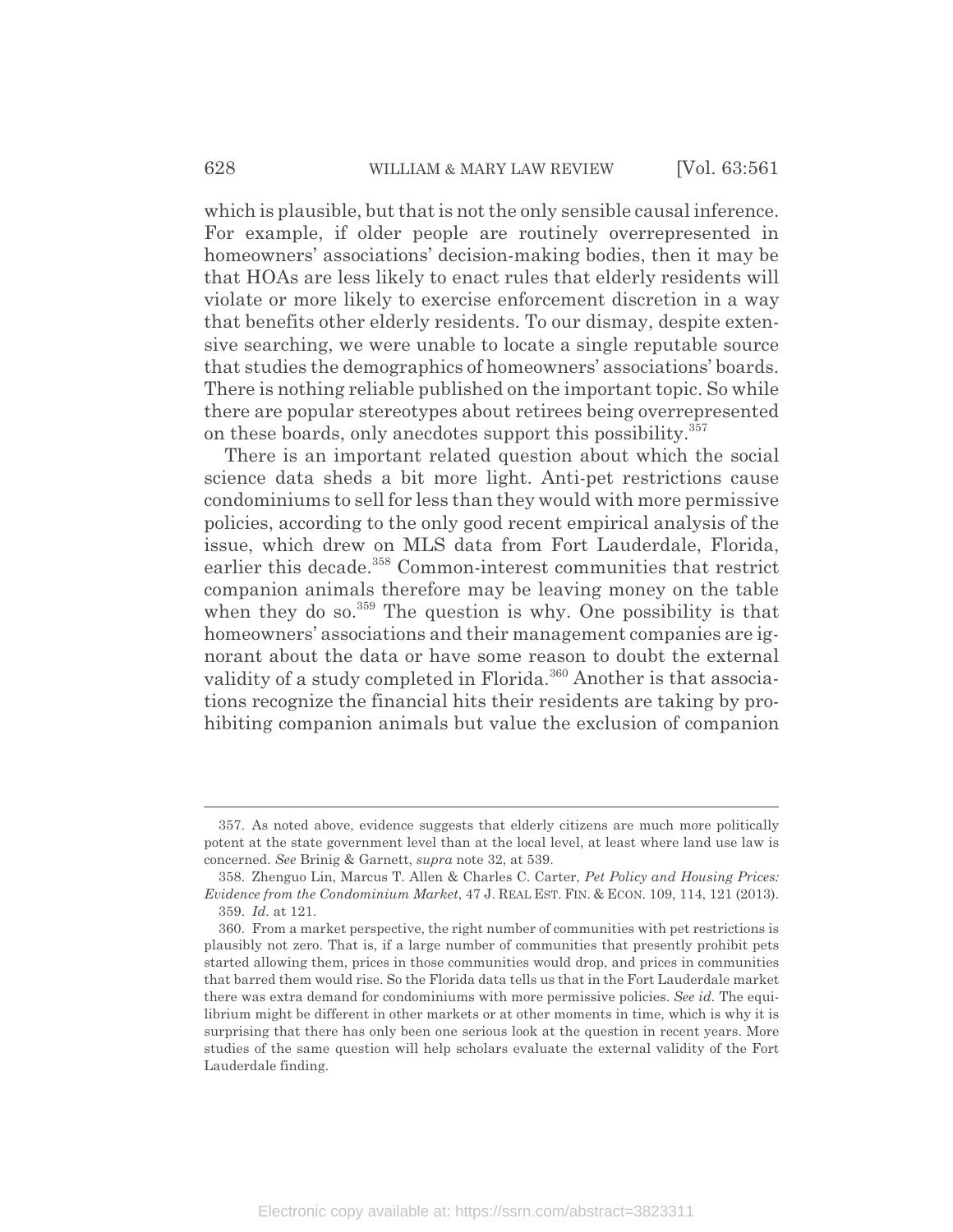which is plausible, but that is not the only sensible causal inference. For example, if older people are routinely overrepresented in homeowners' associations' decision-making bodies, then it may be that HOAs are less likely to enact rules that elderly residents will violate or more likely to exercise enforcement discretion in a way that benefits other elderly residents. To our dismay, despite extensive searching, we were unable to locate a single reputable source that studies the demographics of homeowners' associations' boards. There is nothing reliable published on the important topic. So while there are popular stereotypes about retirees being overrepresented on these boards, only anecdotes support this possibility.[357]

There is an important related question about which the social science data sheds a bit more light. Anti-pet restrictions cause condominiums to sell for less than they would with more permissive policies, according to the only good recent empirical analysis of the issue, which drew on MLS data from Fort Lauderdale, Florida, earlier this decade.[358] Common-interest communities that restrict companion animals therefore may be leaving money on the table when they do so.[359] The question is why. One possibility is that homeowners' associations and their management companies are ignorant about the data or have some reason to doubt the external validity of a study completed in Florida.[360] Another is that associations recognize the financial hits their residents are taking by prohibiting companion animals but value the exclusion of companion

---

357. As noted above, evidence suggests that elderly citizens are much more politically potent at the state government level than at the local level, at least where land use law is concerned. *See* Brinig & Garnett, *supra* note 32, at 539.

358. Zhenguo Lin, Marcus T. Allen & Charles C. Carter, *Pet Policy and Housing Prices: Evidence from the Condominium Market*, 47 J. REAL EST. FIN. & ECON. 109, 114, 121 (2013).

359. *Id.* at 121.

360. From a market perspective, the right number of communities with pet restrictions is plausibly not zero. That is, if a large number of communities that presently prohibit pets started allowing them, prices in those communities would drop, and prices in communities that barred them would rise. So the Florida data tells us that in the Fort Lauderdale market there was extra demand for condominiums with more permissive policies. *See id.* The equilibrium might be different in other markets or at other moments in time, which is why it is surprising that there has only been one serious look at the question in recent years. More studies of the same question will help scholars evaluate the external validity of the Fort Lauderdale finding.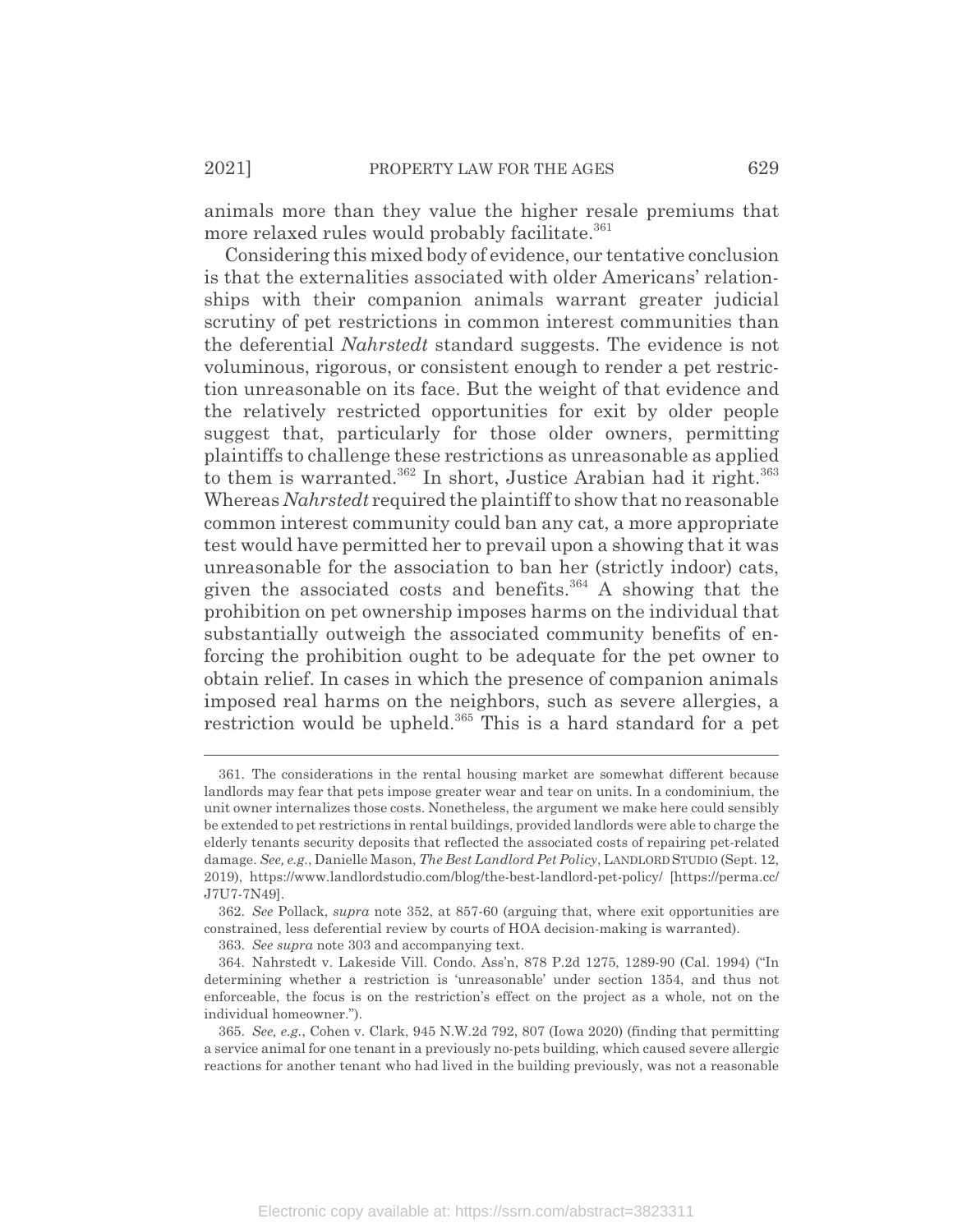animals more than they value the higher resale premiums that more relaxed rules would probably facilitate.[361]

Considering this mixed body of evidence, our tentative conclusion is that the externalities associated with older Americans' relationships with their companion animals warrant greater judicial scrutiny of pet restrictions in common interest communities than the deferential *Nahrstedt* standard suggests. The evidence is not voluminous, rigorous, or consistent enough to render a pet restriction unreasonable on its face. But the weight of that evidence and the relatively restricted opportunities for exit by older people suggest that, particularly for those older owners, permitting plaintiffs to challenge these restrictions as unreasonable as applied to them is warranted.[362] In short, Justice Arabian had it right.[363] Whereas *Nahrstedt* required the plaintiff to show that no reasonable common interest community could ban any cat, a more appropriate test would have permitted her to prevail upon a showing that it was unreasonable for the association to ban her (strictly indoor) cats, given the associated costs and benefits.[364] A showing that the prohibition on pet ownership imposes harms on the individual that substantially outweigh the associated community benefits of enforcing the prohibition ought to be adequate for the pet owner to obtain relief. In cases in which the presence of companion animals imposed real harms on the neighbors, such as severe allergies, a restriction would be upheld.[365] This is a hard standard for a pet

---

361. The considerations in the rental housing market are somewhat different because landlords may fear that pets impose greater wear and tear on units. In a condominium, the unit owner internalizes those costs. Nonetheless, the argument we make here could sensibly be extended to pet restrictions in rental buildings, provided landlords were able to charge the elderly tenants security deposits that reflected the associated costs of repairing pet-related damage. *See, e.g.*, Danielle Mason, *The Best Landlord Pet Policy*, LANDLORD STUDIO (Sept. 12, 2019), https://www.landlordstudio.com/blog/the-best-landlord-pet-policy/ [https://perma.cc/J7U7-7N49].

362. *See* Pollack, *supra* note 352, at 857-60 (arguing that, where exit opportunities are constrained, less deferential review by courts of HOA decision-making is warranted).

363. *See supra* note 303 and accompanying text.

364. Nahrstedt v. Lakeside Vill. Condo. Ass'n, 878 P.2d 1275, 1289-90 (Cal. 1994) ("In determining whether a restriction is 'unreasonable' under section 1354, and thus not enforceable, the focus is on the restriction's effect on the project as a whole, not on the individual homeowner.").

365. *See, e.g.*, Cohen v. Clark, 945 N.W.2d 792, 807 (Iowa 2020) (finding that permitting a service animal for one tenant in a previously no-pets building, which caused severe allergic reactions for another tenant who had lived in the building previously, was not a reasonable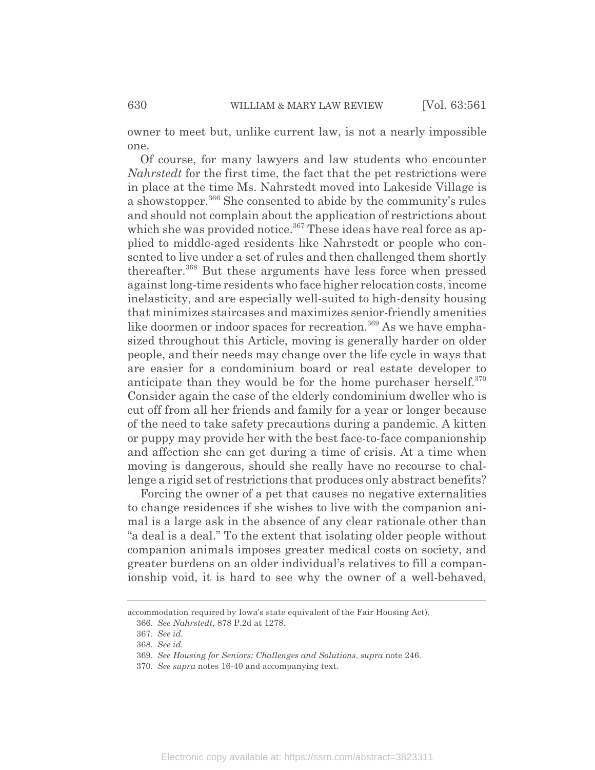owner to meet but, unlike current law, is not a nearly impossible one.

Of course, for many lawyers and law students who encounter *Nahrstedt* for the first time, the fact that the pet restrictions were in place at the time Ms. Nahrstedt moved into Lakeside Village is a showstopper.[366] She consented to abide by the community's rules and should not complain about the application of restrictions about which she was provided notice.[367] These ideas have real force as applied to middle-aged residents like Nahrstedt or people who consented to live under a set of rules and then challenged them shortly thereafter.[368] But these arguments have less force when pressed against long-time residents who face higher relocation costs, income inelasticity, and are especially well-suited to high-density housing that minimizes staircases and maximizes senior-friendly amenities like doormen or indoor spaces for recreation.[369] As we have emphasized throughout this Article, moving is generally harder on older people, and their needs may change over the life cycle in ways that are easier for a condominium board or real estate developer to anticipate than they would be for the home purchaser herself.[370] Consider again the case of the elderly condominium dweller who is cut off from all her friends and family for a year or longer because of the need to take safety precautions during a pandemic. A kitten or puppy may provide her with the best face-to-face companionship and affection she can get during a time of crisis. At a time when moving is dangerous, should she really have no recourse to challenge a rigid set of restrictions that produces only abstract benefits?

Forcing the owner of a pet that causes no negative externalities to change residences if she wishes to live with the companion animal is a large ask in the absence of any clear rationale other than "a deal is a deal." To the extent that isolating older people without companion animals imposes greater medical costs on society, and greater burdens on an older individual's relatives to fill a companionship void, it is hard to see why the owner of a well-behaved,

---

accommodation required by Iowa's state equivalent of the Fair Housing Act).

366. *See Nahrstedt*, 878 P.2d at 1278.

367. *See id.*

368. *See id.*

369. *See Housing for Seniors: Challenges and Solutions*, *supra* note 246.

370. *See supra* notes 16-40 and accompanying text.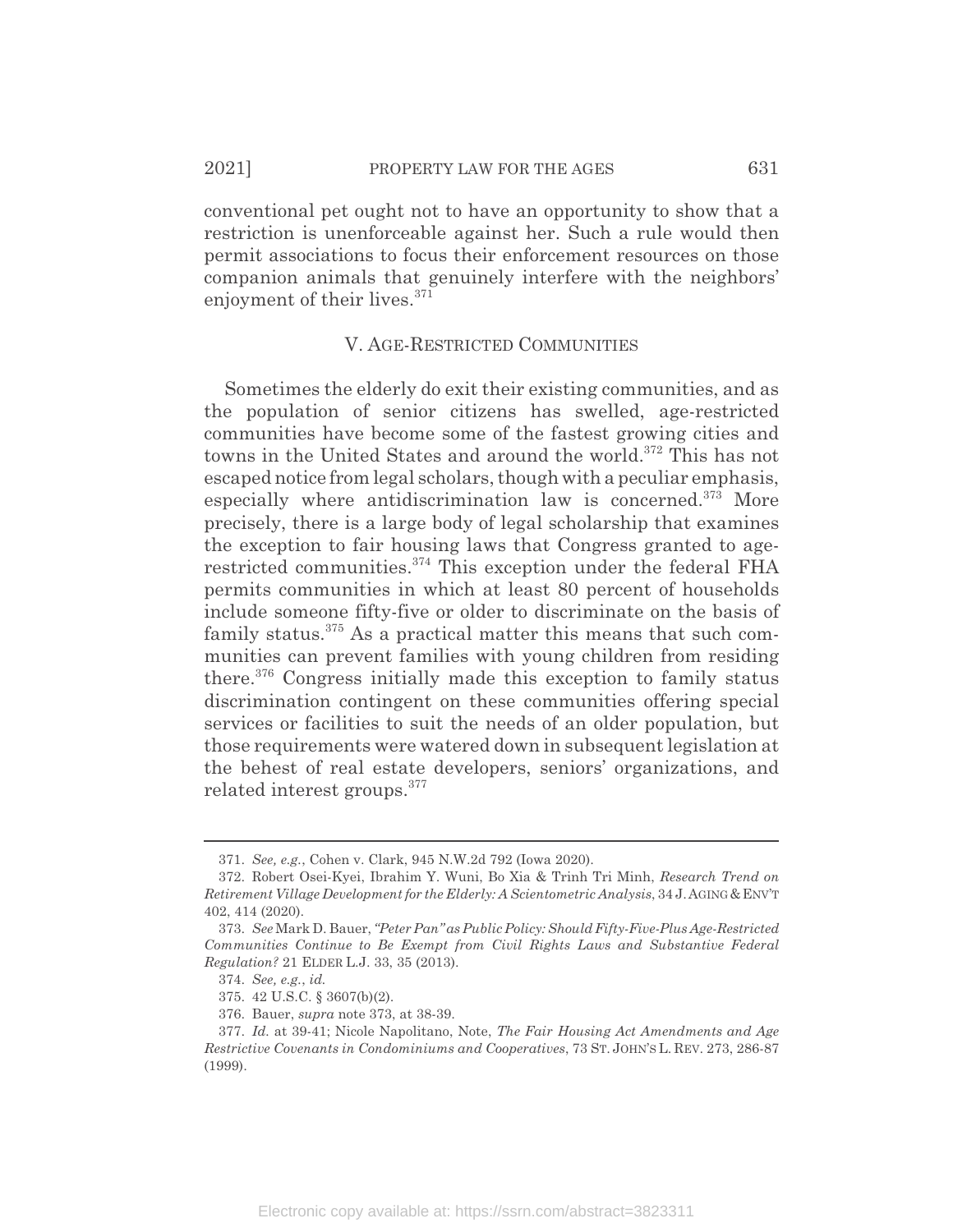conventional pet ought not to have an opportunity to show that a restriction is unenforceable against her. Such a rule would then permit associations to focus their enforcement resources on those companion animals that genuinely interfere with the neighbors' enjoyment of their lives.[371]

## V. AGE-RESTRICTED COMMUNITIES

Sometimes the elderly do exit their existing communities, and as the population of senior citizens has swelled, age-restricted communities have become some of the fastest growing cities and towns in the United States and around the world.[372] This has not escaped notice from legal scholars, though with a peculiar emphasis, especially where antidiscrimination law is concerned.[373] More precisely, there is a large body of legal scholarship that examines the exception to fair housing laws that Congress granted to age-restricted communities.[374] This exception under the federal FHA permits communities in which at least 80 percent of households include someone fifty-five or older to discriminate on the basis of family status.[375] As a practical matter this means that such communities can prevent families with young children from residing there.[376] Congress initially made this exception to family status discrimination contingent on these communities offering special services or facilities to suit the needs of an older population, but those requirements were watered down in subsequent legislation at the behest of real estate developers, seniors' organizations, and related interest groups.[377]

---

371. *See, e.g.*, Cohen v. Clark, 945 N.W.2d 792 (Iowa 2020).

372. Robert Osei-Kyei, Ibrahim Y. Wuni, Bo Xia & Trinh Tri Minh, *Research Trend on Retirement Village Development for the Elderly: A Scientometric Analysis*, 34 J. AGING & ENV'T 402, 414 (2020).

373. *See* Mark D. Bauer, *"Peter Pan" as Public Policy: Should Fifty-Five-Plus Age-Restricted Communities Continue to Be Exempt from Civil Rights Laws and Substantive Federal Regulation?* 21 ELDER L.J. 33, 35 (2013).

374. *See, e.g.*, *id.*

375. 42 U.S.C. § 3607(b)(2).

376. Bauer, *supra* note 373, at 38-39.

377. *Id.* at 39-41; Nicole Napolitano, Note, *The Fair Housing Act Amendments and Age Restrictive Covenants in Condominiums and Cooperatives*, 73 ST. JOHN'S L. REV. 273, 286-87 (1999).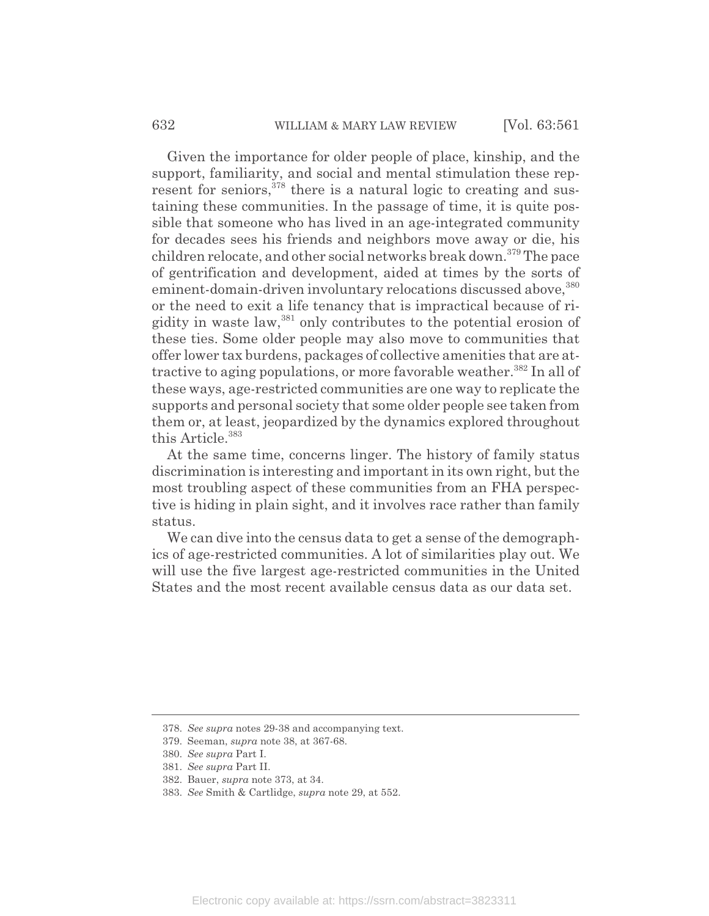Given the importance for older people of place, kinship, and the support, familiarity, and social and mental stimulation these represent for seniors,[378] there is a natural logic to creating and sustaining these communities. In the passage of time, it is quite possible that someone who has lived in an age-integrated community for decades sees his friends and neighbors move away or die, his children relocate, and other social networks break down.[379] The pace of gentrification and development, aided at times by the sorts of eminent-domain-driven involuntary relocations discussed above,[380] or the need to exit a life tenancy that is impractical because of rigidity in waste law,[381] only contributes to the potential erosion of these ties. Some older people may also move to communities that offer lower tax burdens, packages of collective amenities that are attractive to aging populations, or more favorable weather.[382] In all of these ways, age-restricted communities are one way to replicate the supports and personal society that some older people see taken from them or, at least, jeopardized by the dynamics explored throughout this Article.[383]

At the same time, concerns linger. The history of family status discrimination is interesting and important in its own right, but the most troubling aspect of these communities from an FHA perspective is hiding in plain sight, and it involves race rather than family status.

We can dive into the census data to get a sense of the demographics of age-restricted communities. A lot of similarities play out. We will use the five largest age-restricted communities in the United States and the most recent available census data as our data set.

---

378. *See supra* notes 29-38 and accompanying text.

379. Seeman, *supra* note 38, at 367-68.

380. *See supra* Part I.

381. *See supra* Part II.

382. Bauer, *supra* note 373, at 34.

383. *See* Smith & Cartlidge, *supra* note 29, at 552.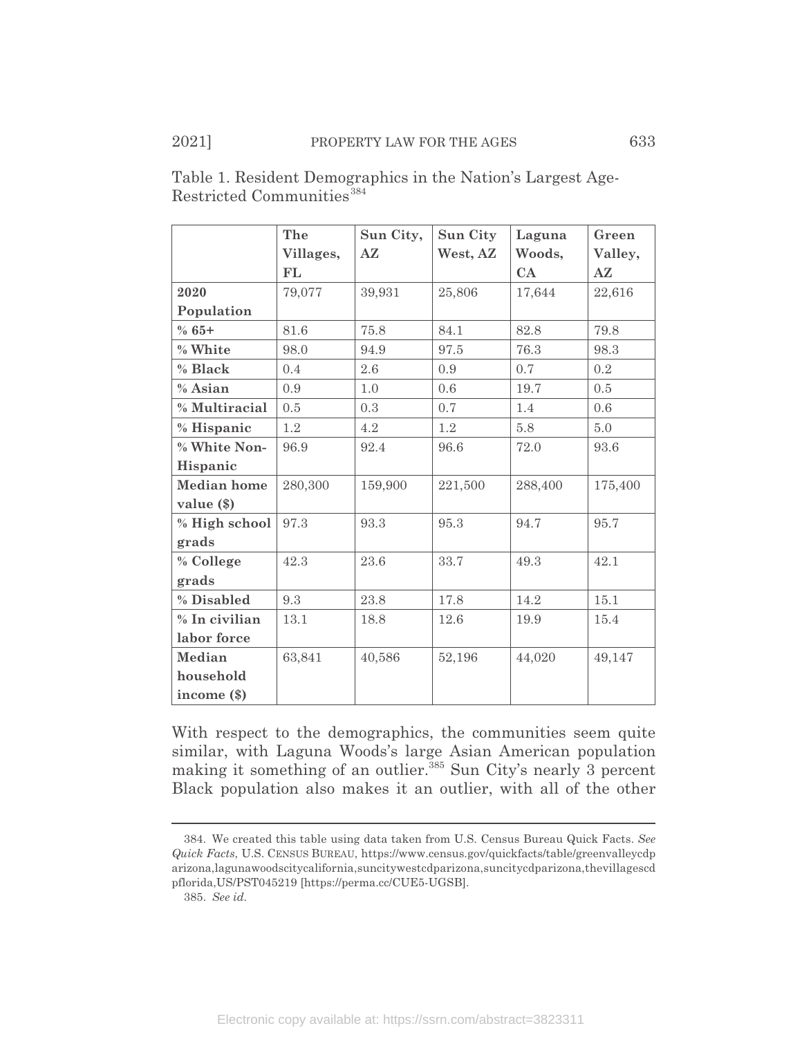Table 1. Resident Demographics in the Nation's Largest Age-Restricted Communities[384]

| | **The Villages, FL** | **Sun City, AZ** | **Sun City West, AZ** | **Laguna Woods, CA** | **Green Valley, AZ** |
|---|---|---|---|---|---|
| **2020 Population** | 79,077 | 39,931 | 25,806 | 17,644 | 22,616 |
| **% 65+** | 81.6 | 75.8 | 84.1 | 82.8 | 79.8 |
| **% White** | 98.0 | 94.9 | 97.5 | 76.3 | 98.3 |
| **% Black** | 0.4 | 2.6 | 0.9 | 0.7 | 0.2 |
| **% Asian** | 0.9 | 1.0 | 0.6 | 19.7 | 0.5 |
| **% Multiracial** | 0.5 | 0.3 | 0.7 | 1.4 | 0.6 |
| **% Hispanic** | 1.2 | 4.2 | 1.2 | 5.8 | 5.0 |
| **% White Non-Hispanic** | 96.9 | 92.4 | 96.6 | 72.0 | 93.6 |
| **Median home value ($)** | 280,300 | 159,900 | 221,500 | 288,400 | 175,400 |
| **% High school grads** | 97.3 | 93.3 | 95.3 | 94.7 | 95.7 |
| **% College grads** | 42.3 | 23.6 | 33.7 | 49.3 | 42.1 |
| **% Disabled** | 9.3 | 23.8 | 17.8 | 14.2 | 15.1 |
| **% In civilian labor force** | 13.1 | 18.8 | 12.6 | 19.9 | 15.4 |
| **Median household income ($)** | 63,841 | 40,586 | 52,196 | 44,020 | 49,147 |

With respect to the demographics, the communities seem quite similar, with Laguna Woods's large Asian American population making it something of an outlier.[385] Sun City's nearly 3 percent Black population also makes it an outlier, with all of the other

---

384. We created this table using data taken from U.S. Census Bureau Quick Facts. *See Quick Facts*, U.S. CENSUS BUREAU, https://www.census.gov/quickfacts/table/greenvalleycdparizona,lagunawoodscitycalifornia,suncitywestcdparizona,suncitycdparizona,thevillagescdpflorida,US/PST045219 [https://perma.cc/CUE5-UGSB].

385. *See id.*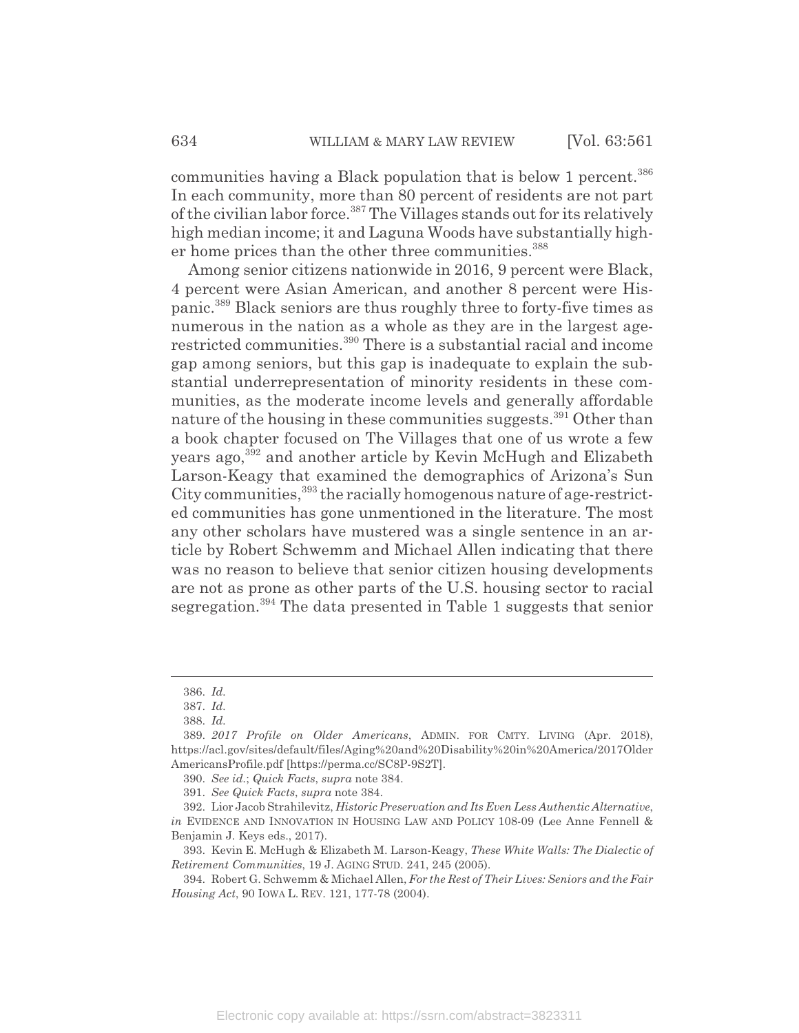communities having a Black population that is below 1 percent.[386] In each community, more than 80 percent of residents are not part of the civilian labor force.[387] The Villages stands out for its relatively high median income; it and Laguna Woods have substantially higher home prices than the other three communities.[388]

Among senior citizens nationwide in 2016, 9 percent were Black, 4 percent were Asian American, and another 8 percent were Hispanic.[389] Black seniors are thus roughly three to forty-five times as numerous in the nation as a whole as they are in the largest age-restricted communities.[390] There is a substantial racial and income gap among seniors, but this gap is inadequate to explain the substantial underrepresentation of minority residents in these communities, as the moderate income levels and generally affordable nature of the housing in these communities suggests.[391] Other than a book chapter focused on The Villages that one of us wrote a few years ago,[392] and another article by Kevin McHugh and Elizabeth Larson-Keagy that examined the demographics of Arizona's Sun City communities,[393] the racially homogenous nature of age-restricted communities has gone unmentioned in the literature. The most any other scholars have mustered was a single sentence in an article by Robert Schwemm and Michael Allen indicating that there was no reason to believe that senior citizen housing developments are not as prone as other parts of the U.S. housing sector to racial segregation.[394] The data presented in Table 1 suggests that senior

---

386. *Id.*

387. *Id.*

388. *Id.*

389. *2017 Profile on Older Americans*, ADMIN. FOR CMTY. LIVING (Apr. 2018), https://acl.gov/sites/default/files/Aging%20and%20Disability%20in%20America/2017OlderAmericansProfile.pdf [https://perma.cc/SC8P-9S2T].

390. *See id.*; *Quick Facts*, *supra* note 384.

391. *See Quick Facts*, *supra* note 384.

392. Lior Jacob Strahilevitz, *Historic Preservation and Its Even Less Authentic Alternative*, *in* EVIDENCE AND INNOVATION IN HOUSING LAW AND POLICY 108-09 (Lee Anne Fennell & Benjamin J. Keys eds., 2017).

393. Kevin E. McHugh & Elizabeth M. Larson-Keagy, *These White Walls: The Dialectic of Retirement Communities*, 19 J. AGING STUD. 241, 245 (2005).

394. Robert G. Schwemm & Michael Allen, *For the Rest of Their Lives: Seniors and the Fair Housing Act*, 90 IOWA L. REV. 121, 177-78 (2004).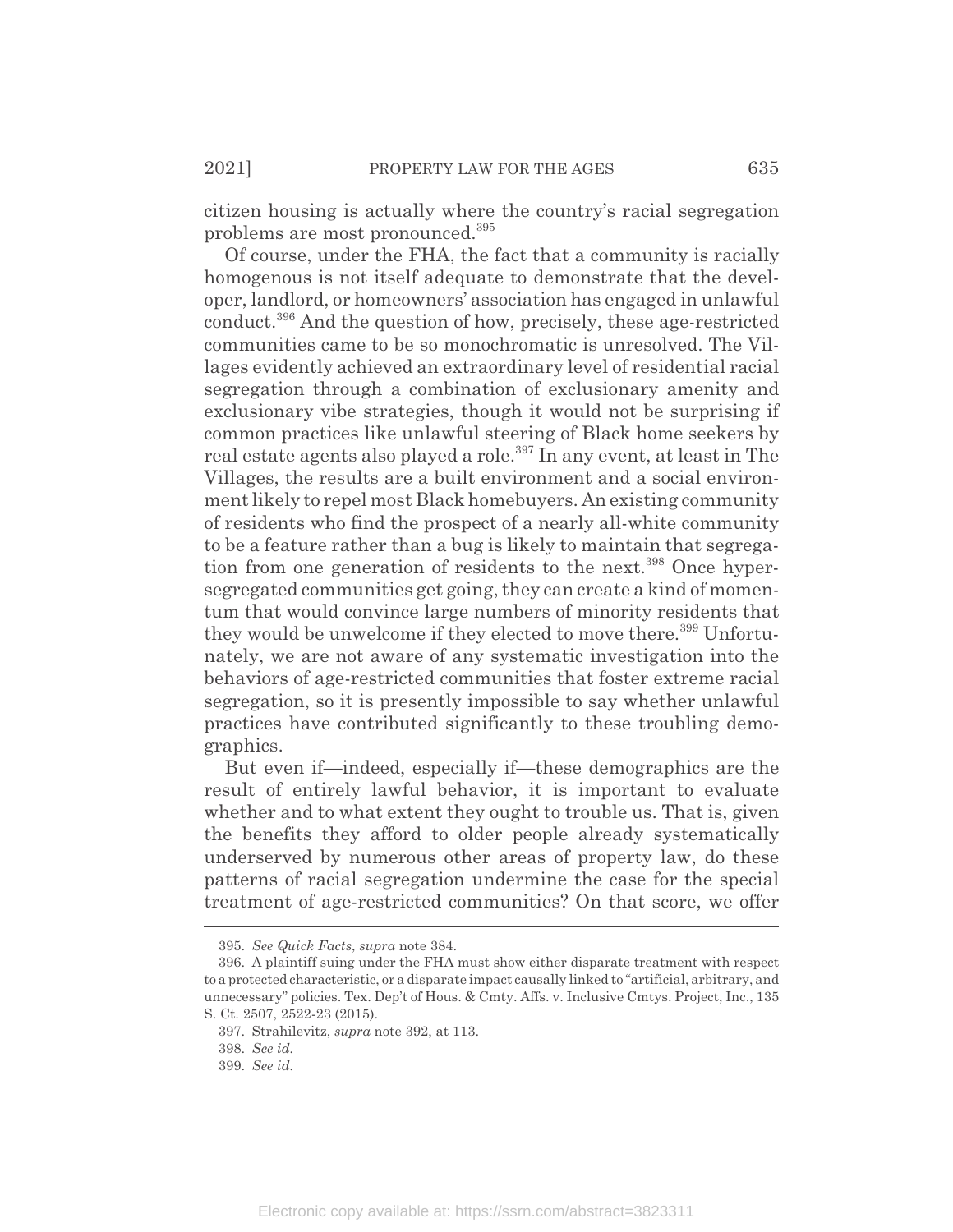citizen housing is actually where the country's racial segregation problems are most pronounced.[395]

Of course, under the FHA, the fact that a community is racially homogenous is not itself adequate to demonstrate that the developer, landlord, or homeowners' association has engaged in unlawful conduct.[396] And the question of how, precisely, these age-restricted communities came to be so monochromatic is unresolved. The Villages evidently achieved an extraordinary level of residential racial segregation through a combination of exclusionary amenity and exclusionary vibe strategies, though it would not be surprising if common practices like unlawful steering of Black home seekers by real estate agents also played a role.[397] In any event, at least in The Villages, the results are a built environment and a social environment likely to repel most Black homebuyers. An existing community of residents who find the prospect of a nearly all-white community to be a feature rather than a bug is likely to maintain that segregation from one generation of residents to the next.[398] Once hypersegregated communities get going, they can create a kind of momentum that would convince large numbers of minority residents that they would be unwelcome if they elected to move there.[399] Unfortunately, we are not aware of any systematic investigation into the behaviors of age-restricted communities that foster extreme racial segregation, so it is presently impossible to say whether unlawful practices have contributed significantly to these troubling demographics.

But even if—indeed, especially if—these demographics are the result of entirely lawful behavior, it is important to evaluate whether and to what extent they ought to trouble us. That is, given the benefits they afford to older people already systematically underserved by numerous other areas of property law, do these patterns of racial segregation undermine the case for the special treatment of age-restricted communities? On that score, we offer

---

395. *See Quick Facts*, *supra* note 384.

396. A plaintiff suing under the FHA must show either disparate treatment with respect to a protected characteristic, or a disparate impact causally linked to "artificial, arbitrary, and unnecessary" policies. Tex. Dep't of Hous. & Cmty. Affs. v. Inclusive Cmtys. Project, Inc., 135 S. Ct. 2507, 2522-23 (2015).

397. Strahilevitz, *supra* note 392, at 113.

398. *See id.*

399. *See id.*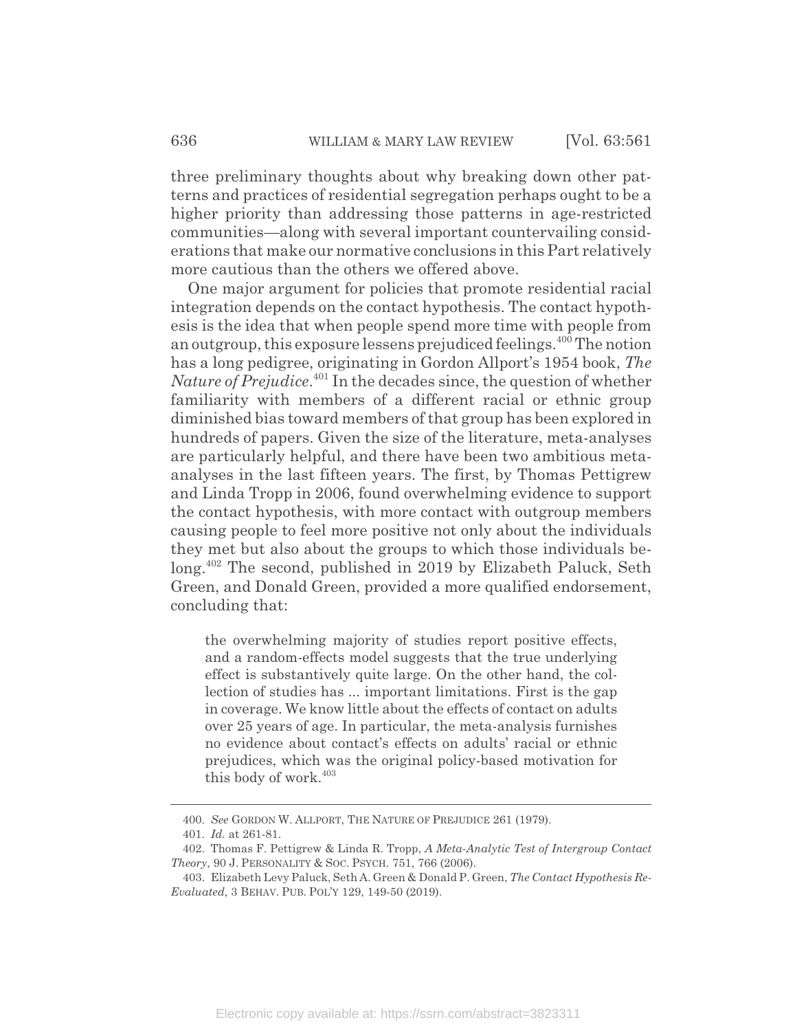three preliminary thoughts about why breaking down other patterns and practices of residential segregation perhaps ought to be a higher priority than addressing those patterns in age-restricted communities—along with several important countervailing considerations that make our normative conclusions in this Part relatively more cautious than the others we offered above.

One major argument for policies that promote residential racial integration depends on the contact hypothesis. The contact hypothesis is the idea that when people spend more time with people from an outgroup, this exposure lessens prejudiced feelings.[400] The notion has a long pedigree, originating in Gordon Allport's 1954 book, *The Nature of Prejudice*.[401] In the decades since, the question of whether familiarity with members of a different racial or ethnic group diminished bias toward members of that group has been explored in hundreds of papers. Given the size of the literature, meta-analyses are particularly helpful, and there have been two ambitious meta-analyses in the last fifteen years. The first, by Thomas Pettigrew and Linda Tropp in 2006, found overwhelming evidence to support the contact hypothesis, with more contact with outgroup members causing people to feel more positive not only about the individuals they met but also about the groups to which those individuals belong.[402] The second, published in 2019 by Elizabeth Paluck, Seth Green, and Donald Green, provided a more qualified endorsement, concluding that:

> the overwhelming majority of studies report positive effects, and a random-effects model suggests that the true underlying effect is substantively quite large. On the other hand, the collection of studies has ... important limitations. First is the gap in coverage. We know little about the effects of contact on adults over 25 years of age. In particular, the meta-analysis furnishes no evidence about contact's effects on adults' racial or ethnic prejudices, which was the original policy-based motivation for this body of work.[403]

---

400. *See* GORDON W. ALLPORT, THE NATURE OF PREJUDICE 261 (1979).

401. *Id.* at 261-81.

402. Thomas F. Pettigrew & Linda R. Tropp, *A Meta-Analytic Test of Intergroup Contact Theory*, 90 J. PERSONALITY & SOC. PSYCH. 751, 766 (2006).

403. Elizabeth Levy Paluck, Seth A. Green & Donald P. Green, *The Contact Hypothesis Re-Evaluated*, 3 BEHAV. PUB. POL'Y 129, 149-50 (2019).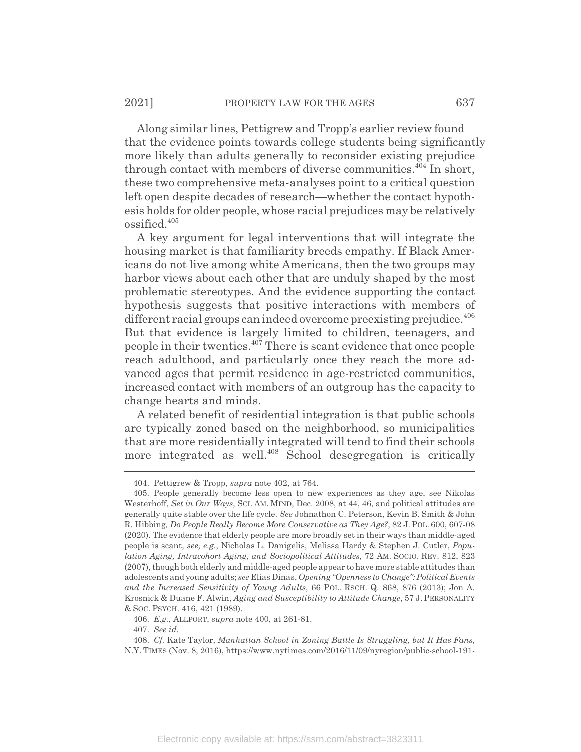Along similar lines, Pettigrew and Tropp's earlier review found that the evidence points towards college students being significantly more likely than adults generally to reconsider existing prejudice through contact with members of diverse communities.[404] In short, these two comprehensive meta-analyses point to a critical question left open despite decades of research—whether the contact hypothesis holds for older people, whose racial prejudices may be relatively ossified.[405]

A key argument for legal interventions that will integrate the housing market is that familiarity breeds empathy. If Black Americans do not live among white Americans, then the two groups may harbor views about each other that are unduly shaped by the most problematic stereotypes. And the evidence supporting the contact hypothesis suggests that positive interactions with members of different racial groups can indeed overcome preexisting prejudice.[406] But that evidence is largely limited to children, teenagers, and people in their twenties.[407] There is scant evidence that once people reach adulthood, and particularly once they reach the more advanced ages that permit residence in age-restricted communities, increased contact with members of an outgroup has the capacity to change hearts and minds.

A related benefit of residential integration is that public schools are typically zoned based on the neighborhood, so municipalities that are more residentially integrated will tend to find their schools more integrated as well.[408] School desegregation is critically

---

404. Pettigrew & Tropp, *supra* note 402, at 764.

405. People generally become less open to new experiences as they age, see Nikolas Westerhoff, *Set in Our Ways*, SCI. AM. MIND, Dec. 2008, at 44, 46, and political attitudes are generally quite stable over the life cycle. *See* Johnathon C. Peterson, Kevin B. Smith & John R. Hibbing, *Do People Really Become More Conservative as They Age?*, 82 J. POL. 600, 607-08 (2020). The evidence that elderly people are more broadly set in their ways than middle-aged people is scant, *see, e.g.*, Nicholas L. Danigelis, Melissa Hardy & Stephen J. Cutler, *Population Aging, Intracohort Aging, and Sociopolitical Attitudes*, 72 AM. SOCIO. REV. 812, 823 (2007), though both elderly and middle-aged people appear to have more stable attitudes than adolescents and young adults; *see* Elias Dinas, *Opening "Openness to Change": Political Events and the Increased Sensitivity of Young Adults*, 66 POL. RSCH. Q. 868, 876 (2013); Jon A. Krosnick & Duane F. Alwin, *Aging and Susceptibility to Attitude Change*, 57 J. PERSONALITY & SOC. PSYCH. 416, 421 (1989).

406. *E.g.*, ALLPORT, *supra* note 400, at 261-81.

407. *See id.*

408. *Cf.* Kate Taylor, *Manhattan School in Zoning Battle Is Struggling, but It Has Fans*, N.Y. TIMES (Nov. 8, 2016), https://www.nytimes.com/2016/11/09/nyregion/public-school-191-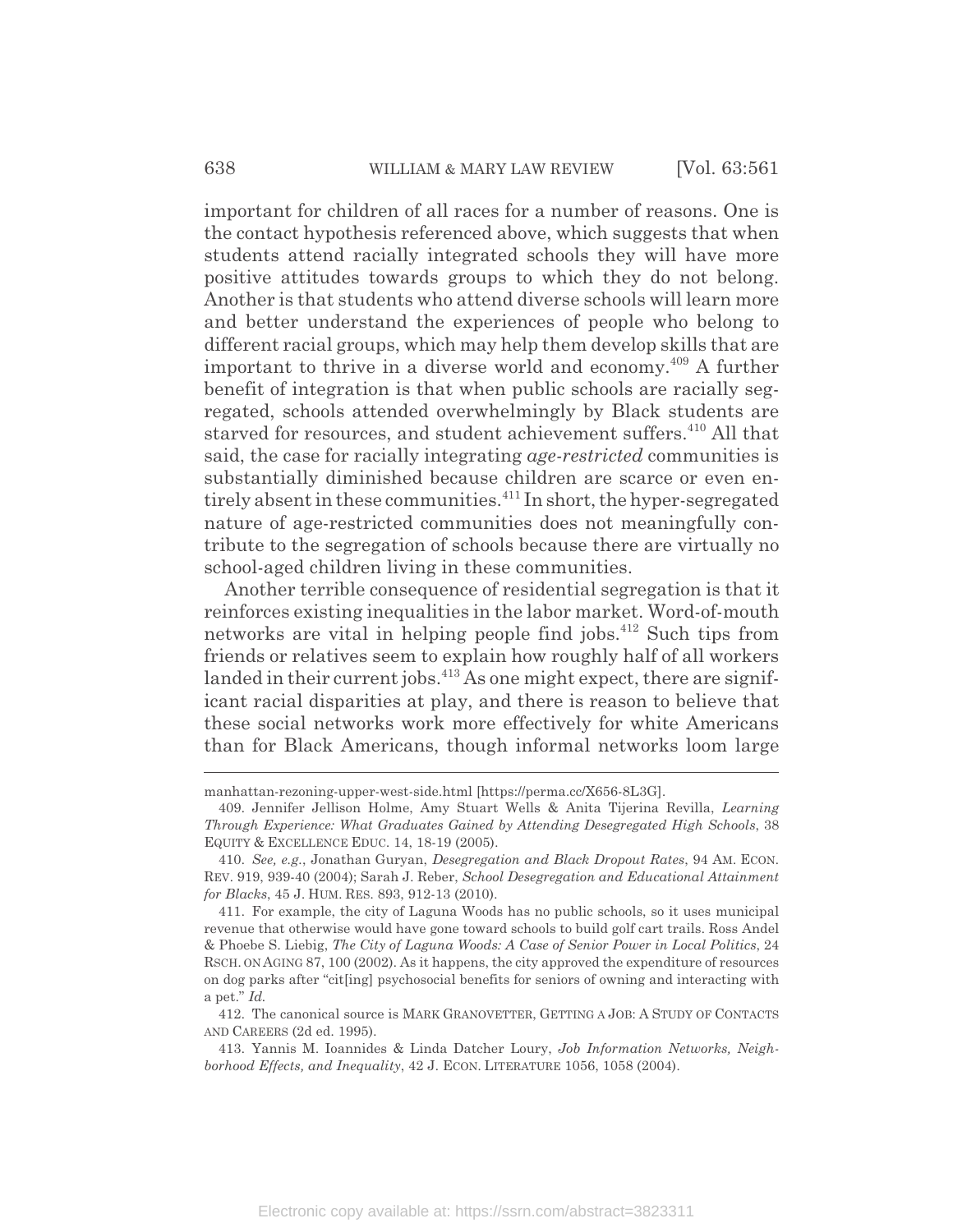important for children of all races for a number of reasons. One is the contact hypothesis referenced above, which suggests that when students attend racially integrated schools they will have more positive attitudes towards groups to which they do not belong. Another is that students who attend diverse schools will learn more and better understand the experiences of people who belong to different racial groups, which may help them develop skills that are important to thrive in a diverse world and economy.[409] A further benefit of integration is that when public schools are racially segregated, schools attended overwhelmingly by Black students are starved for resources, and student achievement suffers.[410] All that said, the case for racially integrating *age-restricted* communities is substantially diminished because children are scarce or even entirely absent in these communities.[411] In short, the hyper-segregated nature of age-restricted communities does not meaningfully contribute to the segregation of schools because there are virtually no school-aged children living in these communities.

Another terrible consequence of residential segregation is that it reinforces existing inequalities in the labor market. Word-of-mouth networks are vital in helping people find jobs.[412] Such tips from friends or relatives seem to explain how roughly half of all workers landed in their current jobs.[413] As one might expect, there are significant racial disparities at play, and there is reason to believe that these social networks work more effectively for white Americans than for Black Americans, though informal networks loom large

---

manhattan-rezoning-upper-west-side.html [https://perma.cc/X656-8L3G].

409. Jennifer Jellison Holme, Amy Stuart Wells & Anita Tijerina Revilla, *Learning Through Experience: What Graduates Gained by Attending Desegregated High Schools*, 38 EQUITY & EXCELLENCE EDUC. 14, 18-19 (2005).

410. *See, e.g.*, Jonathan Guryan, *Desegregation and Black Dropout Rates*, 94 AM. ECON. REV. 919, 939-40 (2004); Sarah J. Reber, *School Desegregation and Educational Attainment for Blacks*, 45 J. HUM. RES. 893, 912-13 (2010).

411. For example, the city of Laguna Woods has no public schools, so it uses municipal revenue that otherwise would have gone toward schools to build golf cart trails. Ross Andel & Phoebe S. Liebig, *The City of Laguna Woods: A Case of Senior Power in Local Politics*, 24 RSCH. ON AGING 87, 100 (2002). As it happens, the city approved the expenditure of resources on dog parks after "cit[ing] psychosocial benefits for seniors of owning and interacting with a pet." *Id.*

412. The canonical source is MARK GRANOVETTER, GETTING A JOB: A STUDY OF CONTACTS AND CAREERS (2d ed. 1995).

413. Yannis M. Ioannides & Linda Datcher Loury, *Job Information Networks, Neighborhood Effects, and Inequality*, 42 J. ECON. LITERATURE 1056, 1058 (2004).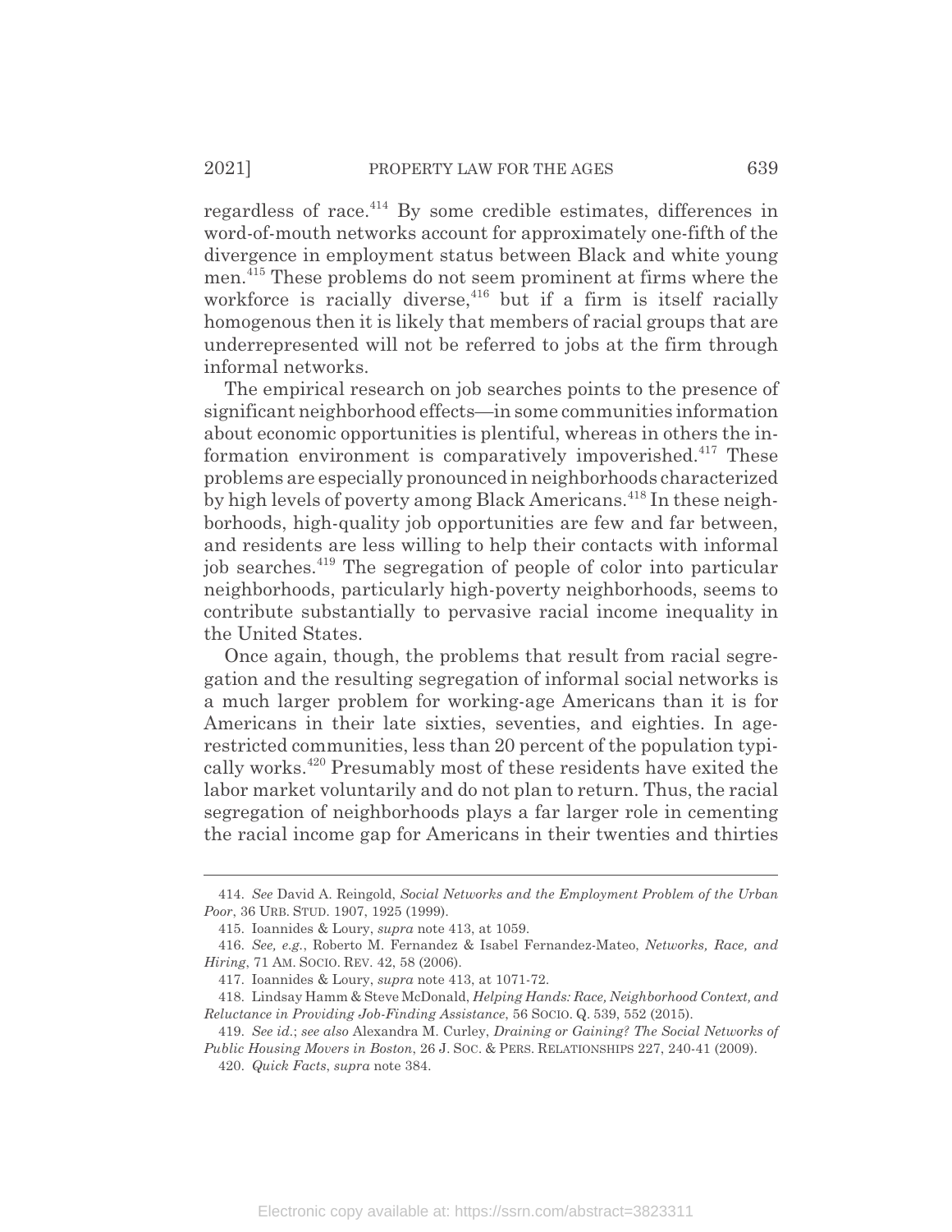regardless of race.[414] By some credible estimates, differences in word-of-mouth networks account for approximately one-fifth of the divergence in employment status between Black and white young men.[415] These problems do not seem prominent at firms where the workforce is racially diverse,[416] but if a firm is itself racially homogenous then it is likely that members of racial groups that are underrepresented will not be referred to jobs at the firm through informal networks.

The empirical research on job searches points to the presence of significant neighborhood effects—in some communities information about economic opportunities is plentiful, whereas in others the information environment is comparatively impoverished.[417] These problems are especially pronounced in neighborhoods characterized by high levels of poverty among Black Americans.[418] In these neighborhoods, high-quality job opportunities are few and far between, and residents are less willing to help their contacts with informal job searches.[419] The segregation of people of color into particular neighborhoods, particularly high-poverty neighborhoods, seems to contribute substantially to pervasive racial income inequality in the United States.

Once again, though, the problems that result from racial segregation and the resulting segregation of informal social networks is a much larger problem for working-age Americans than it is for Americans in their late sixties, seventies, and eighties. In age-restricted communities, less than 20 percent of the population typically works.[420] Presumably most of these residents have exited the labor market voluntarily and do not plan to return. Thus, the racial segregation of neighborhoods plays a far larger role in cementing the racial income gap for Americans in their twenties and thirties

---

414. *See* David A. Reingold, *Social Networks and the Employment Problem of the Urban Poor*, 36 URB. STUD. 1907, 1925 (1999).

415. Ioannides & Loury, *supra* note 413, at 1059.

416. *See, e.g.*, Roberto M. Fernandez & Isabel Fernandez-Mateo, *Networks, Race, and Hiring*, 71 AM. SOCIO. REV. 42, 58 (2006).

417. Ioannides & Loury, *supra* note 413, at 1071-72.

418. Lindsay Hamm & Steve McDonald, *Helping Hands: Race, Neighborhood Context, and Reluctance in Providing Job-Finding Assistance*, 56 SOCIO. Q. 539, 552 (2015).

419. *See id.*; *see also* Alexandra M. Curley, *Draining or Gaining? The Social Networks of Public Housing Movers in Boston*, 26 J. SOC. & PERS. RELATIONSHIPS 227, 240-41 (2009).

420. *Quick Facts*, *supra* note 384.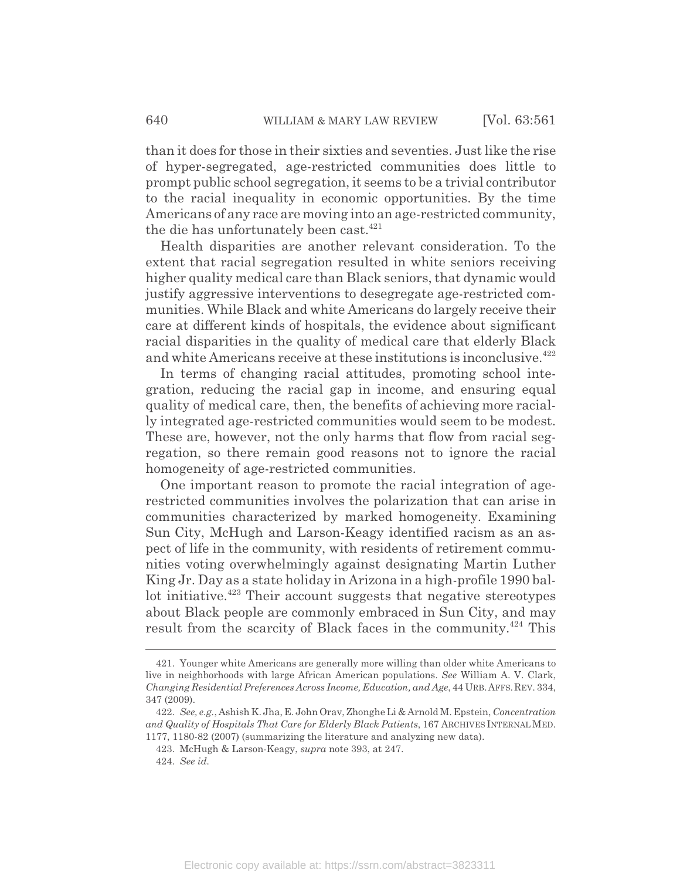than it does for those in their sixties and seventies. Just like the rise of hyper-segregated, age-restricted communities does little to prompt public school segregation, it seems to be a trivial contributor to the racial inequality in economic opportunities. By the time Americans of any race are moving into an age-restricted community, the die has unfortunately been cast.[421]

Health disparities are another relevant consideration. To the extent that racial segregation resulted in white seniors receiving higher quality medical care than Black seniors, that dynamic would justify aggressive interventions to desegregate age-restricted communities. While Black and white Americans do largely receive their care at different kinds of hospitals, the evidence about significant racial disparities in the quality of medical care that elderly Black and white Americans receive at these institutions is inconclusive.[422]

In terms of changing racial attitudes, promoting school integration, reducing the racial gap in income, and ensuring equal quality of medical care, then, the benefits of achieving more racially integrated age-restricted communities would seem to be modest. These are, however, not the only harms that flow from racial segregation, so there remain good reasons not to ignore the racial homogeneity of age-restricted communities.

One important reason to promote the racial integration of age-restricted communities involves the polarization that can arise in communities characterized by marked homogeneity. Examining Sun City, McHugh and Larson-Keagy identified racism as an aspect of life in the community, with residents of retirement communities voting overwhelmingly against designating Martin Luther King Jr. Day as a state holiday in Arizona in a high-profile 1990 ballot initiative.[423] Their account suggests that negative stereotypes about Black people are commonly embraced in Sun City, and may result from the scarcity of Black faces in the community.[424] This

---

421. Younger white Americans are generally more willing than older white Americans to live in neighborhoods with large African American populations. *See* William A. V. Clark, *Changing Residential Preferences Across Income, Education, and Age*, 44 URB. AFFS. REV. 334, 347 (2009).

422. *See, e.g.*, Ashish K. Jha, E. John Orav, Zhonghe Li & Arnold M. Epstein, *Concentration and Quality of Hospitals That Care for Elderly Black Patients*, 167 ARCHIVES INTERNAL MED. 1177, 1180-82 (2007) (summarizing the literature and analyzing new data).

423. McHugh & Larson-Keagy, *supra* note 393, at 247.

424. *See id.*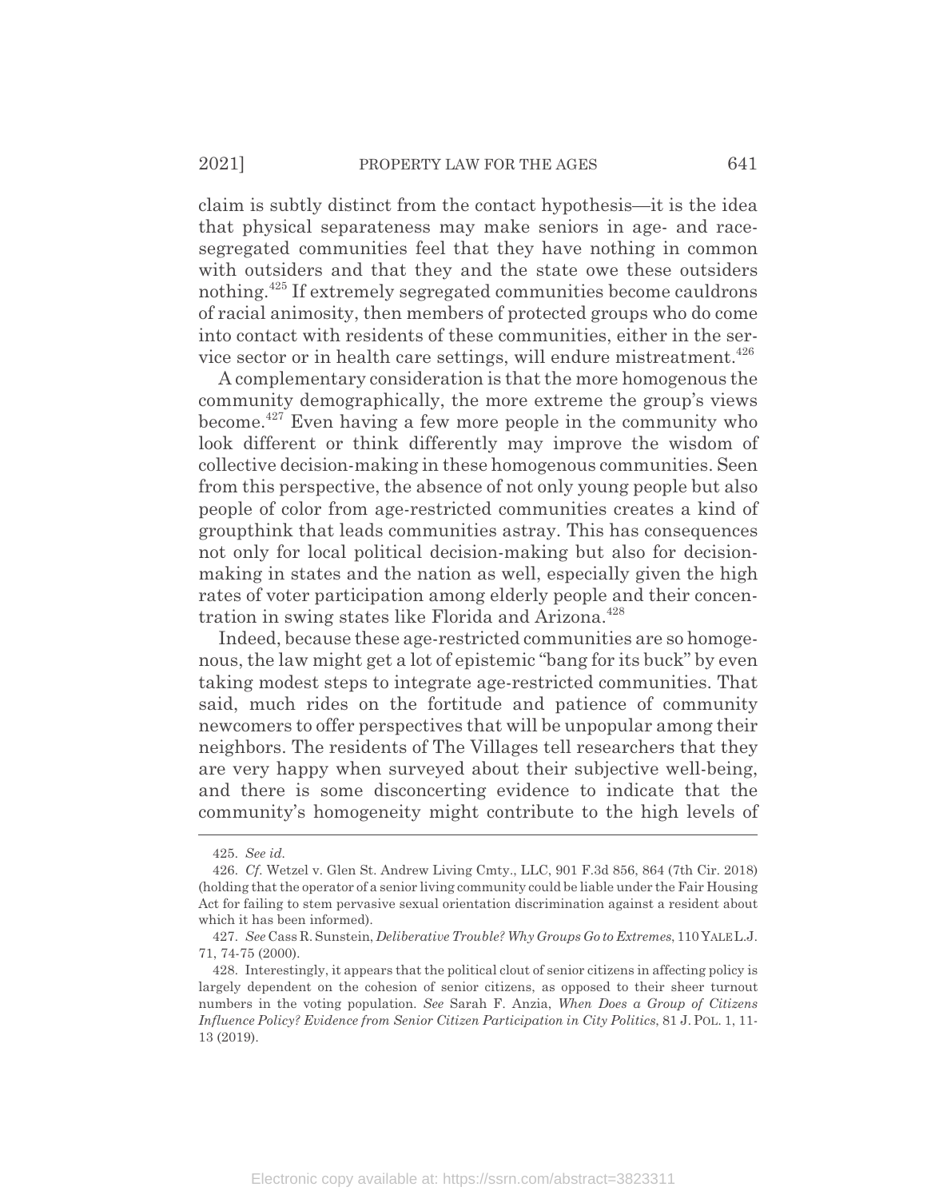claim is subtly distinct from the contact hypothesis—it is the idea that physical separateness may make seniors in age- and race-segregated communities feel that they have nothing in common with outsiders and that they and the state owe these outsiders nothing.[425] If extremely segregated communities become cauldrons of racial animosity, then members of protected groups who do come into contact with residents of these communities, either in the service sector or in health care settings, will endure mistreatment.[426]

A complementary consideration is that the more homogenous the community demographically, the more extreme the group's views become.[427] Even having a few more people in the community who look different or think differently may improve the wisdom of collective decision-making in these homogenous communities. Seen from this perspective, the absence of not only young people but also people of color from age-restricted communities creates a kind of groupthink that leads communities astray. This has consequences not only for local political decision-making but also for decision-making in states and the nation as well, especially given the high rates of voter participation among elderly people and their concentration in swing states like Florida and Arizona.[428]

Indeed, because these age-restricted communities are so homogenous, the law might get a lot of epistemic "bang for its buck" by even taking modest steps to integrate age-restricted communities. That said, much rides on the fortitude and patience of community newcomers to offer perspectives that will be unpopular among their neighbors. The residents of The Villages tell researchers that they are very happy when surveyed about their subjective well-being, and there is some disconcerting evidence to indicate that the community's homogeneity might contribute to the high levels of

---

425. *See id.*

426. *Cf.* Wetzel v. Glen St. Andrew Living Cmty., LLC, 901 F.3d 856, 864 (7th Cir. 2018) (holding that the operator of a senior living community could be liable under the Fair Housing Act for failing to stem pervasive sexual orientation discrimination against a resident about which it has been informed).

427. *See* Cass R. Sunstein, *Deliberative Trouble? Why Groups Go to Extremes*, 110 YALE L.J. 71, 74-75 (2000).

428. Interestingly, it appears that the political clout of senior citizens in affecting policy is largely dependent on the cohesion of senior citizens, as opposed to their sheer turnout numbers in the voting population. *See* Sarah F. Anzia, *When Does a Group of Citizens Influence Policy? Evidence from Senior Citizen Participation in City Politics*, 81 J. POL. 1, 11-13 (2019).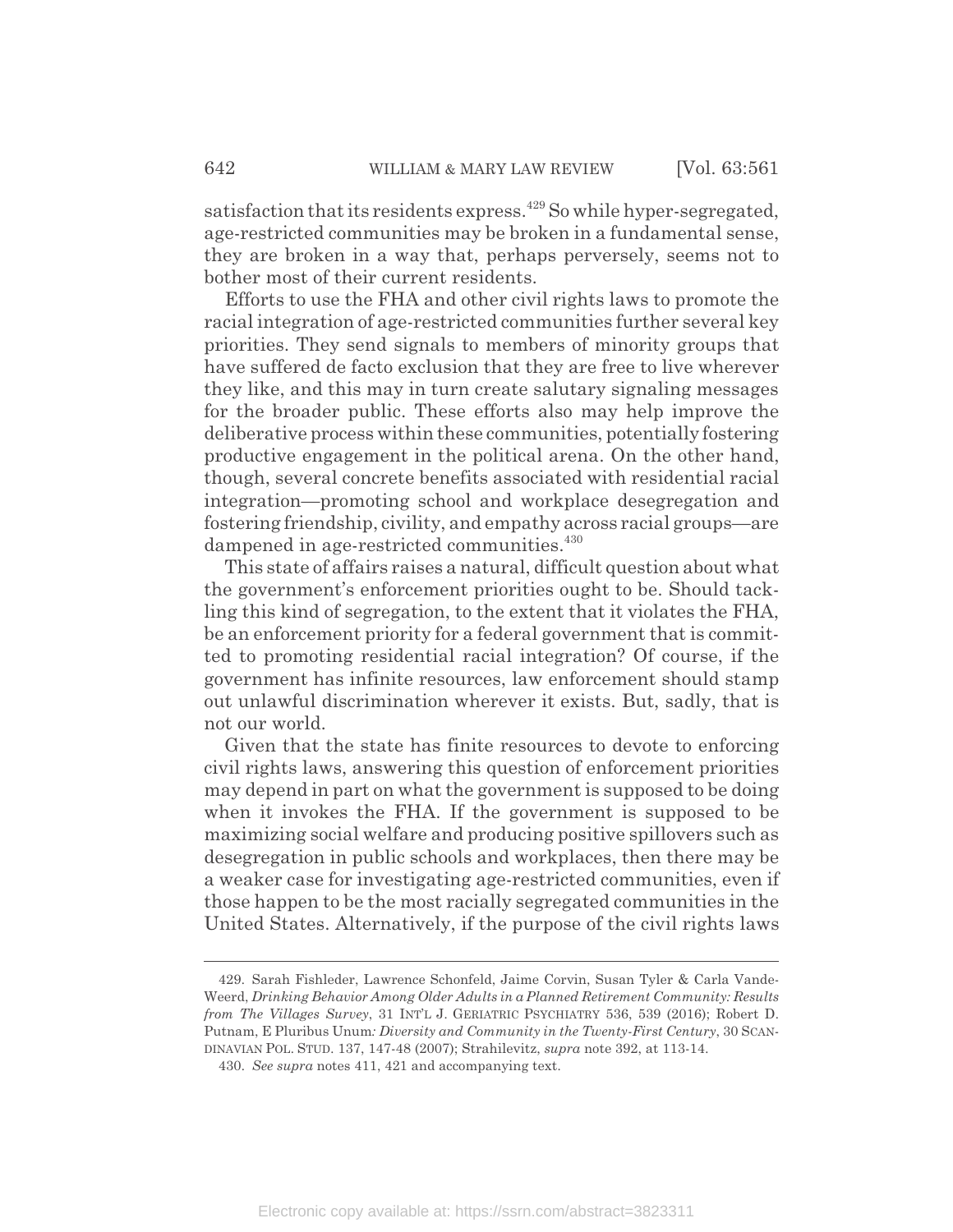satisfaction that its residents express.[429] So while hyper-segregated, age-restricted communities may be broken in a fundamental sense, they are broken in a way that, perhaps perversely, seems not to bother most of their current residents.

Efforts to use the FHA and other civil rights laws to promote the racial integration of age-restricted communities further several key priorities. They send signals to members of minority groups that have suffered de facto exclusion that they are free to live wherever they like, and this may in turn create salutary signaling messages for the broader public. These efforts also may help improve the deliberative process within these communities, potentially fostering productive engagement in the political arena. On the other hand, though, several concrete benefits associated with residential racial integration—promoting school and workplace desegregation and fostering friendship, civility, and empathy across racial groups—are dampened in age-restricted communities.[430]

This state of affairs raises a natural, difficult question about what the government's enforcement priorities ought to be. Should tackling this kind of segregation, to the extent that it violates the FHA, be an enforcement priority for a federal government that is committed to promoting residential racial integration? Of course, if the government has infinite resources, law enforcement should stamp out unlawful discrimination wherever it exists. But, sadly, that is not our world.

Given that the state has finite resources to devote to enforcing civil rights laws, answering this question of enforcement priorities may depend in part on what the government is supposed to be doing when it invokes the FHA. If the government is supposed to be maximizing social welfare and producing positive spillovers such as desegregation in public schools and workplaces, then there may be a weaker case for investigating age-restricted communities, even if those happen to be the most racially segregated communities in the United States. Alternatively, if the purpose of the civil rights laws

---

429. Sarah Fishleder, Lawrence Schonfeld, Jaime Corvin, Susan Tyler & Carla VandeWeerd, *Drinking Behavior Among Older Adults in a Planned Retirement Community: Results from The Villages Survey*, 31 INT'L J. GERIATRIC PSYCHIATRY 536, 539 (2016); Robert D. Putnam, E Pluribus Unum*: Diversity and Community in the Twenty-First Century*, 30 SCANDINAVIAN POL. STUD. 137, 147-48 (2007); Strahilevitz, *supra* note 392, at 113-14.

430. *See supra* notes 411, 421 and accompanying text.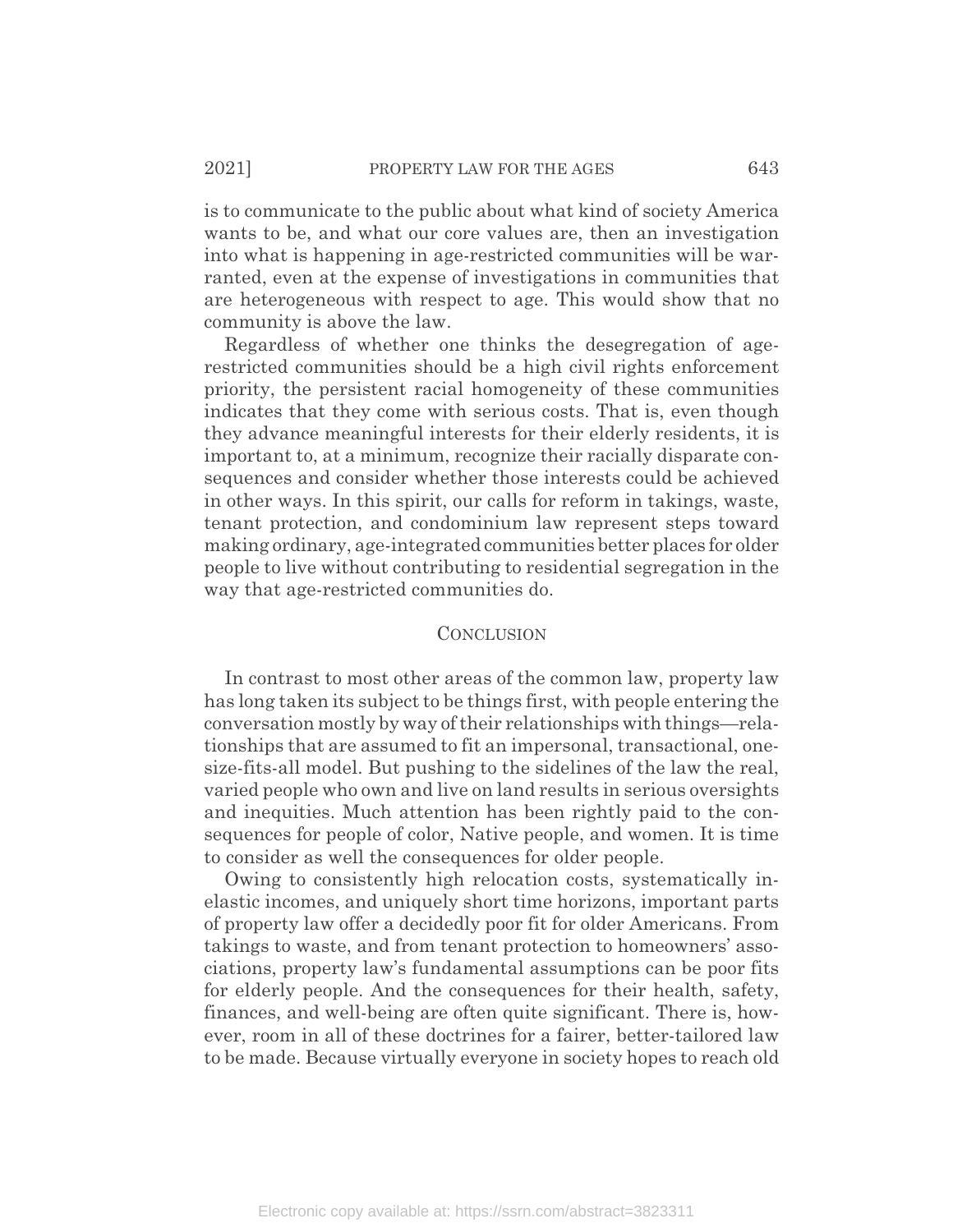is to communicate to the public about what kind of society America wants to be, and what our core values are, then an investigation into what is happening in age-restricted communities will be warranted, even at the expense of investigations in communities that are heterogeneous with respect to age. This would show that no community is above the law.

Regardless of whether one thinks the desegregation of age-restricted communities should be a high civil rights enforcement priority, the persistent racial homogeneity of these communities indicates that they come with serious costs. That is, even though they advance meaningful interests for their elderly residents, it is important to, at a minimum, recognize their racially disparate consequences and consider whether those interests could be achieved in other ways. In this spirit, our calls for reform in takings, waste, tenant protection, and condominium law represent steps toward making ordinary, age-integrated communities better places for older people to live without contributing to residential segregation in the way that age-restricted communities do.

## CONCLUSION

In contrast to most other areas of the common law, property law has long taken its subject to be things first, with people entering the conversation mostly by way of their relationships with things—relationships that are assumed to fit an impersonal, transactional, one-size-fits-all model. But pushing to the sidelines of the law the real, varied people who own and live on land results in serious oversights and inequities. Much attention has been rightly paid to the consequences for people of color, Native people, and women. It is time to consider as well the consequences for older people.

Owing to consistently high relocation costs, systematically inelastic incomes, and uniquely short time horizons, important parts of property law offer a decidedly poor fit for older Americans. From takings to waste, and from tenant protection to homeowners' associations, property law's fundamental assumptions can be poor fits for elderly people. And the consequences for their health, safety, finances, and well-being are often quite significant. There is, however, room in all of these doctrines for a fairer, better-tailored law to be made. Because virtually everyone in society hopes to reach old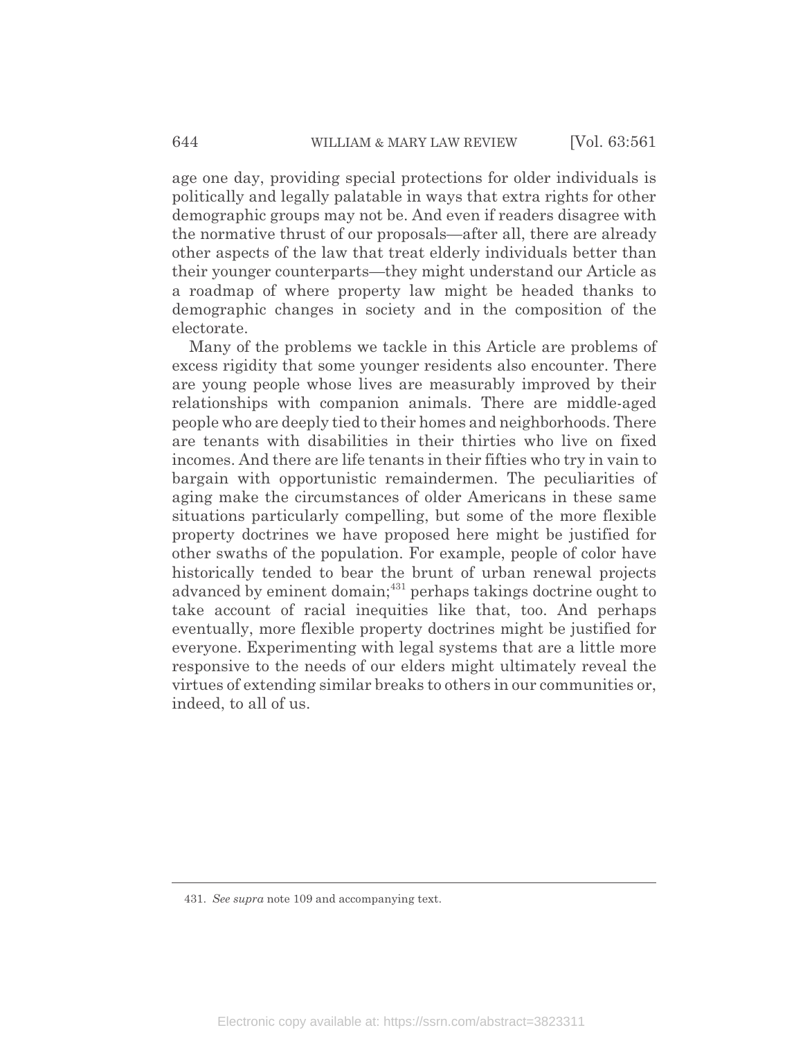age one day, providing special protections for older individuals is politically and legally palatable in ways that extra rights for other demographic groups may not be. And even if readers disagree with the normative thrust of our proposals—after all, there are already other aspects of the law that treat elderly individuals better than their younger counterparts—they might understand our Article as a roadmap of where property law might be headed thanks to demographic changes in society and in the composition of the electorate.

Many of the problems we tackle in this Article are problems of excess rigidity that some younger residents also encounter. There are young people whose lives are measurably improved by their relationships with companion animals. There are middle-aged people who are deeply tied to their homes and neighborhoods. There are tenants with disabilities in their thirties who live on fixed incomes. And there are life tenants in their fifties who try in vain to bargain with opportunistic remaindermen. The peculiarities of aging make the circumstances of older Americans in these same situations particularly compelling, but some of the more flexible property doctrines we have proposed here might be justified for other swaths of the population. For example, people of color have historically tended to bear the brunt of urban renewal projects advanced by eminent domain;[431] perhaps takings doctrine ought to take account of racial inequities like that, too. And perhaps eventually, more flexible property doctrines might be justified for everyone. Experimenting with legal systems that are a little more responsive to the needs of our elders might ultimately reveal the virtues of extending similar breaks to others in our communities or, indeed, to all of us.

---

431. *See supra* note 109 and accompanying text.